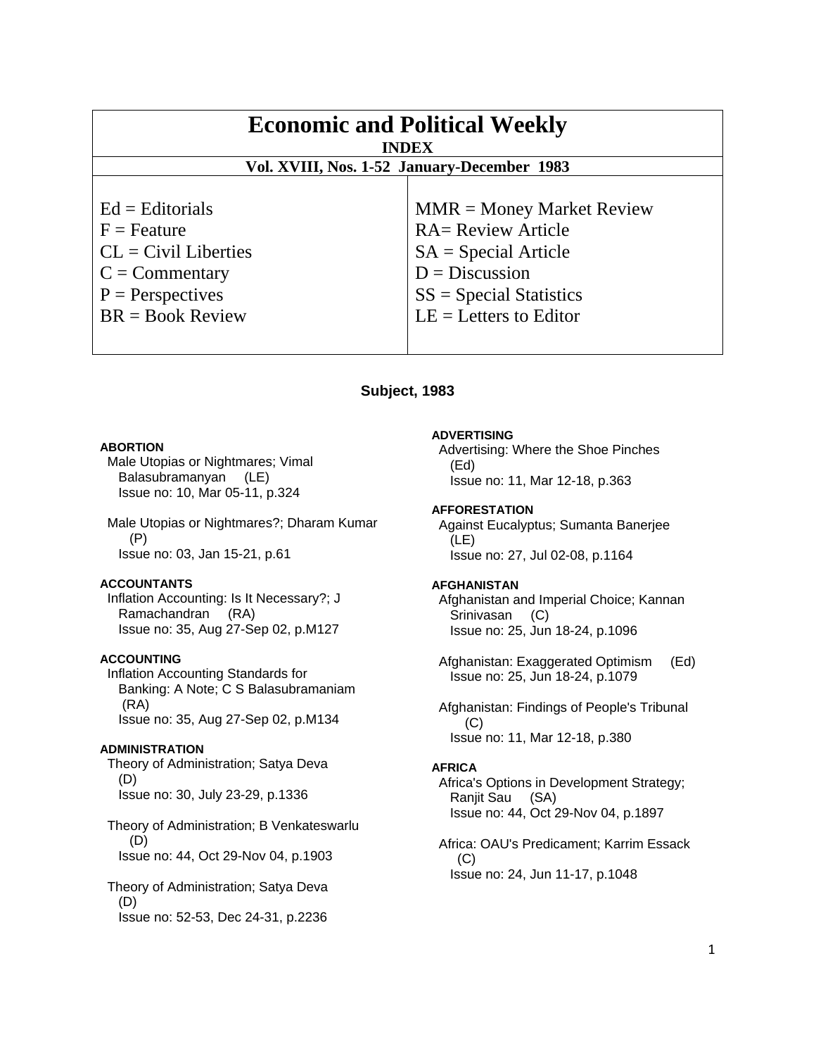# Economic and Political Weekly

**INDEX**

**Vol. XVIII, Nos. 1-52 January-December 1983**

| | |
|---|---|
| Ed = Editorials | MMR = Money Market Review |
| F = Feature | RA= Review Article |
| CL = Civil Liberties | SA = Special Article |
| C = Commentary | D = Discussion |
| P = Perspectives | SS = Special Statistics |
| BR = Book Review | LE = Letters to Editor |

## Subject, 1983

**ABORTION**

Male Utopias or Nightmares; Vimal Balasubramanyan (LE)
Issue no: 10, Mar 05-11, p.324

Male Utopias or Nightmares?; Dharam Kumar (P)
Issue no: 03, Jan 15-21, p.61

**ACCOUNTANTS**

Inflation Accounting: Is It Necessary?; J Ramachandran (RA)
Issue no: 35, Aug 27-Sep 02, p.M127

**ACCOUNTING**

Inflation Accounting Standards for Banking: A Note; C S Balasubramaniam (RA)
Issue no: 35, Aug 27-Sep 02, p.M134

**ADMINISTRATION**

Theory of Administration; Satya Deva (D)
Issue no: 30, July 23-29, p.1336

Theory of Administration; B Venkateswarlu (D)
Issue no: 44, Oct 29-Nov 04, p.1903

Theory of Administration; Satya Deva (D)
Issue no: 52-53, Dec 24-31, p.2236

**ADVERTISING**

Advertising: Where the Shoe Pinches (Ed)
Issue no: 11, Mar 12-18, p.363

**AFFORESTATION**

Against Eucalyptus; Sumanta Banerjee (LE)
Issue no: 27, Jul 02-08, p.1164

**AFGHANISTAN**

Afghanistan and Imperial Choice; Kannan Srinivasan (C)
Issue no: 25, Jun 18-24, p.1096

Afghanistan: Exaggerated Optimism (Ed)
Issue no: 25, Jun 18-24, p.1079

Afghanistan: Findings of People's Tribunal (C)
Issue no: 11, Mar 12-18, p.380

**AFRICA**

Africa's Options in Development Strategy; Ranjit Sau (SA)
Issue no: 44, Oct 29-Nov 04, p.1897

Africa: OAU's Predicament; Karrim Essack (C)
Issue no: 24, Jun 11-17, p.1048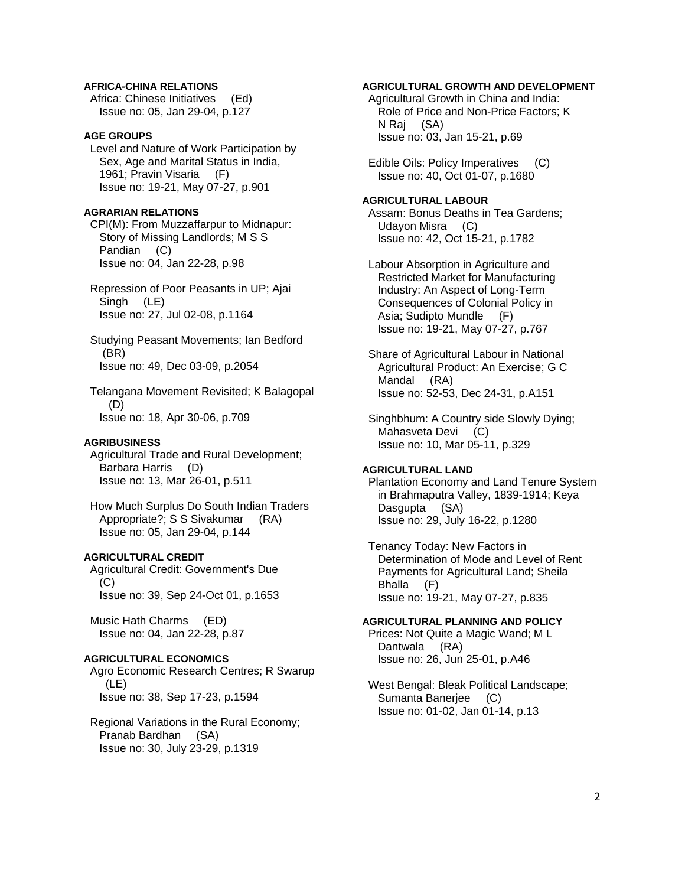**AFRICA-CHINA RELATIONS**

Africa: Chinese Initiatives (Ed)
Issue no: 05, Jan 29-04, p.127

**AGE GROUPS**

Level and Nature of Work Participation by Sex, Age and Marital Status in India, 1961; Pravin Visaria (F)
Issue no: 19-21, May 07-27, p.901

**AGRARIAN RELATIONS**

CPI(M): From Muzzaffarpur to Midnapur: Story of Missing Landlords; M S S Pandian (C)
Issue no: 04, Jan 22-28, p.98

Repression of Poor Peasants in UP; Ajai Singh (LE)
Issue no: 27, Jul 02-08, p.1164

Studying Peasant Movements; Ian Bedford (BR)
Issue no: 49, Dec 03-09, p.2054

Telangana Movement Revisited; K Balagopal (D)
Issue no: 18, Apr 30-06, p.709

**AGRIBUSINESS**

Agricultural Trade and Rural Development; Barbara Harris (D)
Issue no: 13, Mar 26-01, p.511

How Much Surplus Do South Indian Traders Appropriate?; S S Sivakumar (RA)
Issue no: 05, Jan 29-04, p.144

**AGRICULTURAL CREDIT**

Agricultural Credit: Government's Due (C)
Issue no: 39, Sep 24-Oct 01, p.1653

Music Hath Charms (ED)
Issue no: 04, Jan 22-28, p.87

**AGRICULTURAL ECONOMICS**

Agro Economic Research Centres; R Swarup (LE)
Issue no: 38, Sep 17-23, p.1594

Regional Variations in the Rural Economy; Pranab Bardhan (SA)
Issue no: 30, July 23-29, p.1319

**AGRICULTURAL GROWTH AND DEVELOPMENT**

Agricultural Growth in China and India: Role of Price and Non-Price Factors; K N Raj (SA)
Issue no: 03, Jan 15-21, p.69

Edible Oils: Policy Imperatives (C)
Issue no: 40, Oct 01-07, p.1680

**AGRICULTURAL LABOUR**

Assam: Bonus Deaths in Tea Gardens; Udayon Misra (C)
Issue no: 42, Oct 15-21, p.1782

Labour Absorption in Agriculture and Restricted Market for Manufacturing Industry: An Aspect of Long-Term Consequences of Colonial Policy in Asia; Sudipto Mundle (F)
Issue no: 19-21, May 07-27, p.767

Share of Agricultural Labour in National Agricultural Product: An Exercise; G C Mandal (RA)
Issue no: 52-53, Dec 24-31, p.A151

Singhbhum: A Country side Slowly Dying; Mahasveta Devi (C)
Issue no: 10, Mar 05-11, p.329

**AGRICULTURAL LAND**

Plantation Economy and Land Tenure System in Brahmaputra Valley, 1839-1914; Keya Dasgupta (SA)
Issue no: 29, July 16-22, p.1280

Tenancy Today: New Factors in Determination of Mode and Level of Rent Payments for Agricultural Land; Sheila Bhalla (F)
Issue no: 19-21, May 07-27, p.835

**AGRICULTURAL PLANNING AND POLICY**

Prices: Not Quite a Magic Wand; M L Dantwala (RA)
Issue no: 26, Jun 25-01, p.A46

West Bengal: Bleak Political Landscape; Sumanta Banerjee (C)
Issue no: 01-02, Jan 01-14, p.13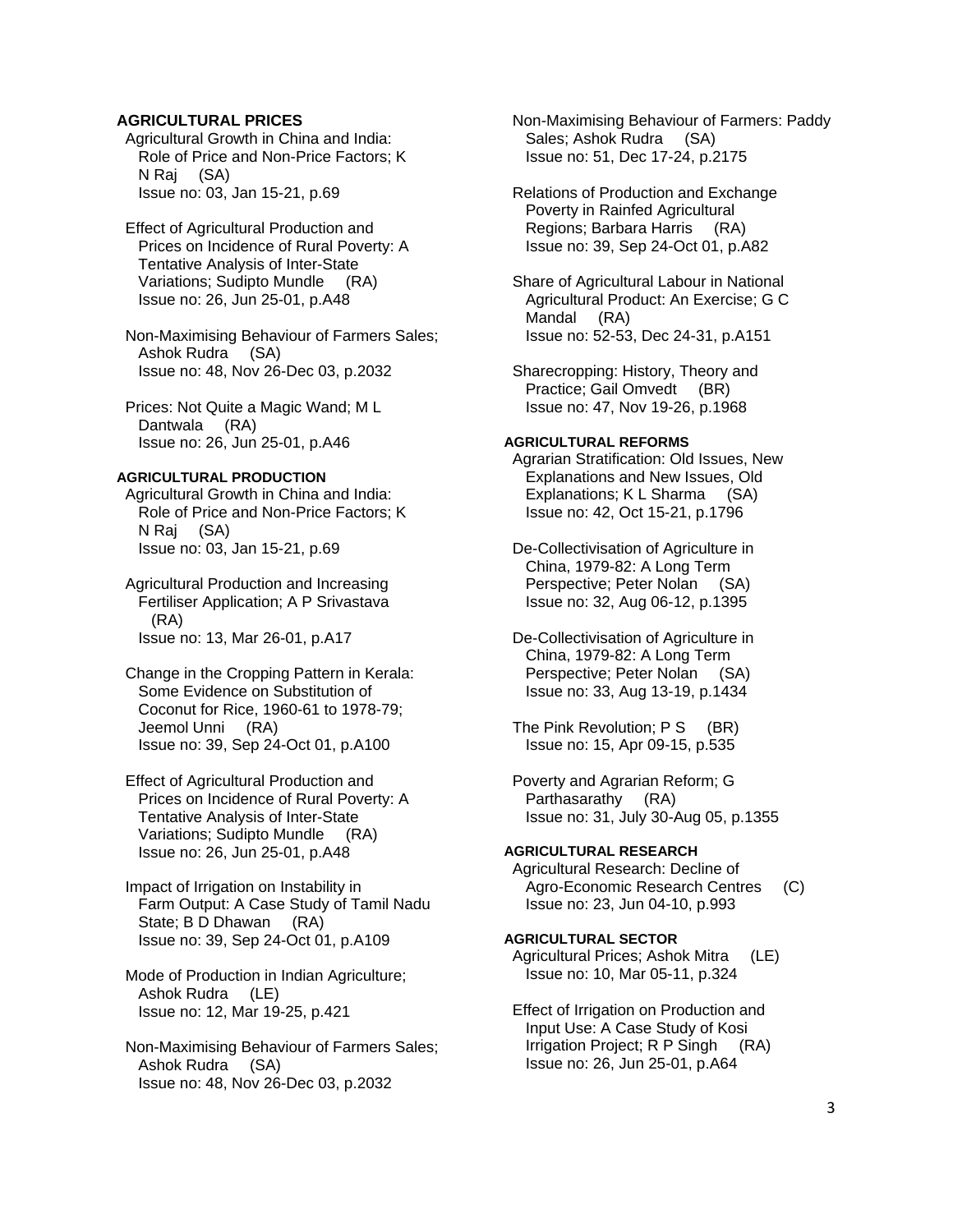## AGRICULTURAL PRICES

Agricultural Growth in China and India: Role of Price and Non-Price Factors; K N Raj (SA)
Issue no: 03, Jan 15-21, p.69

Effect of Agricultural Production and Prices on Incidence of Rural Poverty: A Tentative Analysis of Inter-State Variations; Sudipto Mundle (RA)
Issue no: 26, Jun 25-01, p.A48

Non-Maximising Behaviour of Farmers Sales; Ashok Rudra (SA)
Issue no: 48, Nov 26-Dec 03, p.2032

Prices: Not Quite a Magic Wand; M L Dantwala (RA)
Issue no: 26, Jun 25-01, p.A46

### AGRICULTURAL PRODUCTION

Agricultural Growth in China and India: Role of Price and Non-Price Factors; K N Raj (SA)
Issue no: 03, Jan 15-21, p.69

Agricultural Production and Increasing Fertiliser Application; A P Srivastava (RA)
Issue no: 13, Mar 26-01, p.A17

Change in the Cropping Pattern in Kerala: Some Evidence on Substitution of Coconut for Rice, 1960-61 to 1978-79; Jeemol Unni (RA)
Issue no: 39, Sep 24-Oct 01, p.A100

Effect of Agricultural Production and Prices on Incidence of Rural Poverty: A Tentative Analysis of Inter-State Variations; Sudipto Mundle (RA)
Issue no: 26, Jun 25-01, p.A48

Impact of Irrigation on Instability in Farm Output: A Case Study of Tamil Nadu State; B D Dhawan (RA)
Issue no: 39, Sep 24-Oct 01, p.A109

Mode of Production in Indian Agriculture; Ashok Rudra (LE)
Issue no: 12, Mar 19-25, p.421

Non-Maximising Behaviour of Farmers Sales; Ashok Rudra (SA)
Issue no: 48, Nov 26-Dec 03, p.2032

Non-Maximising Behaviour of Farmers: Paddy Sales; Ashok Rudra (SA)
Issue no: 51, Dec 17-24, p.2175

Relations of Production and Exchange Poverty in Rainfed Agricultural Regions; Barbara Harris (RA)
Issue no: 39, Sep 24-Oct 01, p.A82

Share of Agricultural Labour in National Agricultural Product: An Exercise; G C Mandal (RA)
Issue no: 52-53, Dec 24-31, p.A151

Sharecropping: History, Theory and Practice; Gail Omvedt (BR)
Issue no: 47, Nov 19-26, p.1968

### AGRICULTURAL REFORMS

Agrarian Stratification: Old Issues, New Explanations and New Issues, Old Explanations; K L Sharma (SA)
Issue no: 42, Oct 15-21, p.1796

De-Collectivisation of Agriculture in China, 1979-82: A Long Term Perspective; Peter Nolan (SA)
Issue no: 32, Aug 06-12, p.1395

De-Collectivisation of Agriculture in China, 1979-82: A Long Term Perspective; Peter Nolan (SA)
Issue no: 33, Aug 13-19, p.1434

The Pink Revolution; P S (BR)
Issue no: 15, Apr 09-15, p.535

Poverty and Agrarian Reform; G Parthasarathy (RA)
Issue no: 31, July 30-Aug 05, p.1355

### AGRICULTURAL RESEARCH

Agricultural Research: Decline of Agro-Economic Research Centres (C)
Issue no: 23, Jun 04-10, p.993

### AGRICULTURAL SECTOR

Agricultural Prices; Ashok Mitra (LE)
Issue no: 10, Mar 05-11, p.324

Effect of Irrigation on Production and Input Use: A Case Study of Kosi Irrigation Project; R P Singh (RA)
Issue no: 26, Jun 25-01, p.A64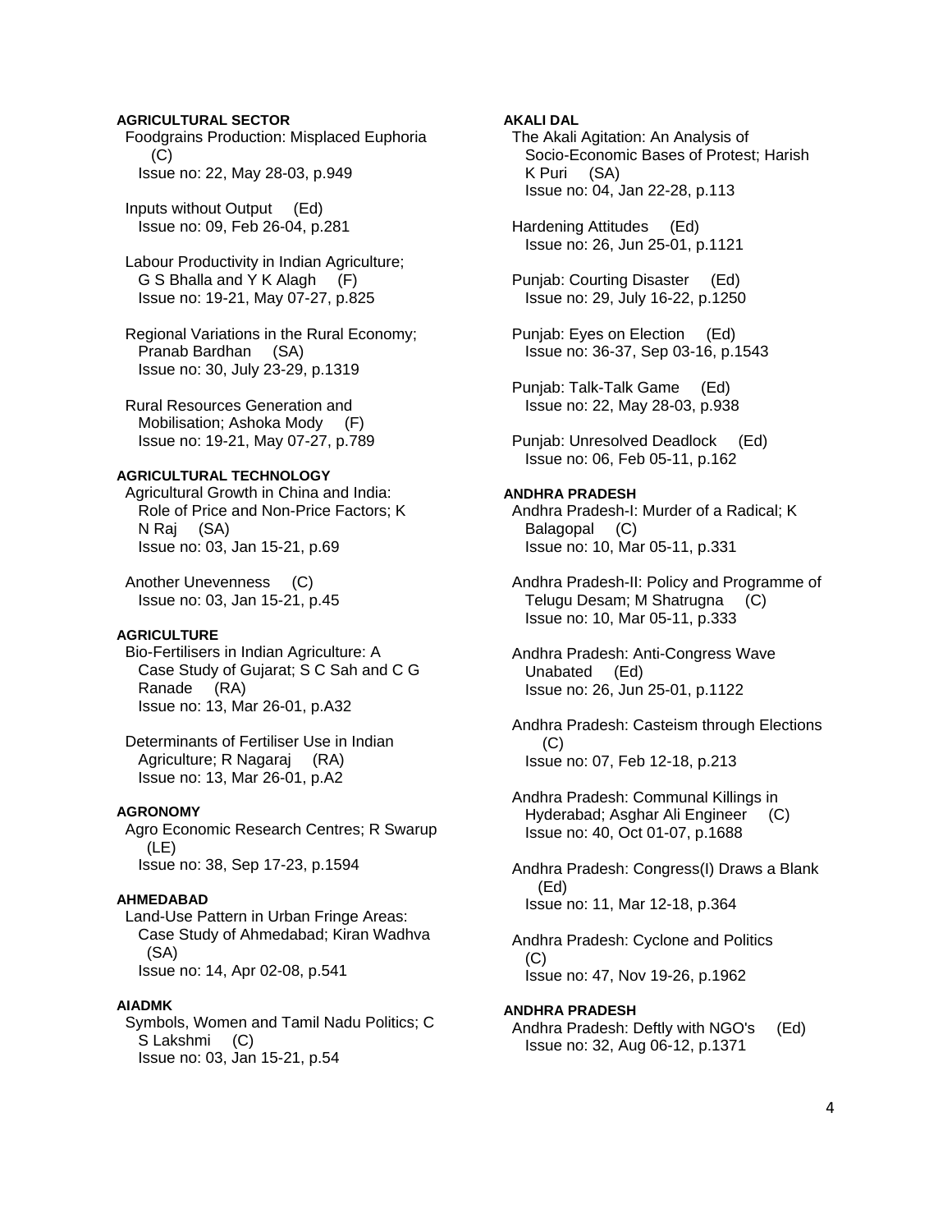**AGRICULTURAL SECTOR**

Foodgrains Production: Misplaced Euphoria (C)
Issue no: 22, May 28-03, p.949

Inputs without Output (Ed)
Issue no: 09, Feb 26-04, p.281

Labour Productivity in Indian Agriculture; G S Bhalla and Y K Alagh (F)
Issue no: 19-21, May 07-27, p.825

Regional Variations in the Rural Economy; Pranab Bardhan (SA)
Issue no: 30, July 23-29, p.1319

Rural Resources Generation and Mobilisation; Ashoka Mody (F)
Issue no: 19-21, May 07-27, p.789

**AGRICULTURAL TECHNOLOGY**

Agricultural Growth in China and India: Role of Price and Non-Price Factors; K N Raj (SA)
Issue no: 03, Jan 15-21, p.69

Another Unevenness (C)
Issue no: 03, Jan 15-21, p.45

**AGRICULTURE**

Bio-Fertilisers in Indian Agriculture: A Case Study of Gujarat; S C Sah and C G Ranade (RA)
Issue no: 13, Mar 26-01, p.A32

Determinants of Fertiliser Use in Indian Agriculture; R Nagaraj (RA)
Issue no: 13, Mar 26-01, p.A2

**AGRONOMY**

Agro Economic Research Centres; R Swarup (LE)
Issue no: 38, Sep 17-23, p.1594

**AHMEDABAD**

Land-Use Pattern in Urban Fringe Areas: Case Study of Ahmedabad; Kiran Wadhva (SA)
Issue no: 14, Apr 02-08, p.541

**AIADMK**

Symbols, Women and Tamil Nadu Politics; C S Lakshmi (C)
Issue no: 03, Jan 15-21, p.54

**AKALI DAL**

The Akali Agitation: An Analysis of Socio-Economic Bases of Protest; Harish K Puri (SA)
Issue no: 04, Jan 22-28, p.113

Hardening Attitudes (Ed)
Issue no: 26, Jun 25-01, p.1121

Punjab: Courting Disaster (Ed)
Issue no: 29, July 16-22, p.1250

Punjab: Eyes on Election (Ed)
Issue no: 36-37, Sep 03-16, p.1543

Punjab: Talk-Talk Game (Ed)
Issue no: 22, May 28-03, p.938

Punjab: Unresolved Deadlock (Ed)
Issue no: 06, Feb 05-11, p.162

**ANDHRA PRADESH**

Andhra Pradesh-I: Murder of a Radical; K Balagopal (C)
Issue no: 10, Mar 05-11, p.331

Andhra Pradesh-II: Policy and Programme of Telugu Desam; M Shatrugna (C)
Issue no: 10, Mar 05-11, p.333

Andhra Pradesh: Anti-Congress Wave Unabated (Ed)
Issue no: 26, Jun 25-01, p.1122

Andhra Pradesh: Casteism through Elections (C)
Issue no: 07, Feb 12-18, p.213

Andhra Pradesh: Communal Killings in Hyderabad; Asghar Ali Engineer (C)
Issue no: 40, Oct 01-07, p.1688

Andhra Pradesh: Congress(I) Draws a Blank (Ed)
Issue no: 11, Mar 12-18, p.364

Andhra Pradesh: Cyclone and Politics (C)
Issue no: 47, Nov 19-26, p.1962

**ANDHRA PRADESH**

Andhra Pradesh: Deftly with NGO's (Ed)
Issue no: 32, Aug 06-12, p.1371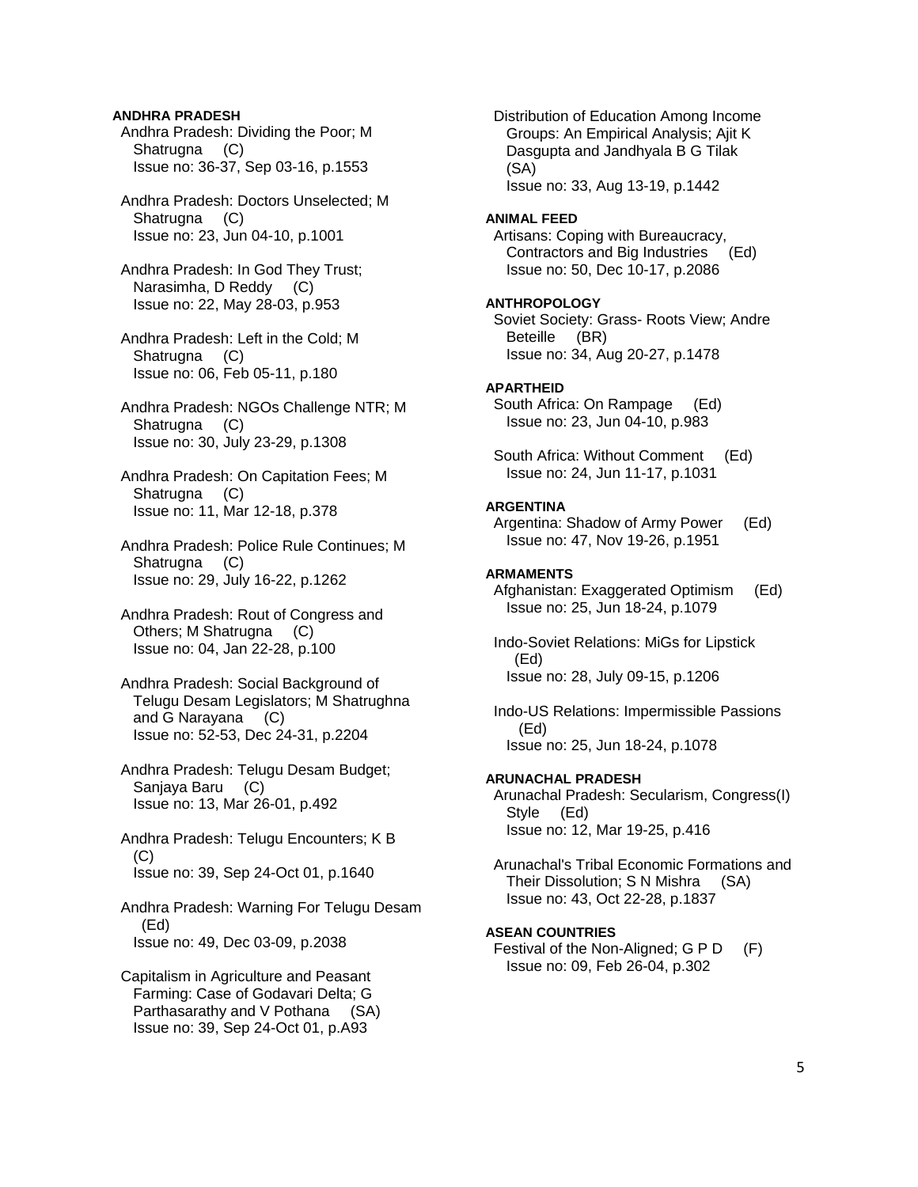**ANDHRA PRADESH**

Andhra Pradesh: Dividing the Poor; M Shatrugna (C)
Issue no: 36-37, Sep 03-16, p.1553

Andhra Pradesh: Doctors Unselected; M Shatrugna (C)
Issue no: 23, Jun 04-10, p.1001

Andhra Pradesh: In God They Trust; Narasimha, D Reddy (C)
Issue no: 22, May 28-03, p.953

Andhra Pradesh: Left in the Cold; M Shatrugna (C)
Issue no: 06, Feb 05-11, p.180

Andhra Pradesh: NGOs Challenge NTR; M Shatrugna (C)
Issue no: 30, July 23-29, p.1308

Andhra Pradesh: On Capitation Fees; M Shatrugna (C)
Issue no: 11, Mar 12-18, p.378

Andhra Pradesh: Police Rule Continues; M Shatrugna (C)
Issue no: 29, July 16-22, p.1262

Andhra Pradesh: Rout of Congress and Others; M Shatrugna (C)
Issue no: 04, Jan 22-28, p.100

Andhra Pradesh: Social Background of Telugu Desam Legislators; M Shatrughna and G Narayana (C)
Issue no: 52-53, Dec 24-31, p.2204

Andhra Pradesh: Telugu Desam Budget; Sanjaya Baru (C)
Issue no: 13, Mar 26-01, p.492

Andhra Pradesh: Telugu Encounters; K B (C)
Issue no: 39, Sep 24-Oct 01, p.1640

Andhra Pradesh: Warning For Telugu Desam (Ed)
Issue no: 49, Dec 03-09, p.2038

Capitalism in Agriculture and Peasant Farming: Case of Godavari Delta; G Parthasarathy and V Pothana (SA)
Issue no: 39, Sep 24-Oct 01, p.A93

Distribution of Education Among Income Groups: An Empirical Analysis; Ajit K Dasgupta and Jandhyala B G Tilak (SA)
Issue no: 33, Aug 13-19, p.1442

**ANIMAL FEED**

Artisans: Coping with Bureaucracy, Contractors and Big Industries (Ed)
Issue no: 50, Dec 10-17, p.2086

**ANTHROPOLOGY**

Soviet Society: Grass- Roots View; Andre Beteille (BR)
Issue no: 34, Aug 20-27, p.1478

**APARTHEID**

South Africa: On Rampage (Ed)
Issue no: 23, Jun 04-10, p.983

South Africa: Without Comment (Ed)
Issue no: 24, Jun 11-17, p.1031

**ARGENTINA**

Argentina: Shadow of Army Power (Ed)
Issue no: 47, Nov 19-26, p.1951

**ARMAMENTS**

Afghanistan: Exaggerated Optimism (Ed)
Issue no: 25, Jun 18-24, p.1079

Indo-Soviet Relations: MiGs for Lipstick (Ed)
Issue no: 28, July 09-15, p.1206

Indo-US Relations: Impermissible Passions (Ed)
Issue no: 25, Jun 18-24, p.1078

**ARUNACHAL PRADESH**

Arunachal Pradesh: Secularism, Congress(I) Style (Ed)
Issue no: 12, Mar 19-25, p.416

Arunachal's Tribal Economic Formations and Their Dissolution; S N Mishra (SA)
Issue no: 43, Oct 22-28, p.1837

**ASEAN COUNTRIES**

Festival of the Non-Aligned; G P D (F)
Issue no: 09, Feb 26-04, p.302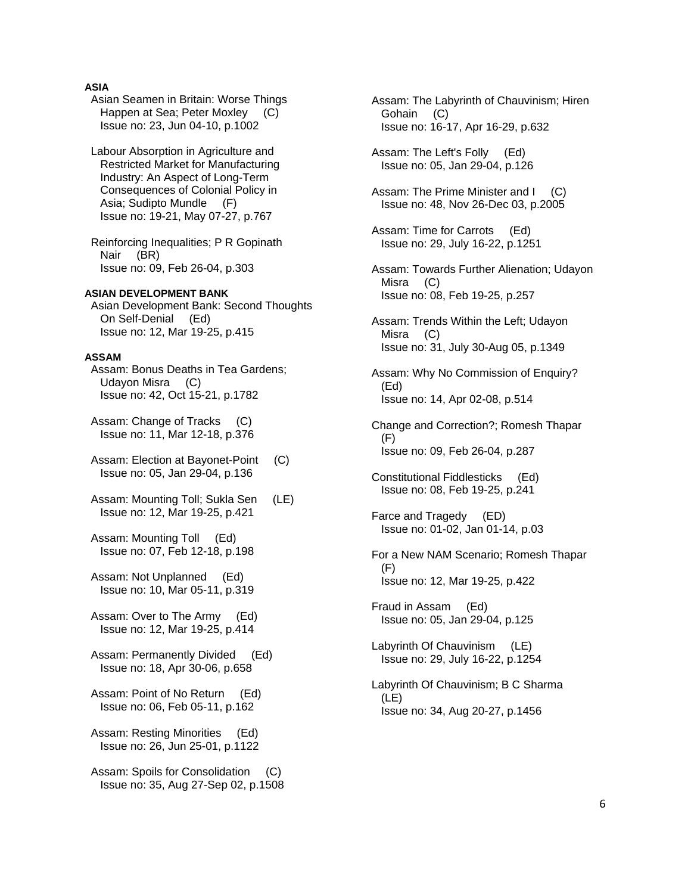**ASIA**

Asian Seamen in Britain: Worse Things Happen at Sea; Peter Moxley (C)
Issue no: 23, Jun 04-10, p.1002

Labour Absorption in Agriculture and Restricted Market for Manufacturing Industry: An Aspect of Long-Term Consequences of Colonial Policy in Asia; Sudipto Mundle (F)
Issue no: 19-21, May 07-27, p.767

Reinforcing Inequalities; P R Gopinath Nair (BR)
Issue no: 09, Feb 26-04, p.303

**ASIAN DEVELOPMENT BANK**

Asian Development Bank: Second Thoughts On Self-Denial (Ed)
Issue no: 12, Mar 19-25, p.415

**ASSAM**

Assam: Bonus Deaths in Tea Gardens; Udayon Misra (C)
Issue no: 42, Oct 15-21, p.1782

Assam: Change of Tracks (C)
Issue no: 11, Mar 12-18, p.376

Assam: Election at Bayonet-Point (C)
Issue no: 05, Jan 29-04, p.136

Assam: Mounting Toll; Sukla Sen (LE)
Issue no: 12, Mar 19-25, p.421

Assam: Mounting Toll (Ed)
Issue no: 07, Feb 12-18, p.198

Assam: Not Unplanned (Ed)
Issue no: 10, Mar 05-11, p.319

Assam: Over to The Army (Ed)
Issue no: 12, Mar 19-25, p.414

Assam: Permanently Divided (Ed)
Issue no: 18, Apr 30-06, p.658

Assam: Point of No Return (Ed)
Issue no: 06, Feb 05-11, p.162

Assam: Resting Minorities (Ed)
Issue no: 26, Jun 25-01, p.1122

Assam: Spoils for Consolidation (C)
Issue no: 35, Aug 27-Sep 02, p.1508

Assam: The Labyrinth of Chauvinism; Hiren Gohain (C)
Issue no: 16-17, Apr 16-29, p.632

Assam: The Left's Folly (Ed)
Issue no: 05, Jan 29-04, p.126

Assam: The Prime Minister and I (C)
Issue no: 48, Nov 26-Dec 03, p.2005

Assam: Time for Carrots (Ed)
Issue no: 29, July 16-22, p.1251

Assam: Towards Further Alienation; Udayon Misra (C)
Issue no: 08, Feb 19-25, p.257

Assam: Trends Within the Left; Udayon Misra (C)
Issue no: 31, July 30-Aug 05, p.1349

Assam: Why No Commission of Enquiry? (Ed)
Issue no: 14, Apr 02-08, p.514

Change and Correction?; Romesh Thapar (F)
Issue no: 09, Feb 26-04, p.287

Constitutional Fiddlesticks (Ed)
Issue no: 08, Feb 19-25, p.241

Farce and Tragedy (ED)
Issue no: 01-02, Jan 01-14, p.03

For a New NAM Scenario; Romesh Thapar (F)
Issue no: 12, Mar 19-25, p.422

Fraud in Assam (Ed)
Issue no: 05, Jan 29-04, p.125

Labyrinth Of Chauvinism (LE)
Issue no: 29, July 16-22, p.1254

Labyrinth Of Chauvinism; B C Sharma (LE)
Issue no: 34, Aug 20-27, p.1456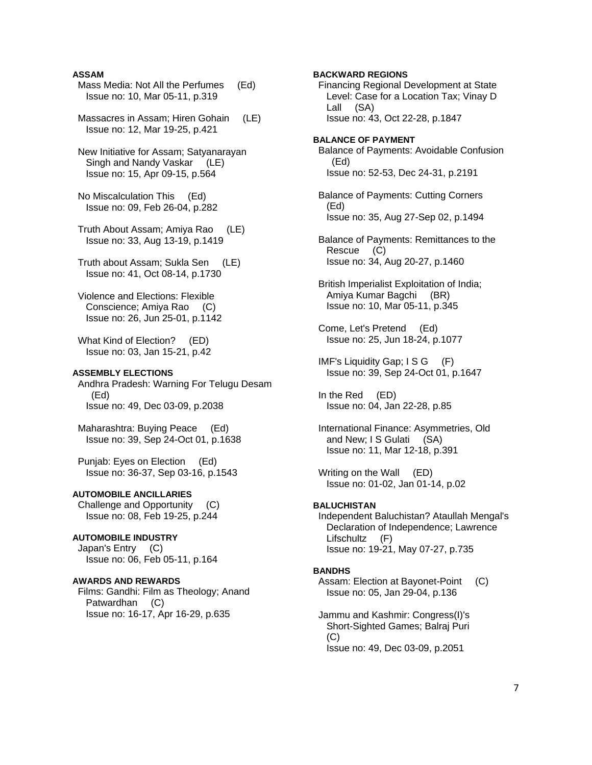**ASSAM**

Mass Media: Not All the Perfumes (Ed)
Issue no: 10, Mar 05-11, p.319

Massacres in Assam; Hiren Gohain (LE)
Issue no: 12, Mar 19-25, p.421

New Initiative for Assam; Satyanarayan Singh and Nandy Vaskar (LE)
Issue no: 15, Apr 09-15, p.564

No Miscalculation This (Ed)
Issue no: 09, Feb 26-04, p.282

Truth About Assam; Amiya Rao (LE)
Issue no: 33, Aug 13-19, p.1419

Truth about Assam; Sukla Sen (LE)
Issue no: 41, Oct 08-14, p.1730

Violence and Elections: Flexible Conscience; Amiya Rao (C)
Issue no: 26, Jun 25-01, p.1142

What Kind of Election? (ED)
Issue no: 03, Jan 15-21, p.42

**ASSEMBLY ELECTIONS**

Andhra Pradesh: Warning For Telugu Desam (Ed)
Issue no: 49, Dec 03-09, p.2038

Maharashtra: Buying Peace (Ed)
Issue no: 39, Sep 24-Oct 01, p.1638

Punjab: Eyes on Election (Ed)
Issue no: 36-37, Sep 03-16, p.1543

**AUTOMOBILE ANCILLARIES**

Challenge and Opportunity (C)
Issue no: 08, Feb 19-25, p.244

**AUTOMOBILE INDUSTRY**

Japan's Entry (C)
Issue no: 06, Feb 05-11, p.164

**AWARDS AND REWARDS**

Films: Gandhi: Film as Theology; Anand Patwardhan (C)
Issue no: 16-17, Apr 16-29, p.635

**BACKWARD REGIONS**

Financing Regional Development at State Level: Case for a Location Tax; Vinay D Lall (SA)
Issue no: 43, Oct 22-28, p.1847

**BALANCE OF PAYMENT**

Balance of Payments: Avoidable Confusion (Ed)
Issue no: 52-53, Dec 24-31, p.2191

Balance of Payments: Cutting Corners (Ed)
Issue no: 35, Aug 27-Sep 02, p.1494

Balance of Payments: Remittances to the Rescue (C)
Issue no: 34, Aug 20-27, p.1460

British Imperialist Exploitation of India; Amiya Kumar Bagchi (BR)
Issue no: 10, Mar 05-11, p.345

Come, Let's Pretend (Ed)
Issue no: 25, Jun 18-24, p.1077

IMF's Liquidity Gap; I S G (F)
Issue no: 39, Sep 24-Oct 01, p.1647

In the Red (ED)
Issue no: 04, Jan 22-28, p.85

International Finance: Asymmetries, Old and New; I S Gulati (SA)
Issue no: 11, Mar 12-18, p.391

Writing on the Wall (ED)
Issue no: 01-02, Jan 01-14, p.02

**BALUCHISTAN**

Independent Baluchistan? Ataullah Mengal's Declaration of Independence; Lawrence Lifschultz (F)
Issue no: 19-21, May 07-27, p.735

**BANDHS**

Assam: Election at Bayonet-Point (C)
Issue no: 05, Jan 29-04, p.136

Jammu and Kashmir: Congress(I)'s Short-Sighted Games; Balraj Puri (C)
Issue no: 49, Dec 03-09, p.2051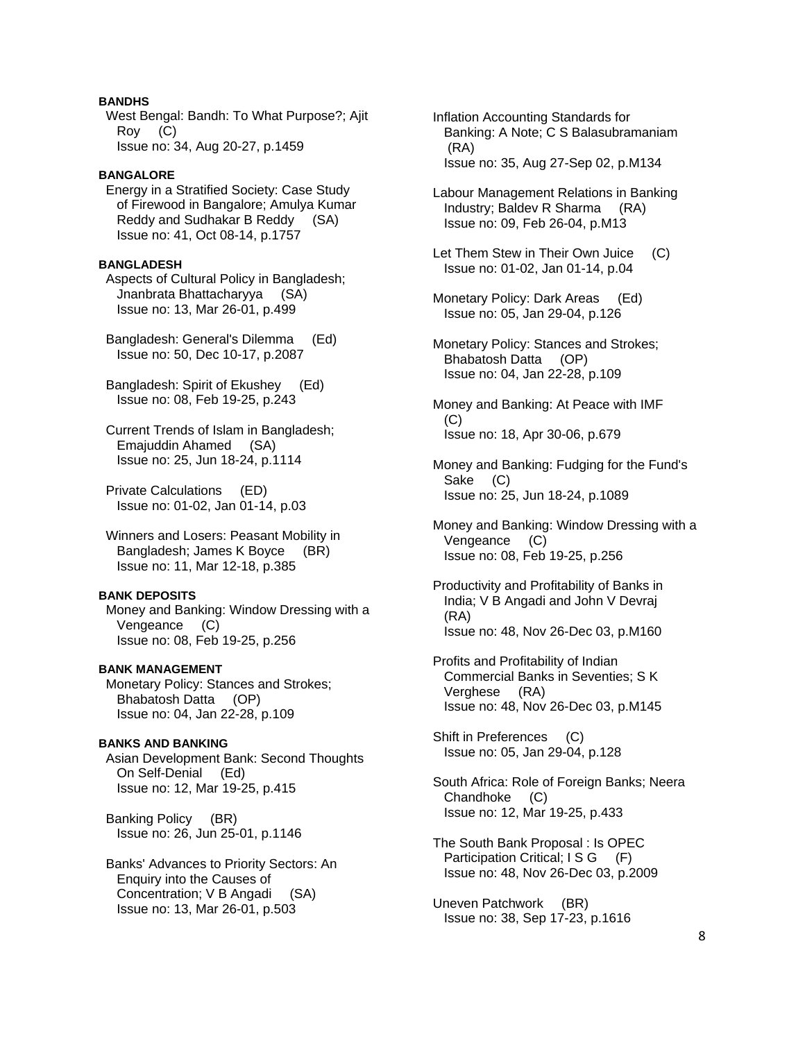**BANDHS**

West Bengal: Bandh: To What Purpose?; Ajit Roy (C)
Issue no: 34, Aug 20-27, p.1459

**BANGALORE**

Energy in a Stratified Society: Case Study of Firewood in Bangalore; Amulya Kumar Reddy and Sudhakar B Reddy (SA)
Issue no: 41, Oct 08-14, p.1757

**BANGLADESH**

Aspects of Cultural Policy in Bangladesh; Jnanbrata Bhattacharyya (SA)
Issue no: 13, Mar 26-01, p.499

Bangladesh: General's Dilemma (Ed)
Issue no: 50, Dec 10-17, p.2087

Bangladesh: Spirit of Ekushey (Ed)
Issue no: 08, Feb 19-25, p.243

Current Trends of Islam in Bangladesh; Emajuddin Ahamed (SA)
Issue no: 25, Jun 18-24, p.1114

Private Calculations (ED)
Issue no: 01-02, Jan 01-14, p.03

Winners and Losers: Peasant Mobility in Bangladesh; James K Boyce (BR)
Issue no: 11, Mar 12-18, p.385

**BANK DEPOSITS**

Money and Banking: Window Dressing with a Vengeance (C)
Issue no: 08, Feb 19-25, p.256

**BANK MANAGEMENT**

Monetary Policy: Stances and Strokes; Bhabatosh Datta (OP)
Issue no: 04, Jan 22-28, p.109

**BANKS AND BANKING**

Asian Development Bank: Second Thoughts On Self-Denial (Ed)
Issue no: 12, Mar 19-25, p.415

Banking Policy (BR)
Issue no: 26, Jun 25-01, p.1146

Banks' Advances to Priority Sectors: An Enquiry into the Causes of Concentration; V B Angadi (SA)
Issue no: 13, Mar 26-01, p.503

Inflation Accounting Standards for Banking: A Note; C S Balasubramaniam (RA)
Issue no: 35, Aug 27-Sep 02, p.M134

Labour Management Relations in Banking Industry; Baldev R Sharma (RA)
Issue no: 09, Feb 26-04, p.M13

Let Them Stew in Their Own Juice (C)
Issue no: 01-02, Jan 01-14, p.04

Monetary Policy: Dark Areas (Ed)
Issue no: 05, Jan 29-04, p.126

Monetary Policy: Stances and Strokes; Bhabatosh Datta (OP)
Issue no: 04, Jan 22-28, p.109

Money and Banking: At Peace with IMF (C)
Issue no: 18, Apr 30-06, p.679

Money and Banking: Fudging for the Fund's Sake (C)
Issue no: 25, Jun 18-24, p.1089

Money and Banking: Window Dressing with a Vengeance (C)
Issue no: 08, Feb 19-25, p.256

Productivity and Profitability of Banks in India; V B Angadi and John V Devraj (RA)
Issue no: 48, Nov 26-Dec 03, p.M160

Profits and Profitability of Indian Commercial Banks in Seventies; S K Verghese (RA)
Issue no: 48, Nov 26-Dec 03, p.M145

Shift in Preferences (C)
Issue no: 05, Jan 29-04, p.128

South Africa: Role of Foreign Banks; Neera Chandhoke (C)
Issue no: 12, Mar 19-25, p.433

The South Bank Proposal : Is OPEC Participation Critical; I S G (F)
Issue no: 48, Nov 26-Dec 03, p.2009

Uneven Patchwork (BR)
Issue no: 38, Sep 17-23, p.1616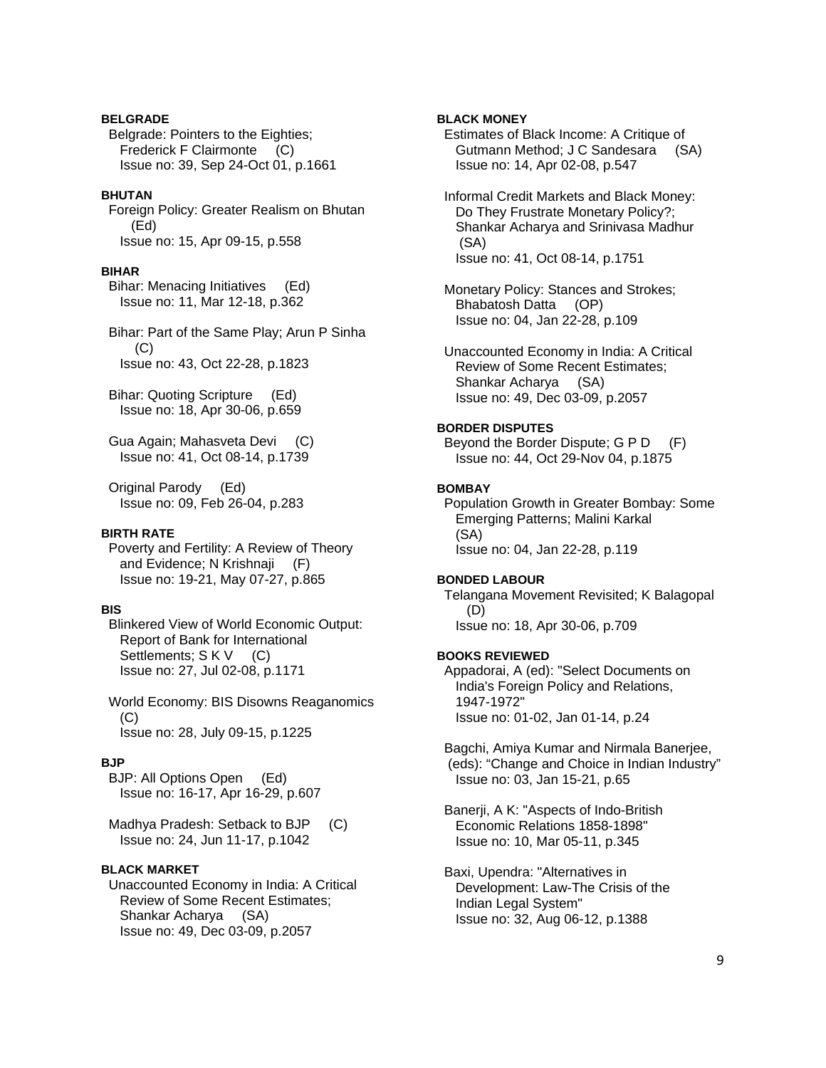**BELGRADE**

Belgrade: Pointers to the Eighties; Frederick F Clairmonte (C)
Issue no: 39, Sep 24-Oct 01, p.1661

**BHUTAN**

Foreign Policy: Greater Realism on Bhutan (Ed)
Issue no: 15, Apr 09-15, p.558

**BIHAR**

Bihar: Menacing Initiatives (Ed)
Issue no: 11, Mar 12-18, p.362

Bihar: Part of the Same Play; Arun P Sinha (C)
Issue no: 43, Oct 22-28, p.1823

Bihar: Quoting Scripture (Ed)
Issue no: 18, Apr 30-06, p.659

Gua Again; Mahasveta Devi (C)
Issue no: 41, Oct 08-14, p.1739

Original Parody (Ed)
Issue no: 09, Feb 26-04, p.283

**BIRTH RATE**

Poverty and Fertility: A Review of Theory and Evidence; N Krishnaji (F)
Issue no: 19-21, May 07-27, p.865

**BIS**

Blinkered View of World Economic Output: Report of Bank for International Settlements; S K V (C)
Issue no: 27, Jul 02-08, p.1171

World Economy: BIS Disowns Reaganomics (C)
Issue no: 28, July 09-15, p.1225

**BJP**

BJP: All Options Open (Ed)
Issue no: 16-17, Apr 16-29, p.607

Madhya Pradesh: Setback to BJP (C)
Issue no: 24, Jun 11-17, p.1042

**BLACK MARKET**

Unaccounted Economy in India: A Critical Review of Some Recent Estimates; Shankar Acharya (SA)
Issue no: 49, Dec 03-09, p.2057

**BLACK MONEY**

Estimates of Black Income: A Critique of Gutmann Method; J C Sandesara (SA)
Issue no: 14, Apr 02-08, p.547

Informal Credit Markets and Black Money: Do They Frustrate Monetary Policy?; Shankar Acharya and Srinivasa Madhur (SA)
Issue no: 41, Oct 08-14, p.1751

Monetary Policy: Stances and Strokes; Bhabatosh Datta (OP)
Issue no: 04, Jan 22-28, p.109

Unaccounted Economy in India: A Critical Review of Some Recent Estimates; Shankar Acharya (SA)
Issue no: 49, Dec 03-09, p.2057

**BORDER DISPUTES**

Beyond the Border Dispute; G P D (F)
Issue no: 44, Oct 29-Nov 04, p.1875

**BOMBAY**

Population Growth in Greater Bombay: Some Emerging Patterns; Malini Karkal (SA)
Issue no: 04, Jan 22-28, p.119

**BONDED LABOUR**

Telangana Movement Revisited; K Balagopal (D)
Issue no: 18, Apr 30-06, p.709

**BOOKS REVIEWED**

Appadorai, A (ed): "Select Documents on India's Foreign Policy and Relations, 1947-1972"
Issue no: 01-02, Jan 01-14, p.24

Bagchi, Amiya Kumar and Nirmala Banerjee, (eds): "Change and Choice in Indian Industry"
Issue no: 03, Jan 15-21, p.65

Banerji, A K: "Aspects of Indo-British Economic Relations 1858-1898"
Issue no: 10, Mar 05-11, p.345

Baxi, Upendra: "Alternatives in Development: Law-The Crisis of the Indian Legal System"
Issue no: 32, Aug 06-12, p.1388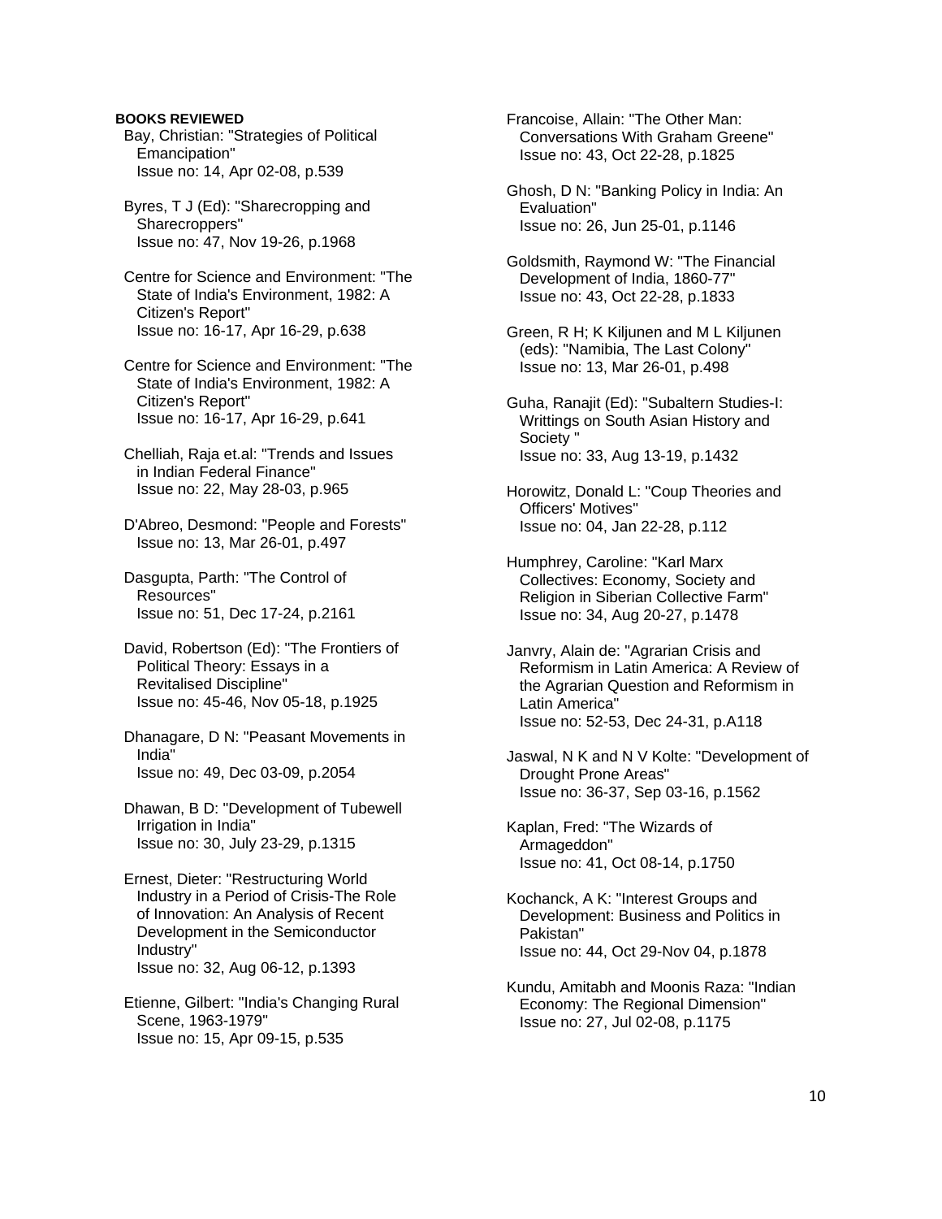**BOOKS REVIEWED**

Bay, Christian: "Strategies of Political Emancipation"
Issue no: 14, Apr 02-08, p.539

Byres, T J (Ed): "Sharecropping and Sharecroppers"
Issue no: 47, Nov 19-26, p.1968

Centre for Science and Environment: "The State of India's Environment, 1982: A Citizen's Report"
Issue no: 16-17, Apr 16-29, p.638

Centre for Science and Environment: "The State of India's Environment, 1982: A Citizen's Report"
Issue no: 16-17, Apr 16-29, p.641

Chelliah, Raja et.al: "Trends and Issues in Indian Federal Finance"
Issue no: 22, May 28-03, p.965

D'Abreo, Desmond: "People and Forests"
Issue no: 13, Mar 26-01, p.497

Dasgupta, Parth: "The Control of Resources"
Issue no: 51, Dec 17-24, p.2161

David, Robertson (Ed): "The Frontiers of Political Theory: Essays in a Revitalised Discipline"
Issue no: 45-46, Nov 05-18, p.1925

Dhanagare, D N: "Peasant Movements in India"
Issue no: 49, Dec 03-09, p.2054

Dhawan, B D: "Development of Tubewell Irrigation in India"
Issue no: 30, July 23-29, p.1315

Ernest, Dieter: "Restructuring World Industry in a Period of Crisis-The Role of Innovation: An Analysis of Recent Development in the Semiconductor Industry"
Issue no: 32, Aug 06-12, p.1393

Etienne, Gilbert: "India's Changing Rural Scene, 1963-1979"
Issue no: 15, Apr 09-15, p.535

Francoise, Allain: "The Other Man: Conversations With Graham Greene"
Issue no: 43, Oct 22-28, p.1825

Ghosh, D N: "Banking Policy in India: An Evaluation"
Issue no: 26, Jun 25-01, p.1146

Goldsmith, Raymond W: "The Financial Development of India, 1860-77"
Issue no: 43, Oct 22-28, p.1833

Green, R H; K Kiljunen and M L Kiljunen (eds): "Namibia, The Last Colony"
Issue no: 13, Mar 26-01, p.498

Guha, Ranajit (Ed): "Subaltern Studies-I: Writtings on South Asian History and Society "
Issue no: 33, Aug 13-19, p.1432

Horowitz, Donald L: "Coup Theories and Officers' Motives"
Issue no: 04, Jan 22-28, p.112

Humphrey, Caroline: "Karl Marx Collectives: Economy, Society and Religion in Siberian Collective Farm"
Issue no: 34, Aug 20-27, p.1478

Janvry, Alain de: "Agrarian Crisis and Reformism in Latin America: A Review of the Agrarian Question and Reformism in Latin America"
Issue no: 52-53, Dec 24-31, p.A118

Jaswal, N K and N V Kolte: "Development of Drought Prone Areas"
Issue no: 36-37, Sep 03-16, p.1562

Kaplan, Fred: "The Wizards of Armageddon"
Issue no: 41, Oct 08-14, p.1750

Kochanck, A K: "Interest Groups and Development: Business and Politics in Pakistan"
Issue no: 44, Oct 29-Nov 04, p.1878

Kundu, Amitabh and Moonis Raza: "Indian Economy: The Regional Dimension"
Issue no: 27, Jul 02-08, p.1175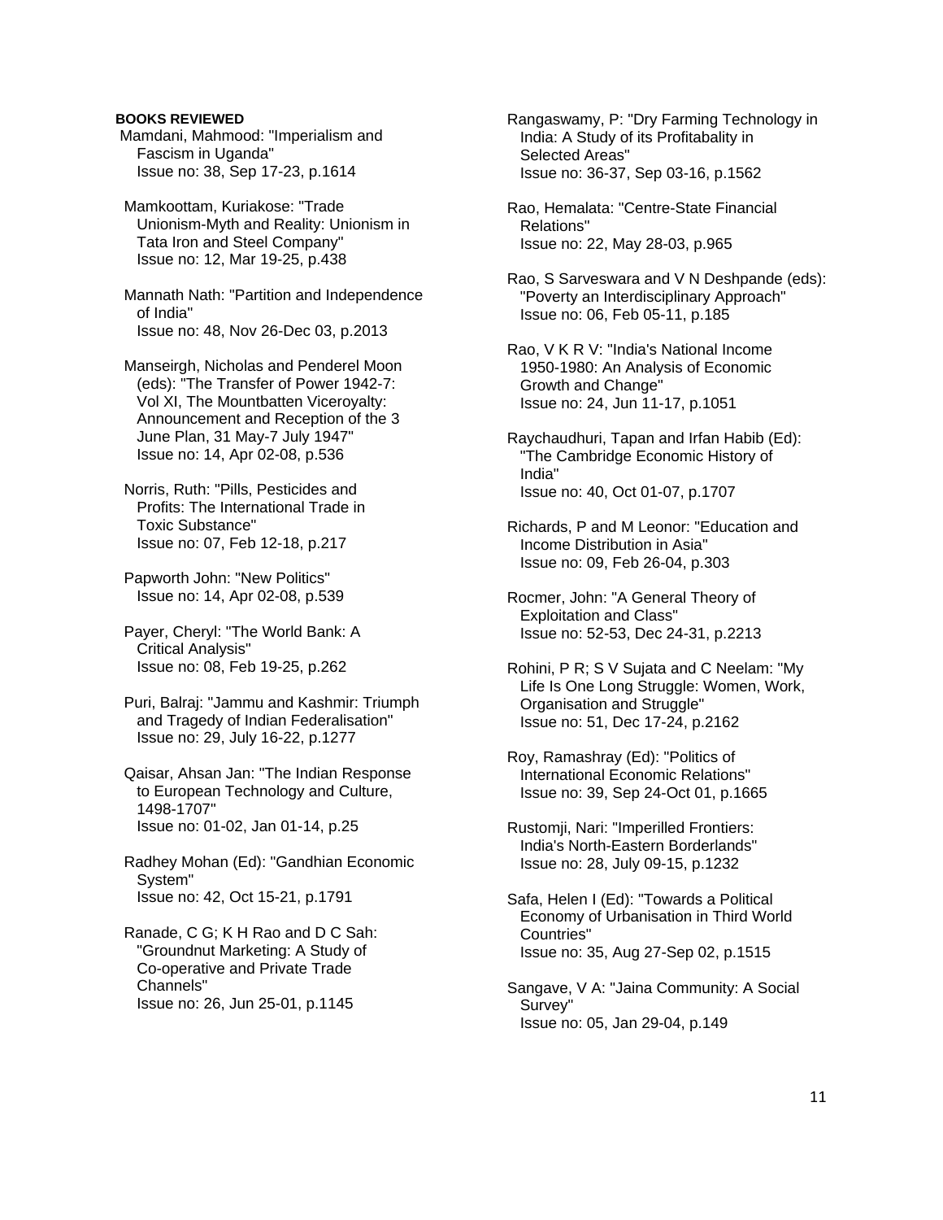**BOOKS REVIEWED**

Mamdani, Mahmood: "Imperialism and Fascism in Uganda"
Issue no: 38, Sep 17-23, p.1614

Mamkoottam, Kuriakose: "Trade Unionism-Myth and Reality: Unionism in Tata Iron and Steel Company"
Issue no: 12, Mar 19-25, p.438

Mannath Nath: "Partition and Independence of India"
Issue no: 48, Nov 26-Dec 03, p.2013

Manseirgh, Nicholas and Penderel Moon (eds): "The Transfer of Power 1942-7: Vol XI, The Mountbatten Viceroyalty: Announcement and Reception of the 3 June Plan, 31 May-7 July 1947"
Issue no: 14, Apr 02-08, p.536

Norris, Ruth: "Pills, Pesticides and Profits: The International Trade in Toxic Substance"
Issue no: 07, Feb 12-18, p.217

Papworth John: "New Politics"
Issue no: 14, Apr 02-08, p.539

Payer, Cheryl: "The World Bank: A Critical Analysis"
Issue no: 08, Feb 19-25, p.262

Puri, Balraj: "Jammu and Kashmir: Triumph and Tragedy of Indian Federalisation"
Issue no: 29, July 16-22, p.1277

Qaisar, Ahsan Jan: "The Indian Response to European Technology and Culture, 1498-1707"
Issue no: 01-02, Jan 01-14, p.25

Radhey Mohan (Ed): "Gandhian Economic System"
Issue no: 42, Oct 15-21, p.1791

Ranade, C G; K H Rao and D C Sah: "Groundnut Marketing: A Study of Co-operative and Private Trade Channels"
Issue no: 26, Jun 25-01, p.1145

Rangaswamy, P: "Dry Farming Technology in India: A Study of its Profitabality in Selected Areas"
Issue no: 36-37, Sep 03-16, p.1562

Rao, Hemalata: "Centre-State Financial Relations"
Issue no: 22, May 28-03, p.965

Rao, S Sarveswara and V N Deshpande (eds): "Poverty an Interdisciplinary Approach"
Issue no: 06, Feb 05-11, p.185

Rao, V K R V: "India's National Income 1950-1980: An Analysis of Economic Growth and Change"
Issue no: 24, Jun 11-17, p.1051

Raychaudhuri, Tapan and Irfan Habib (Ed): "The Cambridge Economic History of India"
Issue no: 40, Oct 01-07, p.1707

Richards, P and M Leonor: "Education and Income Distribution in Asia"
Issue no: 09, Feb 26-04, p.303

Rocmer, John: "A General Theory of Exploitation and Class"
Issue no: 52-53, Dec 24-31, p.2213

Rohini, P R; S V Sujata and C Neelam: "My Life Is One Long Struggle: Women, Work, Organisation and Struggle"
Issue no: 51, Dec 17-24, p.2162

Roy, Ramashray (Ed): "Politics of International Economic Relations"
Issue no: 39, Sep 24-Oct 01, p.1665

Rustomji, Nari: "Imperilled Frontiers: India's North-Eastern Borderlands"
Issue no: 28, July 09-15, p.1232

Safa, Helen I (Ed): "Towards a Political Economy of Urbanisation in Third World Countries"
Issue no: 35, Aug 27-Sep 02, p.1515

Sangave, V A: "Jaina Community: A Social Survey"
Issue no: 05, Jan 29-04, p.149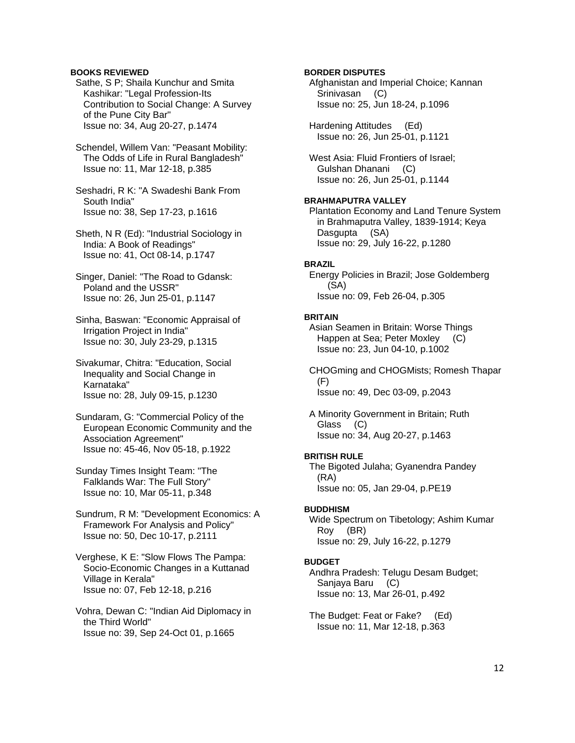**BOOKS REVIEWED**

Sathe, S P; Shaila Kunchur and Smita Kashikar: "Legal Profession-Its Contribution to Social Change: A Survey of the Pune City Bar"
Issue no: 34, Aug 20-27, p.1474

Schendel, Willem Van: "Peasant Mobility: The Odds of Life in Rural Bangladesh"
Issue no: 11, Mar 12-18, p.385

Seshadri, R K: "A Swadeshi Bank From South India"
Issue no: 38, Sep 17-23, p.1616

Sheth, N R (Ed): "Industrial Sociology in India: A Book of Readings"
Issue no: 41, Oct 08-14, p.1747

Singer, Daniel: "The Road to Gdansk: Poland and the USSR"
Issue no: 26, Jun 25-01, p.1147

Sinha, Baswan: "Economic Appraisal of Irrigation Project in India"
Issue no: 30, July 23-29, p.1315

Sivakumar, Chitra: "Education, Social Inequality and Social Change in Karnataka"
Issue no: 28, July 09-15, p.1230

Sundaram, G: "Commercial Policy of the European Economic Community and the Association Agreement"
Issue no: 45-46, Nov 05-18, p.1922

Sunday Times Insight Team: "The Falklands War: The Full Story"
Issue no: 10, Mar 05-11, p.348

Sundrum, R M: "Development Economics: A Framework For Analysis and Policy"
Issue no: 50, Dec 10-17, p.2111

Verghese, K E: "Slow Flows The Pampa: Socio-Economic Changes in a Kuttanad Village in Kerala"
Issue no: 07, Feb 12-18, p.216

Vohra, Dewan C: "Indian Aid Diplomacy in the Third World"
Issue no: 39, Sep 24-Oct 01, p.1665

**BORDER DISPUTES**

Afghanistan and Imperial Choice; Kannan Srinivasan (C)
Issue no: 25, Jun 18-24, p.1096

Hardening Attitudes (Ed)
Issue no: 26, Jun 25-01, p.1121

West Asia: Fluid Frontiers of Israel; Gulshan Dhanani (C)
Issue no: 26, Jun 25-01, p.1144

**BRAHMAPUTRA VALLEY**

Plantation Economy and Land Tenure System in Brahmaputra Valley, 1839-1914; Keya Dasgupta (SA)
Issue no: 29, July 16-22, p.1280

**BRAZIL**

Energy Policies in Brazil; Jose Goldemberg (SA)
Issue no: 09, Feb 26-04, p.305

**BRITAIN**

Asian Seamen in Britain: Worse Things Happen at Sea; Peter Moxley (C)
Issue no: 23, Jun 04-10, p.1002

CHOGming and CHOGMists; Romesh Thapar (F)
Issue no: 49, Dec 03-09, p.2043

A Minority Government in Britain; Ruth Glass (C)
Issue no: 34, Aug 20-27, p.1463

**BRITISH RULE**

The Bigoted Julaha; Gyanendra Pandey (RA)
Issue no: 05, Jan 29-04, p.PE19

**BUDDHISM**

Wide Spectrum on Tibetology; Ashim Kumar Roy (BR)
Issue no: 29, July 16-22, p.1279

**BUDGET**

Andhra Pradesh: Telugu Desam Budget; Sanjaya Baru (C)
Issue no: 13, Mar 26-01, p.492

The Budget: Feat or Fake? (Ed)
Issue no: 11, Mar 12-18, p.363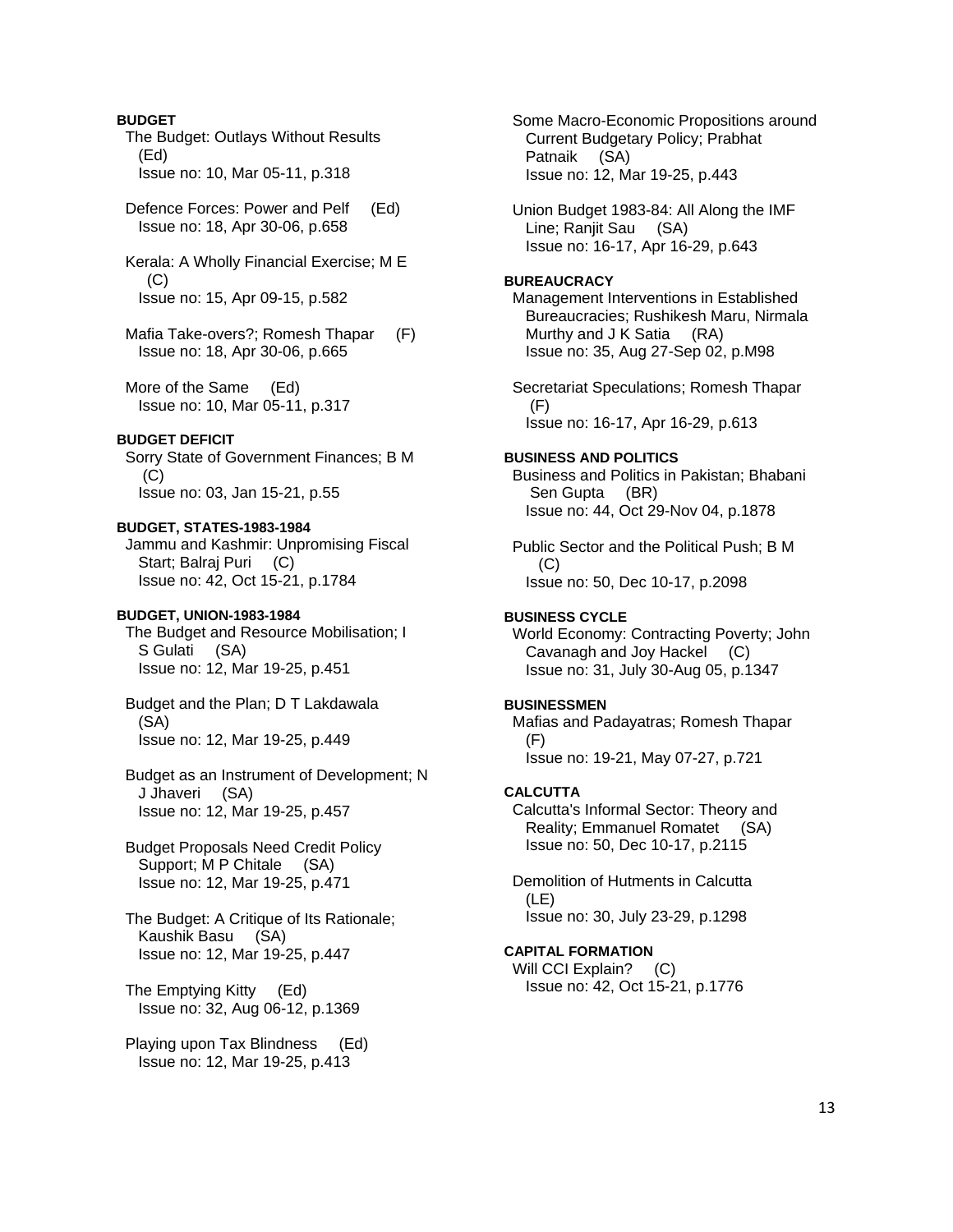**BUDGET**

The Budget: Outlays Without Results (Ed)
Issue no: 10, Mar 05-11, p.318

Defence Forces: Power and Pelf (Ed)
Issue no: 18, Apr 30-06, p.658

Kerala: A Wholly Financial Exercise; M E (C)
Issue no: 15, Apr 09-15, p.582

Mafia Take-overs?; Romesh Thapar (F)
Issue no: 18, Apr 30-06, p.665

More of the Same (Ed)
Issue no: 10, Mar 05-11, p.317

**BUDGET DEFICIT**

Sorry State of Government Finances; B M (C)
Issue no: 03, Jan 15-21, p.55

**BUDGET, STATES-1983-1984**

Jammu and Kashmir: Unpromising Fiscal Start; Balraj Puri (C)
Issue no: 42, Oct 15-21, p.1784

**BUDGET, UNION-1983-1984**

The Budget and Resource Mobilisation; I S Gulati (SA)
Issue no: 12, Mar 19-25, p.451

Budget and the Plan; D T Lakdawala (SA)
Issue no: 12, Mar 19-25, p.449

Budget as an Instrument of Development; N J Jhaveri (SA)
Issue no: 12, Mar 19-25, p.457

Budget Proposals Need Credit Policy Support; M P Chitale (SA)
Issue no: 12, Mar 19-25, p.471

The Budget: A Critique of Its Rationale; Kaushik Basu (SA)
Issue no: 12, Mar 19-25, p.447

The Emptying Kitty (Ed)
Issue no: 32, Aug 06-12, p.1369

Playing upon Tax Blindness (Ed)
Issue no: 12, Mar 19-25, p.413

Some Macro-Economic Propositions around Current Budgetary Policy; Prabhat Patnaik (SA)
Issue no: 12, Mar 19-25, p.443

Union Budget 1983-84: All Along the IMF Line; Ranjit Sau (SA)
Issue no: 16-17, Apr 16-29, p.643

**BUREAUCRACY**

Management Interventions in Established Bureaucracies; Rushikesh Maru, Nirmala Murthy and J K Satia (RA)
Issue no: 35, Aug 27-Sep 02, p.M98

Secretariat Speculations; Romesh Thapar (F)
Issue no: 16-17, Apr 16-29, p.613

**BUSINESS AND POLITICS**

Business and Politics in Pakistan; Bhabani Sen Gupta (BR)
Issue no: 44, Oct 29-Nov 04, p.1878

Public Sector and the Political Push; B M (C)
Issue no: 50, Dec 10-17, p.2098

**BUSINESS CYCLE**

World Economy: Contracting Poverty; John Cavanagh and Joy Hackel (C)
Issue no: 31, July 30-Aug 05, p.1347

**BUSINESSMEN**

Mafias and Padayatras; Romesh Thapar (F)
Issue no: 19-21, May 07-27, p.721

**CALCUTTA**

Calcutta's Informal Sector: Theory and Reality; Emmanuel Romatet (SA)
Issue no: 50, Dec 10-17, p.2115

Demolition of Hutments in Calcutta (LE)
Issue no: 30, July 23-29, p.1298

**CAPITAL FORMATION**

Will CCI Explain? (C)
Issue no: 42, Oct 15-21, p.1776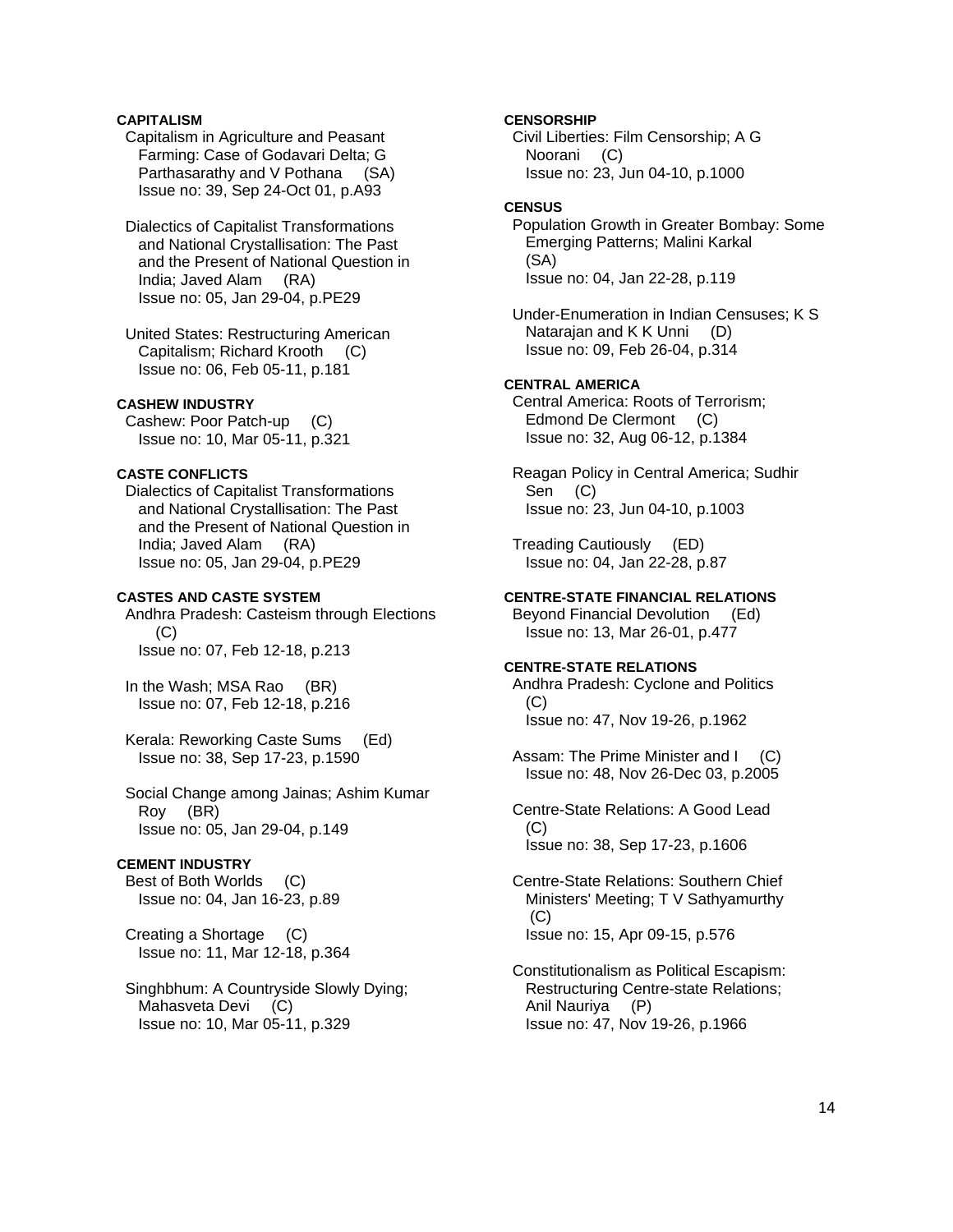**CAPITALISM**

Capitalism in Agriculture and Peasant Farming: Case of Godavari Delta; G Parthasarathy and V Pothana (SA)
Issue no: 39, Sep 24-Oct 01, p.A93

Dialectics of Capitalist Transformations and National Crystallisation: The Past and the Present of National Question in India; Javed Alam (RA)
Issue no: 05, Jan 29-04, p.PE29

United States: Restructuring American Capitalism; Richard Krooth (C)
Issue no: 06, Feb 05-11, p.181

**CASHEW INDUSTRY**

Cashew: Poor Patch-up (C)
Issue no: 10, Mar 05-11, p.321

**CASTE CONFLICTS**

Dialectics of Capitalist Transformations and National Crystallisation: The Past and the Present of National Question in India; Javed Alam (RA)
Issue no: 05, Jan 29-04, p.PE29

**CASTES AND CASTE SYSTEM**

Andhra Pradesh: Casteism through Elections (C)
Issue no: 07, Feb 12-18, p.213

In the Wash; MSA Rao (BR)
Issue no: 07, Feb 12-18, p.216

Kerala: Reworking Caste Sums (Ed)
Issue no: 38, Sep 17-23, p.1590

Social Change among Jainas; Ashim Kumar Roy (BR)
Issue no: 05, Jan 29-04, p.149

**CEMENT INDUSTRY**

Best of Both Worlds (C)
Issue no: 04, Jan 16-23, p.89

Creating a Shortage (C)
Issue no: 11, Mar 12-18, p.364

Singhbhum: A Countryside Slowly Dying; Mahasveta Devi (C)
Issue no: 10, Mar 05-11, p.329

**CENSORSHIP**

Civil Liberties: Film Censorship; A G Noorani (C)
Issue no: 23, Jun 04-10, p.1000

**CENSUS**

Population Growth in Greater Bombay: Some Emerging Patterns; Malini Karkal (SA)
Issue no: 04, Jan 22-28, p.119

Under-Enumeration in Indian Censuses; K S Natarajan and K K Unni (D)
Issue no: 09, Feb 26-04, p.314

**CENTRAL AMERICA**

Central America: Roots of Terrorism; Edmond De Clermont (C)
Issue no: 32, Aug 06-12, p.1384

Reagan Policy in Central America; Sudhir Sen (C)
Issue no: 23, Jun 04-10, p.1003

Treading Cautiously (ED)
Issue no: 04, Jan 22-28, p.87

**CENTRE-STATE FINANCIAL RELATIONS**

Beyond Financial Devolution (Ed)
Issue no: 13, Mar 26-01, p.477

**CENTRE-STATE RELATIONS**

Andhra Pradesh: Cyclone and Politics (C)
Issue no: 47, Nov 19-26, p.1962

Assam: The Prime Minister and I (C)
Issue no: 48, Nov 26-Dec 03, p.2005

Centre-State Relations: A Good Lead (C)
Issue no: 38, Sep 17-23, p.1606

Centre-State Relations: Southern Chief Ministers' Meeting; T V Sathyamurthy (C)
Issue no: 15, Apr 09-15, p.576

Constitutionalism as Political Escapism: Restructuring Centre-state Relations; Anil Nauriya (P)
Issue no: 47, Nov 19-26, p.1966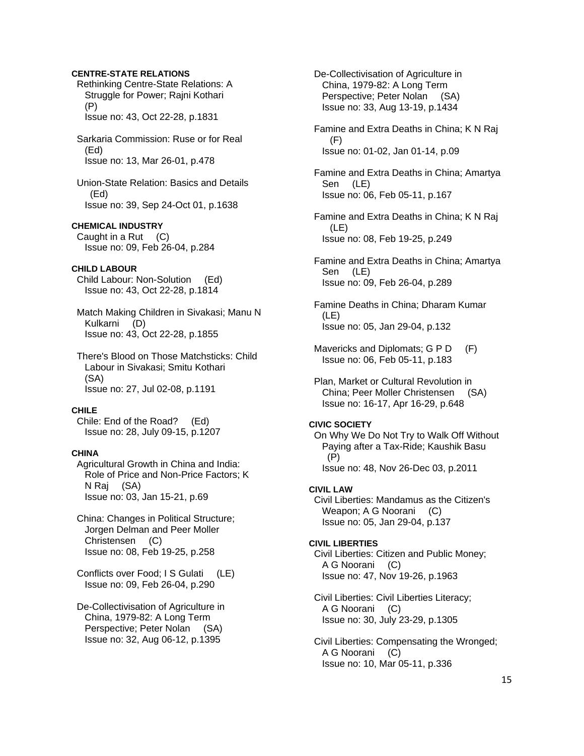**CENTRE-STATE RELATIONS**

Rethinking Centre-State Relations: A Struggle for Power; Rajni Kothari (P)
Issue no: 43, Oct 22-28, p.1831

Sarkaria Commission: Ruse or for Real (Ed)
Issue no: 13, Mar 26-01, p.478

Union-State Relation: Basics and Details (Ed)
Issue no: 39, Sep 24-Oct 01, p.1638

**CHEMICAL INDUSTRY**

Caught in a Rut (C)
Issue no: 09, Feb 26-04, p.284

**CHILD LABOUR**

Child Labour: Non-Solution (Ed)
Issue no: 43, Oct 22-28, p.1814

Match Making Children in Sivakasi; Manu N Kulkarni (D)
Issue no: 43, Oct 22-28, p.1855

There's Blood on Those Matchsticks: Child Labour in Sivakasi; Smitu Kothari (SA)
Issue no: 27, Jul 02-08, p.1191

**CHILE**

Chile: End of the Road? (Ed)
Issue no: 28, July 09-15, p.1207

**CHINA**

Agricultural Growth in China and India: Role of Price and Non-Price Factors; K N Raj (SA)
Issue no: 03, Jan 15-21, p.69

China: Changes in Political Structure; Jorgen Delman and Peer Moller Christensen (C)
Issue no: 08, Feb 19-25, p.258

Conflicts over Food; I S Gulati (LE)
Issue no: 09, Feb 26-04, p.290

De-Collectivisation of Agriculture in China, 1979-82: A Long Term Perspective; Peter Nolan (SA)
Issue no: 32, Aug 06-12, p.1395

De-Collectivisation of Agriculture in China, 1979-82: A Long Term Perspective; Peter Nolan (SA)
Issue no: 33, Aug 13-19, p.1434

Famine and Extra Deaths in China; K N Raj (F)
Issue no: 01-02, Jan 01-14, p.09

Famine and Extra Deaths in China; Amartya Sen (LE)
Issue no: 06, Feb 05-11, p.167

Famine and Extra Deaths in China; K N Raj (LE)
Issue no: 08, Feb 19-25, p.249

Famine and Extra Deaths in China; Amartya Sen (LE)
Issue no: 09, Feb 26-04, p.289

Famine Deaths in China; Dharam Kumar (LE)
Issue no: 05, Jan 29-04, p.132

Mavericks and Diplomats; G P D (F)
Issue no: 06, Feb 05-11, p.183

Plan, Market or Cultural Revolution in China; Peer Moller Christensen (SA)
Issue no: 16-17, Apr 16-29, p.648

**CIVIC SOCIETY**

On Why We Do Not Try to Walk Off Without Paying after a Tax-Ride; Kaushik Basu (P)
Issue no: 48, Nov 26-Dec 03, p.2011

**CIVIL LAW**

Civil Liberties: Mandamus as the Citizen's Weapon; A G Noorani (C)
Issue no: 05, Jan 29-04, p.137

**CIVIL LIBERTIES**

Civil Liberties: Citizen and Public Money; A G Noorani (C)
Issue no: 47, Nov 19-26, p.1963

Civil Liberties: Civil Liberties Literacy; A G Noorani (C)
Issue no: 30, July 23-29, p.1305

Civil Liberties: Compensating the Wronged; A G Noorani (C)
Issue no: 10, Mar 05-11, p.336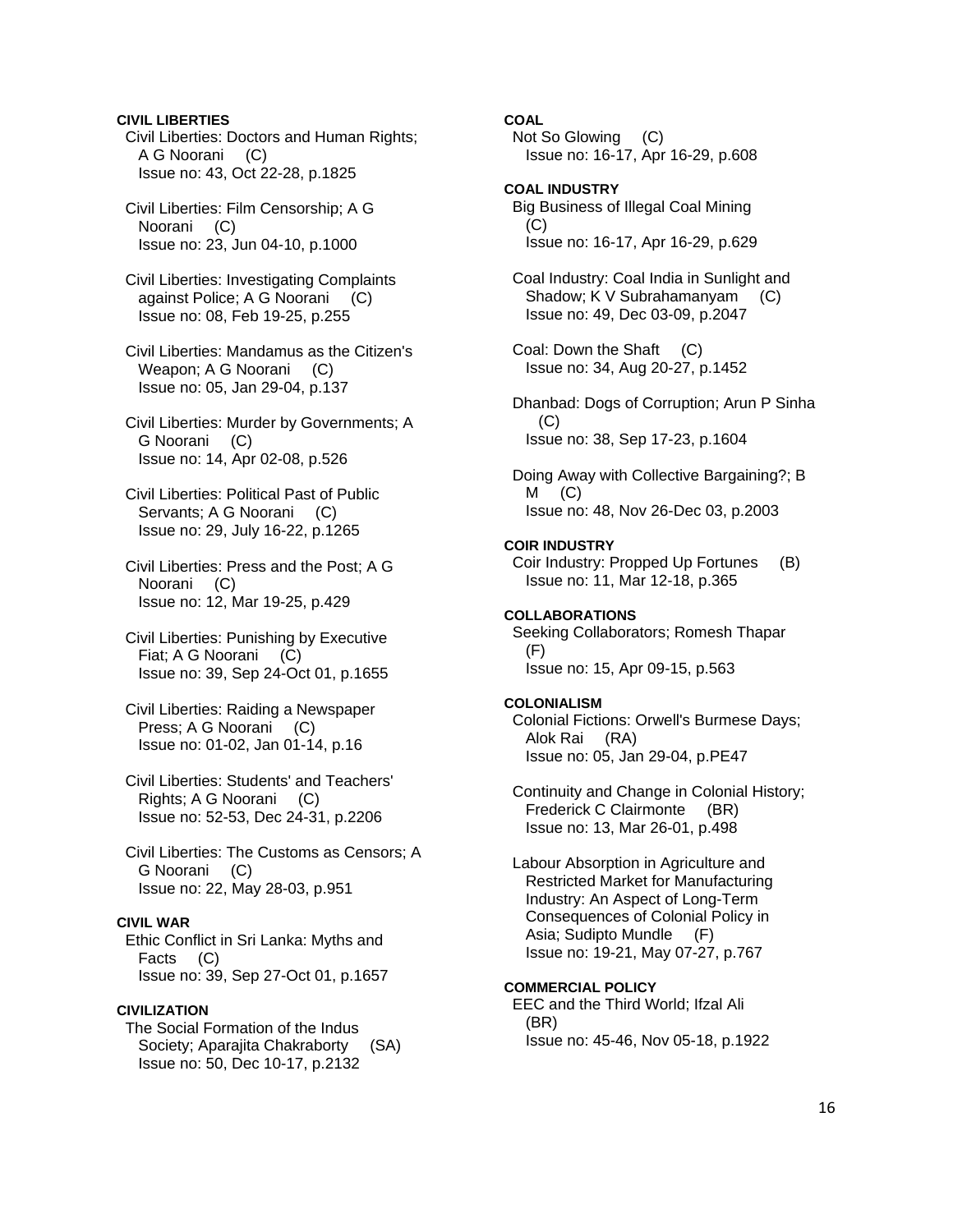**CIVIL LIBERTIES**

Civil Liberties: Doctors and Human Rights; A G Noorani (C)
Issue no: 43, Oct 22-28, p.1825

Civil Liberties: Film Censorship; A G Noorani (C)
Issue no: 23, Jun 04-10, p.1000

Civil Liberties: Investigating Complaints against Police; A G Noorani (C)
Issue no: 08, Feb 19-25, p.255

Civil Liberties: Mandamus as the Citizen's Weapon; A G Noorani (C)
Issue no: 05, Jan 29-04, p.137

Civil Liberties: Murder by Governments; A G Noorani (C)
Issue no: 14, Apr 02-08, p.526

Civil Liberties: Political Past of Public Servants; A G Noorani (C)
Issue no: 29, July 16-22, p.1265

Civil Liberties: Press and the Post; A G Noorani (C)
Issue no: 12, Mar 19-25, p.429

Civil Liberties: Punishing by Executive Fiat; A G Noorani (C)
Issue no: 39, Sep 24-Oct 01, p.1655

Civil Liberties: Raiding a Newspaper Press; A G Noorani (C)
Issue no: 01-02, Jan 01-14, p.16

Civil Liberties: Students' and Teachers' Rights; A G Noorani (C)
Issue no: 52-53, Dec 24-31, p.2206

Civil Liberties: The Customs as Censors; A G Noorani (C)
Issue no: 22, May 28-03, p.951

**CIVIL WAR**

Ethic Conflict in Sri Lanka: Myths and Facts (C)
Issue no: 39, Sep 27-Oct 01, p.1657

**CIVILIZATION**

The Social Formation of the Indus Society; Aparajita Chakraborty (SA)
Issue no: 50, Dec 10-17, p.2132

**COAL**

Not So Glowing (C)
Issue no: 16-17, Apr 16-29, p.608

**COAL INDUSTRY**

Big Business of Illegal Coal Mining (C)
Issue no: 16-17, Apr 16-29, p.629

Coal Industry: Coal India in Sunlight and Shadow; K V Subrahamanyam (C)
Issue no: 49, Dec 03-09, p.2047

Coal: Down the Shaft (C)
Issue no: 34, Aug 20-27, p.1452

Dhanbad: Dogs of Corruption; Arun P Sinha (C)
Issue no: 38, Sep 17-23, p.1604

Doing Away with Collective Bargaining?; B M (C)
Issue no: 48, Nov 26-Dec 03, p.2003

**COIR INDUSTRY**

Coir Industry: Propped Up Fortunes (B)
Issue no: 11, Mar 12-18, p.365

**COLLABORATIONS**

Seeking Collaborators; Romesh Thapar (F)
Issue no: 15, Apr 09-15, p.563

**COLONIALISM**

Colonial Fictions: Orwell's Burmese Days; Alok Rai (RA)
Issue no: 05, Jan 29-04, p.PE47

Continuity and Change in Colonial History; Frederick C Clairmonte (BR)
Issue no: 13, Mar 26-01, p.498

Labour Absorption in Agriculture and Restricted Market for Manufacturing Industry: An Aspect of Long-Term Consequences of Colonial Policy in Asia; Sudipto Mundle (F)
Issue no: 19-21, May 07-27, p.767

**COMMERCIAL POLICY**

EEC and the Third World; Ifzal Ali (BR)
Issue no: 45-46, Nov 05-18, p.1922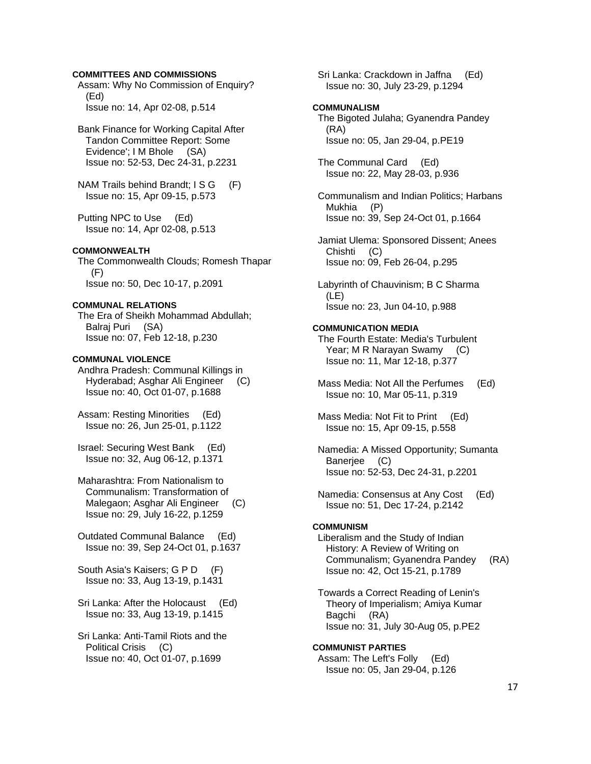**COMMITTEES AND COMMISSIONS**

Assam: Why No Commission of Enquiry? (Ed)
Issue no: 14, Apr 02-08, p.514

Bank Finance for Working Capital After Tandon Committee Report: Some Evidence'; I M Bhole (SA)
Issue no: 52-53, Dec 24-31, p.2231

NAM Trails behind Brandt; I S G (F)
Issue no: 15, Apr 09-15, p.573

Putting NPC to Use (Ed)
Issue no: 14, Apr 02-08, p.513

**COMMONWEALTH**

The Commonwealth Clouds; Romesh Thapar (F)
Issue no: 50, Dec 10-17, p.2091

**COMMUNAL RELATIONS**

The Era of Sheikh Mohammad Abdullah; Balraj Puri (SA)
Issue no: 07, Feb 12-18, p.230

**COMMUNAL VIOLENCE**

Andhra Pradesh: Communal Killings in Hyderabad; Asghar Ali Engineer (C)
Issue no: 40, Oct 01-07, p.1688

Assam: Resting Minorities (Ed)
Issue no: 26, Jun 25-01, p.1122

Israel: Securing West Bank (Ed)
Issue no: 32, Aug 06-12, p.1371

Maharashtra: From Nationalism to Communalism: Transformation of Malegaon; Asghar Ali Engineer (C)
Issue no: 29, July 16-22, p.1259

Outdated Communal Balance (Ed)
Issue no: 39, Sep 24-Oct 01, p.1637

South Asia's Kaisers; G P D (F)
Issue no: 33, Aug 13-19, p.1431

Sri Lanka: After the Holocaust (Ed)
Issue no: 33, Aug 13-19, p.1415

Sri Lanka: Anti-Tamil Riots and the Political Crisis (C)
Issue no: 40, Oct 01-07, p.1699

Sri Lanka: Crackdown in Jaffna (Ed)
Issue no: 30, July 23-29, p.1294

**COMMUNALISM**

The Bigoted Julaha; Gyanendra Pandey (RA)
Issue no: 05, Jan 29-04, p.PE19

The Communal Card (Ed)
Issue no: 22, May 28-03, p.936

Communalism and Indian Politics; Harbans Mukhia (P)
Issue no: 39, Sep 24-Oct 01, p.1664

Jamiat Ulema: Sponsored Dissent; Anees Chishti (C)
Issue no: 09, Feb 26-04, p.295

Labyrinth of Chauvinism; B C Sharma (LE)
Issue no: 23, Jun 04-10, p.988

**COMMUNICATION MEDIA**

The Fourth Estate: Media's Turbulent Year; M R Narayan Swamy (C)
Issue no: 11, Mar 12-18, p.377

Mass Media: Not All the Perfumes (Ed)
Issue no: 10, Mar 05-11, p.319

Mass Media: Not Fit to Print (Ed)
Issue no: 15, Apr 09-15, p.558

Namedia: A Missed Opportunity; Sumanta Banerjee (C)
Issue no: 52-53, Dec 24-31, p.2201

Namedia: Consensus at Any Cost (Ed)
Issue no: 51, Dec 17-24, p.2142

**COMMUNISM**

Liberalism and the Study of Indian History: A Review of Writing on Communalism; Gyanendra Pandey (RA)
Issue no: 42, Oct 15-21, p.1789

Towards a Correct Reading of Lenin's Theory of Imperialism; Amiya Kumar Bagchi (RA)
Issue no: 31, July 30-Aug 05, p.PE2

**COMMUNIST PARTIES**

Assam: The Left's Folly (Ed)
Issue no: 05, Jan 29-04, p.126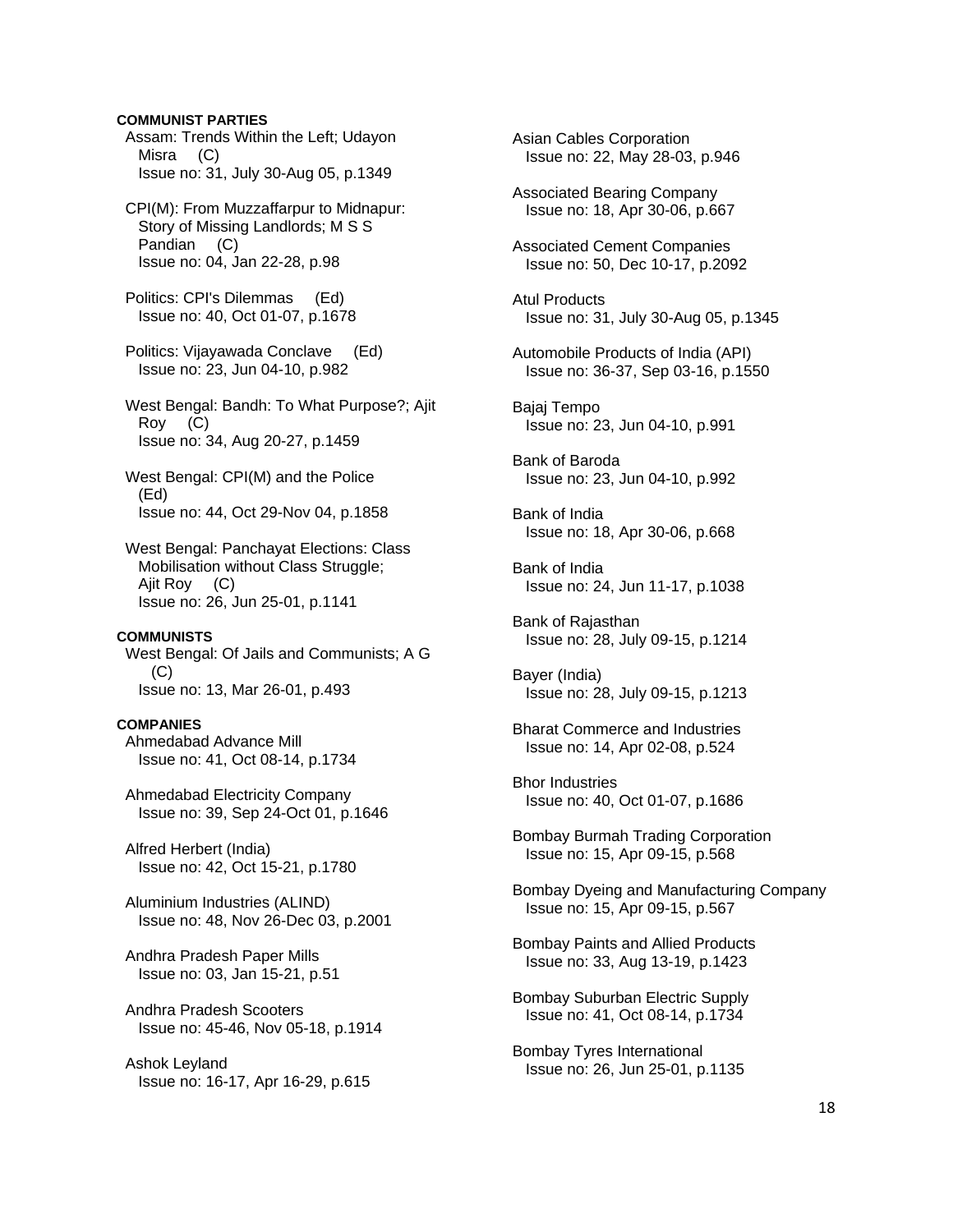**COMMUNIST PARTIES**

Assam: Trends Within the Left; Udayon Misra (C)
Issue no: 31, July 30-Aug 05, p.1349

CPI(M): From Muzzaffarpur to Midnapur: Story of Missing Landlords; M S S Pandian (C)
Issue no: 04, Jan 22-28, p.98

Politics: CPI's Dilemmas (Ed)
Issue no: 40, Oct 01-07, p.1678

Politics: Vijayawada Conclave (Ed)
Issue no: 23, Jun 04-10, p.982

West Bengal: Bandh: To What Purpose?; Ajit Roy (C)
Issue no: 34, Aug 20-27, p.1459

West Bengal: CPI(M) and the Police (Ed)
Issue no: 44, Oct 29-Nov 04, p.1858

West Bengal: Panchayat Elections: Class Mobilisation without Class Struggle; Ajit Roy (C)
Issue no: 26, Jun 25-01, p.1141

**COMMUNISTS**

West Bengal: Of Jails and Communists; A G (C)
Issue no: 13, Mar 26-01, p.493

**COMPANIES**

Ahmedabad Advance Mill
Issue no: 41, Oct 08-14, p.1734

Ahmedabad Electricity Company
Issue no: 39, Sep 24-Oct 01, p.1646

Alfred Herbert (India)
Issue no: 42, Oct 15-21, p.1780

Aluminium Industries (ALIND)
Issue no: 48, Nov 26-Dec 03, p.2001

Andhra Pradesh Paper Mills
Issue no: 03, Jan 15-21, p.51

Andhra Pradesh Scooters
Issue no: 45-46, Nov 05-18, p.1914

Ashok Leyland
Issue no: 16-17, Apr 16-29, p.615

Asian Cables Corporation
Issue no: 22, May 28-03, p.946

Associated Bearing Company
Issue no: 18, Apr 30-06, p.667

Associated Cement Companies
Issue no: 50, Dec 10-17, p.2092

Atul Products
Issue no: 31, July 30-Aug 05, p.1345

Automobile Products of India (API)
Issue no: 36-37, Sep 03-16, p.1550

Bajaj Tempo
Issue no: 23, Jun 04-10, p.991

Bank of Baroda
Issue no: 23, Jun 04-10, p.992

Bank of India
Issue no: 18, Apr 30-06, p.668

Bank of India
Issue no: 24, Jun 11-17, p.1038

Bank of Rajasthan
Issue no: 28, July 09-15, p.1214

Bayer (India)
Issue no: 28, July 09-15, p.1213

Bharat Commerce and Industries
Issue no: 14, Apr 02-08, p.524

Bhor Industries
Issue no: 40, Oct 01-07, p.1686

Bombay Burmah Trading Corporation
Issue no: 15, Apr 09-15, p.568

Bombay Dyeing and Manufacturing Company
Issue no: 15, Apr 09-15, p.567

Bombay Paints and Allied Products
Issue no: 33, Aug 13-19, p.1423

Bombay Suburban Electric Supply
Issue no: 41, Oct 08-14, p.1734

Bombay Tyres International
Issue no: 26, Jun 25-01, p.1135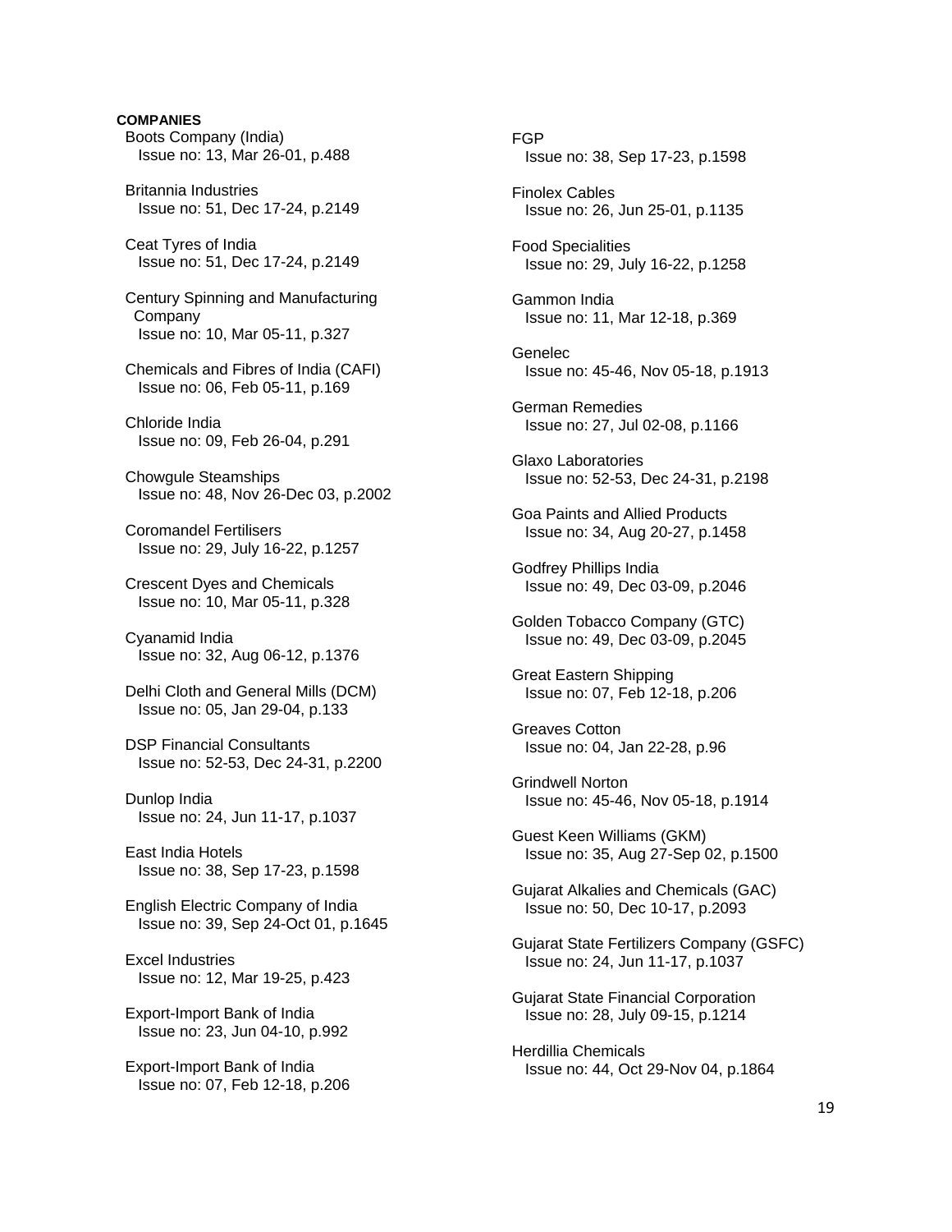**COMPANIES**

Boots Company (India)
Issue no: 13, Mar 26-01, p.488

Britannia Industries
Issue no: 51, Dec 17-24, p.2149

Ceat Tyres of India
Issue no: 51, Dec 17-24, p.2149

Century Spinning and Manufacturing Company
Issue no: 10, Mar 05-11, p.327

Chemicals and Fibres of India (CAFI)
Issue no: 06, Feb 05-11, p.169

Chloride India
Issue no: 09, Feb 26-04, p.291

Chowgule Steamships
Issue no: 48, Nov 26-Dec 03, p.2002

Coromandel Fertilisers
Issue no: 29, July 16-22, p.1257

Crescent Dyes and Chemicals
Issue no: 10, Mar 05-11, p.328

Cyanamid India
Issue no: 32, Aug 06-12, p.1376

Delhi Cloth and General Mills (DCM)
Issue no: 05, Jan 29-04, p.133

DSP Financial Consultants
Issue no: 52-53, Dec 24-31, p.2200

Dunlop India
Issue no: 24, Jun 11-17, p.1037

East India Hotels
Issue no: 38, Sep 17-23, p.1598

English Electric Company of India
Issue no: 39, Sep 24-Oct 01, p.1645

Excel Industries
Issue no: 12, Mar 19-25, p.423

Export-Import Bank of India
Issue no: 23, Jun 04-10, p.992

Export-Import Bank of India
Issue no: 07, Feb 12-18, p.206

FGP
Issue no: 38, Sep 17-23, p.1598

Finolex Cables
Issue no: 26, Jun 25-01, p.1135

Food Specialities
Issue no: 29, July 16-22, p.1258

Gammon India
Issue no: 11, Mar 12-18, p.369

Genelec
Issue no: 45-46, Nov 05-18, p.1913

German Remedies
Issue no: 27, Jul 02-08, p.1166

Glaxo Laboratories
Issue no: 52-53, Dec 24-31, p.2198

Goa Paints and Allied Products
Issue no: 34, Aug 20-27, p.1458

Godfrey Phillips India
Issue no: 49, Dec 03-09, p.2046

Golden Tobacco Company (GTC)
Issue no: 49, Dec 03-09, p.2045

Great Eastern Shipping
Issue no: 07, Feb 12-18, p.206

Greaves Cotton
Issue no: 04, Jan 22-28, p.96

Grindwell Norton
Issue no: 45-46, Nov 05-18, p.1914

Guest Keen Williams (GKM)
Issue no: 35, Aug 27-Sep 02, p.1500

Gujarat Alkalies and Chemicals (GAC)
Issue no: 50, Dec 10-17, p.2093

Gujarat State Fertilizers Company (GSFC)
Issue no: 24, Jun 11-17, p.1037

Gujarat State Financial Corporation
Issue no: 28, July 09-15, p.1214

Herdillia Chemicals
Issue no: 44, Oct 29-Nov 04, p.1864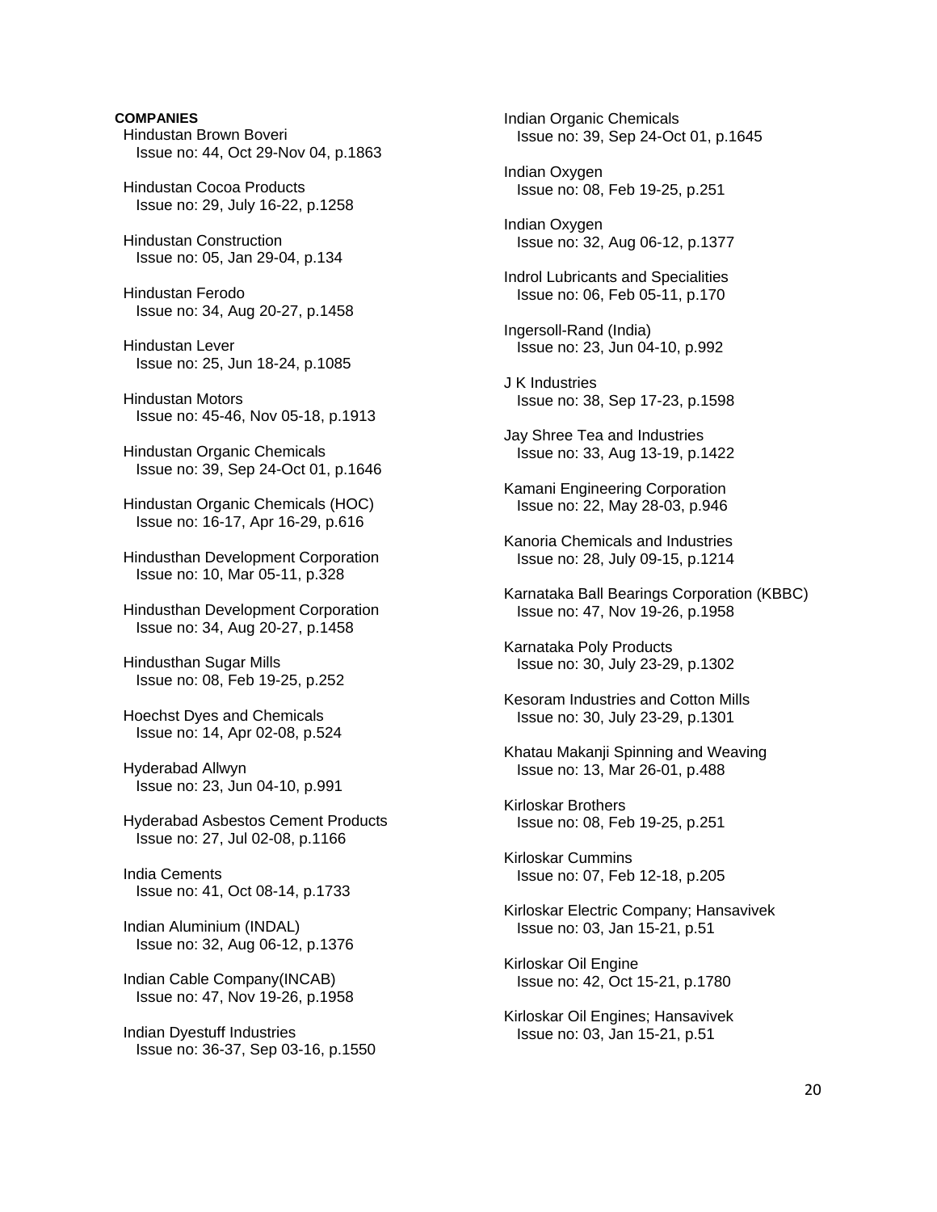**COMPANIES**

Hindustan Brown Boveri
Issue no: 44, Oct 29-Nov 04, p.1863

Hindustan Cocoa Products
Issue no: 29, July 16-22, p.1258

Hindustan Construction
Issue no: 05, Jan 29-04, p.134

Hindustan Ferodo
Issue no: 34, Aug 20-27, p.1458

Hindustan Lever
Issue no: 25, Jun 18-24, p.1085

Hindustan Motors
Issue no: 45-46, Nov 05-18, p.1913

Hindustan Organic Chemicals
Issue no: 39, Sep 24-Oct 01, p.1646

Hindustan Organic Chemicals (HOC)
Issue no: 16-17, Apr 16-29, p.616

Hindusthan Development Corporation
Issue no: 10, Mar 05-11, p.328

Hindusthan Development Corporation
Issue no: 34, Aug 20-27, p.1458

Hindusthan Sugar Mills
Issue no: 08, Feb 19-25, p.252

Hoechst Dyes and Chemicals
Issue no: 14, Apr 02-08, p.524

Hyderabad Allwyn
Issue no: 23, Jun 04-10, p.991

Hyderabad Asbestos Cement Products
Issue no: 27, Jul 02-08, p.1166

India Cements
Issue no: 41, Oct 08-14, p.1733

Indian Aluminium (INDAL)
Issue no: 32, Aug 06-12, p.1376

Indian Cable Company(INCAB)
Issue no: 47, Nov 19-26, p.1958

Indian Dyestuff Industries
Issue no: 36-37, Sep 03-16, p.1550

Indian Organic Chemicals
Issue no: 39, Sep 24-Oct 01, p.1645

Indian Oxygen
Issue no: 08, Feb 19-25, p.251

Indian Oxygen
Issue no: 32, Aug 06-12, p.1377

Indrol Lubricants and Specialities
Issue no: 06, Feb 05-11, p.170

Ingersoll-Rand (India)
Issue no: 23, Jun 04-10, p.992

J K Industries
Issue no: 38, Sep 17-23, p.1598

Jay Shree Tea and Industries
Issue no: 33, Aug 13-19, p.1422

Kamani Engineering Corporation
Issue no: 22, May 28-03, p.946

Kanoria Chemicals and Industries
Issue no: 28, July 09-15, p.1214

Karnataka Ball Bearings Corporation (KBBC)
Issue no: 47, Nov 19-26, p.1958

Karnataka Poly Products
Issue no: 30, July 23-29, p.1302

Kesoram Industries and Cotton Mills
Issue no: 30, July 23-29, p.1301

Khatau Makanji Spinning and Weaving
Issue no: 13, Mar 26-01, p.488

Kirloskar Brothers
Issue no: 08, Feb 19-25, p.251

Kirloskar Cummins
Issue no: 07, Feb 12-18, p.205

Kirloskar Electric Company; Hansavivek
Issue no: 03, Jan 15-21, p.51

Kirloskar Oil Engine
Issue no: 42, Oct 15-21, p.1780

Kirloskar Oil Engines; Hansavivek
Issue no: 03, Jan 15-21, p.51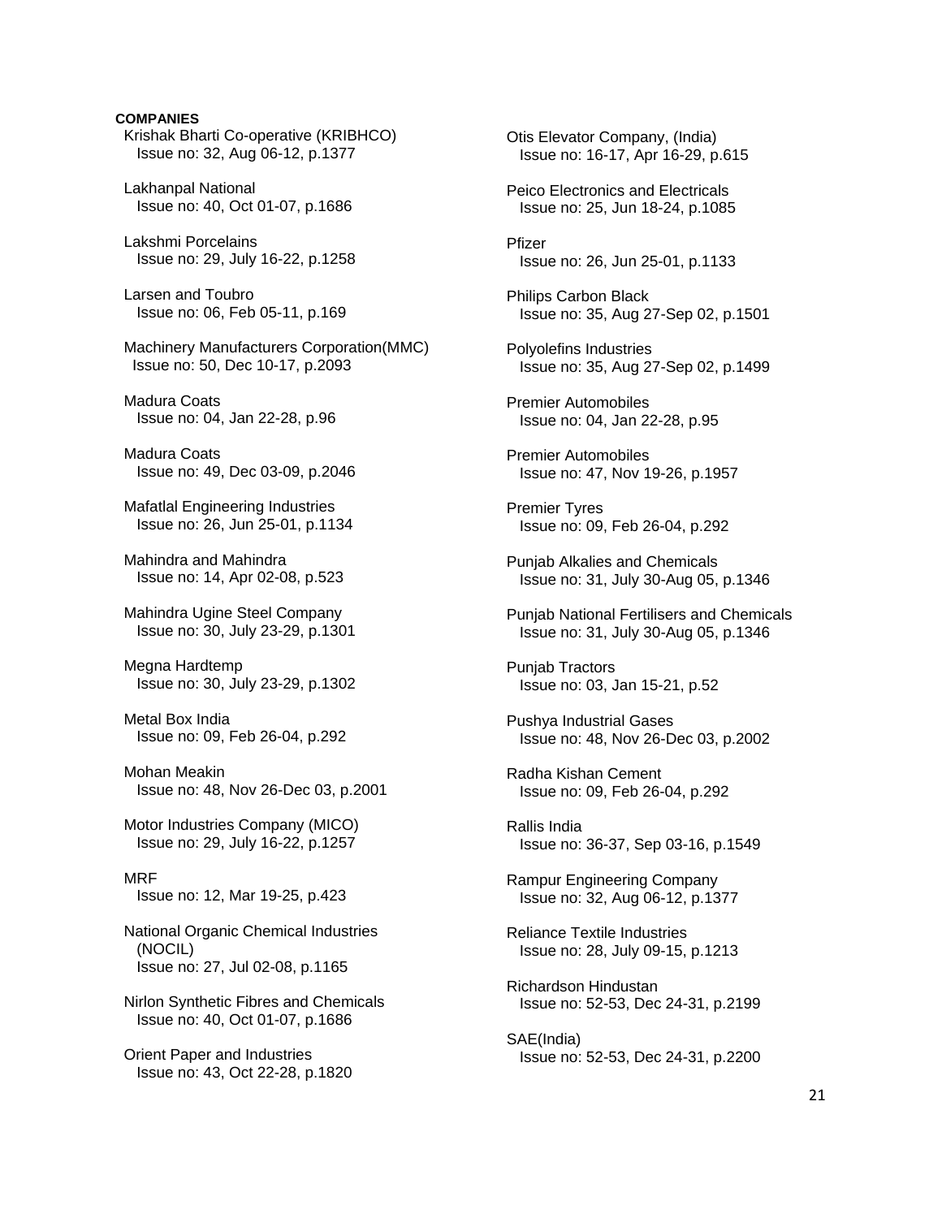**COMPANIES**

Krishak Bharti Co-operative (KRIBHCO)
Issue no: 32, Aug 06-12, p.1377

Lakhanpal National
Issue no: 40, Oct 01-07, p.1686

Lakshmi Porcelains
Issue no: 29, July 16-22, p.1258

Larsen and Toubro
Issue no: 06, Feb 05-11, p.169

Machinery Manufacturers Corporation(MMC)
Issue no: 50, Dec 10-17, p.2093

Madura Coats
Issue no: 04, Jan 22-28, p.96

Madura Coats
Issue no: 49, Dec 03-09, p.2046

Mafatlal Engineering Industries
Issue no: 26, Jun 25-01, p.1134

Mahindra and Mahindra
Issue no: 14, Apr 02-08, p.523

Mahindra Ugine Steel Company
Issue no: 30, July 23-29, p.1301

Megna Hardtemp
Issue no: 30, July 23-29, p.1302

Metal Box India
Issue no: 09, Feb 26-04, p.292

Mohan Meakin
Issue no: 48, Nov 26-Dec 03, p.2001

Motor Industries Company (MICO)
Issue no: 29, July 16-22, p.1257

MRF
Issue no: 12, Mar 19-25, p.423

National Organic Chemical Industries (NOCIL)
Issue no: 27, Jul 02-08, p.1165

Nirlon Synthetic Fibres and Chemicals
Issue no: 40, Oct 01-07, p.1686

Orient Paper and Industries
Issue no: 43, Oct 22-28, p.1820

Otis Elevator Company, (India)
Issue no: 16-17, Apr 16-29, p.615

Peico Electronics and Electricals
Issue no: 25, Jun 18-24, p.1085

Pfizer
Issue no: 26, Jun 25-01, p.1133

Philips Carbon Black
Issue no: 35, Aug 27-Sep 02, p.1501

Polyolefins Industries
Issue no: 35, Aug 27-Sep 02, p.1499

Premier Automobiles
Issue no: 04, Jan 22-28, p.95

Premier Automobiles
Issue no: 47, Nov 19-26, p.1957

Premier Tyres
Issue no: 09, Feb 26-04, p.292

Punjab Alkalies and Chemicals
Issue no: 31, July 30-Aug 05, p.1346

Punjab National Fertilisers and Chemicals
Issue no: 31, July 30-Aug 05, p.1346

Punjab Tractors
Issue no: 03, Jan 15-21, p.52

Pushya Industrial Gases
Issue no: 48, Nov 26-Dec 03, p.2002

Radha Kishan Cement
Issue no: 09, Feb 26-04, p.292

Rallis India
Issue no: 36-37, Sep 03-16, p.1549

Rampur Engineering Company
Issue no: 32, Aug 06-12, p.1377

Reliance Textile Industries
Issue no: 28, July 09-15, p.1213

Richardson Hindustan
Issue no: 52-53, Dec 24-31, p.2199

SAE(India)
Issue no: 52-53, Dec 24-31, p.2200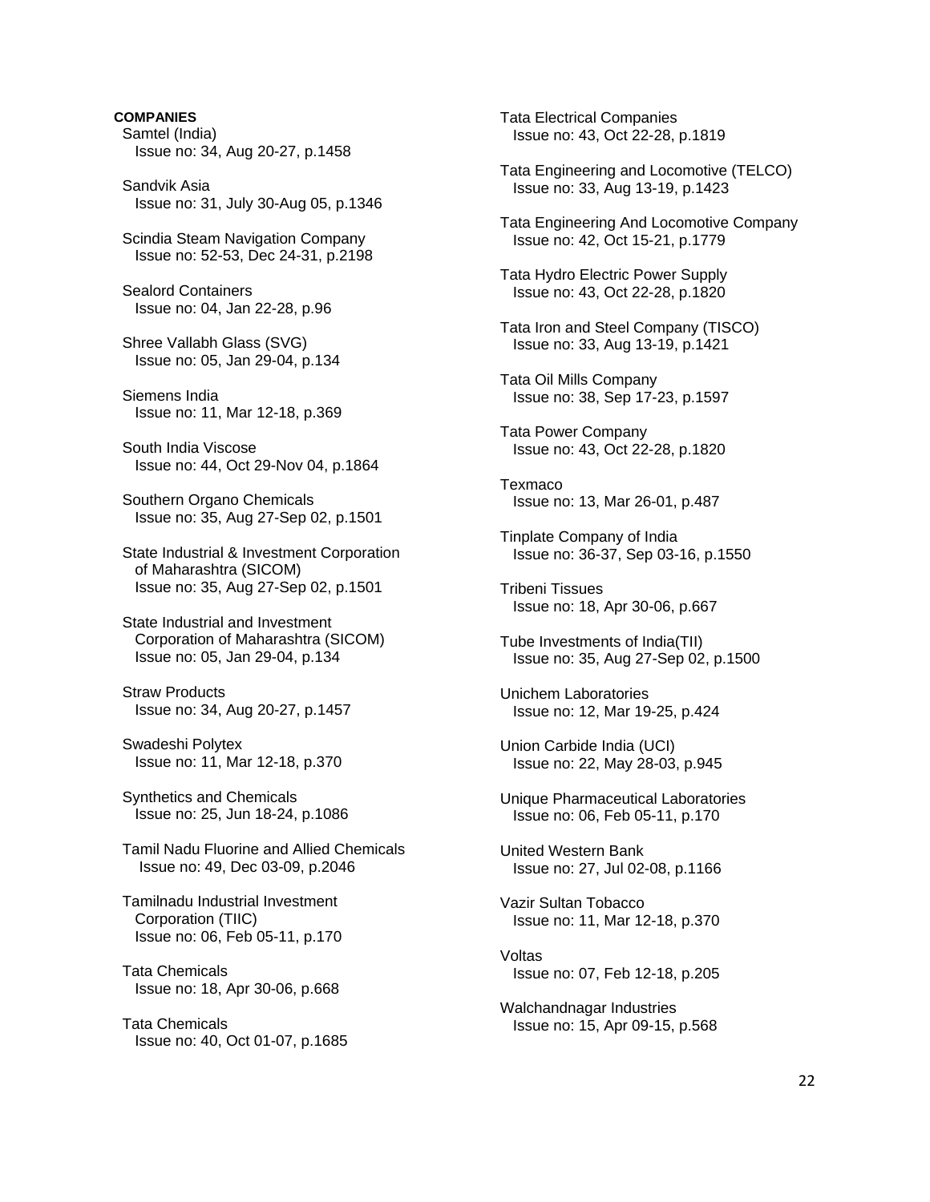**COMPANIES**

Samtel (India)
Issue no: 34, Aug 20-27, p.1458

Sandvik Asia
Issue no: 31, July 30-Aug 05, p.1346

Scindia Steam Navigation Company
Issue no: 52-53, Dec 24-31, p.2198

Sealord Containers
Issue no: 04, Jan 22-28, p.96

Shree Vallabh Glass (SVG)
Issue no: 05, Jan 29-04, p.134

Siemens India
Issue no: 11, Mar 12-18, p.369

South India Viscose
Issue no: 44, Oct 29-Nov 04, p.1864

Southern Organo Chemicals
Issue no: 35, Aug 27-Sep 02, p.1501

State Industrial & Investment Corporation of Maharashtra (SICOM)
Issue no: 35, Aug 27-Sep 02, p.1501

State Industrial and Investment Corporation of Maharashtra (SICOM)
Issue no: 05, Jan 29-04, p.134

Straw Products
Issue no: 34, Aug 20-27, p.1457

Swadeshi Polytex
Issue no: 11, Mar 12-18, p.370

Synthetics and Chemicals
Issue no: 25, Jun 18-24, p.1086

Tamil Nadu Fluorine and Allied Chemicals
Issue no: 49, Dec 03-09, p.2046

Tamilnadu Industrial Investment Corporation (TIIC)
Issue no: 06, Feb 05-11, p.170

Tata Chemicals
Issue no: 18, Apr 30-06, p.668

Tata Chemicals
Issue no: 40, Oct 01-07, p.1685

Tata Electrical Companies
Issue no: 43, Oct 22-28, p.1819

Tata Engineering and Locomotive (TELCO)
Issue no: 33, Aug 13-19, p.1423

Tata Engineering And Locomotive Company
Issue no: 42, Oct 15-21, p.1779

Tata Hydro Electric Power Supply
Issue no: 43, Oct 22-28, p.1820

Tata Iron and Steel Company (TISCO)
Issue no: 33, Aug 13-19, p.1421

Tata Oil Mills Company
Issue no: 38, Sep 17-23, p.1597

Tata Power Company
Issue no: 43, Oct 22-28, p.1820

Texmaco
Issue no: 13, Mar 26-01, p.487

Tinplate Company of India
Issue no: 36-37, Sep 03-16, p.1550

Tribeni Tissues
Issue no: 18, Apr 30-06, p.667

Tube Investments of India(TII)
Issue no: 35, Aug 27-Sep 02, p.1500

Unichem Laboratories
Issue no: 12, Mar 19-25, p.424

Union Carbide India (UCI)
Issue no: 22, May 28-03, p.945

Unique Pharmaceutical Laboratories
Issue no: 06, Feb 05-11, p.170

United Western Bank
Issue no: 27, Jul 02-08, p.1166

Vazir Sultan Tobacco
Issue no: 11, Mar 12-18, p.370

Voltas
Issue no: 07, Feb 12-18, p.205

Walchandnagar Industries
Issue no: 15, Apr 09-15, p.568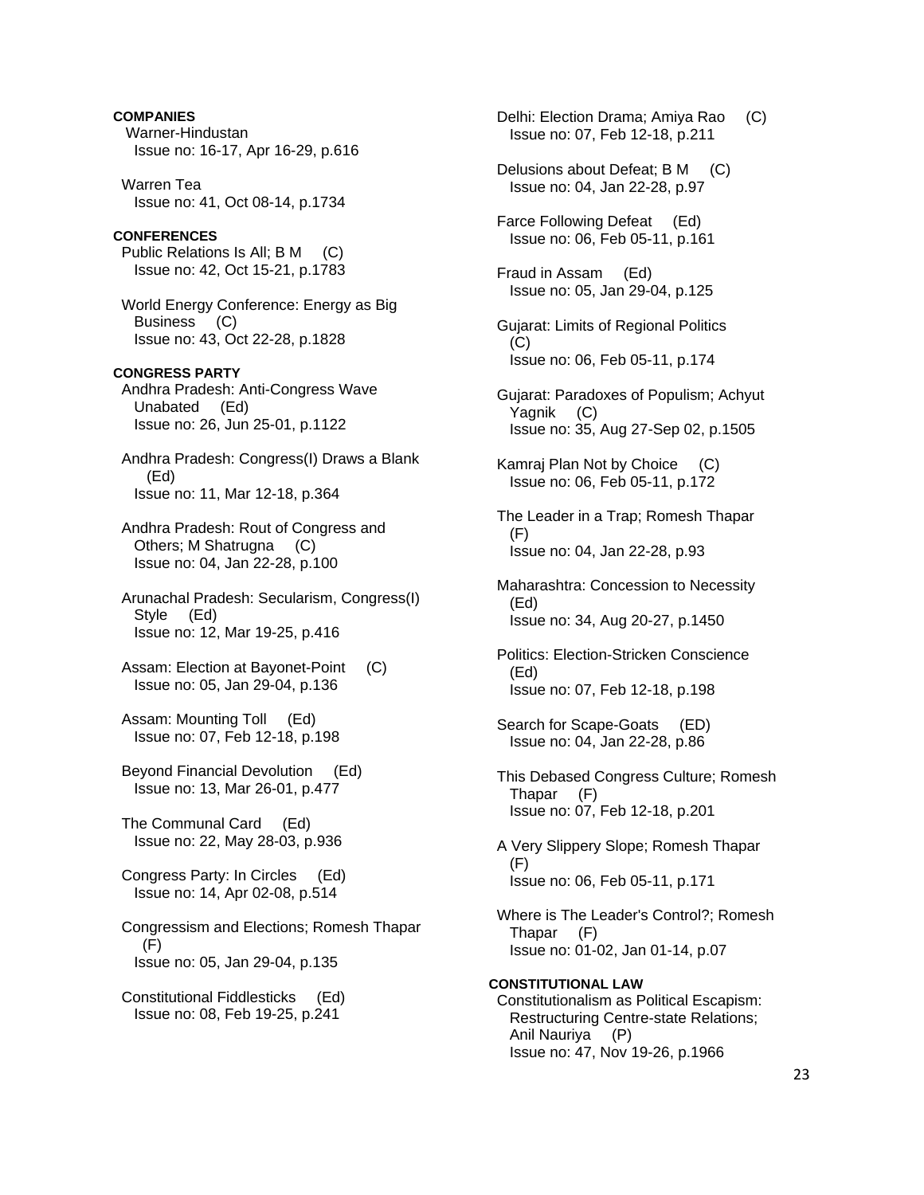**COMPANIES**

Warner-Hindustan
Issue no: 16-17, Apr 16-29, p.616

Warren Tea
Issue no: 41, Oct 08-14, p.1734

**CONFERENCES**

Public Relations Is All; B M (C)
Issue no: 42, Oct 15-21, p.1783

World Energy Conference: Energy as Big Business (C)
Issue no: 43, Oct 22-28, p.1828

**CONGRESS PARTY**

Andhra Pradesh: Anti-Congress Wave Unabated (Ed)
Issue no: 26, Jun 25-01, p.1122

Andhra Pradesh: Congress(I) Draws a Blank (Ed)
Issue no: 11, Mar 12-18, p.364

Andhra Pradesh: Rout of Congress and Others; M Shatrugna (C)
Issue no: 04, Jan 22-28, p.100

Arunachal Pradesh: Secularism, Congress(I) Style (Ed)
Issue no: 12, Mar 19-25, p.416

Assam: Election at Bayonet-Point (C)
Issue no: 05, Jan 29-04, p.136

Assam: Mounting Toll (Ed)
Issue no: 07, Feb 12-18, p.198

Beyond Financial Devolution (Ed)
Issue no: 13, Mar 26-01, p.477

The Communal Card (Ed)
Issue no: 22, May 28-03, p.936

Congress Party: In Circles (Ed)
Issue no: 14, Apr 02-08, p.514

Congressism and Elections; Romesh Thapar (F)
Issue no: 05, Jan 29-04, p.135

Constitutional Fiddlesticks (Ed)
Issue no: 08, Feb 19-25, p.241

Delhi: Election Drama; Amiya Rao (C)
Issue no: 07, Feb 12-18, p.211

Delusions about Defeat; B M (C)
Issue no: 04, Jan 22-28, p.97

Farce Following Defeat (Ed)
Issue no: 06, Feb 05-11, p.161

Fraud in Assam (Ed)
Issue no: 05, Jan 29-04, p.125

Gujarat: Limits of Regional Politics (C)
Issue no: 06, Feb 05-11, p.174

Gujarat: Paradoxes of Populism; Achyut Yagnik (C)
Issue no: 35, Aug 27-Sep 02, p.1505

Kamraj Plan Not by Choice (C)
Issue no: 06, Feb 05-11, p.172

The Leader in a Trap; Romesh Thapar (F)
Issue no: 04, Jan 22-28, p.93

Maharashtra: Concession to Necessity (Ed)
Issue no: 34, Aug 20-27, p.1450

Politics: Election-Stricken Conscience (Ed)
Issue no: 07, Feb 12-18, p.198

Search for Scape-Goats (ED)
Issue no: 04, Jan 22-28, p.86

This Debased Congress Culture; Romesh Thapar (F)
Issue no: 07, Feb 12-18, p.201

A Very Slippery Slope; Romesh Thapar (F)
Issue no: 06, Feb 05-11, p.171

Where is The Leader's Control?; Romesh Thapar (F)
Issue no: 01-02, Jan 01-14, p.07

**CONSTITUTIONAL LAW**

Constitutionalism as Political Escapism: Restructuring Centre-state Relations; Anil Nauriya (P)
Issue no: 47, Nov 19-26, p.1966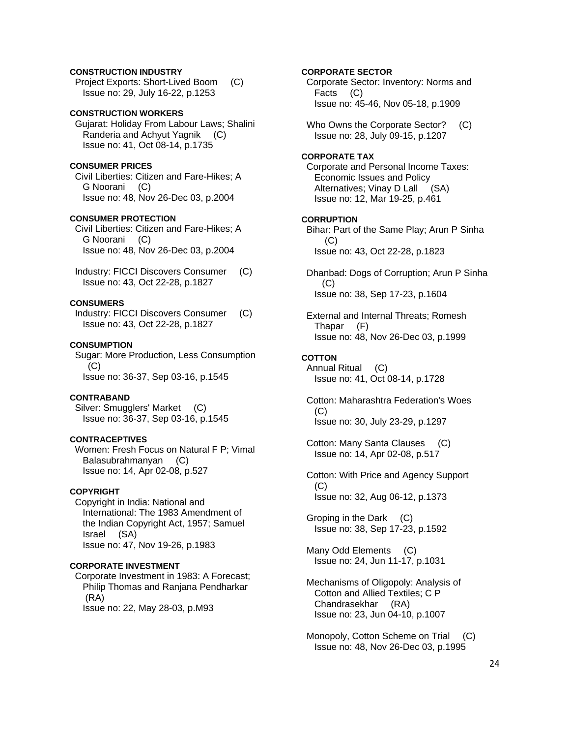**CONSTRUCTION INDUSTRY**

Project Exports: Short-Lived Boom (C)
Issue no: 29, July 16-22, p.1253

**CONSTRUCTION WORKERS**

Gujarat: Holiday From Labour Laws; Shalini Randeria and Achyut Yagnik (C)
Issue no: 41, Oct 08-14, p.1735

**CONSUMER PRICES**

Civil Liberties: Citizen and Fare-Hikes; A G Noorani (C)
Issue no: 48, Nov 26-Dec 03, p.2004

**CONSUMER PROTECTION**

Civil Liberties: Citizen and Fare-Hikes; A G Noorani (C)
Issue no: 48, Nov 26-Dec 03, p.2004

Industry: FICCI Discovers Consumer (C)
Issue no: 43, Oct 22-28, p.1827

**CONSUMERS**

Industry: FICCI Discovers Consumer (C)
Issue no: 43, Oct 22-28, p.1827

**CONSUMPTION**

Sugar: More Production, Less Consumption (C)
Issue no: 36-37, Sep 03-16, p.1545

**CONTRABAND**

Silver: Smugglers' Market (C)
Issue no: 36-37, Sep 03-16, p.1545

**CONTRACEPTIVES**

Women: Fresh Focus on Natural F P; Vimal Balasubrahmanyan (C)
Issue no: 14, Apr 02-08, p.527

**COPYRIGHT**

Copyright in India: National and International: The 1983 Amendment of the Indian Copyright Act, 1957; Samuel Israel (SA)
Issue no: 47, Nov 19-26, p.1983

**CORPORATE INVESTMENT**

Corporate Investment in 1983: A Forecast; Philip Thomas and Ranjana Pendharkar (RA)
Issue no: 22, May 28-03, p.M93

**CORPORATE SECTOR**

Corporate Sector: Inventory: Norms and Facts (C)
Issue no: 45-46, Nov 05-18, p.1909

Who Owns the Corporate Sector? (C)
Issue no: 28, July 09-15, p.1207

**CORPORATE TAX**

Corporate and Personal Income Taxes: Economic Issues and Policy Alternatives; Vinay D Lall (SA)
Issue no: 12, Mar 19-25, p.461

**CORRUPTION**

Bihar: Part of the Same Play; Arun P Sinha (C)
Issue no: 43, Oct 22-28, p.1823

Dhanbad: Dogs of Corruption; Arun P Sinha (C)
Issue no: 38, Sep 17-23, p.1604

External and Internal Threats; Romesh Thapar (F)
Issue no: 48, Nov 26-Dec 03, p.1999

**COTTON**

Annual Ritual (C)
Issue no: 41, Oct 08-14, p.1728

Cotton: Maharashtra Federation's Woes (C)
Issue no: 30, July 23-29, p.1297

Cotton: Many Santa Clauses (C)
Issue no: 14, Apr 02-08, p.517

Cotton: With Price and Agency Support (C)
Issue no: 32, Aug 06-12, p.1373

Groping in the Dark (C)
Issue no: 38, Sep 17-23, p.1592

Many Odd Elements (C)
Issue no: 24, Jun 11-17, p.1031

Mechanisms of Oligopoly: Analysis of Cotton and Allied Textiles; C P Chandrasekhar (RA)
Issue no: 23, Jun 04-10, p.1007

Monopoly, Cotton Scheme on Trial (C)
Issue no: 48, Nov 26-Dec 03, p.1995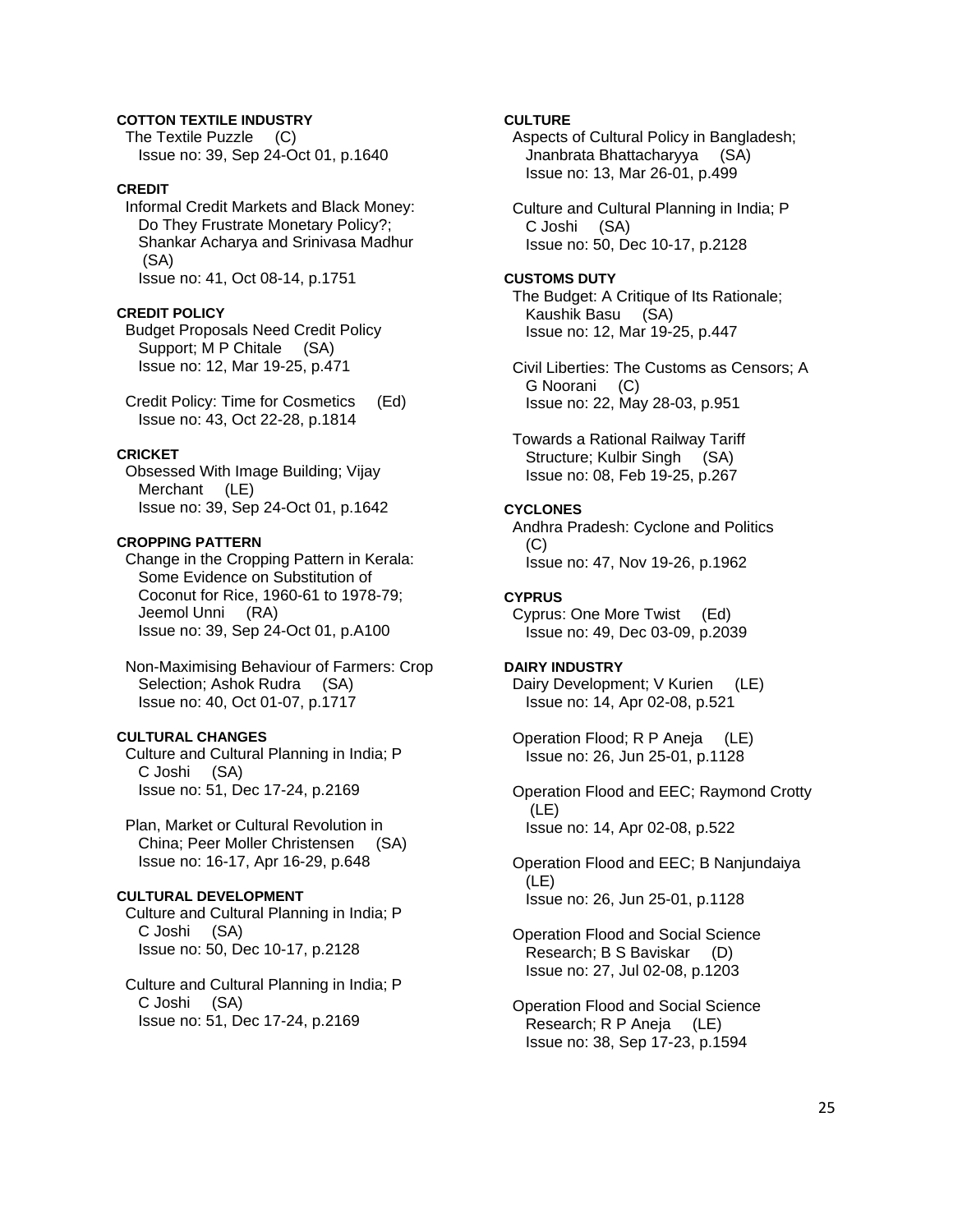**COTTON TEXTILE INDUSTRY**

The Textile Puzzle (C)
Issue no: 39, Sep 24-Oct 01, p.1640

**CREDIT**

Informal Credit Markets and Black Money: Do They Frustrate Monetary Policy?; Shankar Acharya and Srinivasa Madhur (SA)
Issue no: 41, Oct 08-14, p.1751

**CREDIT POLICY**

Budget Proposals Need Credit Policy Support; M P Chitale (SA)
Issue no: 12, Mar 19-25, p.471

Credit Policy: Time for Cosmetics (Ed)
Issue no: 43, Oct 22-28, p.1814

**CRICKET**

Obsessed With Image Building; Vijay Merchant (LE)
Issue no: 39, Sep 24-Oct 01, p.1642

**CROPPING PATTERN**

Change in the Cropping Pattern in Kerala: Some Evidence on Substitution of Coconut for Rice, 1960-61 to 1978-79; Jeemol Unni (RA)
Issue no: 39, Sep 24-Oct 01, p.A100

Non-Maximising Behaviour of Farmers: Crop Selection; Ashok Rudra (SA)
Issue no: 40, Oct 01-07, p.1717

**CULTURAL CHANGES**

Culture and Cultural Planning in India; P C Joshi (SA)
Issue no: 51, Dec 17-24, p.2169

Plan, Market or Cultural Revolution in China; Peer Moller Christensen (SA)
Issue no: 16-17, Apr 16-29, p.648

**CULTURAL DEVELOPMENT**

Culture and Cultural Planning in India; P C Joshi (SA)
Issue no: 50, Dec 10-17, p.2128

Culture and Cultural Planning in India; P C Joshi (SA)
Issue no: 51, Dec 17-24, p.2169

**CULTURE**

Aspects of Cultural Policy in Bangladesh; Jnanbrata Bhattacharyya (SA)
Issue no: 13, Mar 26-01, p.499

Culture and Cultural Planning in India; P C Joshi (SA)
Issue no: 50, Dec 10-17, p.2128

**CUSTOMS DUTY**

The Budget: A Critique of Its Rationale; Kaushik Basu (SA)
Issue no: 12, Mar 19-25, p.447

Civil Liberties: The Customs as Censors; A G Noorani (C)
Issue no: 22, May 28-03, p.951

Towards a Rational Railway Tariff Structure; Kulbir Singh (SA)
Issue no: 08, Feb 19-25, p.267

**CYCLONES**

Andhra Pradesh: Cyclone and Politics (C)
Issue no: 47, Nov 19-26, p.1962

**CYPRUS**

Cyprus: One More Twist (Ed)
Issue no: 49, Dec 03-09, p.2039

**DAIRY INDUSTRY**

Dairy Development; V Kurien (LE)
Issue no: 14, Apr 02-08, p.521

Operation Flood; R P Aneja (LE)
Issue no: 26, Jun 25-01, p.1128

Operation Flood and EEC; Raymond Crotty (LE)
Issue no: 14, Apr 02-08, p.522

Operation Flood and EEC; B Nanjundaiya (LE)
Issue no: 26, Jun 25-01, p.1128

Operation Flood and Social Science Research; B S Baviskar (D)
Issue no: 27, Jul 02-08, p.1203

Operation Flood and Social Science Research; R P Aneja (LE)
Issue no: 38, Sep 17-23, p.1594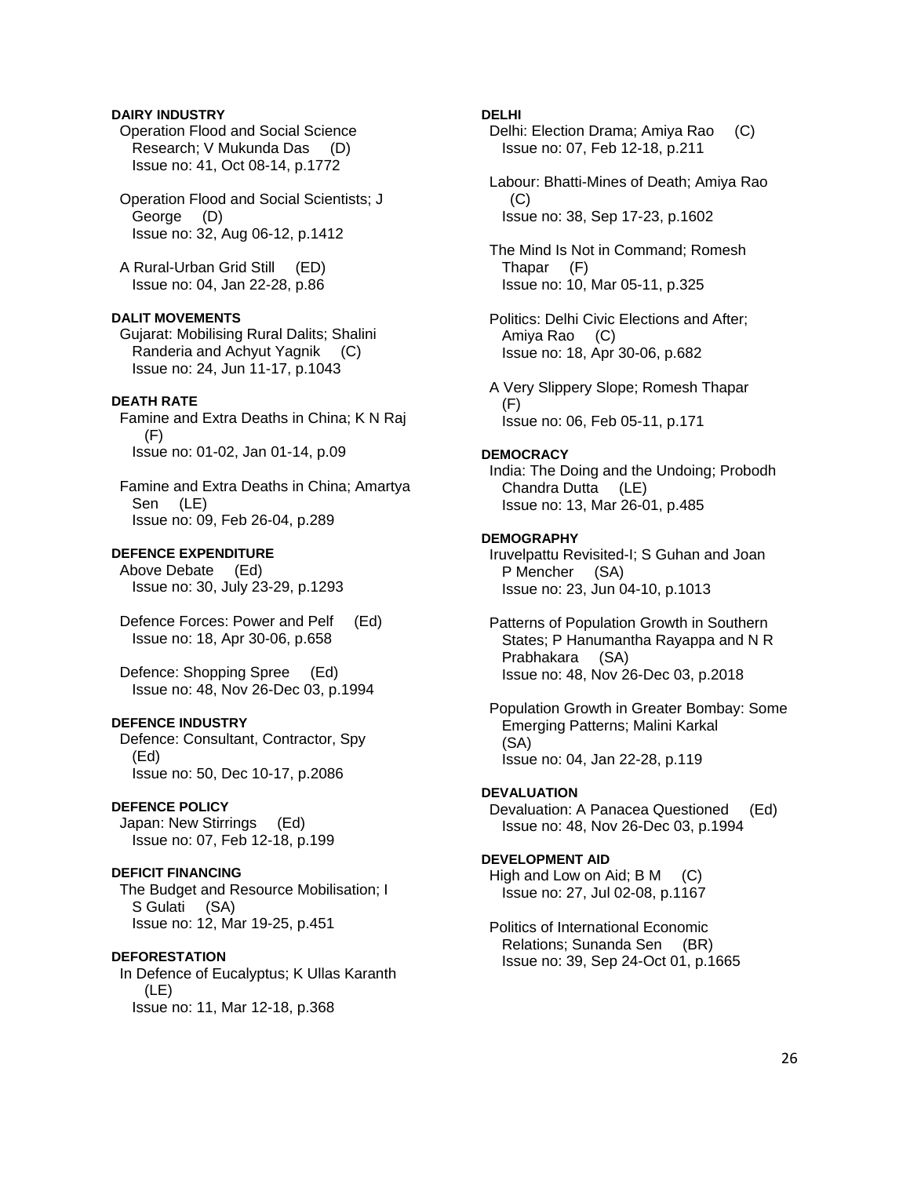**DAIRY INDUSTRY**

Operation Flood and Social Science Research; V Mukunda Das (D)
Issue no: 41, Oct 08-14, p.1772

Operation Flood and Social Scientists; J George (D)
Issue no: 32, Aug 06-12, p.1412

A Rural-Urban Grid Still (ED)
Issue no: 04, Jan 22-28, p.86

**DALIT MOVEMENTS**

Gujarat: Mobilising Rural Dalits; Shalini Randeria and Achyut Yagnik (C)
Issue no: 24, Jun 11-17, p.1043

**DEATH RATE**

Famine and Extra Deaths in China; K N Raj (F)
Issue no: 01-02, Jan 01-14, p.09

Famine and Extra Deaths in China; Amartya Sen (LE)
Issue no: 09, Feb 26-04, p.289

**DEFENCE EXPENDITURE**

Above Debate (Ed)
Issue no: 30, July 23-29, p.1293

Defence Forces: Power and Pelf (Ed)
Issue no: 18, Apr 30-06, p.658

Defence: Shopping Spree (Ed)
Issue no: 48, Nov 26-Dec 03, p.1994

**DEFENCE INDUSTRY**

Defence: Consultant, Contractor, Spy (Ed)
Issue no: 50, Dec 10-17, p.2086

**DEFENCE POLICY**

Japan: New Stirrings (Ed)
Issue no: 07, Feb 12-18, p.199

**DEFICIT FINANCING**

The Budget and Resource Mobilisation; I S Gulati (SA)
Issue no: 12, Mar 19-25, p.451

**DEFORESTATION**

In Defence of Eucalyptus; K Ullas Karanth (LE)
Issue no: 11, Mar 12-18, p.368

**DELHI**

Delhi: Election Drama; Amiya Rao (C)
Issue no: 07, Feb 12-18, p.211

Labour: Bhatti-Mines of Death; Amiya Rao (C)
Issue no: 38, Sep 17-23, p.1602

The Mind Is Not in Command; Romesh Thapar (F)
Issue no: 10, Mar 05-11, p.325

Politics: Delhi Civic Elections and After; Amiya Rao (C)
Issue no: 18, Apr 30-06, p.682

A Very Slippery Slope; Romesh Thapar (F)
Issue no: 06, Feb 05-11, p.171

**DEMOCRACY**

India: The Doing and the Undoing; Probodh Chandra Dutta (LE)
Issue no: 13, Mar 26-01, p.485

**DEMOGRAPHY**

Iruvelpattu Revisited-I; S Guhan and Joan P Mencher (SA)
Issue no: 23, Jun 04-10, p.1013

Patterns of Population Growth in Southern States; P Hanumantha Rayappa and N R Prabhakara (SA)
Issue no: 48, Nov 26-Dec 03, p.2018

Population Growth in Greater Bombay: Some Emerging Patterns; Malini Karkal (SA)
Issue no: 04, Jan 22-28, p.119

**DEVALUATION**

Devaluation: A Panacea Questioned (Ed)
Issue no: 48, Nov 26-Dec 03, p.1994

**DEVELOPMENT AID**

High and Low on Aid; B M (C)
Issue no: 27, Jul 02-08, p.1167

Politics of International Economic Relations; Sunanda Sen (BR)
Issue no: 39, Sep 24-Oct 01, p.1665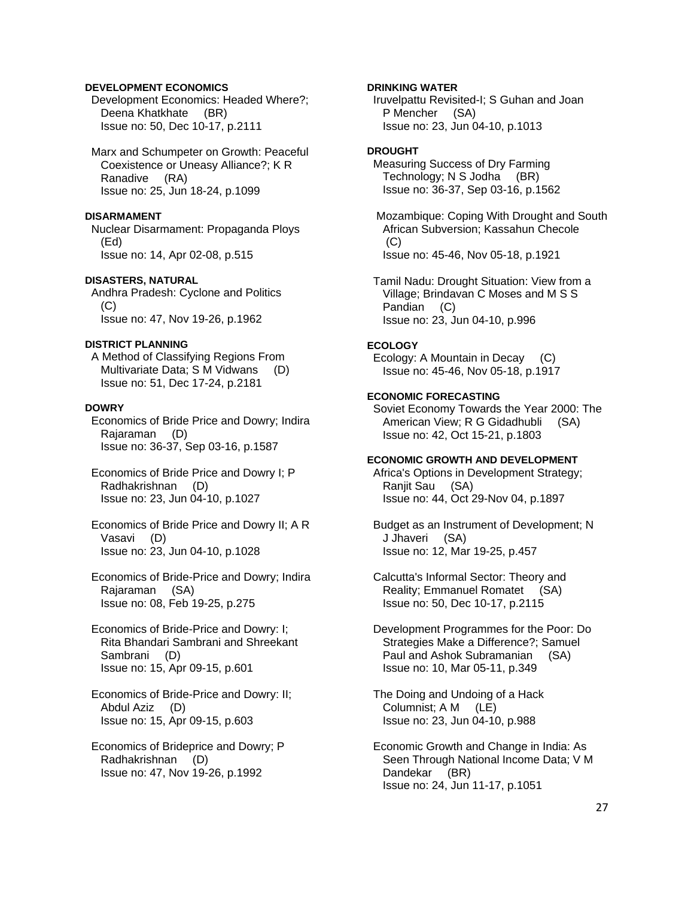**DEVELOPMENT ECONOMICS**

Development Economics: Headed Where?; Deena Khatkhate (BR)
Issue no: 50, Dec 10-17, p.2111

Marx and Schumpeter on Growth: Peaceful Coexistence or Uneasy Alliance?; K R Ranadive (RA)
Issue no: 25, Jun 18-24, p.1099

**DISARMAMENT**

Nuclear Disarmament: Propaganda Ploys (Ed)
Issue no: 14, Apr 02-08, p.515

**DISASTERS, NATURAL**

Andhra Pradesh: Cyclone and Politics (C)
Issue no: 47, Nov 19-26, p.1962

**DISTRICT PLANNING**

A Method of Classifying Regions From Multivariate Data; S M Vidwans (D)
Issue no: 51, Dec 17-24, p.2181

**DOWRY**

Economics of Bride Price and Dowry; Indira Rajaraman (D)
Issue no: 36-37, Sep 03-16, p.1587

Economics of Bride Price and Dowry I; P Radhakrishnan (D)
Issue no: 23, Jun 04-10, p.1027

Economics of Bride Price and Dowry II; A R Vasavi (D)
Issue no: 23, Jun 04-10, p.1028

Economics of Bride-Price and Dowry; Indira Rajaraman (SA)
Issue no: 08, Feb 19-25, p.275

Economics of Bride-Price and Dowry: I; Rita Bhandari Sambrani and Shreekant Sambrani (D)
Issue no: 15, Apr 09-15, p.601

Economics of Bride-Price and Dowry: II; Abdul Aziz (D)
Issue no: 15, Apr 09-15, p.603

Economics of Brideprice and Dowry; P Radhakrishnan (D)
Issue no: 47, Nov 19-26, p.1992

**DRINKING WATER**

Iruvelpattu Revisited-I; S Guhan and Joan P Mencher (SA)
Issue no: 23, Jun 04-10, p.1013

**DROUGHT**

Measuring Success of Dry Farming Technology; N S Jodha (BR)
Issue no: 36-37, Sep 03-16, p.1562

Mozambique: Coping With Drought and South African Subversion; Kassahun Checole (C)
Issue no: 45-46, Nov 05-18, p.1921

Tamil Nadu: Drought Situation: View from a Village; Brindavan C Moses and M S S Pandian (C)
Issue no: 23, Jun 04-10, p.996

**ECOLOGY**

Ecology: A Mountain in Decay (C)
Issue no: 45-46, Nov 05-18, p.1917

**ECONOMIC FORECASTING**

Soviet Economy Towards the Year 2000: The American View; R G Gidadhubli (SA)
Issue no: 42, Oct 15-21, p.1803

**ECONOMIC GROWTH AND DEVELOPMENT**

Africa's Options in Development Strategy; Ranjit Sau (SA)
Issue no: 44, Oct 29-Nov 04, p.1897

Budget as an Instrument of Development; N J Jhaveri (SA)
Issue no: 12, Mar 19-25, p.457

Calcutta's Informal Sector: Theory and Reality; Emmanuel Romatet (SA)
Issue no: 50, Dec 10-17, p.2115

Development Programmes for the Poor: Do Strategies Make a Difference?; Samuel Paul and Ashok Subramanian (SA)
Issue no: 10, Mar 05-11, p.349

The Doing and Undoing of a Hack Columnist; A M (LE)
Issue no: 23, Jun 04-10, p.988

Economic Growth and Change in India: As Seen Through National Income Data; V M Dandekar (BR)
Issue no: 24, Jun 11-17, p.1051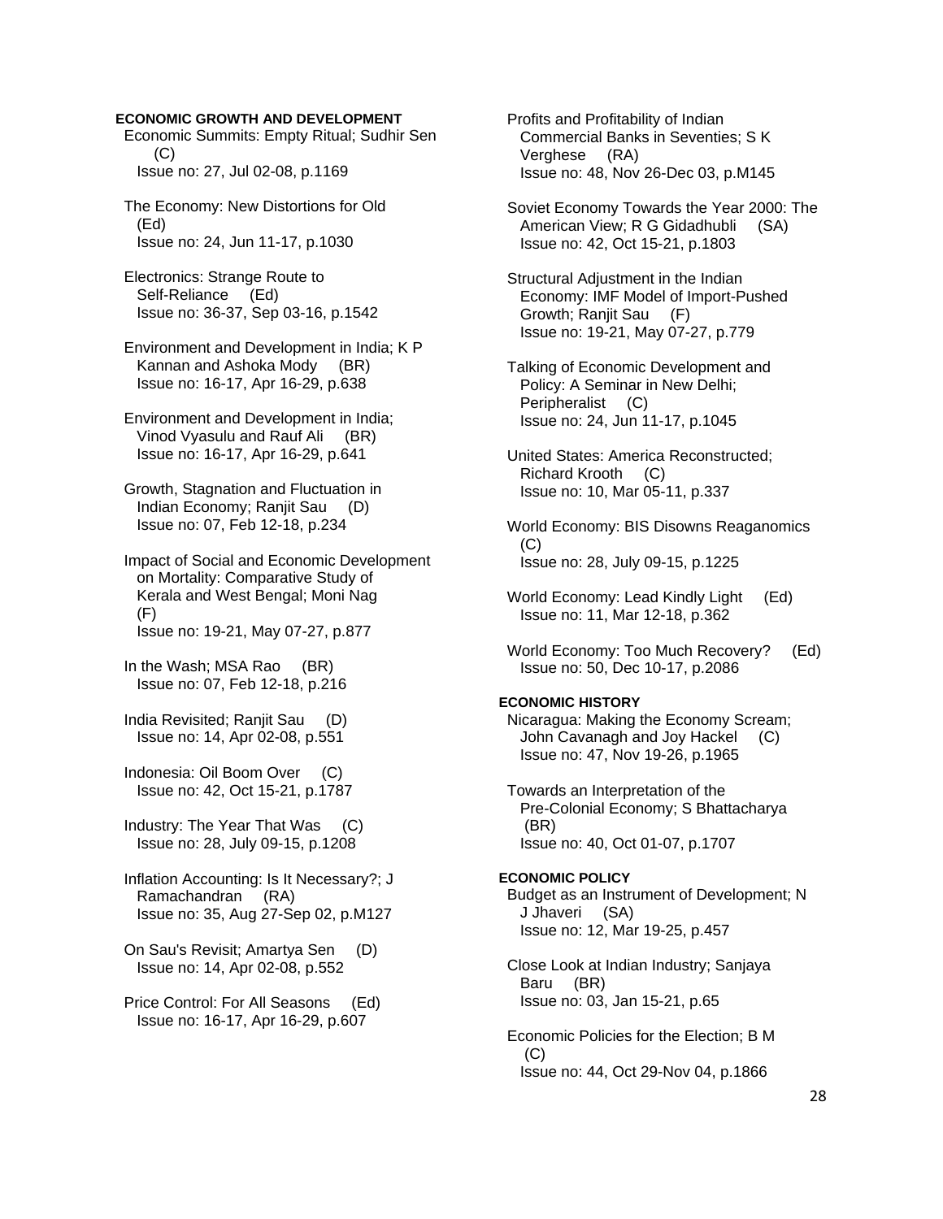**ECONOMIC GROWTH AND DEVELOPMENT**

Economic Summits: Empty Ritual; Sudhir Sen (C)
Issue no: 27, Jul 02-08, p.1169

The Economy: New Distortions for Old (Ed)
Issue no: 24, Jun 11-17, p.1030

Electronics: Strange Route to Self-Reliance (Ed)
Issue no: 36-37, Sep 03-16, p.1542

Environment and Development in India; K P Kannan and Ashoka Mody (BR)
Issue no: 16-17, Apr 16-29, p.638

Environment and Development in India; Vinod Vyasulu and Rauf Ali (BR)
Issue no: 16-17, Apr 16-29, p.641

Growth, Stagnation and Fluctuation in Indian Economy; Ranjit Sau (D)
Issue no: 07, Feb 12-18, p.234

Impact of Social and Economic Development on Mortality: Comparative Study of Kerala and West Bengal; Moni Nag (F)
Issue no: 19-21, May 07-27, p.877

In the Wash; MSA Rao (BR)
Issue no: 07, Feb 12-18, p.216

India Revisited; Ranjit Sau (D)
Issue no: 14, Apr 02-08, p.551

Indonesia: Oil Boom Over (C)
Issue no: 42, Oct 15-21, p.1787

Industry: The Year That Was (C)
Issue no: 28, July 09-15, p.1208

Inflation Accounting: Is It Necessary?; J Ramachandran (RA)
Issue no: 35, Aug 27-Sep 02, p.M127

On Sau's Revisit; Amartya Sen (D)
Issue no: 14, Apr 02-08, p.552

Price Control: For All Seasons (Ed)
Issue no: 16-17, Apr 16-29, p.607

Profits and Profitability of Indian Commercial Banks in Seventies; S K Verghese (RA)
Issue no: 48, Nov 26-Dec 03, p.M145

Soviet Economy Towards the Year 2000: The American View; R G Gidadhubli (SA)
Issue no: 42, Oct 15-21, p.1803

Structural Adjustment in the Indian Economy: IMF Model of Import-Pushed Growth; Ranjit Sau (F)
Issue no: 19-21, May 07-27, p.779

Talking of Economic Development and Policy: A Seminar in New Delhi; Peripheralist (C)
Issue no: 24, Jun 11-17, p.1045

United States: America Reconstructed; Richard Krooth (C)
Issue no: 10, Mar 05-11, p.337

World Economy: BIS Disowns Reaganomics (C)
Issue no: 28, July 09-15, p.1225

World Economy: Lead Kindly Light (Ed)
Issue no: 11, Mar 12-18, p.362

World Economy: Too Much Recovery? (Ed)
Issue no: 50, Dec 10-17, p.2086

**ECONOMIC HISTORY**

Nicaragua: Making the Economy Scream; John Cavanagh and Joy Hackel (C)
Issue no: 47, Nov 19-26, p.1965

Towards an Interpretation of the Pre-Colonial Economy; S Bhattacharya (BR)
Issue no: 40, Oct 01-07, p.1707

**ECONOMIC POLICY**

Budget as an Instrument of Development; N J Jhaveri (SA)
Issue no: 12, Mar 19-25, p.457

Close Look at Indian Industry; Sanjaya Baru (BR)
Issue no: 03, Jan 15-21, p.65

Economic Policies for the Election; B M (C)
Issue no: 44, Oct 29-Nov 04, p.1866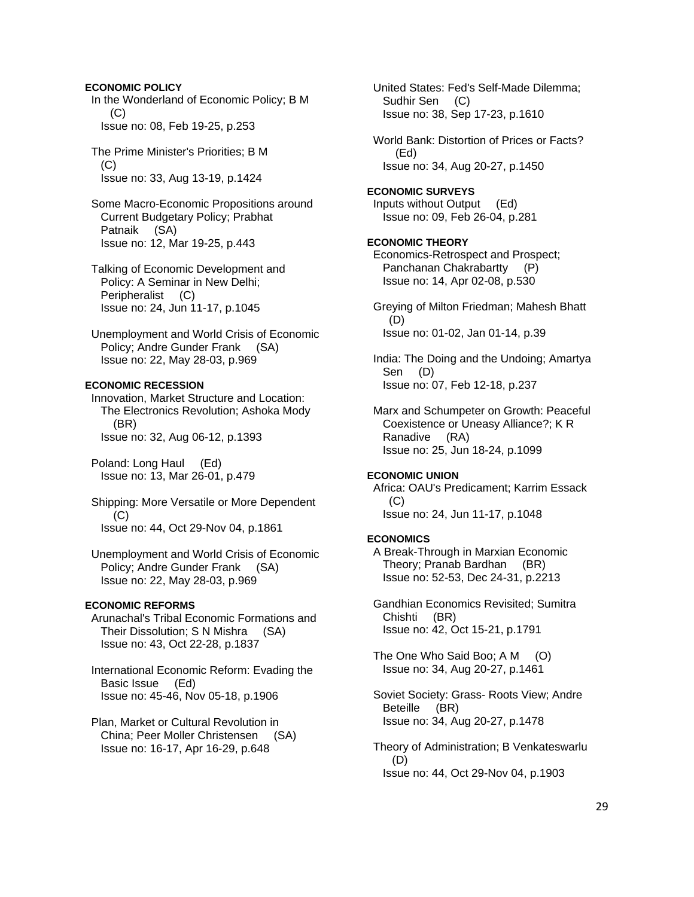**ECONOMIC POLICY**

In the Wonderland of Economic Policy; B M (C)
Issue no: 08, Feb 19-25, p.253

The Prime Minister's Priorities; B M (C)
Issue no: 33, Aug 13-19, p.1424

Some Macro-Economic Propositions around Current Budgetary Policy; Prabhat Patnaik (SA)
Issue no: 12, Mar 19-25, p.443

Talking of Economic Development and Policy: A Seminar in New Delhi; Peripheralist (C)
Issue no: 24, Jun 11-17, p.1045

Unemployment and World Crisis of Economic Policy; Andre Gunder Frank (SA)
Issue no: 22, May 28-03, p.969

**ECONOMIC RECESSION**

Innovation, Market Structure and Location: The Electronics Revolution; Ashoka Mody (BR)
Issue no: 32, Aug 06-12, p.1393

Poland: Long Haul (Ed)
Issue no: 13, Mar 26-01, p.479

Shipping: More Versatile or More Dependent (C)
Issue no: 44, Oct 29-Nov 04, p.1861

Unemployment and World Crisis of Economic Policy; Andre Gunder Frank (SA)
Issue no: 22, May 28-03, p.969

**ECONOMIC REFORMS**

Arunachal's Tribal Economic Formations and Their Dissolution; S N Mishra (SA)
Issue no: 43, Oct 22-28, p.1837

International Economic Reform: Evading the Basic Issue (Ed)
Issue no: 45-46, Nov 05-18, p.1906

Plan, Market or Cultural Revolution in China; Peer Moller Christensen (SA)
Issue no: 16-17, Apr 16-29, p.648

United States: Fed's Self-Made Dilemma; Sudhir Sen (C)
Issue no: 38, Sep 17-23, p.1610

World Bank: Distortion of Prices or Facts? (Ed)
Issue no: 34, Aug 20-27, p.1450

**ECONOMIC SURVEYS**

Inputs without Output (Ed)
Issue no: 09, Feb 26-04, p.281

**ECONOMIC THEORY**

Economics-Retrospect and Prospect; Panchanan Chakrabartty (P)
Issue no: 14, Apr 02-08, p.530

Greying of Milton Friedman; Mahesh Bhatt (D)
Issue no: 01-02, Jan 01-14, p.39

India: The Doing and the Undoing; Amartya Sen (D)
Issue no: 07, Feb 12-18, p.237

Marx and Schumpeter on Growth: Peaceful Coexistence or Uneasy Alliance?; K R Ranadive (RA)
Issue no: 25, Jun 18-24, p.1099

**ECONOMIC UNION**

Africa: OAU's Predicament; Karrim Essack (C)
Issue no: 24, Jun 11-17, p.1048

**ECONOMICS**

A Break-Through in Marxian Economic Theory; Pranab Bardhan (BR)
Issue no: 52-53, Dec 24-31, p.2213

Gandhian Economics Revisited; Sumitra Chishti (BR)
Issue no: 42, Oct 15-21, p.1791

The One Who Said Boo; A M (O)
Issue no: 34, Aug 20-27, p.1461

Soviet Society: Grass- Roots View; Andre Beteille (BR)
Issue no: 34, Aug 20-27, p.1478

Theory of Administration; B Venkateswarlu (D)
Issue no: 44, Oct 29-Nov 04, p.1903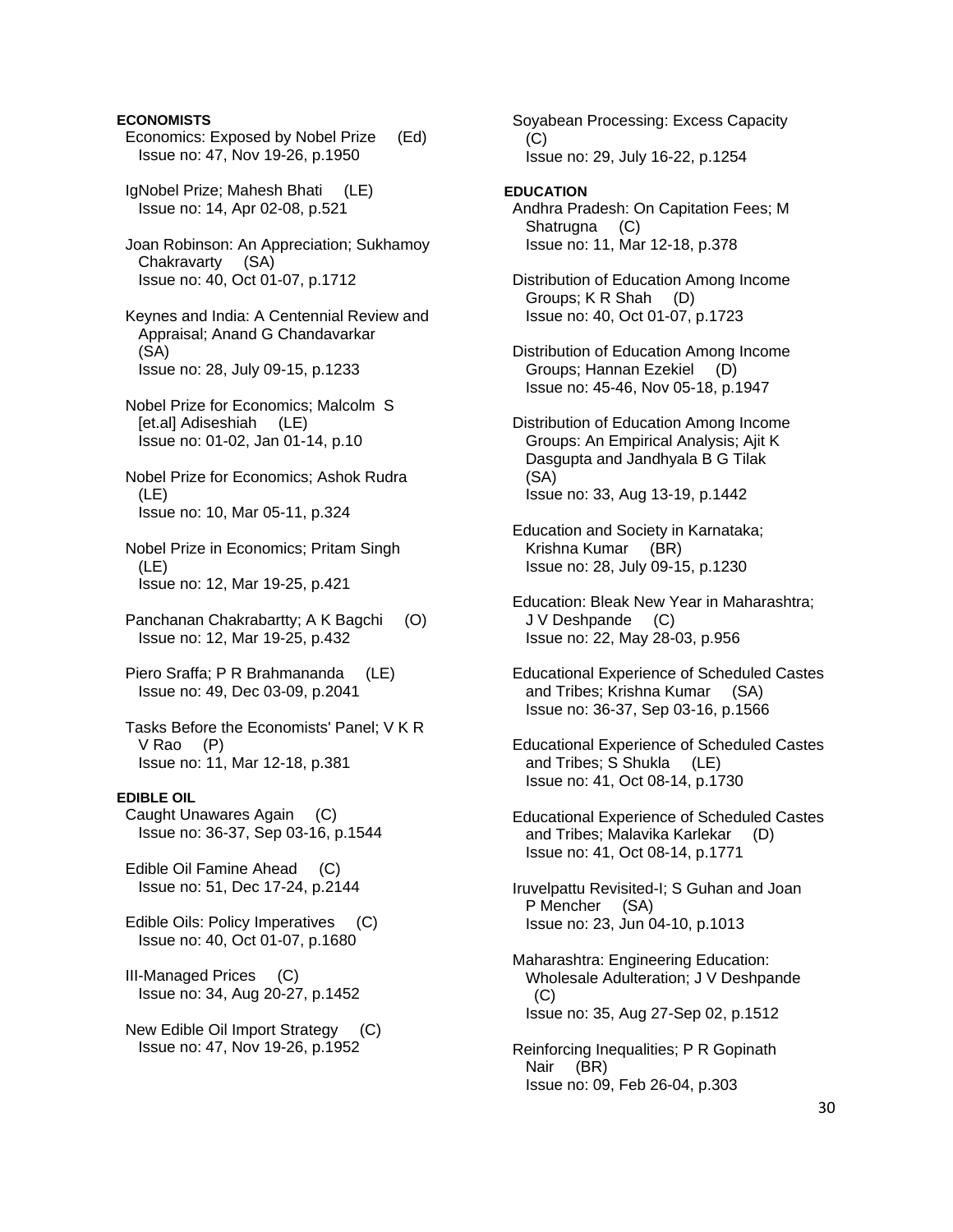**ECONOMISTS**

Economics: Exposed by Nobel Prize (Ed)
Issue no: 47, Nov 19-26, p.1950

IgNobel Prize; Mahesh Bhati (LE)
Issue no: 14, Apr 02-08, p.521

Joan Robinson: An Appreciation; Sukhamoy Chakravarty (SA)
Issue no: 40, Oct 01-07, p.1712

Keynes and India: A Centennial Review and Appraisal; Anand G Chandavarkar (SA)
Issue no: 28, July 09-15, p.1233

Nobel Prize for Economics; Malcolm S [et.al] Adiseshiah (LE)
Issue no: 01-02, Jan 01-14, p.10

Nobel Prize for Economics; Ashok Rudra (LE)
Issue no: 10, Mar 05-11, p.324

Nobel Prize in Economics; Pritam Singh (LE)
Issue no: 12, Mar 19-25, p.421

Panchanan Chakrabartty; A K Bagchi (O)
Issue no: 12, Mar 19-25, p.432

Piero Sraffa; P R Brahmananda (LE)
Issue no: 49, Dec 03-09, p.2041

Tasks Before the Economists' Panel; V K R V Rao (P)
Issue no: 11, Mar 12-18, p.381

**EDIBLE OIL**

Caught Unawares Again (C)
Issue no: 36-37, Sep 03-16, p.1544

Edible Oil Famine Ahead (C)
Issue no: 51, Dec 17-24, p.2144

Edible Oils: Policy Imperatives (C)
Issue no: 40, Oct 01-07, p.1680

Ill-Managed Prices (C)
Issue no: 34, Aug 20-27, p.1452

New Edible Oil Import Strategy (C)
Issue no: 47, Nov 19-26, p.1952

Soyabean Processing: Excess Capacity (C)
Issue no: 29, July 16-22, p.1254

**EDUCATION**

Andhra Pradesh: On Capitation Fees; M Shatrugna (C)
Issue no: 11, Mar 12-18, p.378

Distribution of Education Among Income Groups; K R Shah (D)
Issue no: 40, Oct 01-07, p.1723

Distribution of Education Among Income Groups; Hannan Ezekiel (D)
Issue no: 45-46, Nov 05-18, p.1947

Distribution of Education Among Income Groups: An Empirical Analysis; Ajit K Dasgupta and Jandhyala B G Tilak (SA)
Issue no: 33, Aug 13-19, p.1442

Education and Society in Karnataka; Krishna Kumar (BR)
Issue no: 28, July 09-15, p.1230

Education: Bleak New Year in Maharashtra; J V Deshpande (C)
Issue no: 22, May 28-03, p.956

Educational Experience of Scheduled Castes and Tribes; Krishna Kumar (SA)
Issue no: 36-37, Sep 03-16, p.1566

Educational Experience of Scheduled Castes and Tribes; S Shukla (LE)
Issue no: 41, Oct 08-14, p.1730

Educational Experience of Scheduled Castes and Tribes; Malavika Karlekar (D)
Issue no: 41, Oct 08-14, p.1771

Iruvelpattu Revisited-I; S Guhan and Joan P Mencher (SA)
Issue no: 23, Jun 04-10, p.1013

Maharashtra: Engineering Education: Wholesale Adulteration; J V Deshpande (C)
Issue no: 35, Aug 27-Sep 02, p.1512

Reinforcing Inequalities; P R Gopinath Nair (BR)
Issue no: 09, Feb 26-04, p.303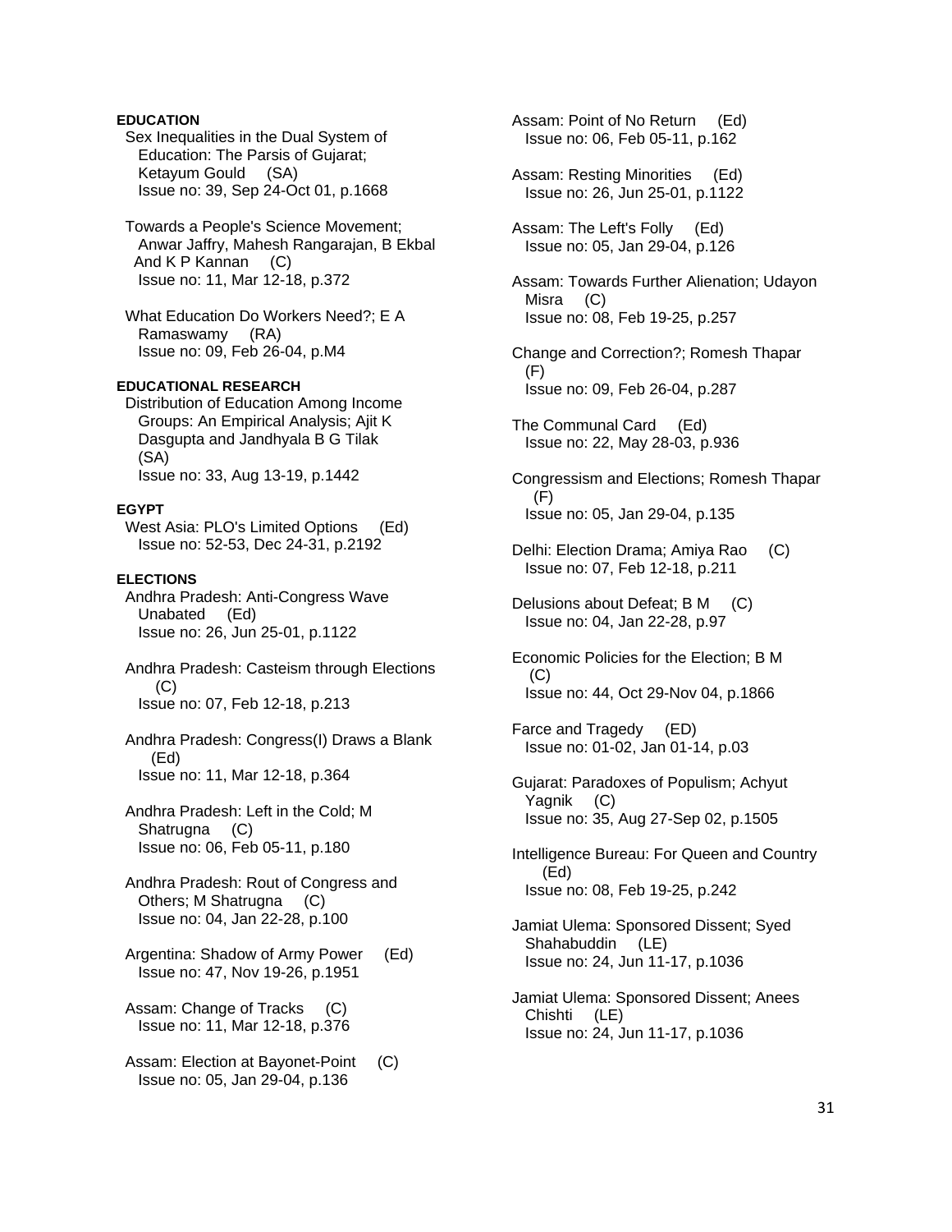**EDUCATION**

Sex Inequalities in the Dual System of Education: The Parsis of Gujarat; Ketayum Gould (SA)
Issue no: 39, Sep 24-Oct 01, p.1668

Towards a People's Science Movement; Anwar Jaffry, Mahesh Rangarajan, B Ekbal And K P Kannan (C)
Issue no: 11, Mar 12-18, p.372

What Education Do Workers Need?; E A Ramaswamy (RA)
Issue no: 09, Feb 26-04, p.M4

**EDUCATIONAL RESEARCH**

Distribution of Education Among Income Groups: An Empirical Analysis; Ajit K Dasgupta and Jandhyala B G Tilak (SA)
Issue no: 33, Aug 13-19, p.1442

**EGYPT**

West Asia: PLO's Limited Options (Ed)
Issue no: 52-53, Dec 24-31, p.2192

**ELECTIONS**

Andhra Pradesh: Anti-Congress Wave Unabated (Ed)
Issue no: 26, Jun 25-01, p.1122

Andhra Pradesh: Casteism through Elections (C)
Issue no: 07, Feb 12-18, p.213

Andhra Pradesh: Congress(I) Draws a Blank (Ed)
Issue no: 11, Mar 12-18, p.364

Andhra Pradesh: Left in the Cold; M Shatrugna (C)
Issue no: 06, Feb 05-11, p.180

Andhra Pradesh: Rout of Congress and Others; M Shatrugna (C)
Issue no: 04, Jan 22-28, p.100

Argentina: Shadow of Army Power (Ed)
Issue no: 47, Nov 19-26, p.1951

Assam: Change of Tracks (C)
Issue no: 11, Mar 12-18, p.376

Assam: Election at Bayonet-Point (C)
Issue no: 05, Jan 29-04, p.136

Assam: Point of No Return (Ed)
Issue no: 06, Feb 05-11, p.162

Assam: Resting Minorities (Ed)
Issue no: 26, Jun 25-01, p.1122

Assam: The Left's Folly (Ed)
Issue no: 05, Jan 29-04, p.126

Assam: Towards Further Alienation; Udayon Misra (C)
Issue no: 08, Feb 19-25, p.257

Change and Correction?; Romesh Thapar (F)
Issue no: 09, Feb 26-04, p.287

The Communal Card (Ed)
Issue no: 22, May 28-03, p.936

Congressism and Elections; Romesh Thapar (F)
Issue no: 05, Jan 29-04, p.135

Delhi: Election Drama; Amiya Rao (C)
Issue no: 07, Feb 12-18, p.211

Delusions about Defeat; B M (C)
Issue no: 04, Jan 22-28, p.97

Economic Policies for the Election; B M (C)
Issue no: 44, Oct 29-Nov 04, p.1866

Farce and Tragedy (ED)
Issue no: 01-02, Jan 01-14, p.03

Gujarat: Paradoxes of Populism; Achyut Yagnik (C)
Issue no: 35, Aug 27-Sep 02, p.1505

Intelligence Bureau: For Queen and Country (Ed)
Issue no: 08, Feb 19-25, p.242

Jamiat Ulema: Sponsored Dissent; Syed Shahabuddin (LE)
Issue no: 24, Jun 11-17, p.1036

Jamiat Ulema: Sponsored Dissent; Anees Chishti (LE)
Issue no: 24, Jun 11-17, p.1036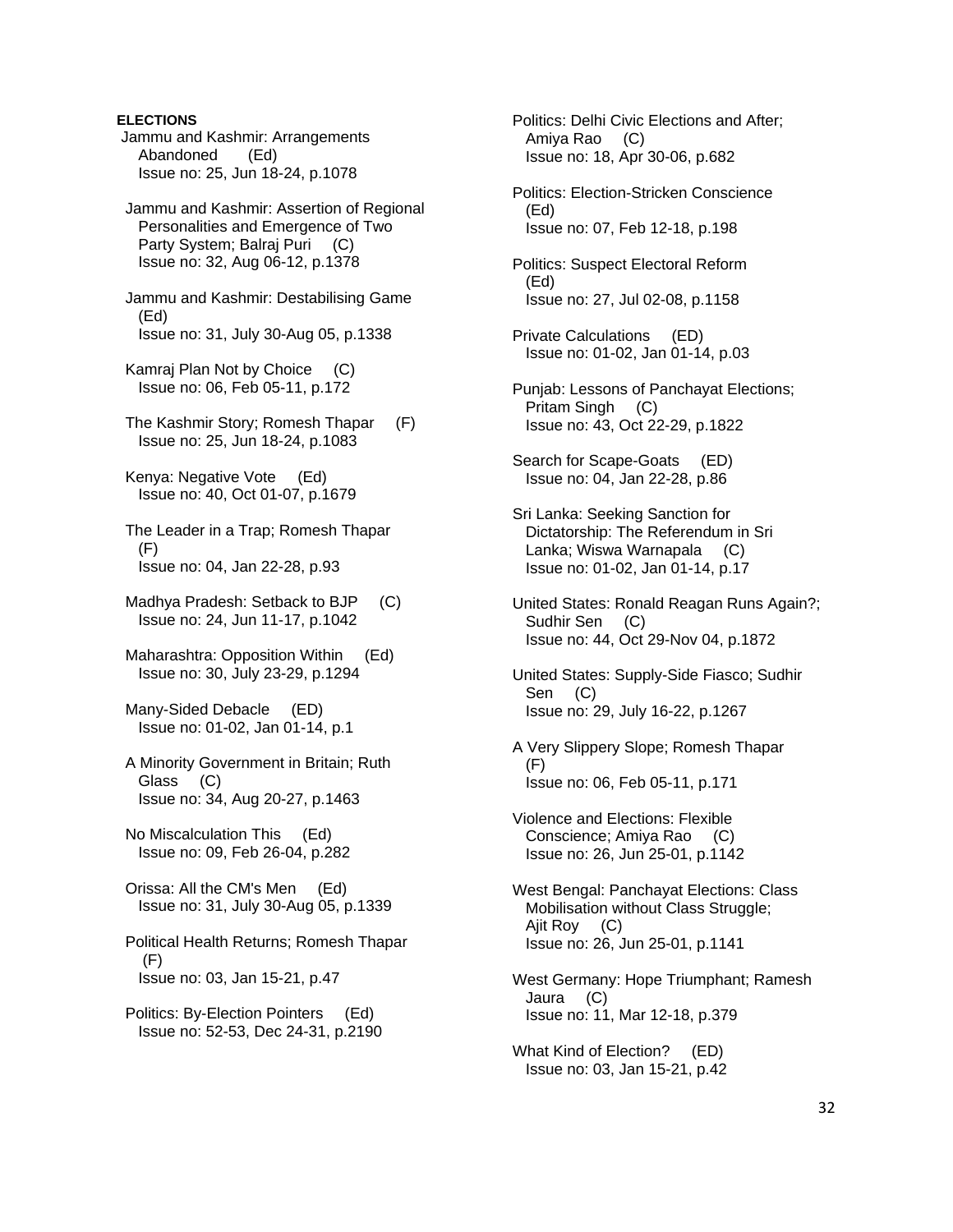**ELECTIONS**

Jammu and Kashmir: Arrangements Abandoned (Ed)
Issue no: 25, Jun 18-24, p.1078

Jammu and Kashmir: Assertion of Regional Personalities and Emergence of Two Party System; Balraj Puri (C)
Issue no: 32, Aug 06-12, p.1378

Jammu and Kashmir: Destabilising Game (Ed)
Issue no: 31, July 30-Aug 05, p.1338

Kamraj Plan Not by Choice (C)
Issue no: 06, Feb 05-11, p.172

The Kashmir Story; Romesh Thapar (F)
Issue no: 25, Jun 18-24, p.1083

Kenya: Negative Vote (Ed)
Issue no: 40, Oct 01-07, p.1679

The Leader in a Trap; Romesh Thapar (F)
Issue no: 04, Jan 22-28, p.93

Madhya Pradesh: Setback to BJP (C)
Issue no: 24, Jun 11-17, p.1042

Maharashtra: Opposition Within (Ed)
Issue no: 30, July 23-29, p.1294

Many-Sided Debacle (ED)
Issue no: 01-02, Jan 01-14, p.1

A Minority Government in Britain; Ruth Glass (C)
Issue no: 34, Aug 20-27, p.1463

No Miscalculation This (Ed)
Issue no: 09, Feb 26-04, p.282

Orissa: All the CM's Men (Ed)
Issue no: 31, July 30-Aug 05, p.1339

Political Health Returns; Romesh Thapar (F)
Issue no: 03, Jan 15-21, p.47

Politics: By-Election Pointers (Ed)
Issue no: 52-53, Dec 24-31, p.2190

Politics: Delhi Civic Elections and After; Amiya Rao (C)
Issue no: 18, Apr 30-06, p.682

Politics: Election-Stricken Conscience (Ed)
Issue no: 07, Feb 12-18, p.198

Politics: Suspect Electoral Reform (Ed)
Issue no: 27, Jul 02-08, p.1158

Private Calculations (ED)
Issue no: 01-02, Jan 01-14, p.03

Punjab: Lessons of Panchayat Elections; Pritam Singh (C)
Issue no: 43, Oct 22-29, p.1822

Search for Scape-Goats (ED)
Issue no: 04, Jan 22-28, p.86

Sri Lanka: Seeking Sanction for Dictatorship: The Referendum in Sri Lanka; Wiswa Warnapala (C)
Issue no: 01-02, Jan 01-14, p.17

United States: Ronald Reagan Runs Again?; Sudhir Sen (C)
Issue no: 44, Oct 29-Nov 04, p.1872

United States: Supply-Side Fiasco; Sudhir Sen (C)
Issue no: 29, July 16-22, p.1267

A Very Slippery Slope; Romesh Thapar (F)
Issue no: 06, Feb 05-11, p.171

Violence and Elections: Flexible Conscience; Amiya Rao (C)
Issue no: 26, Jun 25-01, p.1142

West Bengal: Panchayat Elections: Class Mobilisation without Class Struggle; Ajit Roy (C)
Issue no: 26, Jun 25-01, p.1141

West Germany: Hope Triumphant; Ramesh Jaura (C)
Issue no: 11, Mar 12-18, p.379

What Kind of Election? (ED)
Issue no: 03, Jan 15-21, p.42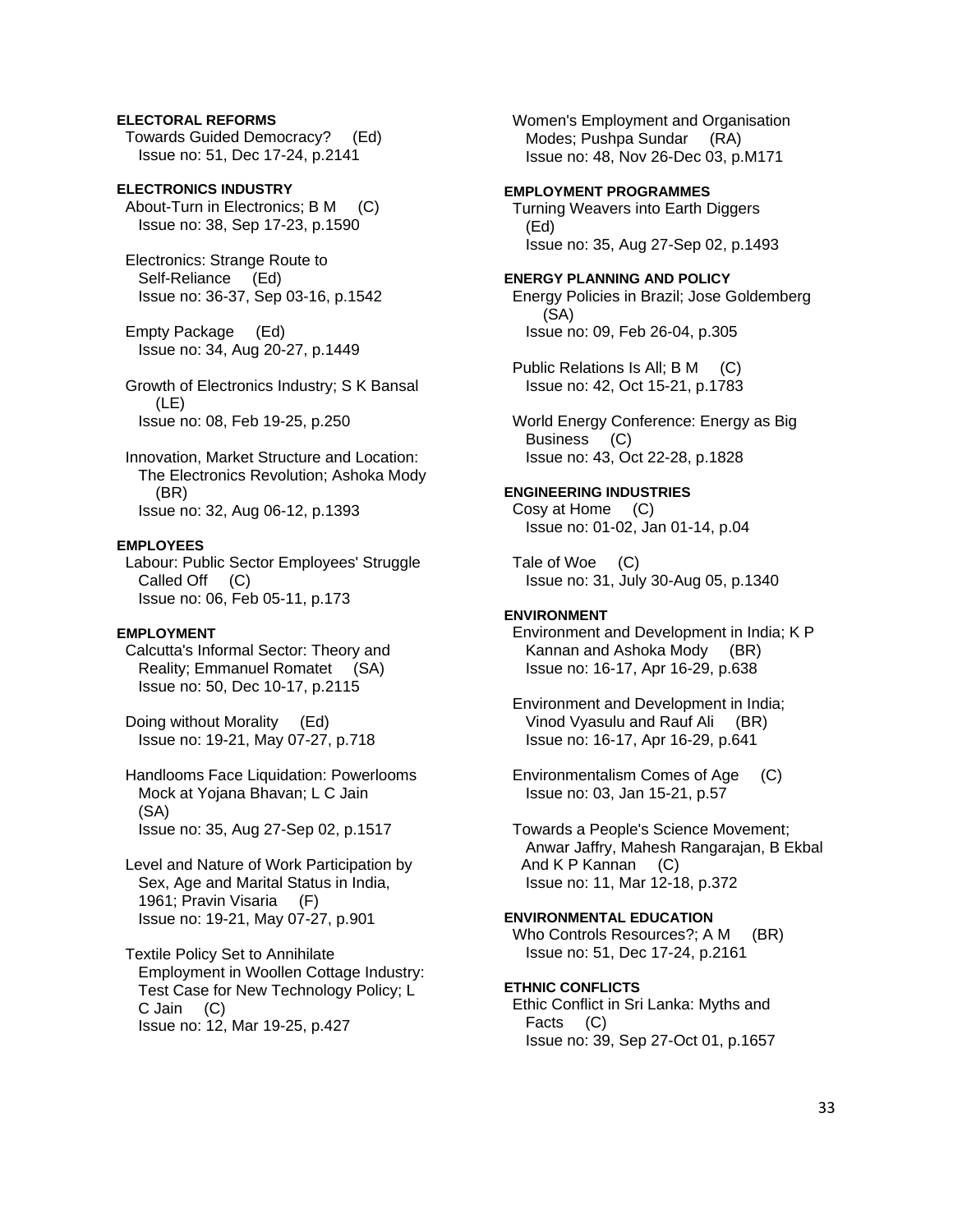**ELECTORAL REFORMS**

Towards Guided Democracy? (Ed)
Issue no: 51, Dec 17-24, p.2141

**ELECTRONICS INDUSTRY**

About-Turn in Electronics; B M (C)
Issue no: 38, Sep 17-23, p.1590

Electronics: Strange Route to Self-Reliance (Ed)
Issue no: 36-37, Sep 03-16, p.1542

Empty Package (Ed)
Issue no: 34, Aug 20-27, p.1449

Growth of Electronics Industry; S K Bansal (LE)
Issue no: 08, Feb 19-25, p.250

Innovation, Market Structure and Location: The Electronics Revolution; Ashoka Mody (BR)
Issue no: 32, Aug 06-12, p.1393

**EMPLOYEES**

Labour: Public Sector Employees' Struggle Called Off (C)
Issue no: 06, Feb 05-11, p.173

**EMPLOYMENT**

Calcutta's Informal Sector: Theory and Reality; Emmanuel Romatet (SA)
Issue no: 50, Dec 10-17, p.2115

Doing without Morality (Ed)
Issue no: 19-21, May 07-27, p.718

Handlooms Face Liquidation: Powerlooms Mock at Yojana Bhavan; L C Jain (SA)
Issue no: 35, Aug 27-Sep 02, p.1517

Level and Nature of Work Participation by Sex, Age and Marital Status in India, 1961; Pravin Visaria (F)
Issue no: 19-21, May 07-27, p.901

Textile Policy Set to Annihilate Employment in Woollen Cottage Industry: Test Case for New Technology Policy; L C Jain (C)
Issue no: 12, Mar 19-25, p.427

Women's Employment and Organisation Modes; Pushpa Sundar (RA)
Issue no: 48, Nov 26-Dec 03, p.M171

**EMPLOYMENT PROGRAMMES**

Turning Weavers into Earth Diggers (Ed)
Issue no: 35, Aug 27-Sep 02, p.1493

**ENERGY PLANNING AND POLICY**

Energy Policies in Brazil; Jose Goldemberg (SA)
Issue no: 09, Feb 26-04, p.305

Public Relations Is All; B M (C)
Issue no: 42, Oct 15-21, p.1783

World Energy Conference: Energy as Big Business (C)
Issue no: 43, Oct 22-28, p.1828

**ENGINEERING INDUSTRIES**

Cosy at Home (C)
Issue no: 01-02, Jan 01-14, p.04

Tale of Woe (C)
Issue no: 31, July 30-Aug 05, p.1340

**ENVIRONMENT**

Environment and Development in India; K P Kannan and Ashoka Mody (BR)
Issue no: 16-17, Apr 16-29, p.638

Environment and Development in India; Vinod Vyasulu and Rauf Ali (BR)
Issue no: 16-17, Apr 16-29, p.641

Environmentalism Comes of Age (C)
Issue no: 03, Jan 15-21, p.57

Towards a People's Science Movement; Anwar Jaffry, Mahesh Rangarajan, B Ekbal And K P Kannan (C)
Issue no: 11, Mar 12-18, p.372

**ENVIRONMENTAL EDUCATION**

Who Controls Resources?; A M (BR)
Issue no: 51, Dec 17-24, p.2161

**ETHNIC CONFLICTS**

Ethic Conflict in Sri Lanka: Myths and Facts (C)
Issue no: 39, Sep 27-Oct 01, p.1657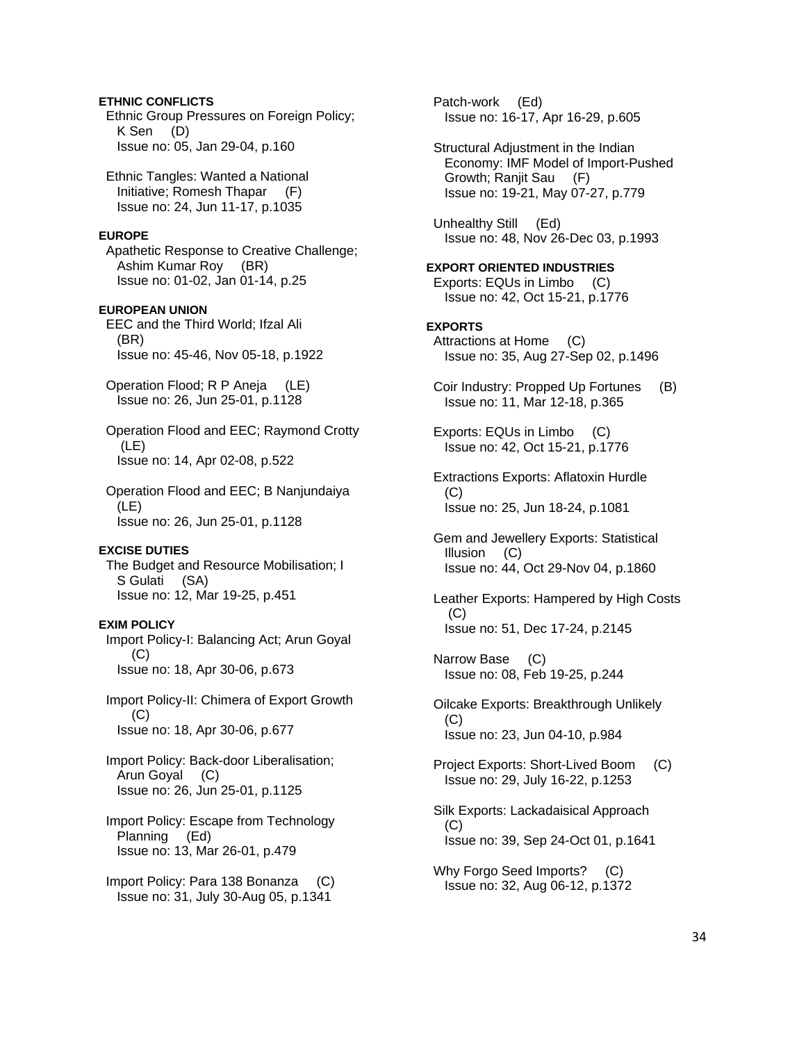**ETHNIC CONFLICTS**

Ethnic Group Pressures on Foreign Policy; K Sen (D)
Issue no: 05, Jan 29-04, p.160

Ethnic Tangles: Wanted a National Initiative; Romesh Thapar (F)
Issue no: 24, Jun 11-17, p.1035

**EUROPE**

Apathetic Response to Creative Challenge; Ashim Kumar Roy (BR)
Issue no: 01-02, Jan 01-14, p.25

**EUROPEAN UNION**

EEC and the Third World; Ifzal Ali (BR)
Issue no: 45-46, Nov 05-18, p.1922

Operation Flood; R P Aneja (LE)
Issue no: 26, Jun 25-01, p.1128

Operation Flood and EEC; Raymond Crotty (LE)
Issue no: 14, Apr 02-08, p.522

Operation Flood and EEC; B Nanjundaiya (LE)
Issue no: 26, Jun 25-01, p.1128

**EXCISE DUTIES**

The Budget and Resource Mobilisation; I S Gulati (SA)
Issue no: 12, Mar 19-25, p.451

**EXIM POLICY**

Import Policy-I: Balancing Act; Arun Goyal (C)
Issue no: 18, Apr 30-06, p.673

Import Policy-II: Chimera of Export Growth (C)
Issue no: 18, Apr 30-06, p.677

Import Policy: Back-door Liberalisation; Arun Goyal (C)
Issue no: 26, Jun 25-01, p.1125

Import Policy: Escape from Technology Planning (Ed)
Issue no: 13, Mar 26-01, p.479

Import Policy: Para 138 Bonanza (C)
Issue no: 31, July 30-Aug 05, p.1341

Patch-work (Ed)
Issue no: 16-17, Apr 16-29, p.605

Structural Adjustment in the Indian Economy: IMF Model of Import-Pushed Growth; Ranjit Sau (F)
Issue no: 19-21, May 07-27, p.779

Unhealthy Still (Ed)
Issue no: 48, Nov 26-Dec 03, p.1993

**EXPORT ORIENTED INDUSTRIES**

Exports: EQUs in Limbo (C)
Issue no: 42, Oct 15-21, p.1776

**EXPORTS**

Attractions at Home (C)
Issue no: 35, Aug 27-Sep 02, p.1496

Coir Industry: Propped Up Fortunes (B)
Issue no: 11, Mar 12-18, p.365

Exports: EQUs in Limbo (C)
Issue no: 42, Oct 15-21, p.1776

Extractions Exports: Aflatoxin Hurdle (C)
Issue no: 25, Jun 18-24, p.1081

Gem and Jewellery Exports: Statistical Illusion (C)
Issue no: 44, Oct 29-Nov 04, p.1860

Leather Exports: Hampered by High Costs (C)
Issue no: 51, Dec 17-24, p.2145

Narrow Base (C)
Issue no: 08, Feb 19-25, p.244

Oilcake Exports: Breakthrough Unlikely (C)
Issue no: 23, Jun 04-10, p.984

Project Exports: Short-Lived Boom (C)
Issue no: 29, July 16-22, p.1253

Silk Exports: Lackadaisical Approach (C)
Issue no: 39, Sep 24-Oct 01, p.1641

Why Forgo Seed Imports? (C)
Issue no: 32, Aug 06-12, p.1372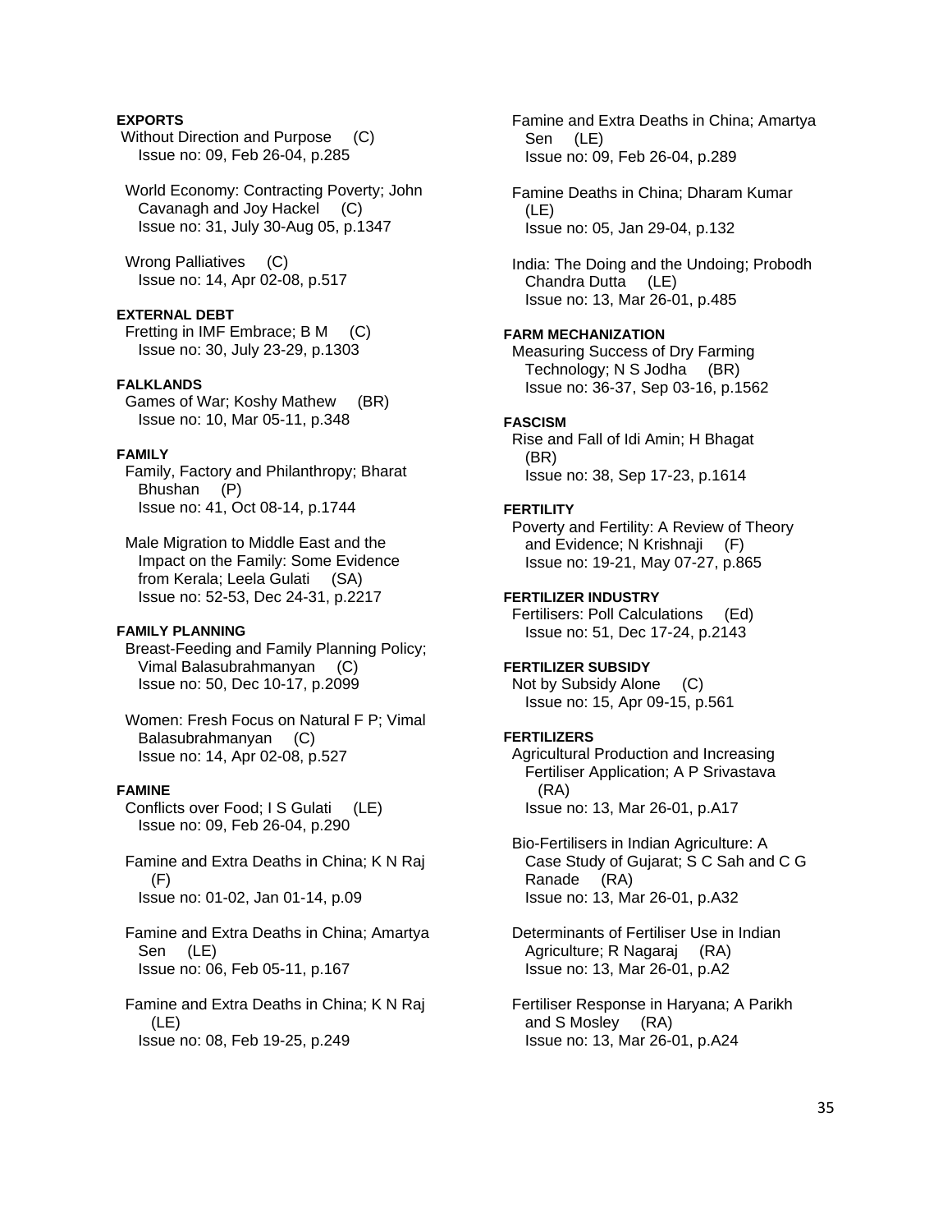**EXPORTS**

Without Direction and Purpose (C)
Issue no: 09, Feb 26-04, p.285

World Economy: Contracting Poverty; John Cavanagh and Joy Hackel (C)
Issue no: 31, July 30-Aug 05, p.1347

Wrong Palliatives (C)
Issue no: 14, Apr 02-08, p.517

**EXTERNAL DEBT**

Fretting in IMF Embrace; B M (C)
Issue no: 30, July 23-29, p.1303

**FALKLANDS**

Games of War; Koshy Mathew (BR)
Issue no: 10, Mar 05-11, p.348

**FAMILY**

Family, Factory and Philanthropy; Bharat Bhushan (P)
Issue no: 41, Oct 08-14, p.1744

Male Migration to Middle East and the Impact on the Family: Some Evidence from Kerala; Leela Gulati (SA)
Issue no: 52-53, Dec 24-31, p.2217

**FAMILY PLANNING**

Breast-Feeding and Family Planning Policy; Vimal Balasubrahmanyan (C)
Issue no: 50, Dec 10-17, p.2099

Women: Fresh Focus on Natural F P; Vimal Balasubrahmanyan (C)
Issue no: 14, Apr 02-08, p.527

**FAMINE**

Conflicts over Food; I S Gulati (LE)
Issue no: 09, Feb 26-04, p.290

Famine and Extra Deaths in China; K N Raj (F)
Issue no: 01-02, Jan 01-14, p.09

Famine and Extra Deaths in China; Amartya Sen (LE)
Issue no: 06, Feb 05-11, p.167

Famine and Extra Deaths in China; K N Raj (LE)
Issue no: 08, Feb 19-25, p.249

Famine and Extra Deaths in China; Amartya Sen (LE)
Issue no: 09, Feb 26-04, p.289

Famine Deaths in China; Dharam Kumar (LE)
Issue no: 05, Jan 29-04, p.132

India: The Doing and the Undoing; Probodh Chandra Dutta (LE)
Issue no: 13, Mar 26-01, p.485

**FARM MECHANIZATION**

Measuring Success of Dry Farming Technology; N S Jodha (BR)
Issue no: 36-37, Sep 03-16, p.1562

**FASCISM**

Rise and Fall of Idi Amin; H Bhagat (BR)
Issue no: 38, Sep 17-23, p.1614

**FERTILITY**

Poverty and Fertility: A Review of Theory and Evidence; N Krishnaji (F)
Issue no: 19-21, May 07-27, p.865

**FERTILIZER INDUSTRY**

Fertilisers: Poll Calculations (Ed)
Issue no: 51, Dec 17-24, p.2143

**FERTILIZER SUBSIDY**

Not by Subsidy Alone (C)
Issue no: 15, Apr 09-15, p.561

**FERTILIZERS**

Agricultural Production and Increasing Fertiliser Application; A P Srivastava (RA)
Issue no: 13, Mar 26-01, p.A17

Bio-Fertilisers in Indian Agriculture: A Case Study of Gujarat; S C Sah and C G Ranade (RA)
Issue no: 13, Mar 26-01, p.A32

Determinants of Fertiliser Use in Indian Agriculture; R Nagaraj (RA)
Issue no: 13, Mar 26-01, p.A2

Fertiliser Response in Haryana; A Parikh and S Mosley (RA)
Issue no: 13, Mar 26-01, p.A24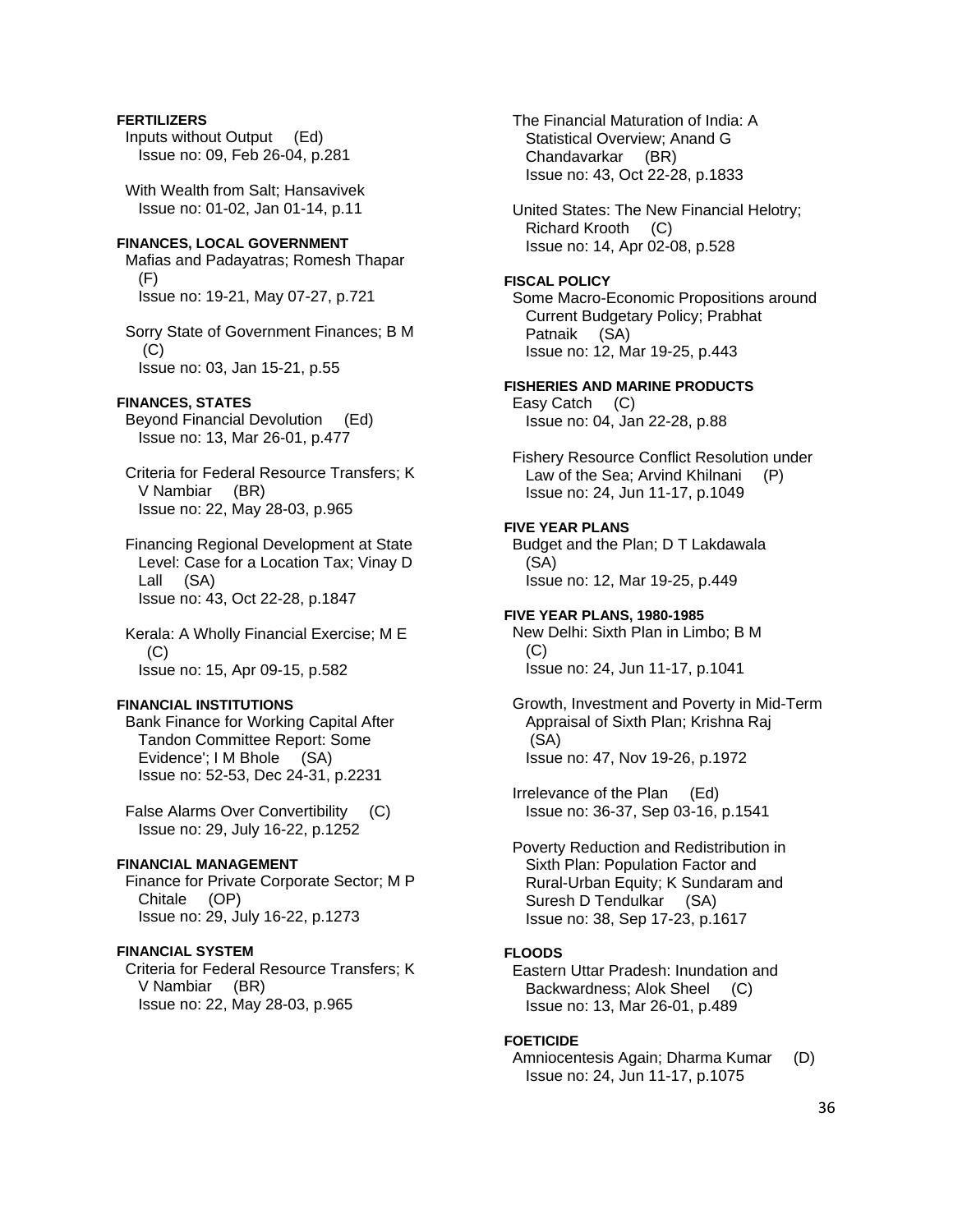**FERTILIZERS**

Inputs without Output (Ed)
Issue no: 09, Feb 26-04, p.281

With Wealth from Salt; Hansavivek
Issue no: 01-02, Jan 01-14, p.11

**FINANCES, LOCAL GOVERNMENT**

Mafias and Padayatras; Romesh Thapar (F)
Issue no: 19-21, May 07-27, p.721

Sorry State of Government Finances; B M (C)
Issue no: 03, Jan 15-21, p.55

**FINANCES, STATES**

Beyond Financial Devolution (Ed)
Issue no: 13, Mar 26-01, p.477

Criteria for Federal Resource Transfers; K V Nambiar (BR)
Issue no: 22, May 28-03, p.965

Financing Regional Development at State Level: Case for a Location Tax; Vinay D Lall (SA)
Issue no: 43, Oct 22-28, p.1847

Kerala: A Wholly Financial Exercise; M E (C)
Issue no: 15, Apr 09-15, p.582

**FINANCIAL INSTITUTIONS**

Bank Finance for Working Capital After Tandon Committee Report: Some Evidence'; I M Bhole (SA)
Issue no: 52-53, Dec 24-31, p.2231

False Alarms Over Convertibility (C)
Issue no: 29, July 16-22, p.1252

**FINANCIAL MANAGEMENT**

Finance for Private Corporate Sector; M P Chitale (OP)
Issue no: 29, July 16-22, p.1273

**FINANCIAL SYSTEM**

Criteria for Federal Resource Transfers; K V Nambiar (BR)
Issue no: 22, May 28-03, p.965

The Financial Maturation of India: A Statistical Overview; Anand G Chandavarkar (BR)
Issue no: 43, Oct 22-28, p.1833

United States: The New Financial Helotry; Richard Krooth (C)
Issue no: 14, Apr 02-08, p.528

**FISCAL POLICY**

Some Macro-Economic Propositions around Current Budgetary Policy; Prabhat Patnaik (SA)
Issue no: 12, Mar 19-25, p.443

**FISHERIES AND MARINE PRODUCTS**

Easy Catch (C)
Issue no: 04, Jan 22-28, p.88

Fishery Resource Conflict Resolution under Law of the Sea; Arvind Khilnani (P)
Issue no: 24, Jun 11-17, p.1049

**FIVE YEAR PLANS**

Budget and the Plan; D T Lakdawala (SA)
Issue no: 12, Mar 19-25, p.449

**FIVE YEAR PLANS, 1980-1985**

New Delhi: Sixth Plan in Limbo; B M (C)
Issue no: 24, Jun 11-17, p.1041

Growth, Investment and Poverty in Mid-Term Appraisal of Sixth Plan; Krishna Raj (SA)
Issue no: 47, Nov 19-26, p.1972

Irrelevance of the Plan (Ed)
Issue no: 36-37, Sep 03-16, p.1541

Poverty Reduction and Redistribution in Sixth Plan: Population Factor and Rural-Urban Equity; K Sundaram and Suresh D Tendulkar (SA)
Issue no: 38, Sep 17-23, p.1617

**FLOODS**

Eastern Uttar Pradesh: Inundation and Backwardness; Alok Sheel (C)
Issue no: 13, Mar 26-01, p.489

**FOETICIDE**

Amniocentesis Again; Dharma Kumar (D)
Issue no: 24, Jun 11-17, p.1075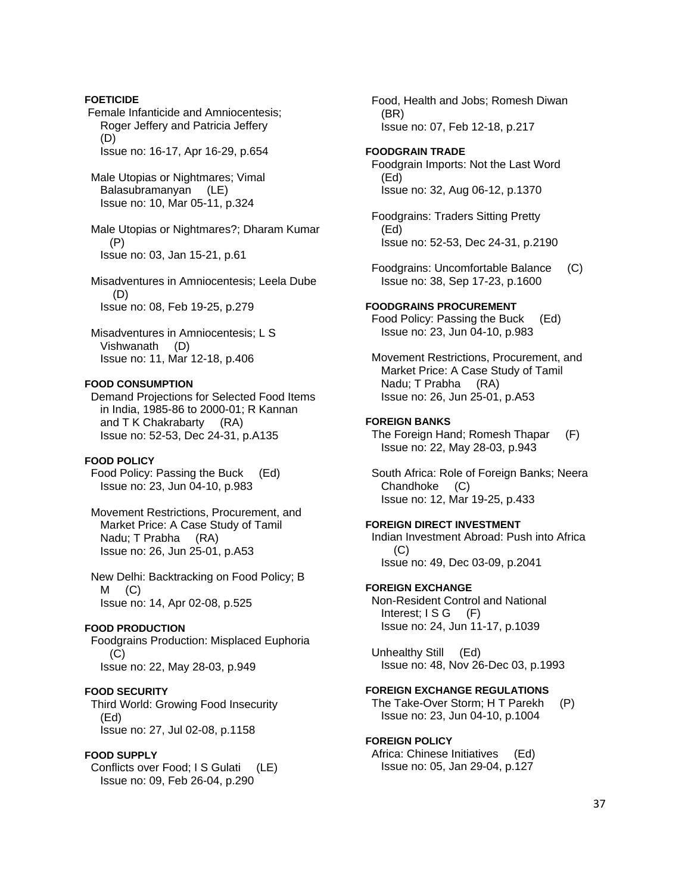**FOETICIDE**

Female Infanticide and Amniocentesis; Roger Jeffery and Patricia Jeffery (D)
Issue no: 16-17, Apr 16-29, p.654

Male Utopias or Nightmares; Vimal Balasubramanyan (LE)
Issue no: 10, Mar 05-11, p.324

Male Utopias or Nightmares?; Dharam Kumar (P)
Issue no: 03, Jan 15-21, p.61

Misadventures in Amniocentesis; Leela Dube (D)
Issue no: 08, Feb 19-25, p.279

Misadventures in Amniocentesis; L S Vishwanath (D)
Issue no: 11, Mar 12-18, p.406

**FOOD CONSUMPTION**

Demand Projections for Selected Food Items in India, 1985-86 to 2000-01; R Kannan and T K Chakrabarty (RA)
Issue no: 52-53, Dec 24-31, p.A135

**FOOD POLICY**

Food Policy: Passing the Buck (Ed)
Issue no: 23, Jun 04-10, p.983

Movement Restrictions, Procurement, and Market Price: A Case Study of Tamil Nadu; T Prabha (RA)
Issue no: 26, Jun 25-01, p.A53

New Delhi: Backtracking on Food Policy; B M (C)
Issue no: 14, Apr 02-08, p.525

**FOOD PRODUCTION**

Foodgrains Production: Misplaced Euphoria (C)
Issue no: 22, May 28-03, p.949

**FOOD SECURITY**

Third World: Growing Food Insecurity (Ed)
Issue no: 27, Jul 02-08, p.1158

**FOOD SUPPLY**

Conflicts over Food; I S Gulati (LE)
Issue no: 09, Feb 26-04, p.290

Food, Health and Jobs; Romesh Diwan (BR)
Issue no: 07, Feb 12-18, p.217

**FOODGRAIN TRADE**

Foodgrain Imports: Not the Last Word (Ed)
Issue no: 32, Aug 06-12, p.1370

Foodgrains: Traders Sitting Pretty (Ed)
Issue no: 52-53, Dec 24-31, p.2190

Foodgrains: Uncomfortable Balance (C)
Issue no: 38, Sep 17-23, p.1600

**FOODGRAINS PROCUREMENT**

Food Policy: Passing the Buck (Ed)
Issue no: 23, Jun 04-10, p.983

Movement Restrictions, Procurement, and Market Price: A Case Study of Tamil Nadu; T Prabha (RA)
Issue no: 26, Jun 25-01, p.A53

**FOREIGN BANKS**

The Foreign Hand; Romesh Thapar (F)
Issue no: 22, May 28-03, p.943

South Africa: Role of Foreign Banks; Neera Chandhoke (C)
Issue no: 12, Mar 19-25, p.433

**FOREIGN DIRECT INVESTMENT**

Indian Investment Abroad: Push into Africa (C)
Issue no: 49, Dec 03-09, p.2041

**FOREIGN EXCHANGE**

Non-Resident Control and National Interest; I S G (F)
Issue no: 24, Jun 11-17, p.1039

Unhealthy Still (Ed)
Issue no: 48, Nov 26-Dec 03, p.1993

**FOREIGN EXCHANGE REGULATIONS**

The Take-Over Storm; H T Parekh (P)
Issue no: 23, Jun 04-10, p.1004

**FOREIGN POLICY**

Africa: Chinese Initiatives (Ed)
Issue no: 05, Jan 29-04, p.127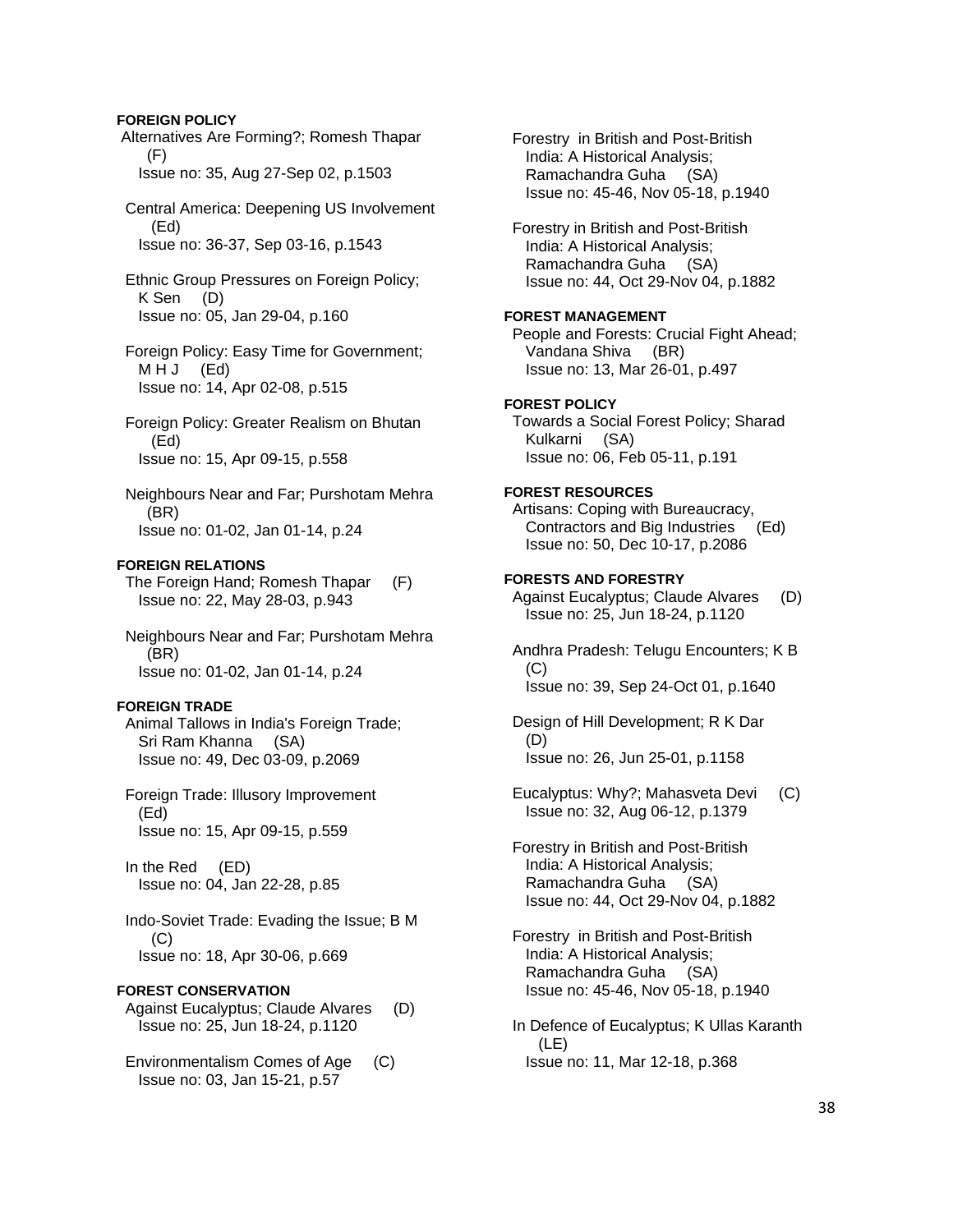**FOREIGN POLICY**

Alternatives Are Forming?; Romesh Thapar (F)
Issue no: 35, Aug 27-Sep 02, p.1503

Central America: Deepening US Involvement (Ed)
Issue no: 36-37, Sep 03-16, p.1543

Ethnic Group Pressures on Foreign Policy; K Sen (D)
Issue no: 05, Jan 29-04, p.160

Foreign Policy: Easy Time for Government; M H J (Ed)
Issue no: 14, Apr 02-08, p.515

Foreign Policy: Greater Realism on Bhutan (Ed)
Issue no: 15, Apr 09-15, p.558

Neighbours Near and Far; Purshotam Mehra (BR)
Issue no: 01-02, Jan 01-14, p.24

**FOREIGN RELATIONS**

The Foreign Hand; Romesh Thapar (F)
Issue no: 22, May 28-03, p.943

Neighbours Near and Far; Purshotam Mehra (BR)
Issue no: 01-02, Jan 01-14, p.24

**FOREIGN TRADE**

Animal Tallows in India's Foreign Trade; Sri Ram Khanna (SA)
Issue no: 49, Dec 03-09, p.2069

Foreign Trade: Illusory Improvement (Ed)
Issue no: 15, Apr 09-15, p.559

In the Red (ED)
Issue no: 04, Jan 22-28, p.85

Indo-Soviet Trade: Evading the Issue; B M (C)
Issue no: 18, Apr 30-06, p.669

**FOREST CONSERVATION**

Against Eucalyptus; Claude Alvares (D)
Issue no: 25, Jun 18-24, p.1120

Environmentalism Comes of Age (C)
Issue no: 03, Jan 15-21, p.57

Forestry in British and Post-British India: A Historical Analysis; Ramachandra Guha (SA)
Issue no: 45-46, Nov 05-18, p.1940

Forestry in British and Post-British India: A Historical Analysis; Ramachandra Guha (SA)
Issue no: 44, Oct 29-Nov 04, p.1882

**FOREST MANAGEMENT**

People and Forests: Crucial Fight Ahead; Vandana Shiva (BR)
Issue no: 13, Mar 26-01, p.497

**FOREST POLICY**

Towards a Social Forest Policy; Sharad Kulkarni (SA)
Issue no: 06, Feb 05-11, p.191

**FOREST RESOURCES**

Artisans: Coping with Bureaucracy, Contractors and Big Industries (Ed)
Issue no: 50, Dec 10-17, p.2086

**FORESTS AND FORESTRY**

Against Eucalyptus; Claude Alvares (D)
Issue no: 25, Jun 18-24, p.1120

Andhra Pradesh: Telugu Encounters; K B (C)
Issue no: 39, Sep 24-Oct 01, p.1640

Design of Hill Development; R K Dar (D)
Issue no: 26, Jun 25-01, p.1158

Eucalyptus: Why?; Mahasveta Devi (C)
Issue no: 32, Aug 06-12, p.1379

Forestry in British and Post-British India: A Historical Analysis; Ramachandra Guha (SA)
Issue no: 44, Oct 29-Nov 04, p.1882

Forestry in British and Post-British India: A Historical Analysis; Ramachandra Guha (SA)
Issue no: 45-46, Nov 05-18, p.1940

In Defence of Eucalyptus; K Ullas Karanth (LE)
Issue no: 11, Mar 12-18, p.368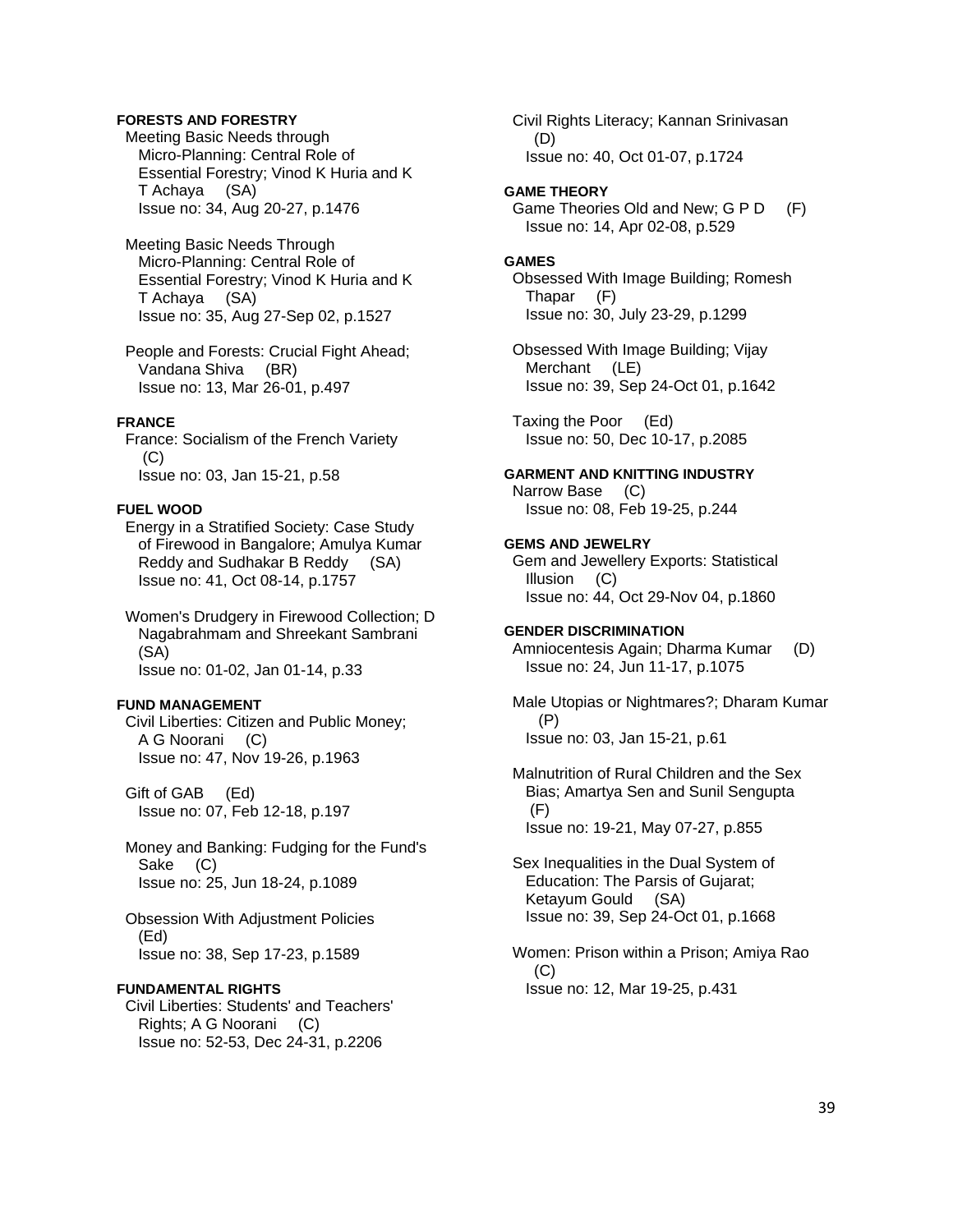**FORESTS AND FORESTRY**

Meeting Basic Needs through Micro-Planning: Central Role of Essential Forestry; Vinod K Huria and K T Achaya (SA)
Issue no: 34, Aug 20-27, p.1476

Meeting Basic Needs Through Micro-Planning: Central Role of Essential Forestry; Vinod K Huria and K T Achaya (SA)
Issue no: 35, Aug 27-Sep 02, p.1527

People and Forests: Crucial Fight Ahead; Vandana Shiva (BR)
Issue no: 13, Mar 26-01, p.497

**FRANCE**

France: Socialism of the French Variety (C)
Issue no: 03, Jan 15-21, p.58

**FUEL WOOD**

Energy in a Stratified Society: Case Study of Firewood in Bangalore; Amulya Kumar Reddy and Sudhakar B Reddy (SA)
Issue no: 41, Oct 08-14, p.1757

Women's Drudgery in Firewood Collection; D Nagabrahmam and Shreekant Sambrani (SA)
Issue no: 01-02, Jan 01-14, p.33

**FUND MANAGEMENT**

Civil Liberties: Citizen and Public Money; A G Noorani (C)
Issue no: 47, Nov 19-26, p.1963

Gift of GAB (Ed)
Issue no: 07, Feb 12-18, p.197

Money and Banking: Fudging for the Fund's Sake (C)
Issue no: 25, Jun 18-24, p.1089

Obsession With Adjustment Policies (Ed)
Issue no: 38, Sep 17-23, p.1589

**FUNDAMENTAL RIGHTS**

Civil Liberties: Students' and Teachers' Rights; A G Noorani (C)
Issue no: 52-53, Dec 24-31, p.2206

Civil Rights Literacy; Kannan Srinivasan (D)
Issue no: 40, Oct 01-07, p.1724

**GAME THEORY**

Game Theories Old and New; G P D (F)
Issue no: 14, Apr 02-08, p.529

**GAMES**

Obsessed With Image Building; Romesh Thapar (F)
Issue no: 30, July 23-29, p.1299

Obsessed With Image Building; Vijay Merchant (LE)
Issue no: 39, Sep 24-Oct 01, p.1642

Taxing the Poor (Ed)
Issue no: 50, Dec 10-17, p.2085

**GARMENT AND KNITTING INDUSTRY**

Narrow Base (C)
Issue no: 08, Feb 19-25, p.244

**GEMS AND JEWELRY**

Gem and Jewellery Exports: Statistical Illusion (C)
Issue no: 44, Oct 29-Nov 04, p.1860

**GENDER DISCRIMINATION**

Amniocentesis Again; Dharma Kumar (D)
Issue no: 24, Jun 11-17, p.1075

Male Utopias or Nightmares?; Dharam Kumar (P)
Issue no: 03, Jan 15-21, p.61

Malnutrition of Rural Children and the Sex Bias; Amartya Sen and Sunil Sengupta (F)
Issue no: 19-21, May 07-27, p.855

Sex Inequalities in the Dual System of Education: The Parsis of Gujarat; Ketayum Gould (SA)
Issue no: 39, Sep 24-Oct 01, p.1668

Women: Prison within a Prison; Amiya Rao (C)
Issue no: 12, Mar 19-25, p.431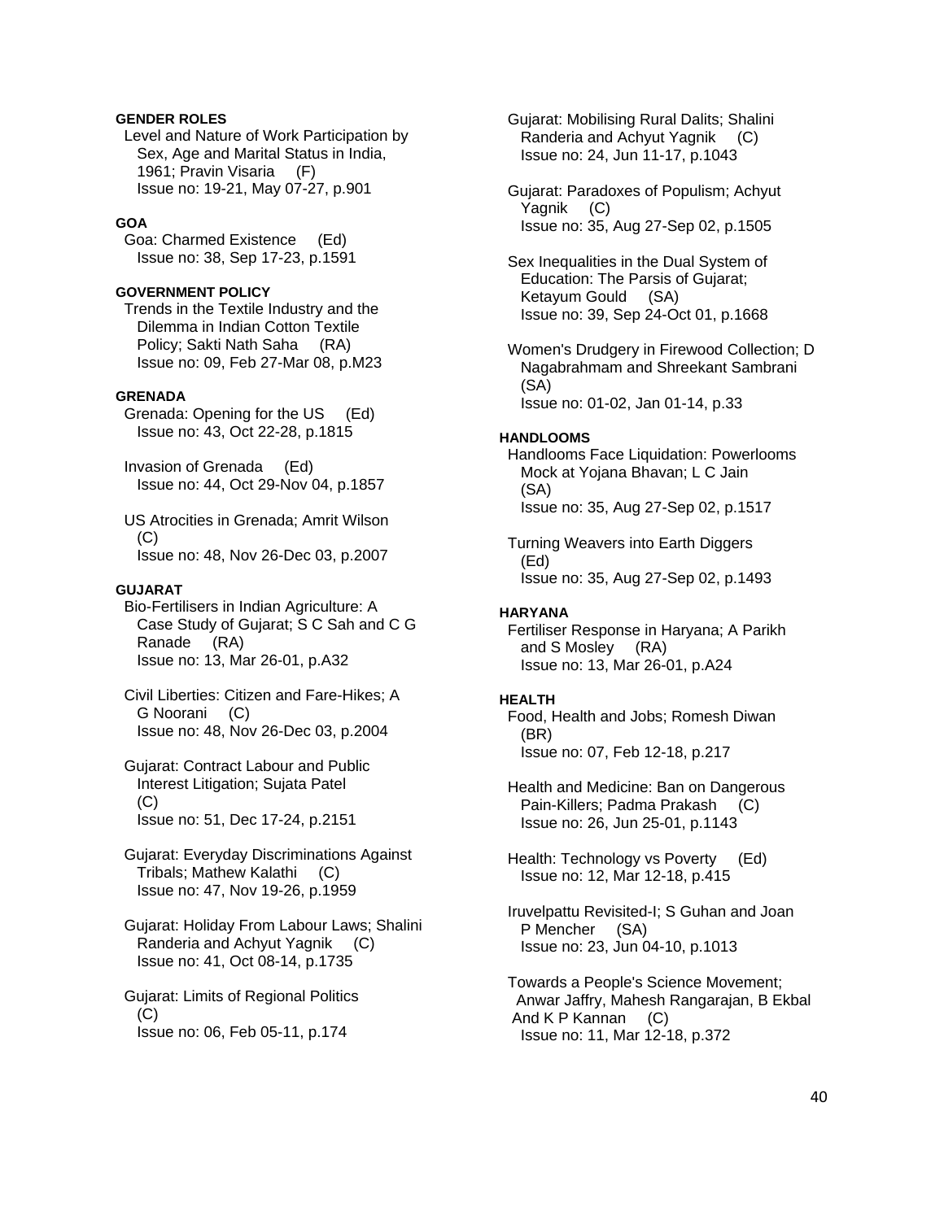#### GENDER ROLES

Level and Nature of Work Participation by Sex, Age and Marital Status in India, 1961; Pravin Visaria (F)
Issue no: 19-21, May 07-27, p.901

#### GOA

Goa: Charmed Existence (Ed)
Issue no: 38, Sep 17-23, p.1591

#### GOVERNMENT POLICY

Trends in the Textile Industry and the Dilemma in Indian Cotton Textile Policy; Sakti Nath Saha (RA)
Issue no: 09, Feb 27-Mar 08, p.M23

#### GRENADA

Grenada: Opening for the US (Ed)
Issue no: 43, Oct 22-28, p.1815

Invasion of Grenada (Ed)
Issue no: 44, Oct 29-Nov 04, p.1857

US Atrocities in Grenada; Amrit Wilson (C)
Issue no: 48, Nov 26-Dec 03, p.2007

#### GUJARAT

Bio-Fertilisers in Indian Agriculture: A Case Study of Gujarat; S C Sah and C G Ranade (RA)
Issue no: 13, Mar 26-01, p.A32

Civil Liberties: Citizen and Fare-Hikes; A G Noorani (C)
Issue no: 48, Nov 26-Dec 03, p.2004

Gujarat: Contract Labour and Public Interest Litigation; Sujata Patel (C)
Issue no: 51, Dec 17-24, p.2151

Gujarat: Everyday Discriminations Against Tribals; Mathew Kalathi (C)
Issue no: 47, Nov 19-26, p.1959

Gujarat: Holiday From Labour Laws; Shalini Randeria and Achyut Yagnik (C)
Issue no: 41, Oct 08-14, p.1735

Gujarat: Limits of Regional Politics (C)
Issue no: 06, Feb 05-11, p.174

Gujarat: Mobilising Rural Dalits; Shalini Randeria and Achyut Yagnik (C)
Issue no: 24, Jun 11-17, p.1043

Gujarat: Paradoxes of Populism; Achyut Yagnik (C)
Issue no: 35, Aug 27-Sep 02, p.1505

Sex Inequalities in the Dual System of Education: The Parsis of Gujarat; Ketayum Gould (SA)
Issue no: 39, Sep 24-Oct 01, p.1668

Women's Drudgery in Firewood Collection; D Nagabrahmam and Shreekant Sambrani (SA)
Issue no: 01-02, Jan 01-14, p.33

#### HANDLOOMS

Handlooms Face Liquidation: Powerlooms Mock at Yojana Bhavan; L C Jain (SA)
Issue no: 35, Aug 27-Sep 02, p.1517

Turning Weavers into Earth Diggers (Ed)
Issue no: 35, Aug 27-Sep 02, p.1493

#### HARYANA

Fertiliser Response in Haryana; A Parikh and S Mosley (RA)
Issue no: 13, Mar 26-01, p.A24

#### HEALTH

Food, Health and Jobs; Romesh Diwan (BR)
Issue no: 07, Feb 12-18, p.217

Health and Medicine: Ban on Dangerous Pain-Killers; Padma Prakash (C)
Issue no: 26, Jun 25-01, p.1143

Health: Technology vs Poverty (Ed)
Issue no: 12, Mar 12-18, p.415

Iruvelpattu Revisited-I; S Guhan and Joan P Mencher (SA)
Issue no: 23, Jun 04-10, p.1013

Towards a People's Science Movement; Anwar Jaffry, Mahesh Rangarajan, B Ekbal And K P Kannan (C)
Issue no: 11, Mar 12-18, p.372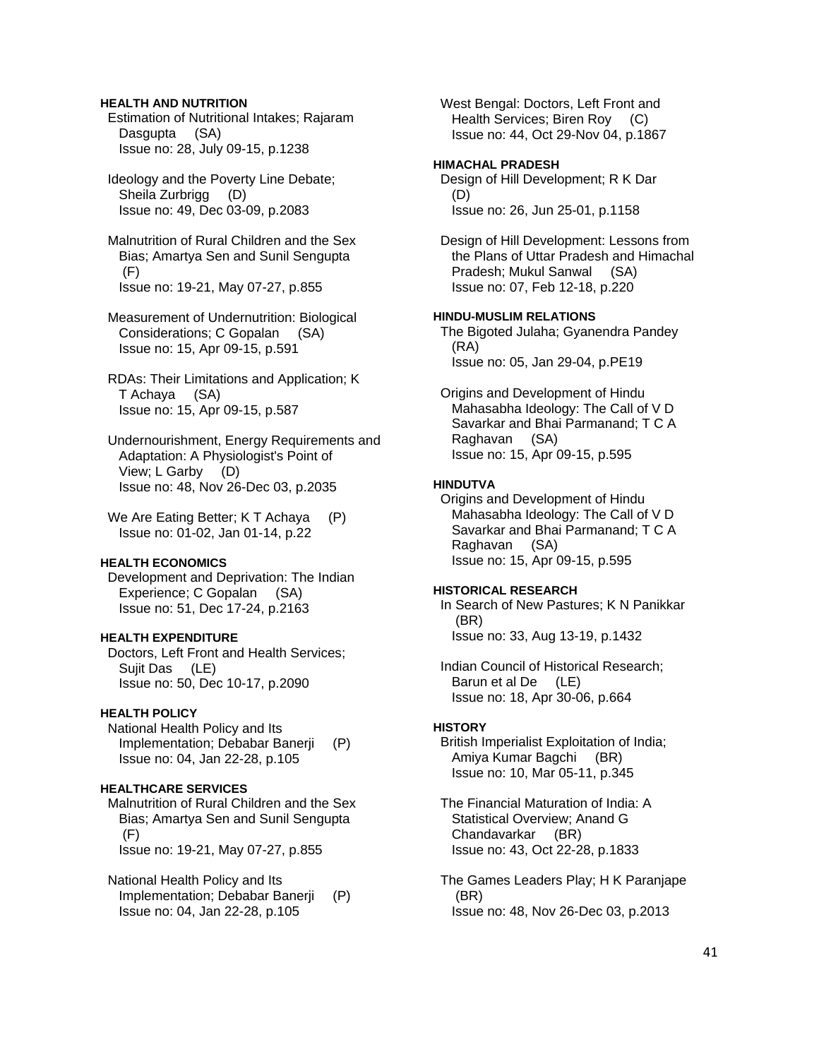**HEALTH AND NUTRITION**

Estimation of Nutritional Intakes; Rajaram Dasgupta (SA)
Issue no: 28, July 09-15, p.1238

Ideology and the Poverty Line Debate; Sheila Zurbrigg (D)
Issue no: 49, Dec 03-09, p.2083

Malnutrition of Rural Children and the Sex Bias; Amartya Sen and Sunil Sengupta (F)
Issue no: 19-21, May 07-27, p.855

Measurement of Undernutrition: Biological Considerations; C Gopalan (SA)
Issue no: 15, Apr 09-15, p.591

RDAs: Their Limitations and Application; K T Achaya (SA)
Issue no: 15, Apr 09-15, p.587

Undernourishment, Energy Requirements and Adaptation: A Physiologist's Point of View; L Garby (D)
Issue no: 48, Nov 26-Dec 03, p.2035

We Are Eating Better; K T Achaya (P)
Issue no: 01-02, Jan 01-14, p.22

**HEALTH ECONOMICS**

Development and Deprivation: The Indian Experience; C Gopalan (SA)
Issue no: 51, Dec 17-24, p.2163

**HEALTH EXPENDITURE**

Doctors, Left Front and Health Services; Sujit Das (LE)
Issue no: 50, Dec 10-17, p.2090

**HEALTH POLICY**

National Health Policy and Its Implementation; Debabar Banerji (P)
Issue no: 04, Jan 22-28, p.105

**HEALTHCARE SERVICES**

Malnutrition of Rural Children and the Sex Bias; Amartya Sen and Sunil Sengupta (F)
Issue no: 19-21, May 07-27, p.855

National Health Policy and Its Implementation; Debabar Banerji (P)
Issue no: 04, Jan 22-28, p.105

West Bengal: Doctors, Left Front and Health Services; Biren Roy (C)
Issue no: 44, Oct 29-Nov 04, p.1867

**HIMACHAL PRADESH**

Design of Hill Development; R K Dar (D)
Issue no: 26, Jun 25-01, p.1158

Design of Hill Development: Lessons from the Plans of Uttar Pradesh and Himachal Pradesh; Mukul Sanwal (SA)
Issue no: 07, Feb 12-18, p.220

**HINDU-MUSLIM RELATIONS**

The Bigoted Julaha; Gyanendra Pandey (RA)
Issue no: 05, Jan 29-04, p.PE19

Origins and Development of Hindu Mahasabha Ideology: The Call of V D Savarkar and Bhai Parmanand; T C A Raghavan (SA)
Issue no: 15, Apr 09-15, p.595

**HINDUTVA**

Origins and Development of Hindu Mahasabha Ideology: The Call of V D Savarkar and Bhai Parmanand; T C A Raghavan (SA)
Issue no: 15, Apr 09-15, p.595

**HISTORICAL RESEARCH**

In Search of New Pastures; K N Panikkar (BR)
Issue no: 33, Aug 13-19, p.1432

Indian Council of Historical Research; Barun et al De (LE)
Issue no: 18, Apr 30-06, p.664

**HISTORY**

British Imperialist Exploitation of India; Amiya Kumar Bagchi (BR)
Issue no: 10, Mar 05-11, p.345

The Financial Maturation of India: A Statistical Overview; Anand G Chandavarkar (BR)
Issue no: 43, Oct 22-28, p.1833

The Games Leaders Play; H K Paranjape (BR)
Issue no: 48, Nov 26-Dec 03, p.2013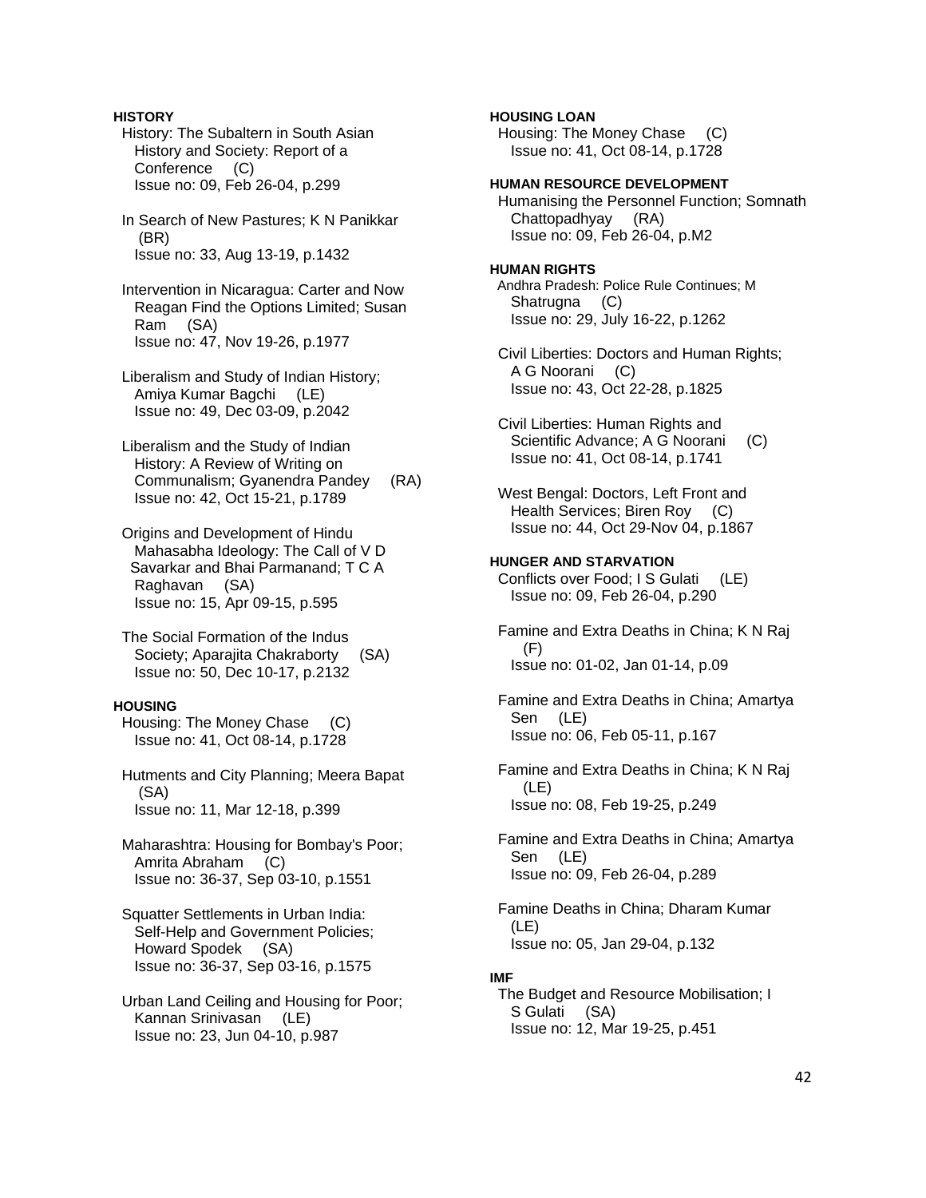**HISTORY**

History: The Subaltern in South Asian History and Society: Report of a Conference (C)
Issue no: 09, Feb 26-04, p.299

In Search of New Pastures; K N Panikkar (BR)
Issue no: 33, Aug 13-19, p.1432

Intervention in Nicaragua: Carter and Now Reagan Find the Options Limited; Susan Ram (SA)
Issue no: 47, Nov 19-26, p.1977

Liberalism and Study of Indian History; Amiya Kumar Bagchi (LE)
Issue no: 49, Dec 03-09, p.2042

Liberalism and the Study of Indian History: A Review of Writing on Communalism; Gyanendra Pandey (RA)
Issue no: 42, Oct 15-21, p.1789

Origins and Development of Hindu Mahasabha Ideology: The Call of V D Savarkar and Bhai Parmanand; T C A Raghavan (SA)
Issue no: 15, Apr 09-15, p.595

The Social Formation of the Indus Society; Aparajita Chakraborty (SA)
Issue no: 50, Dec 10-17, p.2132

**HOUSING**

Housing: The Money Chase (C)
Issue no: 41, Oct 08-14, p.1728

Hutments and City Planning; Meera Bapat (SA)
Issue no: 11, Mar 12-18, p.399

Maharashtra: Housing for Bombay's Poor; Amrita Abraham (C)
Issue no: 36-37, Sep 03-10, p.1551

Squatter Settlements in Urban India: Self-Help and Government Policies; Howard Spodek (SA)
Issue no: 36-37, Sep 03-16, p.1575

Urban Land Ceiling and Housing for Poor; Kannan Srinivasan (LE)
Issue no: 23, Jun 04-10, p.987

**HOUSING LOAN**

Housing: The Money Chase (C)
Issue no: 41, Oct 08-14, p.1728

**HUMAN RESOURCE DEVELOPMENT**

Humanising the Personnel Function; Somnath Chattopadhyay (RA)
Issue no: 09, Feb 26-04, p.M2

**HUMAN RIGHTS**

Andhra Pradesh: Police Rule Continues; M Shatrugna (C)
Issue no: 29, July 16-22, p.1262

Civil Liberties: Doctors and Human Rights; A G Noorani (C)
Issue no: 43, Oct 22-28, p.1825

Civil Liberties: Human Rights and Scientific Advance; A G Noorani (C)
Issue no: 41, Oct 08-14, p.1741

West Bengal: Doctors, Left Front and Health Services; Biren Roy (C)
Issue no: 44, Oct 29-Nov 04, p.1867

**HUNGER AND STARVATION**

Conflicts over Food; I S Gulati (LE)
Issue no: 09, Feb 26-04, p.290

Famine and Extra Deaths in China; K N Raj (F)
Issue no: 01-02, Jan 01-14, p.09

Famine and Extra Deaths in China; Amartya Sen (LE)
Issue no: 06, Feb 05-11, p.167

Famine and Extra Deaths in China; K N Raj (LE)
Issue no: 08, Feb 19-25, p.249

Famine and Extra Deaths in China; Amartya Sen (LE)
Issue no: 09, Feb 26-04, p.289

Famine Deaths in China; Dharam Kumar (LE)
Issue no: 05, Jan 29-04, p.132

**IMF**

The Budget and Resource Mobilisation; I S Gulati (SA)
Issue no: 12, Mar 19-25, p.451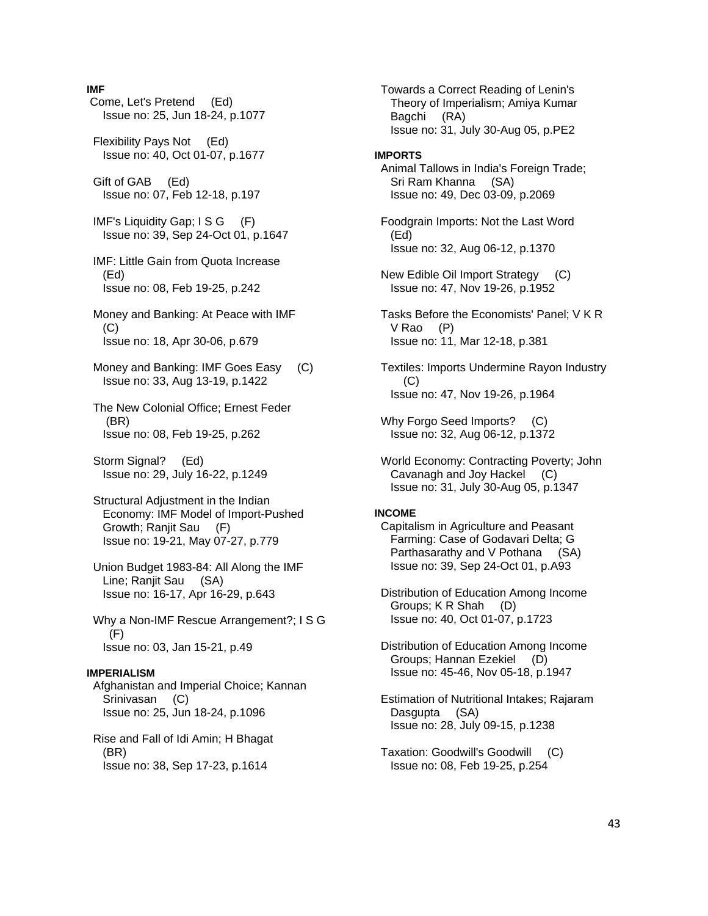**IMF**

Come, Let's Pretend (Ed)
Issue no: 25, Jun 18-24, p.1077

Flexibility Pays Not (Ed)
Issue no: 40, Oct 01-07, p.1677

Gift of GAB (Ed)
Issue no: 07, Feb 12-18, p.197

IMF's Liquidity Gap; I S G (F)
Issue no: 39, Sep 24-Oct 01, p.1647

IMF: Little Gain from Quota Increase (Ed)
Issue no: 08, Feb 19-25, p.242

Money and Banking: At Peace with IMF (C)
Issue no: 18, Apr 30-06, p.679

Money and Banking: IMF Goes Easy (C)
Issue no: 33, Aug 13-19, p.1422

The New Colonial Office; Ernest Feder (BR)
Issue no: 08, Feb 19-25, p.262

Storm Signal? (Ed)
Issue no: 29, July 16-22, p.1249

Structural Adjustment in the Indian Economy: IMF Model of Import-Pushed Growth; Ranjit Sau (F)
Issue no: 19-21, May 07-27, p.779

Union Budget 1983-84: All Along the IMF Line; Ranjit Sau (SA)
Issue no: 16-17, Apr 16-29, p.643

Why a Non-IMF Rescue Arrangement?; I S G (F)
Issue no: 03, Jan 15-21, p.49

**IMPERIALISM**

Afghanistan and Imperial Choice; Kannan Srinivasan (C)
Issue no: 25, Jun 18-24, p.1096

Rise and Fall of Idi Amin; H Bhagat (BR)
Issue no: 38, Sep 17-23, p.1614

Towards a Correct Reading of Lenin's Theory of Imperialism; Amiya Kumar Bagchi (RA)
Issue no: 31, July 30-Aug 05, p.PE2

**IMPORTS**

Animal Tallows in India's Foreign Trade; Sri Ram Khanna (SA)
Issue no: 49, Dec 03-09, p.2069

Foodgrain Imports: Not the Last Word (Ed)
Issue no: 32, Aug 06-12, p.1370

New Edible Oil Import Strategy (C)
Issue no: 47, Nov 19-26, p.1952

Tasks Before the Economists' Panel; V K R V Rao (P)
Issue no: 11, Mar 12-18, p.381

Textiles: Imports Undermine Rayon Industry (C)
Issue no: 47, Nov 19-26, p.1964

Why Forgo Seed Imports? (C)
Issue no: 32, Aug 06-12, p.1372

World Economy: Contracting Poverty; John Cavanagh and Joy Hackel (C)
Issue no: 31, July 30-Aug 05, p.1347

**INCOME**

Capitalism in Agriculture and Peasant Farming: Case of Godavari Delta; G Parthasarathy and V Pothana (SA)
Issue no: 39, Sep 24-Oct 01, p.A93

Distribution of Education Among Income Groups; K R Shah (D)
Issue no: 40, Oct 01-07, p.1723

Distribution of Education Among Income Groups; Hannan Ezekiel (D)
Issue no: 45-46, Nov 05-18, p.1947

Estimation of Nutritional Intakes; Rajaram Dasgupta (SA)
Issue no: 28, July 09-15, p.1238

Taxation: Goodwill's Goodwill (C)
Issue no: 08, Feb 19-25, p.254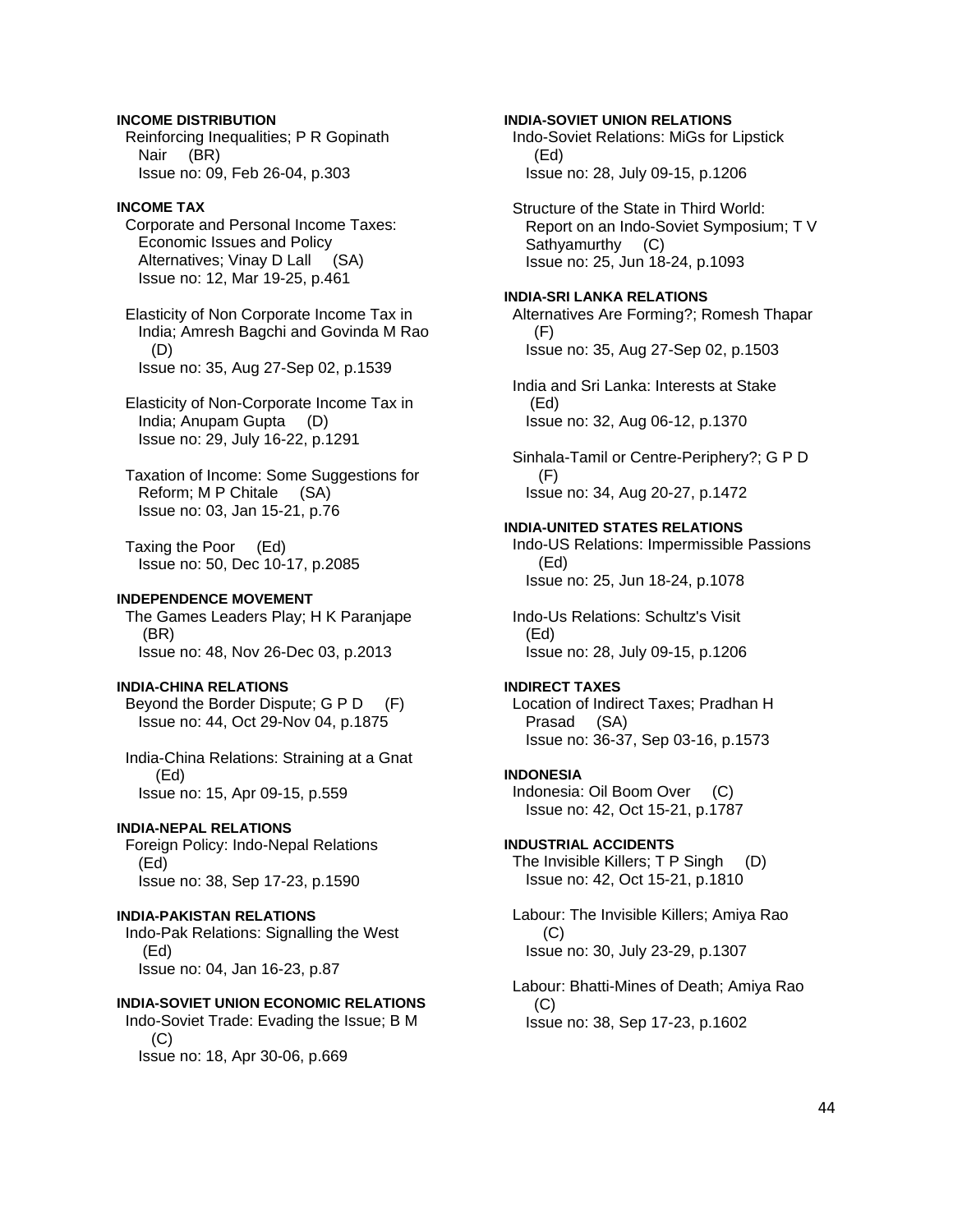**INCOME DISTRIBUTION**

Reinforcing Inequalities; P R Gopinath Nair (BR)
Issue no: 09, Feb 26-04, p.303

**INCOME TAX**

Corporate and Personal Income Taxes: Economic Issues and Policy Alternatives; Vinay D Lall (SA)
Issue no: 12, Mar 19-25, p.461

Elasticity of Non Corporate Income Tax in India; Amresh Bagchi and Govinda M Rao (D)
Issue no: 35, Aug 27-Sep 02, p.1539

Elasticity of Non-Corporate Income Tax in India; Anupam Gupta (D)
Issue no: 29, July 16-22, p.1291

Taxation of Income: Some Suggestions for Reform; M P Chitale (SA)
Issue no: 03, Jan 15-21, p.76

Taxing the Poor (Ed)
Issue no: 50, Dec 10-17, p.2085

**INDEPENDENCE MOVEMENT**

The Games Leaders Play; H K Paranjape (BR)
Issue no: 48, Nov 26-Dec 03, p.2013

**INDIA-CHINA RELATIONS**

Beyond the Border Dispute; G P D (F)
Issue no: 44, Oct 29-Nov 04, p.1875

India-China Relations: Straining at a Gnat (Ed)
Issue no: 15, Apr 09-15, p.559

**INDIA-NEPAL RELATIONS**

Foreign Policy: Indo-Nepal Relations (Ed)
Issue no: 38, Sep 17-23, p.1590

**INDIA-PAKISTAN RELATIONS**

Indo-Pak Relations: Signalling the West (Ed)
Issue no: 04, Jan 16-23, p.87

**INDIA-SOVIET UNION ECONOMIC RELATIONS**

Indo-Soviet Trade: Evading the Issue; B M (C)
Issue no: 18, Apr 30-06, p.669

**INDIA-SOVIET UNION RELATIONS**

Indo-Soviet Relations: MiGs for Lipstick (Ed)
Issue no: 28, July 09-15, p.1206

Structure of the State in Third World: Report on an Indo-Soviet Symposium; T V Sathyamurthy (C)
Issue no: 25, Jun 18-24, p.1093

**INDIA-SRI LANKA RELATIONS**

Alternatives Are Forming?; Romesh Thapar (F)
Issue no: 35, Aug 27-Sep 02, p.1503

India and Sri Lanka: Interests at Stake (Ed)
Issue no: 32, Aug 06-12, p.1370

Sinhala-Tamil or Centre-Periphery?; G P D (F)
Issue no: 34, Aug 20-27, p.1472

**INDIA-UNITED STATES RELATIONS**

Indo-US Relations: Impermissible Passions (Ed)
Issue no: 25, Jun 18-24, p.1078

Indo-Us Relations: Schultz's Visit (Ed)
Issue no: 28, July 09-15, p.1206

**INDIRECT TAXES**

Location of Indirect Taxes; Pradhan H Prasad (SA)
Issue no: 36-37, Sep 03-16, p.1573

**INDONESIA**

Indonesia: Oil Boom Over (C)
Issue no: 42, Oct 15-21, p.1787

**INDUSTRIAL ACCIDENTS**

The Invisible Killers; T P Singh (D)
Issue no: 42, Oct 15-21, p.1810

Labour: The Invisible Killers; Amiya Rao (C)
Issue no: 30, July 23-29, p.1307

Labour: Bhatti-Mines of Death; Amiya Rao (C)
Issue no: 38, Sep 17-23, p.1602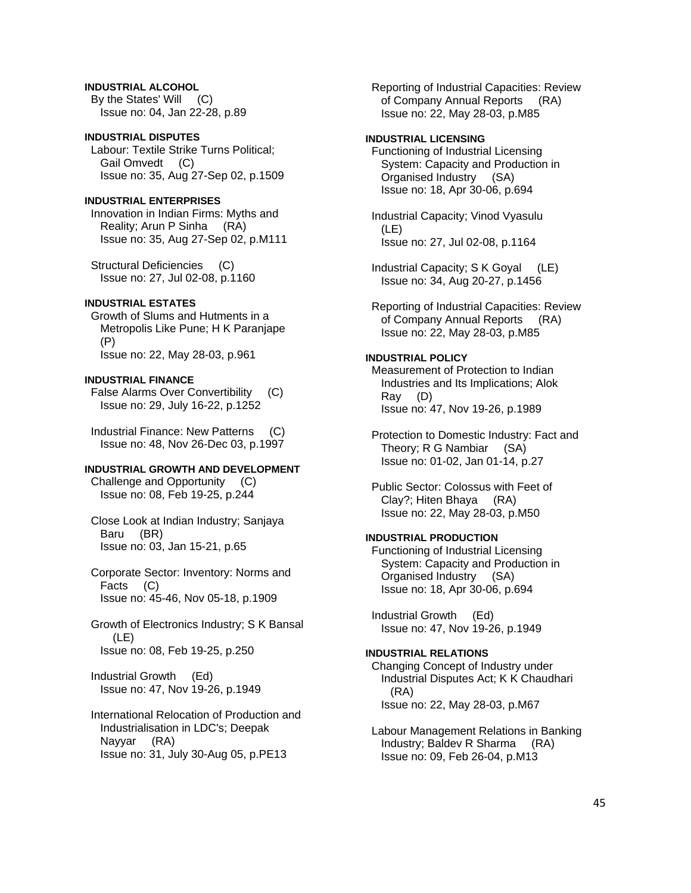**INDUSTRIAL ALCOHOL**
By the States' Will (C)
Issue no: 04, Jan 22-28, p.89

**INDUSTRIAL DISPUTES**
Labour: Textile Strike Turns Political; Gail Omvedt (C)
Issue no: 35, Aug 27-Sep 02, p.1509

**INDUSTRIAL ENTERPRISES**
Innovation in Indian Firms: Myths and Reality; Arun P Sinha (RA)
Issue no: 35, Aug 27-Sep 02, p.M111

Structural Deficiencies (C)
Issue no: 27, Jul 02-08, p.1160

**INDUSTRIAL ESTATES**
Growth of Slums and Hutments in a Metropolis Like Pune; H K Paranjape (P)
Issue no: 22, May 28-03, p.961

**INDUSTRIAL FINANCE**
False Alarms Over Convertibility (C)
Issue no: 29, July 16-22, p.1252

Industrial Finance: New Patterns (C)
Issue no: 48, Nov 26-Dec 03, p.1997

**INDUSTRIAL GROWTH AND DEVELOPMENT**
Challenge and Opportunity (C)
Issue no: 08, Feb 19-25, p.244

Close Look at Indian Industry; Sanjaya Baru (BR)
Issue no: 03, Jan 15-21, p.65

Corporate Sector: Inventory: Norms and Facts (C)
Issue no: 45-46, Nov 05-18, p.1909

Growth of Electronics Industry; S K Bansal (LE)
Issue no: 08, Feb 19-25, p.250

Industrial Growth (Ed)
Issue no: 47, Nov 19-26, p.1949

International Relocation of Production and Industrialisation in LDC's; Deepak Nayyar (RA)
Issue no: 31, July 30-Aug 05, p.PE13

Reporting of Industrial Capacities: Review of Company Annual Reports (RA)
Issue no: 22, May 28-03, p.M85

**INDUSTRIAL LICENSING**
Functioning of Industrial Licensing System: Capacity and Production in Organised Industry (SA)
Issue no: 18, Apr 30-06, p.694

Industrial Capacity; Vinod Vyasulu (LE)
Issue no: 27, Jul 02-08, p.1164

Industrial Capacity; S K Goyal (LE)
Issue no: 34, Aug 20-27, p.1456

Reporting of Industrial Capacities: Review of Company Annual Reports (RA)
Issue no: 22, May 28-03, p.M85

**INDUSTRIAL POLICY**
Measurement of Protection to Indian Industries and Its Implications; Alok Ray (D)
Issue no: 47, Nov 19-26, p.1989

Protection to Domestic Industry: Fact and Theory; R G Nambiar (SA)
Issue no: 01-02, Jan 01-14, p.27

Public Sector: Colossus with Feet of Clay?; Hiten Bhaya (RA)
Issue no: 22, May 28-03, p.M50

**INDUSTRIAL PRODUCTION**
Functioning of Industrial Licensing System: Capacity and Production in Organised Industry (SA)
Issue no: 18, Apr 30-06, p.694

Industrial Growth (Ed)
Issue no: 47, Nov 19-26, p.1949

**INDUSTRIAL RELATIONS**
Changing Concept of Industry under Industrial Disputes Act; K K Chaudhari (RA)
Issue no: 22, May 28-03, p.M67

Labour Management Relations in Banking Industry; Baldev R Sharma (RA)
Issue no: 09, Feb 26-04, p.M13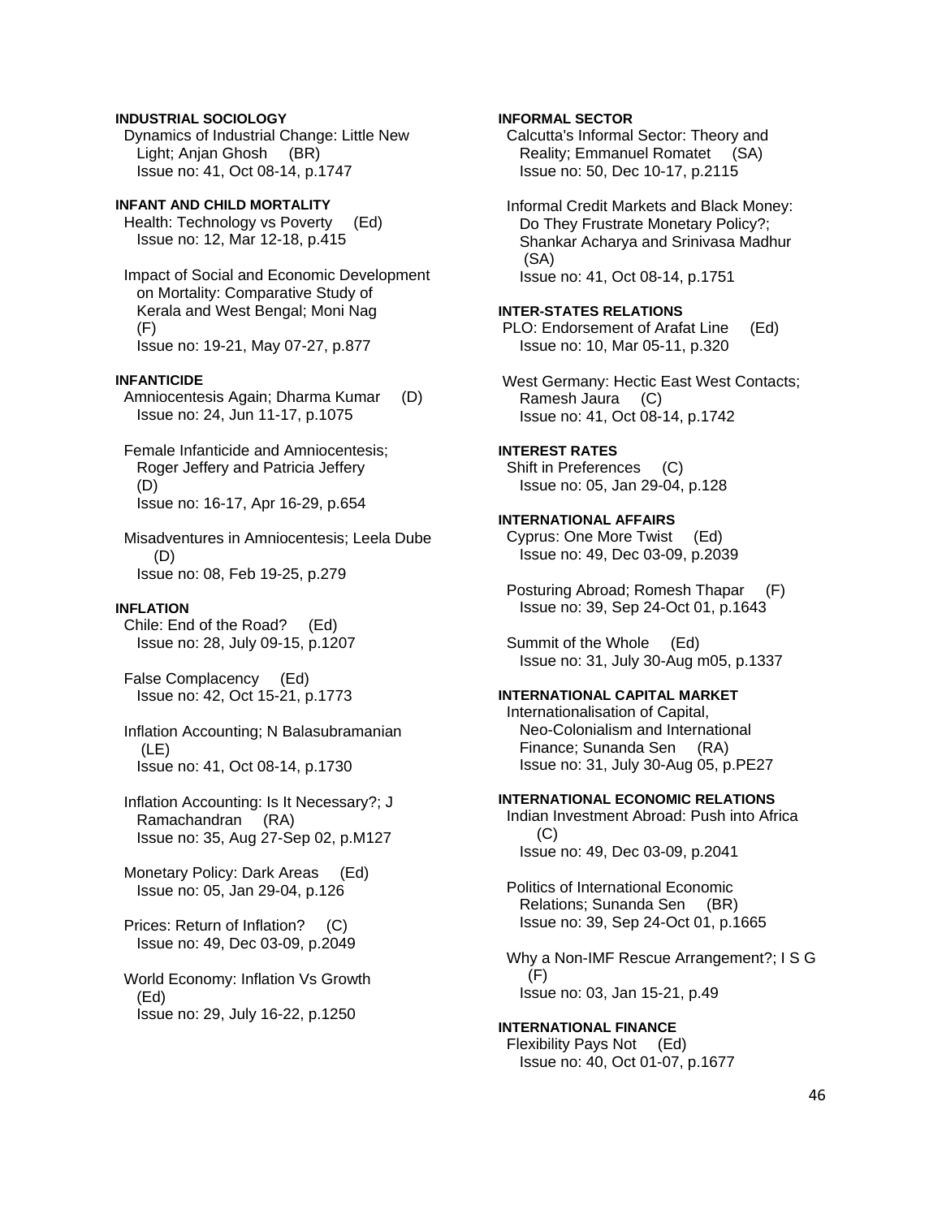**INDUSTRIAL SOCIOLOGY**

Dynamics of Industrial Change: Little New Light; Anjan Ghosh (BR)
Issue no: 41, Oct 08-14, p.1747

**INFANT AND CHILD MORTALITY**

Health: Technology vs Poverty (Ed)
Issue no: 12, Mar 12-18, p.415

Impact of Social and Economic Development on Mortality: Comparative Study of Kerala and West Bengal; Moni Nag (F)
Issue no: 19-21, May 07-27, p.877

**INFANTICIDE**

Amniocentesis Again; Dharma Kumar (D)
Issue no: 24, Jun 11-17, p.1075

Female Infanticide and Amniocentesis; Roger Jeffery and Patricia Jeffery (D)
Issue no: 16-17, Apr 16-29, p.654

Misadventures in Amniocentesis; Leela Dube (D)
Issue no: 08, Feb 19-25, p.279

**INFLATION**

Chile: End of the Road? (Ed)
Issue no: 28, July 09-15, p.1207

False Complacency (Ed)
Issue no: 42, Oct 15-21, p.1773

Inflation Accounting; N Balasubramanian (LE)
Issue no: 41, Oct 08-14, p.1730

Inflation Accounting: Is It Necessary?; J Ramachandran (RA)
Issue no: 35, Aug 27-Sep 02, p.M127

Monetary Policy: Dark Areas (Ed)
Issue no: 05, Jan 29-04, p.126

Prices: Return of Inflation? (C)
Issue no: 49, Dec 03-09, p.2049

World Economy: Inflation Vs Growth (Ed)
Issue no: 29, July 16-22, p.1250

**INFORMAL SECTOR**

Calcutta's Informal Sector: Theory and Reality; Emmanuel Romatet (SA)
Issue no: 50, Dec 10-17, p.2115

Informal Credit Markets and Black Money: Do They Frustrate Monetary Policy?; Shankar Acharya and Srinivasa Madhur (SA)
Issue no: 41, Oct 08-14, p.1751

**INTER-STATES RELATIONS**

PLO: Endorsement of Arafat Line (Ed)
Issue no: 10, Mar 05-11, p.320

West Germany: Hectic East West Contacts; Ramesh Jaura (C)
Issue no: 41, Oct 08-14, p.1742

**INTEREST RATES**

Shift in Preferences (C)
Issue no: 05, Jan 29-04, p.128

**INTERNATIONAL AFFAIRS**

Cyprus: One More Twist (Ed)
Issue no: 49, Dec 03-09, p.2039

Posturing Abroad; Romesh Thapar (F)
Issue no: 39, Sep 24-Oct 01, p.1643

Summit of the Whole (Ed)
Issue no: 31, July 30-Aug m05, p.1337

**INTERNATIONAL CAPITAL MARKET**

Internationalisation of Capital, Neo-Colonialism and International Finance; Sunanda Sen (RA)
Issue no: 31, July 30-Aug 05, p.PE27

**INTERNATIONAL ECONOMIC RELATIONS**

Indian Investment Abroad: Push into Africa (C)
Issue no: 49, Dec 03-09, p.2041

Politics of International Economic Relations; Sunanda Sen (BR)
Issue no: 39, Sep 24-Oct 01, p.1665

Why a Non-IMF Rescue Arrangement?; I S G (F)
Issue no: 03, Jan 15-21, p.49

**INTERNATIONAL FINANCE**

Flexibility Pays Not (Ed)
Issue no: 40, Oct 01-07, p.1677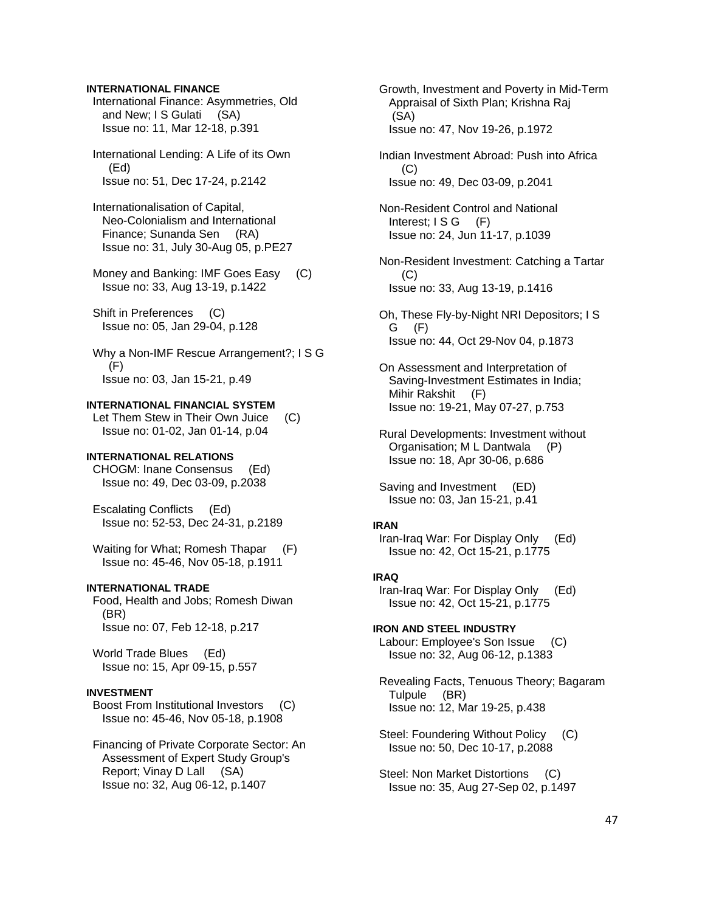**INTERNATIONAL FINANCE**

International Finance: Asymmetries, Old and New; I S Gulati (SA)
Issue no: 11, Mar 12-18, p.391

International Lending: A Life of its Own (Ed)
Issue no: 51, Dec 17-24, p.2142

Internationalisation of Capital, Neo-Colonialism and International Finance; Sunanda Sen (RA)
Issue no: 31, July 30-Aug 05, p.PE27

Money and Banking: IMF Goes Easy (C)
Issue no: 33, Aug 13-19, p.1422

Shift in Preferences (C)
Issue no: 05, Jan 29-04, p.128

Why a Non-IMF Rescue Arrangement?; I S G (F)
Issue no: 03, Jan 15-21, p.49

**INTERNATIONAL FINANCIAL SYSTEM**

Let Them Stew in Their Own Juice (C)
Issue no: 01-02, Jan 01-14, p.04

**INTERNATIONAL RELATIONS**

CHOGM: Inane Consensus (Ed)
Issue no: 49, Dec 03-09, p.2038

Escalating Conflicts (Ed)
Issue no: 52-53, Dec 24-31, p.2189

Waiting for What; Romesh Thapar (F)
Issue no: 45-46, Nov 05-18, p.1911

**INTERNATIONAL TRADE**

Food, Health and Jobs; Romesh Diwan (BR)
Issue no: 07, Feb 12-18, p.217

World Trade Blues (Ed)
Issue no: 15, Apr 09-15, p.557

**INVESTMENT**

Boost From Institutional Investors (C)
Issue no: 45-46, Nov 05-18, p.1908

Financing of Private Corporate Sector: An Assessment of Expert Study Group's Report; Vinay D Lall (SA)
Issue no: 32, Aug 06-12, p.1407

Growth, Investment and Poverty in Mid-Term Appraisal of Sixth Plan; Krishna Raj (SA)
Issue no: 47, Nov 19-26, p.1972

Indian Investment Abroad: Push into Africa (C)
Issue no: 49, Dec 03-09, p.2041

Non-Resident Control and National Interest; I S G (F)
Issue no: 24, Jun 11-17, p.1039

Non-Resident Investment: Catching a Tartar (C)
Issue no: 33, Aug 13-19, p.1416

Oh, These Fly-by-Night NRI Depositors; I S G (F)
Issue no: 44, Oct 29-Nov 04, p.1873

On Assessment and Interpretation of Saving-Investment Estimates in India; Mihir Rakshit (F)
Issue no: 19-21, May 07-27, p.753

Rural Developments: Investment without Organisation; M L Dantwala (P)
Issue no: 18, Apr 30-06, p.686

Saving and Investment (ED)
Issue no: 03, Jan 15-21, p.41

**IRAN**

Iran-Iraq War: For Display Only (Ed)
Issue no: 42, Oct 15-21, p.1775

**IRAQ**

Iran-Iraq War: For Display Only (Ed)
Issue no: 42, Oct 15-21, p.1775

**IRON AND STEEL INDUSTRY**

Labour: Employee's Son Issue (C)
Issue no: 32, Aug 06-12, p.1383

Revealing Facts, Tenuous Theory; Bagaram Tulpule (BR)
Issue no: 12, Mar 19-25, p.438

Steel: Foundering Without Policy (C)
Issue no: 50, Dec 10-17, p.2088

Steel: Non Market Distortions (C)
Issue no: 35, Aug 27-Sep 02, p.1497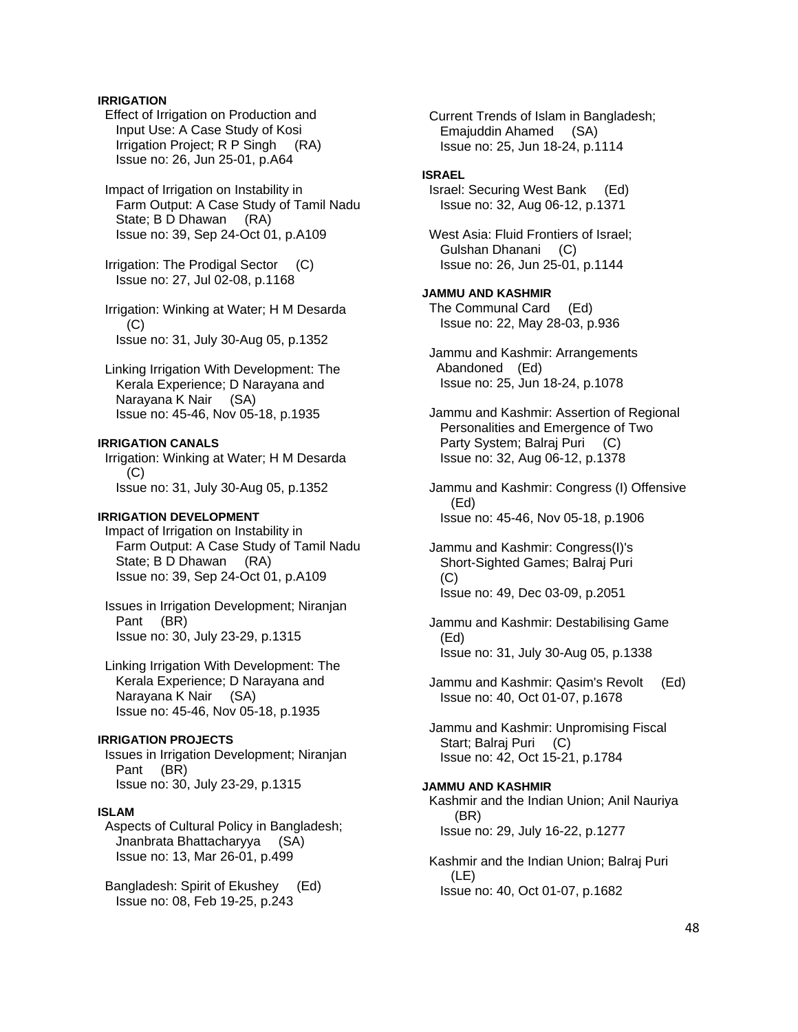**IRRIGATION**

Effect of Irrigation on Production and Input Use: A Case Study of Kosi Irrigation Project; R P Singh (RA)
Issue no: 26, Jun 25-01, p.A64

Impact of Irrigation on Instability in Farm Output: A Case Study of Tamil Nadu State; B D Dhawan (RA)
Issue no: 39, Sep 24-Oct 01, p.A109

Irrigation: The Prodigal Sector (C)
Issue no: 27, Jul 02-08, p.1168

Irrigation: Winking at Water; H M Desarda (C)
Issue no: 31, July 30-Aug 05, p.1352

Linking Irrigation With Development: The Kerala Experience; D Narayana and Narayana K Nair (SA)
Issue no: 45-46, Nov 05-18, p.1935

**IRRIGATION CANALS**

Irrigation: Winking at Water; H M Desarda (C)
Issue no: 31, July 30-Aug 05, p.1352

**IRRIGATION DEVELOPMENT**

Impact of Irrigation on Instability in Farm Output: A Case Study of Tamil Nadu State; B D Dhawan (RA)
Issue no: 39, Sep 24-Oct 01, p.A109

Issues in Irrigation Development; Niranjan Pant (BR)
Issue no: 30, July 23-29, p.1315

Linking Irrigation With Development: The Kerala Experience; D Narayana and Narayana K Nair (SA)
Issue no: 45-46, Nov 05-18, p.1935

**IRRIGATION PROJECTS**

Issues in Irrigation Development; Niranjan Pant (BR)
Issue no: 30, July 23-29, p.1315

**ISLAM**

Aspects of Cultural Policy in Bangladesh; Jnanbrata Bhattacharyya (SA)
Issue no: 13, Mar 26-01, p.499

Bangladesh: Spirit of Ekushey (Ed)
Issue no: 08, Feb 19-25, p.243

Current Trends of Islam in Bangladesh; Emajuddin Ahamed (SA)
Issue no: 25, Jun 18-24, p.1114

**ISRAEL**

Israel: Securing West Bank (Ed)
Issue no: 32, Aug 06-12, p.1371

West Asia: Fluid Frontiers of Israel; Gulshan Dhanani (C)
Issue no: 26, Jun 25-01, p.1144

**JAMMU AND KASHMIR**

The Communal Card (Ed)
Issue no: 22, May 28-03, p.936

Jammu and Kashmir: Arrangements Abandoned (Ed)
Issue no: 25, Jun 18-24, p.1078

Jammu and Kashmir: Assertion of Regional Personalities and Emergence of Two Party System; Balraj Puri (C)
Issue no: 32, Aug 06-12, p.1378

Jammu and Kashmir: Congress (I) Offensive (Ed)
Issue no: 45-46, Nov 05-18, p.1906

Jammu and Kashmir: Congress(I)'s Short-Sighted Games; Balraj Puri (C)
Issue no: 49, Dec 03-09, p.2051

Jammu and Kashmir: Destabilising Game (Ed)
Issue no: 31, July 30-Aug 05, p.1338

Jammu and Kashmir: Qasim's Revolt (Ed)
Issue no: 40, Oct 01-07, p.1678

Jammu and Kashmir: Unpromising Fiscal Start; Balraj Puri (C)
Issue no: 42, Oct 15-21, p.1784

**JAMMU AND KASHMIR**

Kashmir and the Indian Union; Anil Nauriya (BR)
Issue no: 29, July 16-22, p.1277

Kashmir and the Indian Union; Balraj Puri (LE)
Issue no: 40, Oct 01-07, p.1682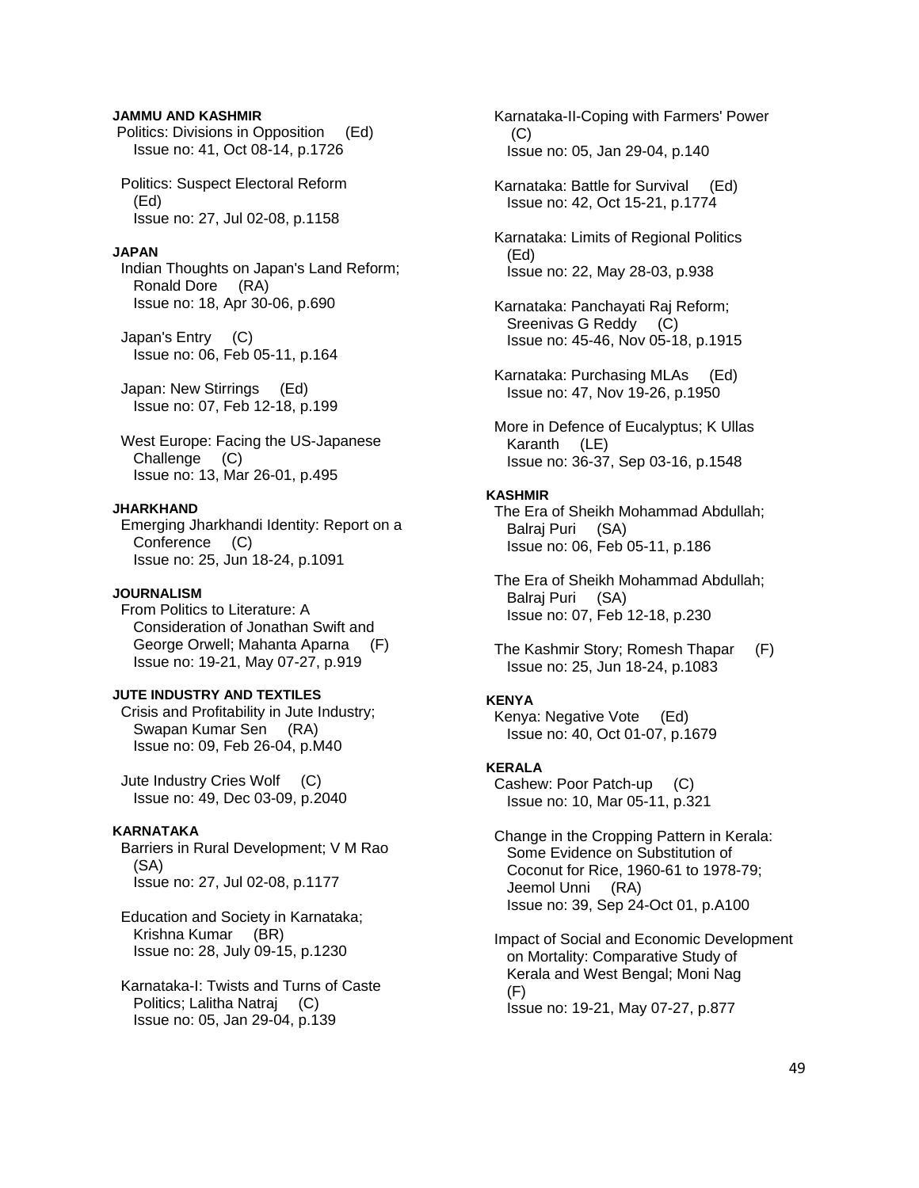**JAMMU AND KASHMIR**

Politics: Divisions in Opposition (Ed)
Issue no: 41, Oct 08-14, p.1726

Politics: Suspect Electoral Reform (Ed)
Issue no: 27, Jul 02-08, p.1158

**JAPAN**

Indian Thoughts on Japan's Land Reform; Ronald Dore (RA)
Issue no: 18, Apr 30-06, p.690

Japan's Entry (C)
Issue no: 06, Feb 05-11, p.164

Japan: New Stirrings (Ed)
Issue no: 07, Feb 12-18, p.199

West Europe: Facing the US-Japanese Challenge (C)
Issue no: 13, Mar 26-01, p.495

**JHARKHAND**

Emerging Jharkhandi Identity: Report on a Conference (C)
Issue no: 25, Jun 18-24, p.1091

**JOURNALISM**

From Politics to Literature: A Consideration of Jonathan Swift and George Orwell; Mahanta Aparna (F)
Issue no: 19-21, May 07-27, p.919

**JUTE INDUSTRY AND TEXTILES**

Crisis and Profitability in Jute Industry; Swapan Kumar Sen (RA)
Issue no: 09, Feb 26-04, p.M40

Jute Industry Cries Wolf (C)
Issue no: 49, Dec 03-09, p.2040

**KARNATAKA**

Barriers in Rural Development; V M Rao (SA)
Issue no: 27, Jul 02-08, p.1177

Education and Society in Karnataka; Krishna Kumar (BR)
Issue no: 28, July 09-15, p.1230

Karnataka-I: Twists and Turns of Caste Politics; Lalitha Natraj (C)
Issue no: 05, Jan 29-04, p.139

Karnataka-II-Coping with Farmers' Power (C)
Issue no: 05, Jan 29-04, p.140

Karnataka: Battle for Survival (Ed)
Issue no: 42, Oct 15-21, p.1774

Karnataka: Limits of Regional Politics (Ed)
Issue no: 22, May 28-03, p.938

Karnataka: Panchayati Raj Reform; Sreenivas G Reddy (C)
Issue no: 45-46, Nov 05-18, p.1915

Karnataka: Purchasing MLAs (Ed)
Issue no: 47, Nov 19-26, p.1950

More in Defence of Eucalyptus; K Ullas Karanth (LE)
Issue no: 36-37, Sep 03-16, p.1548

**KASHMIR**

The Era of Sheikh Mohammad Abdullah; Balraj Puri (SA)
Issue no: 06, Feb 05-11, p.186

The Era of Sheikh Mohammad Abdullah; Balraj Puri (SA)
Issue no: 07, Feb 12-18, p.230

The Kashmir Story; Romesh Thapar (F)
Issue no: 25, Jun 18-24, p.1083

**KENYA**

Kenya: Negative Vote (Ed)
Issue no: 40, Oct 01-07, p.1679

**KERALA**

Cashew: Poor Patch-up (C)
Issue no: 10, Mar 05-11, p.321

Change in the Cropping Pattern in Kerala: Some Evidence on Substitution of Coconut for Rice, 1960-61 to 1978-79; Jeemol Unni (RA)
Issue no: 39, Sep 24-Oct 01, p.A100

Impact of Social and Economic Development on Mortality: Comparative Study of Kerala and West Bengal; Moni Nag (F)
Issue no: 19-21, May 07-27, p.877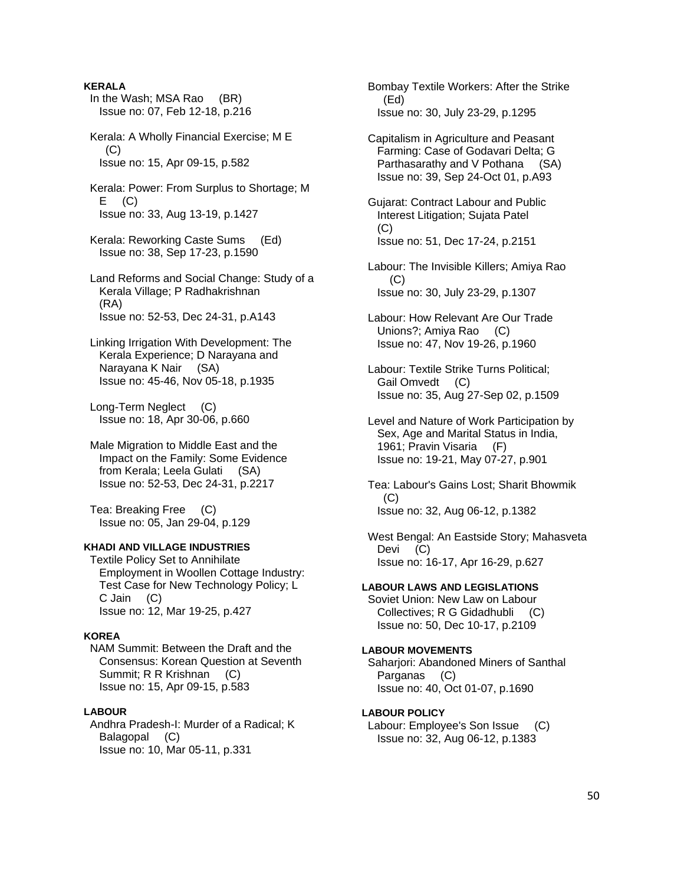**KERALA**

In the Wash; MSA Rao (BR)
Issue no: 07, Feb 12-18, p.216

Kerala: A Wholly Financial Exercise; M E (C)
Issue no: 15, Apr 09-15, p.582

Kerala: Power: From Surplus to Shortage; M E (C)
Issue no: 33, Aug 13-19, p.1427

Kerala: Reworking Caste Sums (Ed)
Issue no: 38, Sep 17-23, p.1590

Land Reforms and Social Change: Study of a Kerala Village; P Radhakrishnan (RA)
Issue no: 52-53, Dec 24-31, p.A143

Linking Irrigation With Development: The Kerala Experience; D Narayana and Narayana K Nair (SA)
Issue no: 45-46, Nov 05-18, p.1935

Long-Term Neglect (C)
Issue no: 18, Apr 30-06, p.660

Male Migration to Middle East and the Impact on the Family: Some Evidence from Kerala; Leela Gulati (SA)
Issue no: 52-53, Dec 24-31, p.2217

Tea: Breaking Free (C)
Issue no: 05, Jan 29-04, p.129

**KHADI AND VILLAGE INDUSTRIES**

Textile Policy Set to Annihilate Employment in Woollen Cottage Industry: Test Case for New Technology Policy; L C Jain (C)
Issue no: 12, Mar 19-25, p.427

**KOREA**

NAM Summit: Between the Draft and the Consensus: Korean Question at Seventh Summit; R R Krishnan (C)
Issue no: 15, Apr 09-15, p.583

**LABOUR**

Andhra Pradesh-I: Murder of a Radical; K Balagopal (C)
Issue no: 10, Mar 05-11, p.331

Bombay Textile Workers: After the Strike (Ed)
Issue no: 30, July 23-29, p.1295

Capitalism in Agriculture and Peasant Farming: Case of Godavari Delta; G Parthasarathy and V Pothana (SA)
Issue no: 39, Sep 24-Oct 01, p.A93

Gujarat: Contract Labour and Public Interest Litigation; Sujata Patel (C)
Issue no: 51, Dec 17-24, p.2151

Labour: The Invisible Killers; Amiya Rao (C)
Issue no: 30, July 23-29, p.1307

Labour: How Relevant Are Our Trade Unions?; Amiya Rao (C)
Issue no: 47, Nov 19-26, p.1960

Labour: Textile Strike Turns Political; Gail Omvedt (C)
Issue no: 35, Aug 27-Sep 02, p.1509

Level and Nature of Work Participation by Sex, Age and Marital Status in India, 1961; Pravin Visaria (F)
Issue no: 19-21, May 07-27, p.901

Tea: Labour's Gains Lost; Sharit Bhowmik (C)
Issue no: 32, Aug 06-12, p.1382

West Bengal: An Eastside Story; Mahasveta Devi (C)
Issue no: 16-17, Apr 16-29, p.627

**LABOUR LAWS AND LEGISLATIONS**

Soviet Union: New Law on Labour Collectives; R G Gidadhubli (C)
Issue no: 50, Dec 10-17, p.2109

**LABOUR MOVEMENTS**

Saharjori: Abandoned Miners of Santhal Parganas (C)
Issue no: 40, Oct 01-07, p.1690

**LABOUR POLICY**

Labour: Employee's Son Issue (C)
Issue no: 32, Aug 06-12, p.1383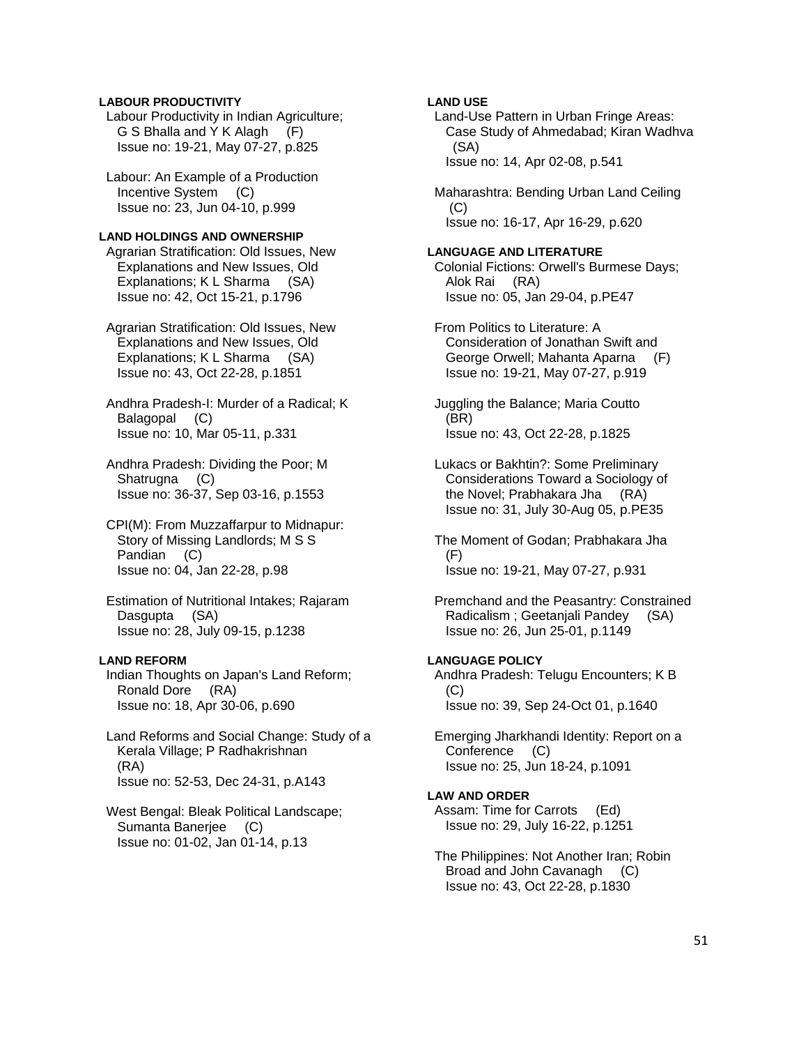**LABOUR PRODUCTIVITY**

Labour Productivity in Indian Agriculture; G S Bhalla and Y K Alagh (F)
Issue no: 19-21, May 07-27, p.825

Labour: An Example of a Production Incentive System (C)
Issue no: 23, Jun 04-10, p.999

**LAND HOLDINGS AND OWNERSHIP**

Agrarian Stratification: Old Issues, New Explanations and New Issues, Old Explanations; K L Sharma (SA)
Issue no: 42, Oct 15-21, p.1796

Agrarian Stratification: Old Issues, New Explanations and New Issues, Old Explanations; K L Sharma (SA)
Issue no: 43, Oct 22-28, p.1851

Andhra Pradesh-I: Murder of a Radical; K Balagopal (C)
Issue no: 10, Mar 05-11, p.331

Andhra Pradesh: Dividing the Poor; M Shatrugna (C)
Issue no: 36-37, Sep 03-16, p.1553

CPI(M): From Muzzaffarpur to Midnapur: Story of Missing Landlords; M S S Pandian (C)
Issue no: 04, Jan 22-28, p.98

Estimation of Nutritional Intakes; Rajaram Dasgupta (SA)
Issue no: 28, July 09-15, p.1238

**LAND REFORM**

Indian Thoughts on Japan's Land Reform; Ronald Dore (RA)
Issue no: 18, Apr 30-06, p.690

Land Reforms and Social Change: Study of a Kerala Village; P Radhakrishnan (RA)
Issue no: 52-53, Dec 24-31, p.A143

West Bengal: Bleak Political Landscape; Sumanta Banerjee (C)
Issue no: 01-02, Jan 01-14, p.13

**LAND USE**

Land-Use Pattern in Urban Fringe Areas: Case Study of Ahmedabad; Kiran Wadhva (SA)
Issue no: 14, Apr 02-08, p.541

Maharashtra: Bending Urban Land Ceiling (C)
Issue no: 16-17, Apr 16-29, p.620

**LANGUAGE AND LITERATURE**

Colonial Fictions: Orwell's Burmese Days; Alok Rai (RA)
Issue no: 05, Jan 29-04, p.PE47

From Politics to Literature: A Consideration of Jonathan Swift and George Orwell; Mahanta Aparna (F)
Issue no: 19-21, May 07-27, p.919

Juggling the Balance; Maria Coutto (BR)
Issue no: 43, Oct 22-28, p.1825

Lukacs or Bakhtin?: Some Preliminary Considerations Toward a Sociology of the Novel; Prabhakara Jha (RA)
Issue no: 31, July 30-Aug 05, p.PE35

The Moment of Godan; Prabhakara Jha (F)
Issue no: 19-21, May 07-27, p.931

Premchand and the Peasantry: Constrained Radicalism ; Geetanjali Pandey (SA)
Issue no: 26, Jun 25-01, p.1149

**LANGUAGE POLICY**

Andhra Pradesh: Telugu Encounters; K B (C)
Issue no: 39, Sep 24-Oct 01, p.1640

Emerging Jharkhandi Identity: Report on a Conference (C)
Issue no: 25, Jun 18-24, p.1091

**LAW AND ORDER**

Assam: Time for Carrots (Ed)
Issue no: 29, July 16-22, p.1251

The Philippines: Not Another Iran; Robin Broad and John Cavanagh (C)
Issue no: 43, Oct 22-28, p.1830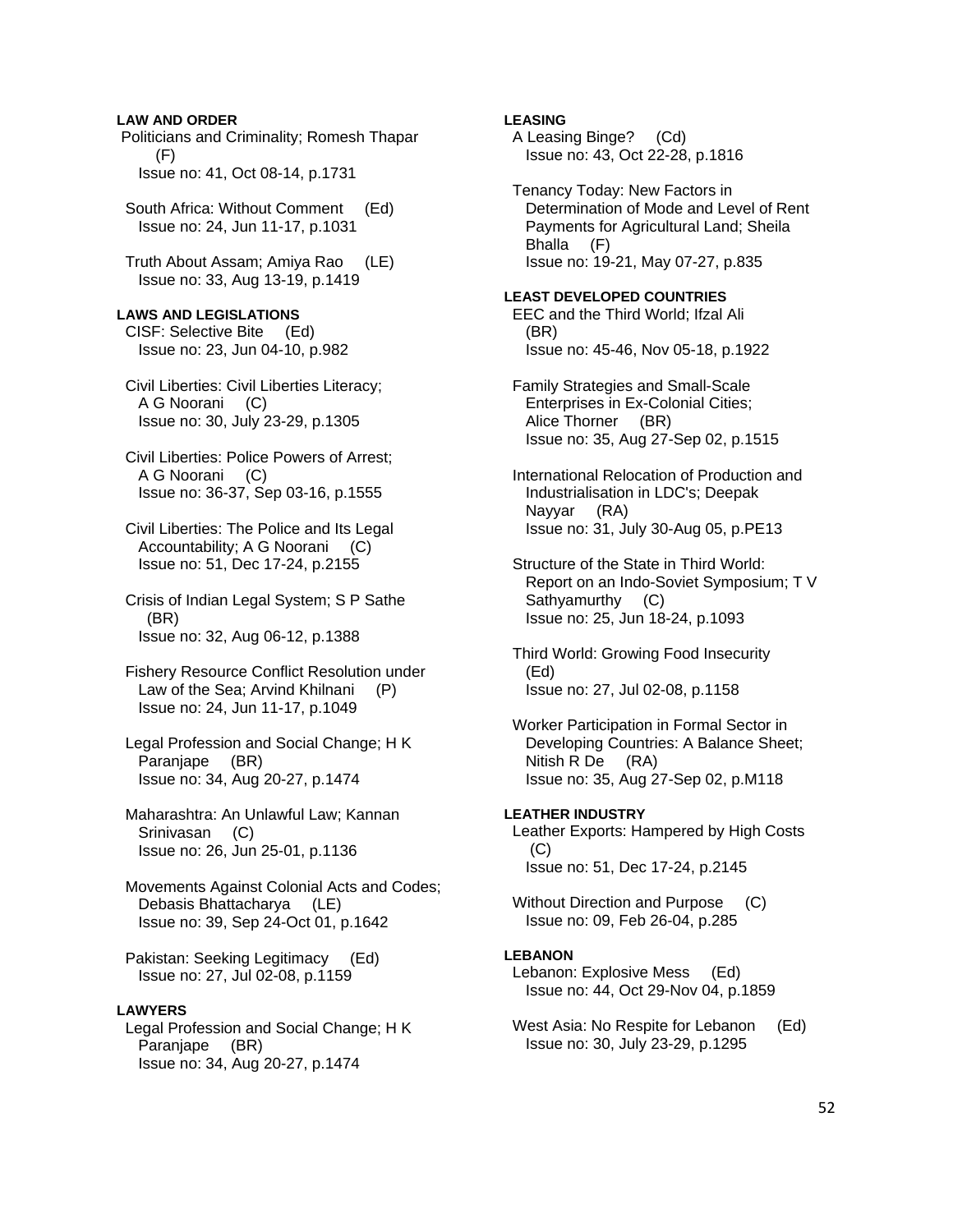**LAW AND ORDER**

Politicians and Criminality; Romesh Thapar (F)
Issue no: 41, Oct 08-14, p.1731

South Africa: Without Comment (Ed)
Issue no: 24, Jun 11-17, p.1031

Truth About Assam; Amiya Rao (LE)
Issue no: 33, Aug 13-19, p.1419

**LAWS AND LEGISLATIONS**

CISF: Selective Bite (Ed)
Issue no: 23, Jun 04-10, p.982

Civil Liberties: Civil Liberties Literacy; A G Noorani (C)
Issue no: 30, July 23-29, p.1305

Civil Liberties: Police Powers of Arrest; A G Noorani (C)
Issue no: 36-37, Sep 03-16, p.1555

Civil Liberties: The Police and Its Legal Accountability; A G Noorani (C)
Issue no: 51, Dec 17-24, p.2155

Crisis of Indian Legal System; S P Sathe (BR)
Issue no: 32, Aug 06-12, p.1388

Fishery Resource Conflict Resolution under Law of the Sea; Arvind Khilnani (P)
Issue no: 24, Jun 11-17, p.1049

Legal Profession and Social Change; H K Paranjape (BR)
Issue no: 34, Aug 20-27, p.1474

Maharashtra: An Unlawful Law; Kannan Srinivasan (C)
Issue no: 26, Jun 25-01, p.1136

Movements Against Colonial Acts and Codes; Debasis Bhattacharya (LE)
Issue no: 39, Sep 24-Oct 01, p.1642

Pakistan: Seeking Legitimacy (Ed)
Issue no: 27, Jul 02-08, p.1159

**LAWYERS**

Legal Profession and Social Change; H K Paranjape (BR)
Issue no: 34, Aug 20-27, p.1474

**LEASING**

A Leasing Binge? (Cd)
Issue no: 43, Oct 22-28, p.1816

Tenancy Today: New Factors in Determination of Mode and Level of Rent Payments for Agricultural Land; Sheila Bhalla (F)
Issue no: 19-21, May 07-27, p.835

**LEAST DEVELOPED COUNTRIES**

EEC and the Third World; Ifzal Ali (BR)
Issue no: 45-46, Nov 05-18, p.1922

Family Strategies and Small-Scale Enterprises in Ex-Colonial Cities; Alice Thorner (BR)
Issue no: 35, Aug 27-Sep 02, p.1515

International Relocation of Production and Industrialisation in LDC's; Deepak Nayyar (RA)
Issue no: 31, July 30-Aug 05, p.PE13

Structure of the State in Third World: Report on an Indo-Soviet Symposium; T V Sathyamurthy (C)
Issue no: 25, Jun 18-24, p.1093

Third World: Growing Food Insecurity (Ed)
Issue no: 27, Jul 02-08, p.1158

Worker Participation in Formal Sector in Developing Countries: A Balance Sheet; Nitish R De (RA)
Issue no: 35, Aug 27-Sep 02, p.M118

**LEATHER INDUSTRY**

Leather Exports: Hampered by High Costs (C)
Issue no: 51, Dec 17-24, p.2145

Without Direction and Purpose (C)
Issue no: 09, Feb 26-04, p.285

**LEBANON**

Lebanon: Explosive Mess (Ed)
Issue no: 44, Oct 29-Nov 04, p.1859

West Asia: No Respite for Lebanon (Ed)
Issue no: 30, July 23-29, p.1295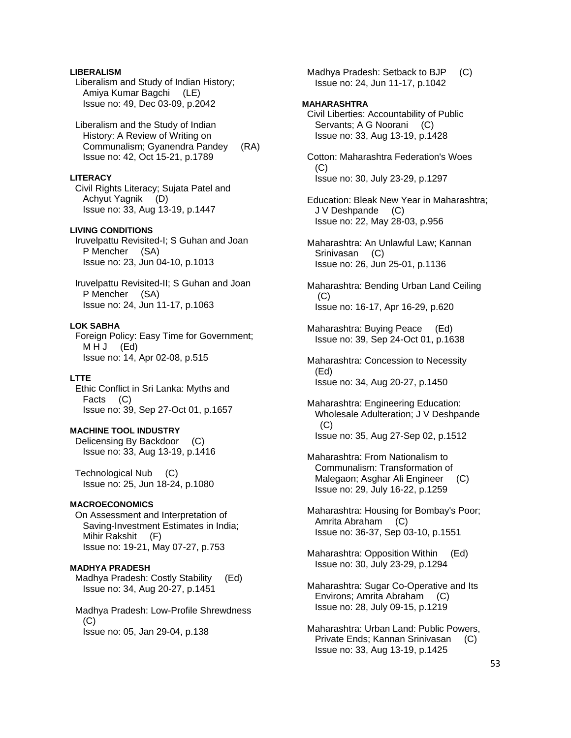**LIBERALISM**

Liberalism and Study of Indian History; Amiya Kumar Bagchi (LE)
Issue no: 49, Dec 03-09, p.2042

Liberalism and the Study of Indian History: A Review of Writing on Communalism; Gyanendra Pandey (RA)
Issue no: 42, Oct 15-21, p.1789

**LITERACY**

Civil Rights Literacy; Sujata Patel and Achyut Yagnik (D)
Issue no: 33, Aug 13-19, p.1447

**LIVING CONDITIONS**

Iruvelpattu Revisited-I; S Guhan and Joan P Mencher (SA)
Issue no: 23, Jun 04-10, p.1013

Iruvelpattu Revisited-II; S Guhan and Joan P Mencher (SA)
Issue no: 24, Jun 11-17, p.1063

**LOK SABHA**

Foreign Policy: Easy Time for Government; M H J (Ed)
Issue no: 14, Apr 02-08, p.515

**LTTE**

Ethic Conflict in Sri Lanka: Myths and Facts (C)
Issue no: 39, Sep 27-Oct 01, p.1657

**MACHINE TOOL INDUSTRY**

Delicensing By Backdoor (C)
Issue no: 33, Aug 13-19, p.1416

Technological Nub (C)
Issue no: 25, Jun 18-24, p.1080

**MACROECONOMICS**

On Assessment and Interpretation of Saving-Investment Estimates in India; Mihir Rakshit (F)
Issue no: 19-21, May 07-27, p.753

**MADHYA PRADESH**

Madhya Pradesh: Costly Stability (Ed)
Issue no: 34, Aug 20-27, p.1451

Madhya Pradesh: Low-Profile Shrewdness (C)
Issue no: 05, Jan 29-04, p.138

Madhya Pradesh: Setback to BJP (C)
Issue no: 24, Jun 11-17, p.1042

**MAHARASHTRA**

Civil Liberties: Accountability of Public Servants; A G Noorani (C)
Issue no: 33, Aug 13-19, p.1428

Cotton: Maharashtra Federation's Woes (C)
Issue no: 30, July 23-29, p.1297

Education: Bleak New Year in Maharashtra; J V Deshpande (C)
Issue no: 22, May 28-03, p.956

Maharashtra: An Unlawful Law; Kannan Srinivasan (C)
Issue no: 26, Jun 25-01, p.1136

Maharashtra: Bending Urban Land Ceiling (C)
Issue no: 16-17, Apr 16-29, p.620

Maharashtra: Buying Peace (Ed)
Issue no: 39, Sep 24-Oct 01, p.1638

Maharashtra: Concession to Necessity (Ed)
Issue no: 34, Aug 20-27, p.1450

Maharashtra: Engineering Education: Wholesale Adulteration; J V Deshpande (C)
Issue no: 35, Aug 27-Sep 02, p.1512

Maharashtra: From Nationalism to Communalism: Transformation of Malegaon; Asghar Ali Engineer (C)
Issue no: 29, July 16-22, p.1259

Maharashtra: Housing for Bombay's Poor; Amrita Abraham (C)
Issue no: 36-37, Sep 03-10, p.1551

Maharashtra: Opposition Within (Ed)
Issue no: 30, July 23-29, p.1294

Maharashtra: Sugar Co-Operative and Its Environs; Amrita Abraham (C)
Issue no: 28, July 09-15, p.1219

Maharashtra: Urban Land: Public Powers, Private Ends; Kannan Srinivasan (C)
Issue no: 33, Aug 13-19, p.1425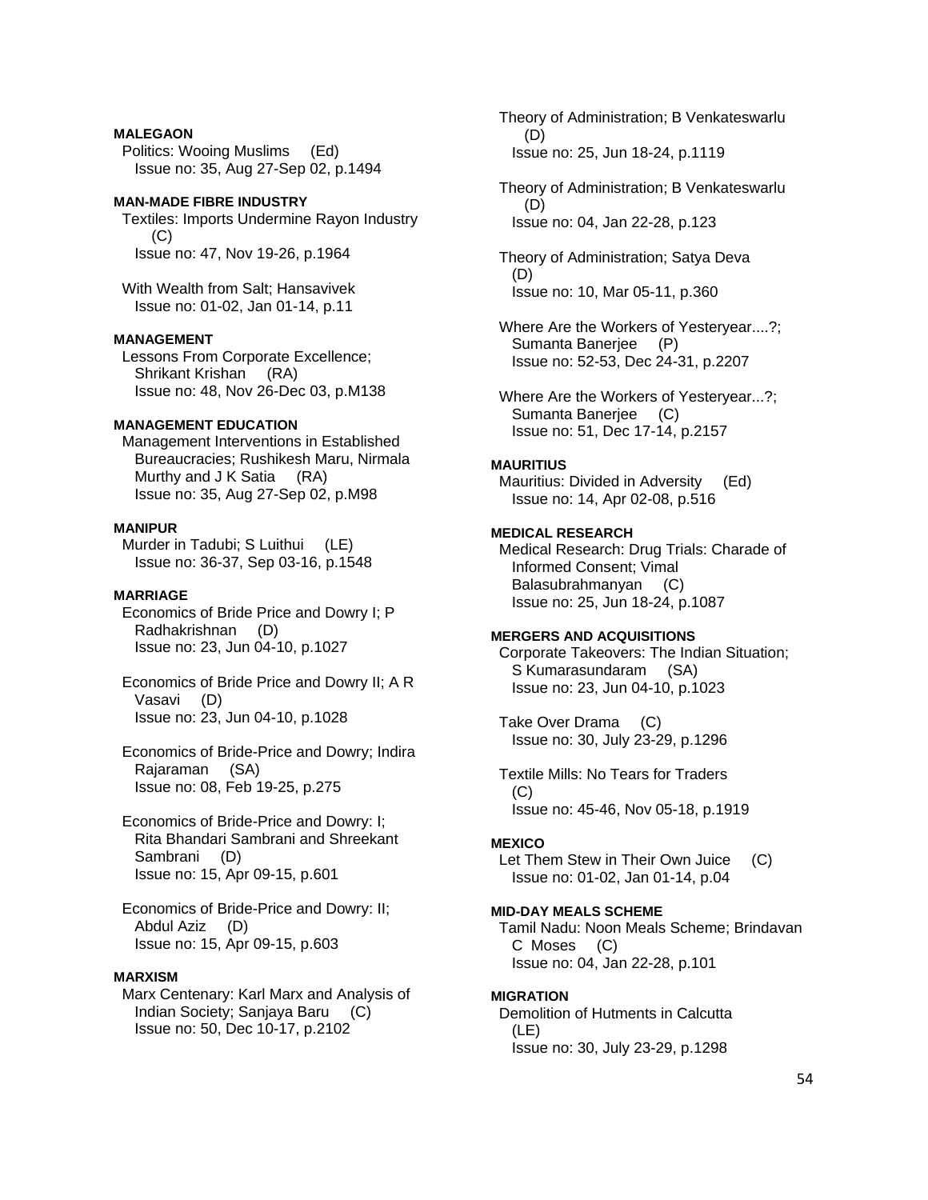**MALEGAON**

Politics: Wooing Muslims (Ed)
Issue no: 35, Aug 27-Sep 02, p.1494

**MAN-MADE FIBRE INDUSTRY**

Textiles: Imports Undermine Rayon Industry (C)
Issue no: 47, Nov 19-26, p.1964

With Wealth from Salt; Hansavivek
Issue no: 01-02, Jan 01-14, p.11

**MANAGEMENT**

Lessons From Corporate Excellence; Shrikant Krishan (RA)
Issue no: 48, Nov 26-Dec 03, p.M138

**MANAGEMENT EDUCATION**

Management Interventions in Established Bureaucracies; Rushikesh Maru, Nirmala Murthy and J K Satia (RA)
Issue no: 35, Aug 27-Sep 02, p.M98

**MANIPUR**

Murder in Tadubi; S Luithui (LE)
Issue no: 36-37, Sep 03-16, p.1548

**MARRIAGE**

Economics of Bride Price and Dowry I; P Radhakrishnan (D)
Issue no: 23, Jun 04-10, p.1027

Economics of Bride Price and Dowry II; A R Vasavi (D)
Issue no: 23, Jun 04-10, p.1028

Economics of Bride-Price and Dowry; Indira Rajaraman (SA)
Issue no: 08, Feb 19-25, p.275

Economics of Bride-Price and Dowry: I; Rita Bhandari Sambrani and Shreekant Sambrani (D)
Issue no: 15, Apr 09-15, p.601

Economics of Bride-Price and Dowry: II; Abdul Aziz (D)
Issue no: 15, Apr 09-15, p.603

**MARXISM**

Marx Centenary: Karl Marx and Analysis of Indian Society; Sanjaya Baru (C)
Issue no: 50, Dec 10-17, p.2102

Theory of Administration; B Venkateswarlu (D)
Issue no: 25, Jun 18-24, p.1119

Theory of Administration; B Venkateswarlu (D)
Issue no: 04, Jan 22-28, p.123

Theory of Administration; Satya Deva (D)
Issue no: 10, Mar 05-11, p.360

Where Are the Workers of Yesteryear....?; Sumanta Banerjee (P)
Issue no: 52-53, Dec 24-31, p.2207

Where Are the Workers of Yesteryear...?; Sumanta Banerjee (C)
Issue no: 51, Dec 17-14, p.2157

**MAURITIUS**

Mauritius: Divided in Adversity (Ed)
Issue no: 14, Apr 02-08, p.516

**MEDICAL RESEARCH**

Medical Research: Drug Trials: Charade of Informed Consent; Vimal Balasubrahmanyan (C)
Issue no: 25, Jun 18-24, p.1087

**MERGERS AND ACQUISITIONS**

Corporate Takeovers: The Indian Situation; S Kumarasundaram (SA)
Issue no: 23, Jun 04-10, p.1023

Take Over Drama (C)
Issue no: 30, July 23-29, p.1296

Textile Mills: No Tears for Traders (C)
Issue no: 45-46, Nov 05-18, p.1919

**MEXICO**

Let Them Stew in Their Own Juice (C)
Issue no: 01-02, Jan 01-14, p.04

**MID-DAY MEALS SCHEME**

Tamil Nadu: Noon Meals Scheme; Brindavan C Moses (C)
Issue no: 04, Jan 22-28, p.101

**MIGRATION**

Demolition of Hutments in Calcutta (LE)
Issue no: 30, July 23-29, p.1298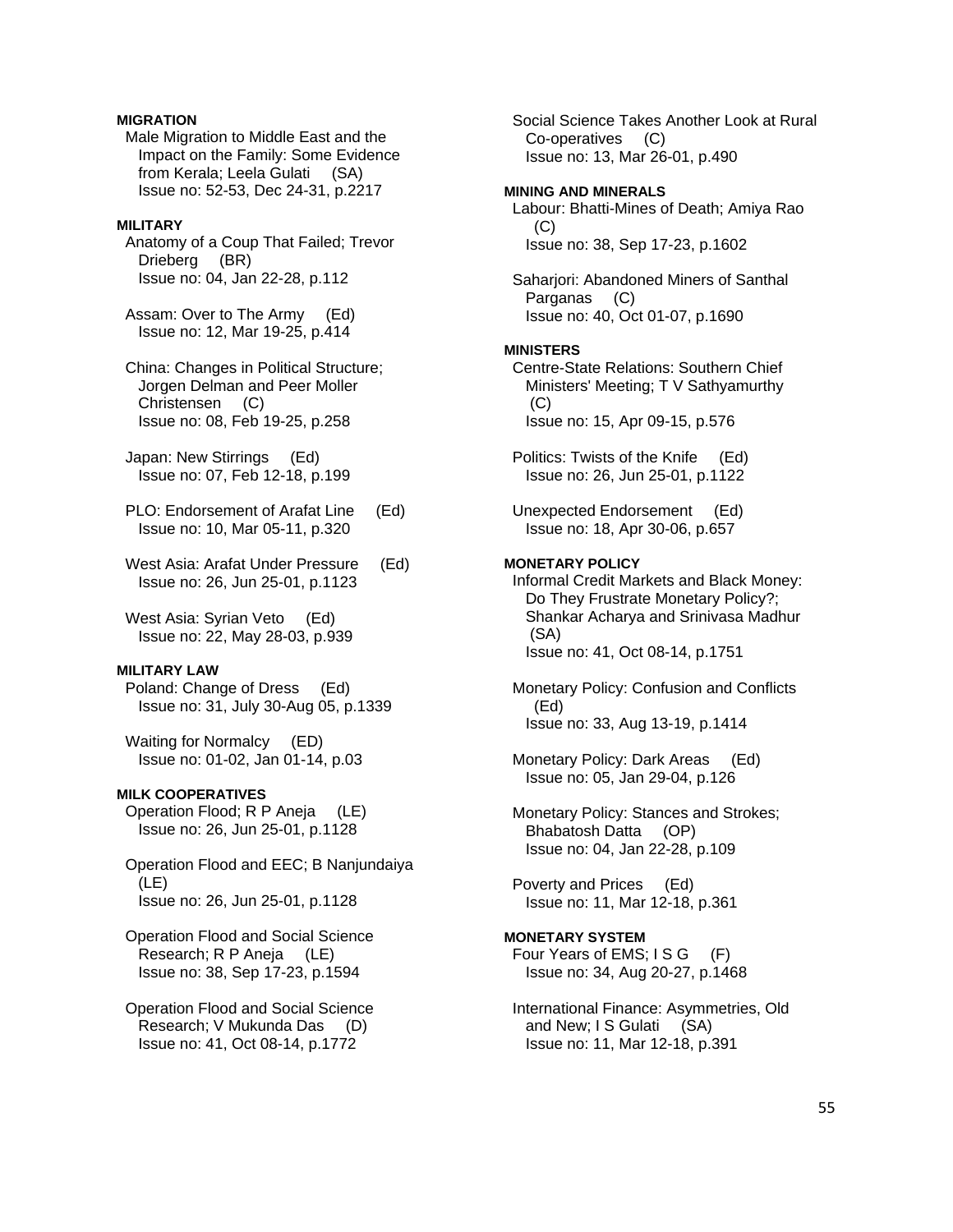**MIGRATION**

Male Migration to Middle East and the Impact on the Family: Some Evidence from Kerala; Leela Gulati (SA)
Issue no: 52-53, Dec 24-31, p.2217

**MILITARY**

Anatomy of a Coup That Failed; Trevor Drieberg (BR)
Issue no: 04, Jan 22-28, p.112

Assam: Over to The Army (Ed)
Issue no: 12, Mar 19-25, p.414

China: Changes in Political Structure; Jorgen Delman and Peer Moller Christensen (C)
Issue no: 08, Feb 19-25, p.258

Japan: New Stirrings (Ed)
Issue no: 07, Feb 12-18, p.199

PLO: Endorsement of Arafat Line (Ed)
Issue no: 10, Mar 05-11, p.320

West Asia: Arafat Under Pressure (Ed)
Issue no: 26, Jun 25-01, p.1123

West Asia: Syrian Veto (Ed)
Issue no: 22, May 28-03, p.939

**MILITARY LAW**

Poland: Change of Dress (Ed)
Issue no: 31, July 30-Aug 05, p.1339

Waiting for Normalcy (ED)
Issue no: 01-02, Jan 01-14, p.03

**MILK COOPERATIVES**

Operation Flood; R P Aneja (LE)
Issue no: 26, Jun 25-01, p.1128

Operation Flood and EEC; B Nanjundaiya (LE)
Issue no: 26, Jun 25-01, p.1128

Operation Flood and Social Science Research; R P Aneja (LE)
Issue no: 38, Sep 17-23, p.1594

Operation Flood and Social Science Research; V Mukunda Das (D)
Issue no: 41, Oct 08-14, p.1772

Social Science Takes Another Look at Rural Co-operatives (C)
Issue no: 13, Mar 26-01, p.490

**MINING AND MINERALS**

Labour: Bhatti-Mines of Death; Amiya Rao (C)
Issue no: 38, Sep 17-23, p.1602

Saharjori: Abandoned Miners of Santhal Parganas (C)
Issue no: 40, Oct 01-07, p.1690

**MINISTERS**

Centre-State Relations: Southern Chief Ministers' Meeting; T V Sathyamurthy (C)
Issue no: 15, Apr 09-15, p.576

Politics: Twists of the Knife (Ed)
Issue no: 26, Jun 25-01, p.1122

Unexpected Endorsement (Ed)
Issue no: 18, Apr 30-06, p.657

**MONETARY POLICY**

Informal Credit Markets and Black Money: Do They Frustrate Monetary Policy?; Shankar Acharya and Srinivasa Madhur (SA)
Issue no: 41, Oct 08-14, p.1751

Monetary Policy: Confusion and Conflicts (Ed)
Issue no: 33, Aug 13-19, p.1414

Monetary Policy: Dark Areas (Ed)
Issue no: 05, Jan 29-04, p.126

Monetary Policy: Stances and Strokes; Bhabatosh Datta (OP)
Issue no: 04, Jan 22-28, p.109

Poverty and Prices (Ed)
Issue no: 11, Mar 12-18, p.361

**MONETARY SYSTEM**

Four Years of EMS; I S G (F)
Issue no: 34, Aug 20-27, p.1468

International Finance: Asymmetries, Old and New; I S Gulati (SA)
Issue no: 11, Mar 12-18, p.391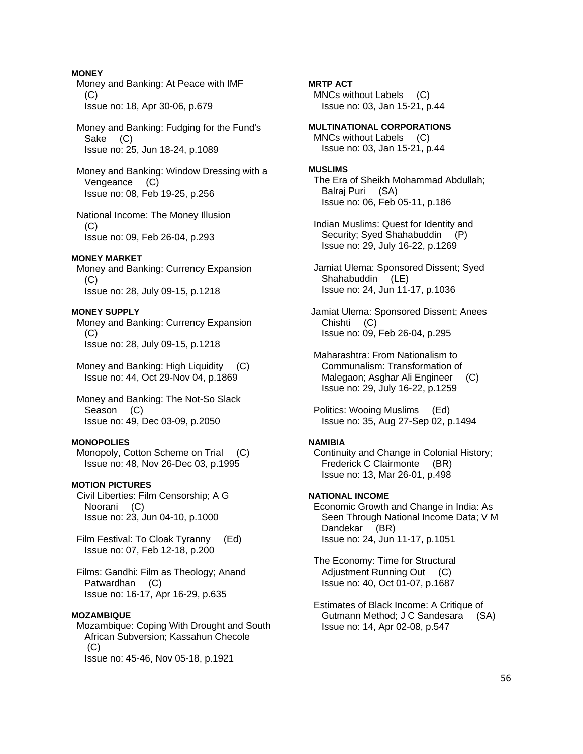**MONEY**

Money and Banking: At Peace with IMF (C)
Issue no: 18, Apr 30-06, p.679

Money and Banking: Fudging for the Fund's Sake (C)
Issue no: 25, Jun 18-24, p.1089

Money and Banking: Window Dressing with a Vengeance (C)
Issue no: 08, Feb 19-25, p.256

National Income: The Money Illusion (C)
Issue no: 09, Feb 26-04, p.293

**MONEY MARKET**

Money and Banking: Currency Expansion (C)
Issue no: 28, July 09-15, p.1218

**MONEY SUPPLY**

Money and Banking: Currency Expansion (C)
Issue no: 28, July 09-15, p.1218

Money and Banking: High Liquidity (C)
Issue no: 44, Oct 29-Nov 04, p.1869

Money and Banking: The Not-So Slack Season (C)
Issue no: 49, Dec 03-09, p.2050

**MONOPOLIES**

Monopoly, Cotton Scheme on Trial (C)
Issue no: 48, Nov 26-Dec 03, p.1995

**MOTION PICTURES**

Civil Liberties: Film Censorship; A G Noorani (C)
Issue no: 23, Jun 04-10, p.1000

Film Festival: To Cloak Tyranny (Ed)
Issue no: 07, Feb 12-18, p.200

Films: Gandhi: Film as Theology; Anand Patwardhan (C)
Issue no: 16-17, Apr 16-29, p.635

**MOZAMBIQUE**

Mozambique: Coping With Drought and South African Subversion; Kassahun Checole (C)
Issue no: 45-46, Nov 05-18, p.1921

**MRTP ACT**

MNCs without Labels (C)
Issue no: 03, Jan 15-21, p.44

**MULTINATIONAL CORPORATIONS**

MNCs without Labels (C)
Issue no: 03, Jan 15-21, p.44

**MUSLIMS**

The Era of Sheikh Mohammad Abdullah; Balraj Puri (SA)
Issue no: 06, Feb 05-11, p.186

Indian Muslims: Quest for Identity and Security; Syed Shahabuddin (P)
Issue no: 29, July 16-22, p.1269

Jamiat Ulema: Sponsored Dissent; Syed Shahabuddin (LE)
Issue no: 24, Jun 11-17, p.1036

Jamiat Ulema: Sponsored Dissent; Anees Chishti (C)
Issue no: 09, Feb 26-04, p.295

Maharashtra: From Nationalism to Communalism: Transformation of Malegaon; Asghar Ali Engineer (C)
Issue no: 29, July 16-22, p.1259

Politics: Wooing Muslims (Ed)
Issue no: 35, Aug 27-Sep 02, p.1494

**NAMIBIA**

Continuity and Change in Colonial History; Frederick C Clairmonte (BR)
Issue no: 13, Mar 26-01, p.498

**NATIONAL INCOME**

Economic Growth and Change in India: As Seen Through National Income Data; V M Dandekar (BR)
Issue no: 24, Jun 11-17, p.1051

The Economy: Time for Structural Adjustment Running Out (C)
Issue no: 40, Oct 01-07, p.1687

Estimates of Black Income: A Critique of Gutmann Method; J C Sandesara (SA)
Issue no: 14, Apr 02-08, p.547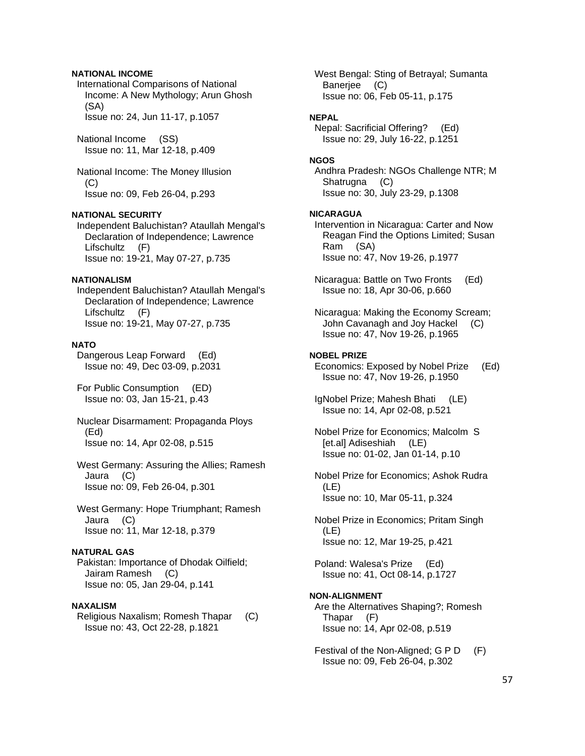**NATIONAL INCOME**

International Comparisons of National Income: A New Mythology; Arun Ghosh (SA)
Issue no: 24, Jun 11-17, p.1057

National Income (SS)
Issue no: 11, Mar 12-18, p.409

National Income: The Money Illusion (C)
Issue no: 09, Feb 26-04, p.293

**NATIONAL SECURITY**

Independent Baluchistan? Ataullah Mengal's Declaration of Independence; Lawrence Lifschultz (F)
Issue no: 19-21, May 07-27, p.735

**NATIONALISM**

Independent Baluchistan? Ataullah Mengal's Declaration of Independence; Lawrence Lifschultz (F)
Issue no: 19-21, May 07-27, p.735

**NATO**

Dangerous Leap Forward (Ed)
Issue no: 49, Dec 03-09, p.2031

For Public Consumption (ED)
Issue no: 03, Jan 15-21, p.43

Nuclear Disarmament: Propaganda Ploys (Ed)
Issue no: 14, Apr 02-08, p.515

West Germany: Assuring the Allies; Ramesh Jaura (C)
Issue no: 09, Feb 26-04, p.301

West Germany: Hope Triumphant; Ramesh Jaura (C)
Issue no: 11, Mar 12-18, p.379

**NATURAL GAS**

Pakistan: Importance of Dhodak Oilfield; Jairam Ramesh (C)
Issue no: 05, Jan 29-04, p.141

**NAXALISM**

Religious Naxalism; Romesh Thapar (C)
Issue no: 43, Oct 22-28, p.1821

West Bengal: Sting of Betrayal; Sumanta Banerjee (C)
Issue no: 06, Feb 05-11, p.175

**NEPAL**

Nepal: Sacrificial Offering? (Ed)
Issue no: 29, July 16-22, p.1251

**NGOS**

Andhra Pradesh: NGOs Challenge NTR; M Shatrugna (C)
Issue no: 30, July 23-29, p.1308

**NICARAGUA**

Intervention in Nicaragua: Carter and Now Reagan Find the Options Limited; Susan Ram (SA)
Issue no: 47, Nov 19-26, p.1977

Nicaragua: Battle on Two Fronts (Ed)
Issue no: 18, Apr 30-06, p.660

Nicaragua: Making the Economy Scream; John Cavanagh and Joy Hackel (C)
Issue no: 47, Nov 19-26, p.1965

**NOBEL PRIZE**

Economics: Exposed by Nobel Prize (Ed)
Issue no: 47, Nov 19-26, p.1950

IgNobel Prize; Mahesh Bhati (LE)
Issue no: 14, Apr 02-08, p.521

Nobel Prize for Economics; Malcolm S [et.al] Adiseshiah (LE)
Issue no: 01-02, Jan 01-14, p.10

Nobel Prize for Economics; Ashok Rudra (LE)
Issue no: 10, Mar 05-11, p.324

Nobel Prize in Economics; Pritam Singh (LE)
Issue no: 12, Mar 19-25, p.421

Poland: Walesa's Prize (Ed)
Issue no: 41, Oct 08-14, p.1727

**NON-ALIGNMENT**

Are the Alternatives Shaping?; Romesh Thapar (F)
Issue no: 14, Apr 02-08, p.519

Festival of the Non-Aligned; G P D (F)
Issue no: 09, Feb 26-04, p.302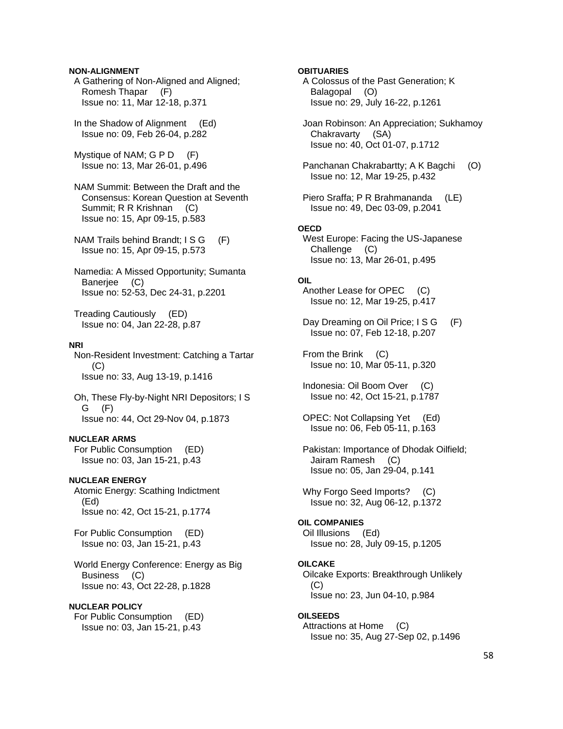**NON-ALIGNMENT**

A Gathering of Non-Aligned and Aligned; Romesh Thapar (F)
Issue no: 11, Mar 12-18, p.371

In the Shadow of Alignment (Ed)
Issue no: 09, Feb 26-04, p.282

Mystique of NAM; G P D (F)
Issue no: 13, Mar 26-01, p.496

NAM Summit: Between the Draft and the Consensus: Korean Question at Seventh Summit; R R Krishnan (C)
Issue no: 15, Apr 09-15, p.583

NAM Trails behind Brandt; I S G (F)
Issue no: 15, Apr 09-15, p.573

Namedia: A Missed Opportunity; Sumanta Banerjee (C)
Issue no: 52-53, Dec 24-31, p.2201

Treading Cautiously (ED)
Issue no: 04, Jan 22-28, p.87

**NRI**

Non-Resident Investment: Catching a Tartar (C)
Issue no: 33, Aug 13-19, p.1416

Oh, These Fly-by-Night NRI Depositors; I S G (F)
Issue no: 44, Oct 29-Nov 04, p.1873

**NUCLEAR ARMS**

For Public Consumption (ED)
Issue no: 03, Jan 15-21, p.43

**NUCLEAR ENERGY**

Atomic Energy: Scathing Indictment (Ed)
Issue no: 42, Oct 15-21, p.1774

For Public Consumption (ED)
Issue no: 03, Jan 15-21, p.43

World Energy Conference: Energy as Big Business (C)
Issue no: 43, Oct 22-28, p.1828

**NUCLEAR POLICY**

For Public Consumption (ED)
Issue no: 03, Jan 15-21, p.43

**OBITUARIES**

A Colossus of the Past Generation; K Balagopal (O)
Issue no: 29, July 16-22, p.1261

Joan Robinson: An Appreciation; Sukhamoy Chakravarty (SA)
Issue no: 40, Oct 01-07, p.1712

Panchanan Chakrabartty; A K Bagchi (O)
Issue no: 12, Mar 19-25, p.432

Piero Sraffa; P R Brahmananda (LE)
Issue no: 49, Dec 03-09, p.2041

**OECD**

West Europe: Facing the US-Japanese Challenge (C)
Issue no: 13, Mar 26-01, p.495

**OIL**

Another Lease for OPEC (C)
Issue no: 12, Mar 19-25, p.417

Day Dreaming on Oil Price; I S G (F)
Issue no: 07, Feb 12-18, p.207

From the Brink (C)
Issue no: 10, Mar 05-11, p.320

Indonesia: Oil Boom Over (C)
Issue no: 42, Oct 15-21, p.1787

OPEC: Not Collapsing Yet (Ed)
Issue no: 06, Feb 05-11, p.163

Pakistan: Importance of Dhodak Oilfield; Jairam Ramesh (C)
Issue no: 05, Jan 29-04, p.141

Why Forgo Seed Imports? (C)
Issue no: 32, Aug 06-12, p.1372

**OIL COMPANIES**

Oil Illusions (Ed)
Issue no: 28, July 09-15, p.1205

**OILCAKE**

Oilcake Exports: Breakthrough Unlikely (C)
Issue no: 23, Jun 04-10, p.984

**OILSEEDS**

Attractions at Home (C)
Issue no: 35, Aug 27-Sep 02, p.1496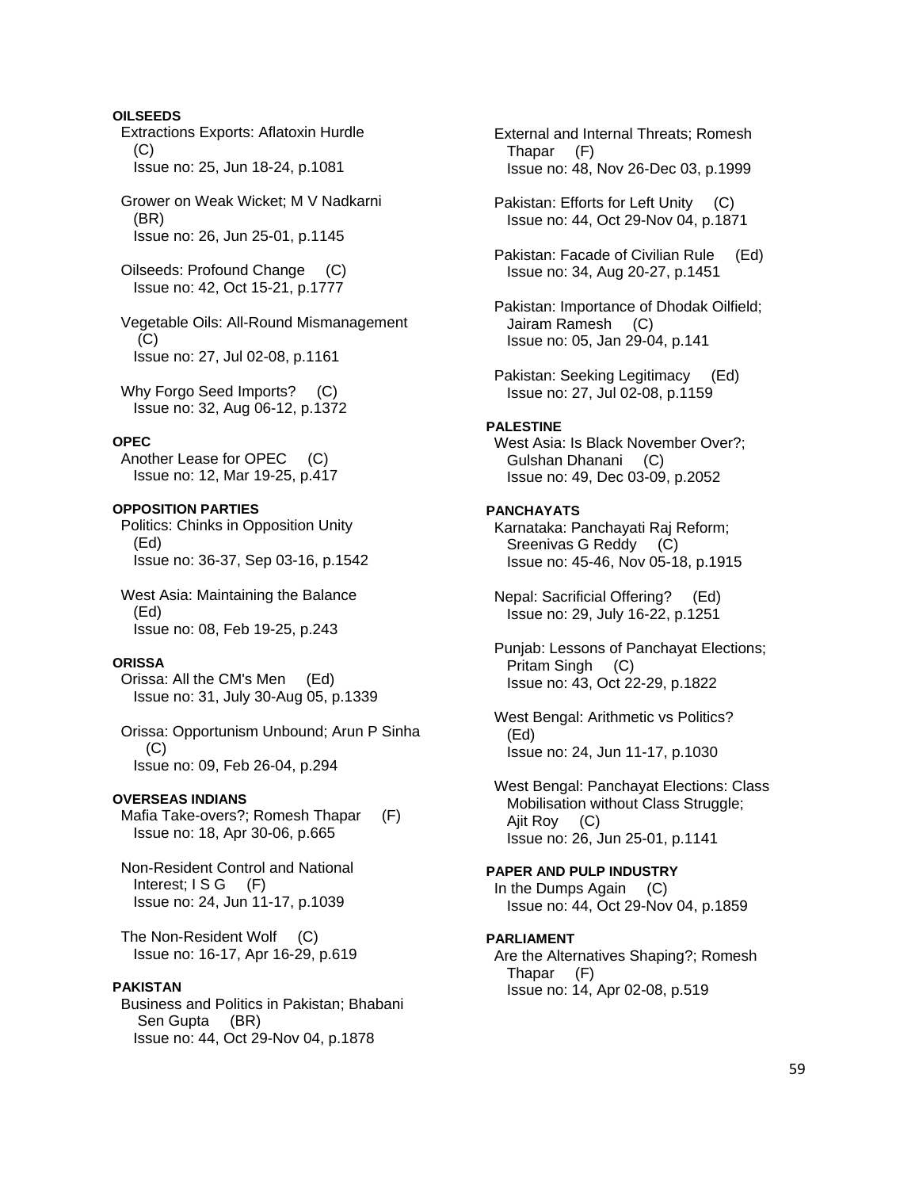**OILSEEDS**

Extractions Exports: Aflatoxin Hurdle (C)
Issue no: 25, Jun 18-24, p.1081

Grower on Weak Wicket; M V Nadkarni (BR)
Issue no: 26, Jun 25-01, p.1145

Oilseeds: Profound Change (C)
Issue no: 42, Oct 15-21, p.1777

Vegetable Oils: All-Round Mismanagement (C)
Issue no: 27, Jul 02-08, p.1161

Why Forgo Seed Imports? (C)
Issue no: 32, Aug 06-12, p.1372

**OPEC**

Another Lease for OPEC (C)
Issue no: 12, Mar 19-25, p.417

**OPPOSITION PARTIES**

Politics: Chinks in Opposition Unity (Ed)
Issue no: 36-37, Sep 03-16, p.1542

West Asia: Maintaining the Balance (Ed)
Issue no: 08, Feb 19-25, p.243

**ORISSA**

Orissa: All the CM's Men (Ed)
Issue no: 31, July 30-Aug 05, p.1339

Orissa: Opportunism Unbound; Arun P Sinha (C)
Issue no: 09, Feb 26-04, p.294

**OVERSEAS INDIANS**

Mafia Take-overs?; Romesh Thapar (F)
Issue no: 18, Apr 30-06, p.665

Non-Resident Control and National Interest; I S G (F)
Issue no: 24, Jun 11-17, p.1039

The Non-Resident Wolf (C)
Issue no: 16-17, Apr 16-29, p.619

**PAKISTAN**

Business and Politics in Pakistan; Bhabani Sen Gupta (BR)
Issue no: 44, Oct 29-Nov 04, p.1878

External and Internal Threats; Romesh Thapar (F)
Issue no: 48, Nov 26-Dec 03, p.1999

Pakistan: Efforts for Left Unity (C)
Issue no: 44, Oct 29-Nov 04, p.1871

Pakistan: Facade of Civilian Rule (Ed)
Issue no: 34, Aug 20-27, p.1451

Pakistan: Importance of Dhodak Oilfield; Jairam Ramesh (C)
Issue no: 05, Jan 29-04, p.141

Pakistan: Seeking Legitimacy (Ed)
Issue no: 27, Jul 02-08, p.1159

**PALESTINE**

West Asia: Is Black November Over?; Gulshan Dhanani (C)
Issue no: 49, Dec 03-09, p.2052

**PANCHAYATS**

Karnataka: Panchayati Raj Reform; Sreenivas G Reddy (C)
Issue no: 45-46, Nov 05-18, p.1915

Nepal: Sacrificial Offering? (Ed)
Issue no: 29, July 16-22, p.1251

Punjab: Lessons of Panchayat Elections; Pritam Singh (C)
Issue no: 43, Oct 22-29, p.1822

West Bengal: Arithmetic vs Politics? (Ed)
Issue no: 24, Jun 11-17, p.1030

West Bengal: Panchayat Elections: Class Mobilisation without Class Struggle; Ajit Roy (C)
Issue no: 26, Jun 25-01, p.1141

**PAPER AND PULP INDUSTRY**

In the Dumps Again (C)
Issue no: 44, Oct 29-Nov 04, p.1859

**PARLIAMENT**

Are the Alternatives Shaping?; Romesh Thapar (F)
Issue no: 14, Apr 02-08, p.519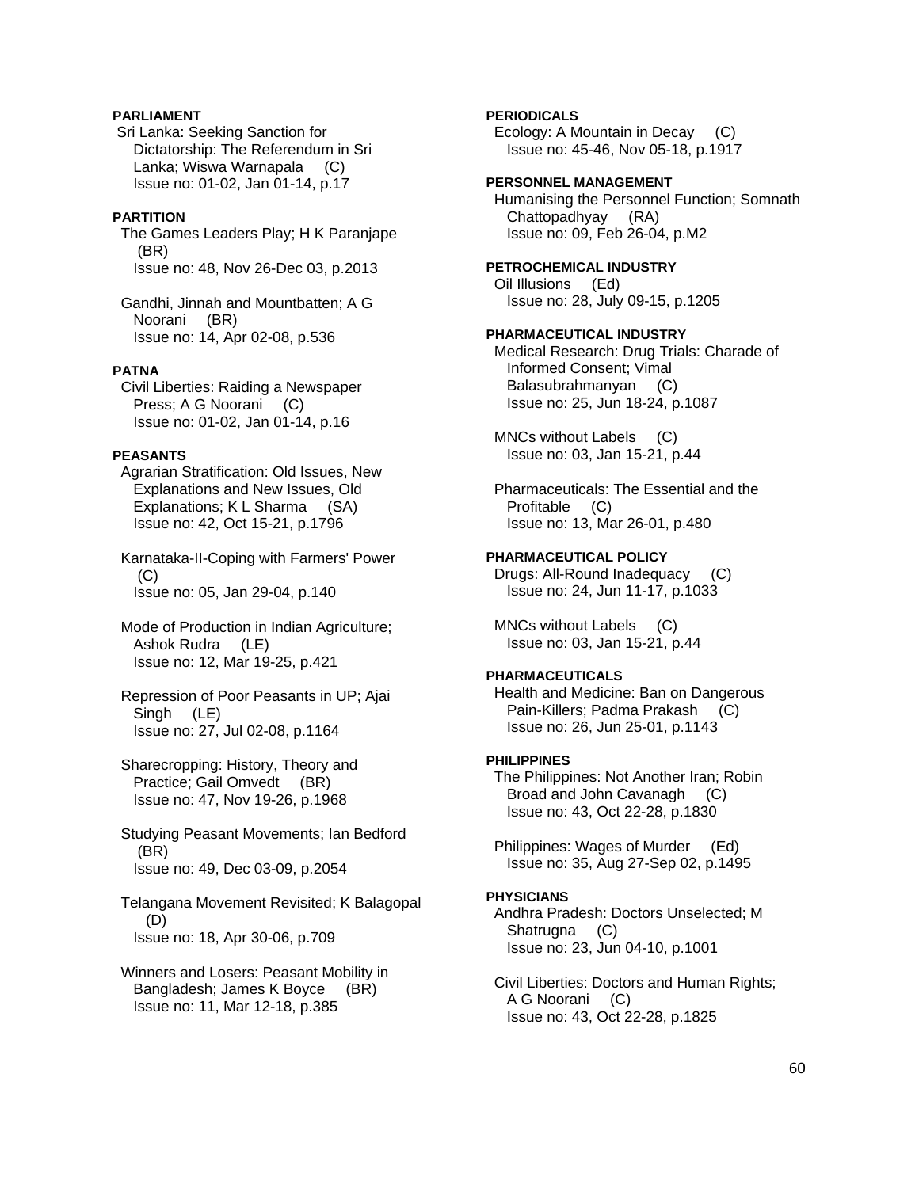**PARLIAMENT**

Sri Lanka: Seeking Sanction for Dictatorship: The Referendum in Sri Lanka; Wiswa Warnapala (C)
Issue no: 01-02, Jan 01-14, p.17

**PARTITION**

The Games Leaders Play; H K Paranjape (BR)
Issue no: 48, Nov 26-Dec 03, p.2013

Gandhi, Jinnah and Mountbatten; A G Noorani (BR)
Issue no: 14, Apr 02-08, p.536

**PATNA**

Civil Liberties: Raiding a Newspaper Press; A G Noorani (C)
Issue no: 01-02, Jan 01-14, p.16

**PEASANTS**

Agrarian Stratification: Old Issues, New Explanations and New Issues, Old Explanations; K L Sharma (SA)
Issue no: 42, Oct 15-21, p.1796

Karnataka-II-Coping with Farmers' Power (C)
Issue no: 05, Jan 29-04, p.140

Mode of Production in Indian Agriculture; Ashok Rudra (LE)
Issue no: 12, Mar 19-25, p.421

Repression of Poor Peasants in UP; Ajai Singh (LE)
Issue no: 27, Jul 02-08, p.1164

Sharecropping: History, Theory and Practice; Gail Omvedt (BR)
Issue no: 47, Nov 19-26, p.1968

Studying Peasant Movements; Ian Bedford (BR)
Issue no: 49, Dec 03-09, p.2054

Telangana Movement Revisited; K Balagopal (D)
Issue no: 18, Apr 30-06, p.709

Winners and Losers: Peasant Mobility in Bangladesh; James K Boyce (BR)
Issue no: 11, Mar 12-18, p.385

**PERIODICALS**

Ecology: A Mountain in Decay (C)
Issue no: 45-46, Nov 05-18, p.1917

**PERSONNEL MANAGEMENT**

Humanising the Personnel Function; Somnath Chattopadhyay (RA)
Issue no: 09, Feb 26-04, p.M2

**PETROCHEMICAL INDUSTRY**

Oil Illusions (Ed)
Issue no: 28, July 09-15, p.1205

**PHARMACEUTICAL INDUSTRY**

Medical Research: Drug Trials: Charade of Informed Consent; Vimal Balasubrahmanyan (C)
Issue no: 25, Jun 18-24, p.1087

MNCs without Labels (C)
Issue no: 03, Jan 15-21, p.44

Pharmaceuticals: The Essential and the Profitable (C)
Issue no: 13, Mar 26-01, p.480

**PHARMACEUTICAL POLICY**

Drugs: All-Round Inadequacy (C)
Issue no: 24, Jun 11-17, p.1033

MNCs without Labels (C)
Issue no: 03, Jan 15-21, p.44

**PHARMACEUTICALS**

Health and Medicine: Ban on Dangerous Pain-Killers; Padma Prakash (C)
Issue no: 26, Jun 25-01, p.1143

**PHILIPPINES**

The Philippines: Not Another Iran; Robin Broad and John Cavanagh (C)
Issue no: 43, Oct 22-28, p.1830

Philippines: Wages of Murder (Ed)
Issue no: 35, Aug 27-Sep 02, p.1495

**PHYSICIANS**

Andhra Pradesh: Doctors Unselected; M Shatrugna (C)
Issue no: 23, Jun 04-10, p.1001

Civil Liberties: Doctors and Human Rights; A G Noorani (C)
Issue no: 43, Oct 22-28, p.1825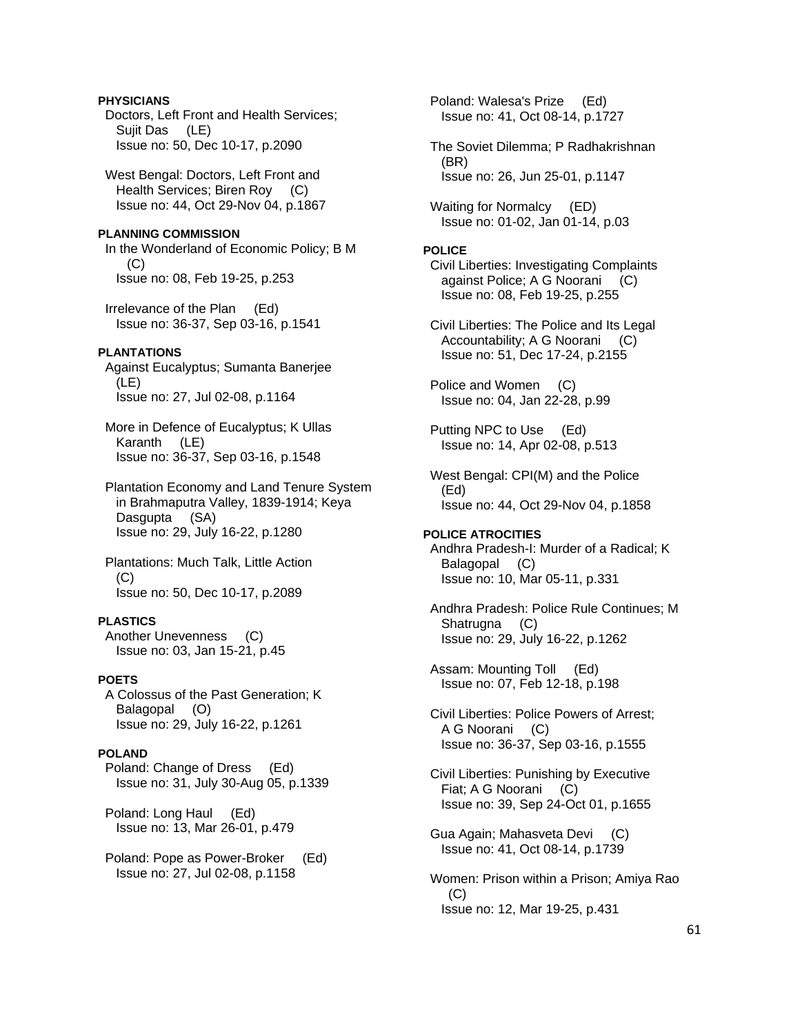**PHYSICIANS**

Doctors, Left Front and Health Services; Sujit Das (LE)
Issue no: 50, Dec 10-17, p.2090

West Bengal: Doctors, Left Front and Health Services; Biren Roy (C)
Issue no: 44, Oct 29-Nov 04, p.1867

**PLANNING COMMISSION**

In the Wonderland of Economic Policy; B M (C)
Issue no: 08, Feb 19-25, p.253

Irrelevance of the Plan (Ed)
Issue no: 36-37, Sep 03-16, p.1541

**PLANTATIONS**

Against Eucalyptus; Sumanta Banerjee (LE)
Issue no: 27, Jul 02-08, p.1164

More in Defence of Eucalyptus; K Ullas Karanth (LE)
Issue no: 36-37, Sep 03-16, p.1548

Plantation Economy and Land Tenure System in Brahmaputra Valley, 1839-1914; Keya Dasgupta (SA)
Issue no: 29, July 16-22, p.1280

Plantations: Much Talk, Little Action (C)
Issue no: 50, Dec 10-17, p.2089

**PLASTICS**

Another Unevenness (C)
Issue no: 03, Jan 15-21, p.45

**POETS**

A Colossus of the Past Generation; K Balagopal (O)
Issue no: 29, July 16-22, p.1261

**POLAND**

Poland: Change of Dress (Ed)
Issue no: 31, July 30-Aug 05, p.1339

Poland: Long Haul (Ed)
Issue no: 13, Mar 26-01, p.479

Poland: Pope as Power-Broker (Ed)
Issue no: 27, Jul 02-08, p.1158

Poland: Walesa's Prize (Ed)
Issue no: 41, Oct 08-14, p.1727

The Soviet Dilemma; P Radhakrishnan (BR)
Issue no: 26, Jun 25-01, p.1147

Waiting for Normalcy (ED)
Issue no: 01-02, Jan 01-14, p.03

**POLICE**

Civil Liberties: Investigating Complaints against Police; A G Noorani (C)
Issue no: 08, Feb 19-25, p.255

Civil Liberties: The Police and Its Legal Accountability; A G Noorani (C)
Issue no: 51, Dec 17-24, p.2155

Police and Women (C)
Issue no: 04, Jan 22-28, p.99

Putting NPC to Use (Ed)
Issue no: 14, Apr 02-08, p.513

West Bengal: CPI(M) and the Police (Ed)
Issue no: 44, Oct 29-Nov 04, p.1858

**POLICE ATROCITIES**

Andhra Pradesh-I: Murder of a Radical; K Balagopal (C)
Issue no: 10, Mar 05-11, p.331

Andhra Pradesh: Police Rule Continues; M Shatrugna (C)
Issue no: 29, July 16-22, p.1262

Assam: Mounting Toll (Ed)
Issue no: 07, Feb 12-18, p.198

Civil Liberties: Police Powers of Arrest; A G Noorani (C)
Issue no: 36-37, Sep 03-16, p.1555

Civil Liberties: Punishing by Executive Fiat; A G Noorani (C)
Issue no: 39, Sep 24-Oct 01, p.1655

Gua Again; Mahasveta Devi (C)
Issue no: 41, Oct 08-14, p.1739

Women: Prison within a Prison; Amiya Rao (C)
Issue no: 12, Mar 19-25, p.431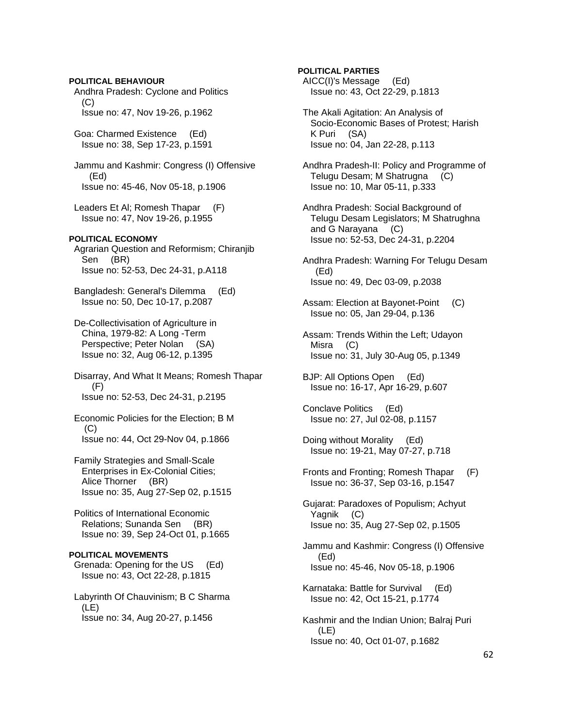**POLITICAL BEHAVIOUR**

Andhra Pradesh: Cyclone and Politics (C)
Issue no: 47, Nov 19-26, p.1962

Goa: Charmed Existence (Ed)
Issue no: 38, Sep 17-23, p.1591

Jammu and Kashmir: Congress (I) Offensive (Ed)
Issue no: 45-46, Nov 05-18, p.1906

Leaders Et Al; Romesh Thapar (F)
Issue no: 47, Nov 19-26, p.1955

**POLITICAL ECONOMY**

Agrarian Question and Reformism; Chiranjib Sen (BR)
Issue no: 52-53, Dec 24-31, p.A118

Bangladesh: General's Dilemma (Ed)
Issue no: 50, Dec 10-17, p.2087

De-Collectivisation of Agriculture in China, 1979-82: A Long -Term Perspective; Peter Nolan (SA)
Issue no: 32, Aug 06-12, p.1395

Disarray, And What It Means; Romesh Thapar (F)
Issue no: 52-53, Dec 24-31, p.2195

Economic Policies for the Election; B M (C)
Issue no: 44, Oct 29-Nov 04, p.1866

Family Strategies and Small-Scale Enterprises in Ex-Colonial Cities; Alice Thorner (BR)
Issue no: 35, Aug 27-Sep 02, p.1515

Politics of International Economic Relations; Sunanda Sen (BR)
Issue no: 39, Sep 24-Oct 01, p.1665

**POLITICAL MOVEMENTS**

Grenada: Opening for the US (Ed)
Issue no: 43, Oct 22-28, p.1815

Labyrinth Of Chauvinism; B C Sharma (LE)
Issue no: 34, Aug 20-27, p.1456

**POLITICAL PARTIES**

AICC(I)'s Message (Ed)
Issue no: 43, Oct 22-29, p.1813

The Akali Agitation: An Analysis of Socio-Economic Bases of Protest; Harish K Puri (SA)
Issue no: 04, Jan 22-28, p.113

Andhra Pradesh-II: Policy and Programme of Telugu Desam; M Shatrugna (C)
Issue no: 10, Mar 05-11, p.333

Andhra Pradesh: Social Background of Telugu Desam Legislators; M Shatrughna and G Narayana (C)
Issue no: 52-53, Dec 24-31, p.2204

Andhra Pradesh: Warning For Telugu Desam (Ed)
Issue no: 49, Dec 03-09, p.2038

Assam: Election at Bayonet-Point (C)
Issue no: 05, Jan 29-04, p.136

Assam: Trends Within the Left; Udayon Misra (C)
Issue no: 31, July 30-Aug 05, p.1349

BJP: All Options Open (Ed)
Issue no: 16-17, Apr 16-29, p.607

Conclave Politics (Ed)
Issue no: 27, Jul 02-08, p.1157

Doing without Morality (Ed)
Issue no: 19-21, May 07-27, p.718

Fronts and Fronting; Romesh Thapar (F)
Issue no: 36-37, Sep 03-16, p.1547

Gujarat: Paradoxes of Populism; Achyut Yagnik (C)
Issue no: 35, Aug 27-Sep 02, p.1505

Jammu and Kashmir: Congress (I) Offensive (Ed)
Issue no: 45-46, Nov 05-18, p.1906

Karnataka: Battle for Survival (Ed)
Issue no: 42, Oct 15-21, p.1774

Kashmir and the Indian Union; Balraj Puri (LE)
Issue no: 40, Oct 01-07, p.1682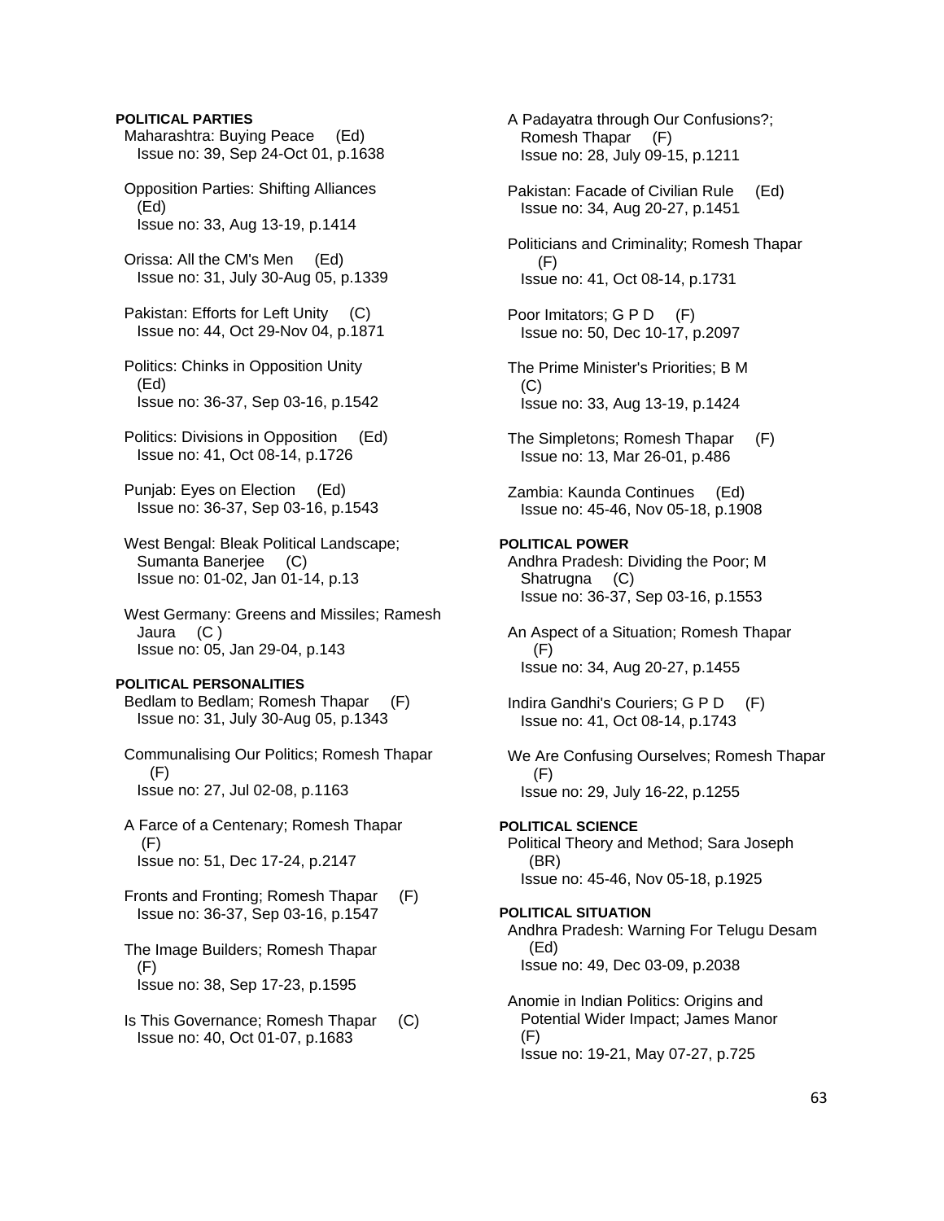**POLITICAL PARTIES**

Maharashtra: Buying Peace (Ed)
Issue no: 39, Sep 24-Oct 01, p.1638

Opposition Parties: Shifting Alliances (Ed)
Issue no: 33, Aug 13-19, p.1414

Orissa: All the CM's Men (Ed)
Issue no: 31, July 30-Aug 05, p.1339

Pakistan: Efforts for Left Unity (C)
Issue no: 44, Oct 29-Nov 04, p.1871

Politics: Chinks in Opposition Unity (Ed)
Issue no: 36-37, Sep 03-16, p.1542

Politics: Divisions in Opposition (Ed)
Issue no: 41, Oct 08-14, p.1726

Punjab: Eyes on Election (Ed)
Issue no: 36-37, Sep 03-16, p.1543

West Bengal: Bleak Political Landscape; Sumanta Banerjee (C)
Issue no: 01-02, Jan 01-14, p.13

West Germany: Greens and Missiles; Ramesh Jaura (C )
Issue no: 05, Jan 29-04, p.143

**POLITICAL PERSONALITIES**

Bedlam to Bedlam; Romesh Thapar (F)
Issue no: 31, July 30-Aug 05, p.1343

Communalising Our Politics; Romesh Thapar (F)
Issue no: 27, Jul 02-08, p.1163

A Farce of a Centenary; Romesh Thapar (F)
Issue no: 51, Dec 17-24, p.2147

Fronts and Fronting; Romesh Thapar (F)
Issue no: 36-37, Sep 03-16, p.1547

The Image Builders; Romesh Thapar (F)
Issue no: 38, Sep 17-23, p.1595

Is This Governance; Romesh Thapar (C)
Issue no: 40, Oct 01-07, p.1683

A Padayatra through Our Confusions?; Romesh Thapar (F)
Issue no: 28, July 09-15, p.1211

Pakistan: Facade of Civilian Rule (Ed)
Issue no: 34, Aug 20-27, p.1451

Politicians and Criminality; Romesh Thapar (F)
Issue no: 41, Oct 08-14, p.1731

Poor Imitators; G P D (F)
Issue no: 50, Dec 10-17, p.2097

The Prime Minister's Priorities; B M (C)
Issue no: 33, Aug 13-19, p.1424

The Simpletons; Romesh Thapar (F)
Issue no: 13, Mar 26-01, p.486

Zambia: Kaunda Continues (Ed)
Issue no: 45-46, Nov 05-18, p.1908

**POLITICAL POWER**

Andhra Pradesh: Dividing the Poor; M Shatrugna (C)
Issue no: 36-37, Sep 03-16, p.1553

An Aspect of a Situation; Romesh Thapar (F)
Issue no: 34, Aug 20-27, p.1455

Indira Gandhi's Couriers; G P D (F)
Issue no: 41, Oct 08-14, p.1743

We Are Confusing Ourselves; Romesh Thapar (F)
Issue no: 29, July 16-22, p.1255

**POLITICAL SCIENCE**

Political Theory and Method; Sara Joseph (BR)
Issue no: 45-46, Nov 05-18, p.1925

**POLITICAL SITUATION**

Andhra Pradesh: Warning For Telugu Desam (Ed)
Issue no: 49, Dec 03-09, p.2038

Anomie in Indian Politics: Origins and Potential Wider Impact; James Manor (F)
Issue no: 19-21, May 07-27, p.725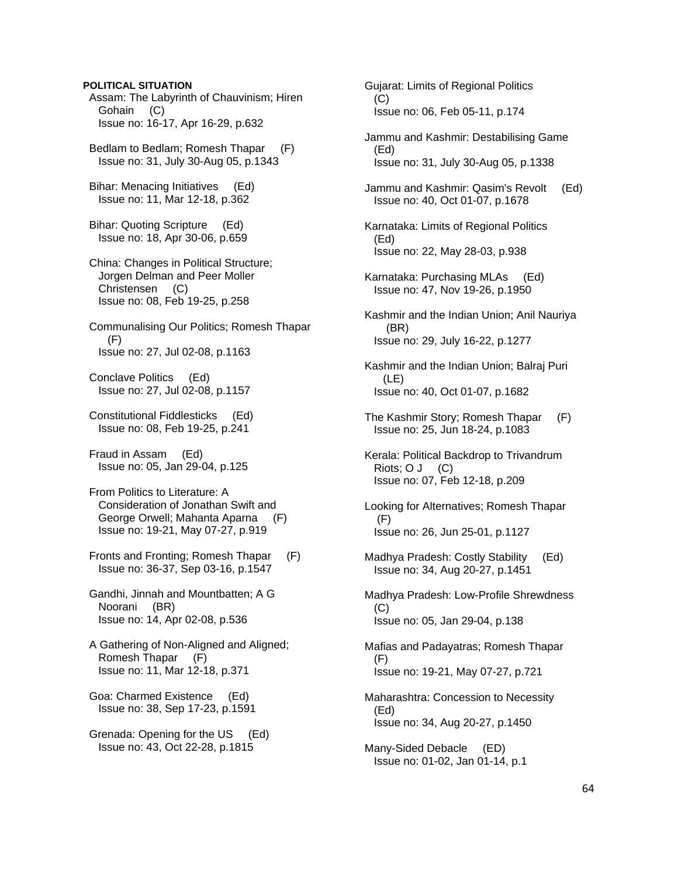**POLITICAL SITUATION**

Assam: The Labyrinth of Chauvinism; Hiren Gohain (C)
Issue no: 16-17, Apr 16-29, p.632

Bedlam to Bedlam; Romesh Thapar (F)
Issue no: 31, July 30-Aug 05, p.1343

Bihar: Menacing Initiatives (Ed)
Issue no: 11, Mar 12-18, p.362

Bihar: Quoting Scripture (Ed)
Issue no: 18, Apr 30-06, p.659

China: Changes in Political Structure; Jorgen Delman and Peer Moller Christensen (C)
Issue no: 08, Feb 19-25, p.258

Communalising Our Politics; Romesh Thapar (F)
Issue no: 27, Jul 02-08, p.1163

Conclave Politics (Ed)
Issue no: 27, Jul 02-08, p.1157

Constitutional Fiddlesticks (Ed)
Issue no: 08, Feb 19-25, p.241

Fraud in Assam (Ed)
Issue no: 05, Jan 29-04, p.125

From Politics to Literature: A Consideration of Jonathan Swift and George Orwell; Mahanta Aparna (F)
Issue no: 19-21, May 07-27, p.919

Fronts and Fronting; Romesh Thapar (F)
Issue no: 36-37, Sep 03-16, p.1547

Gandhi, Jinnah and Mountbatten; A G Noorani (BR)
Issue no: 14, Apr 02-08, p.536

A Gathering of Non-Aligned and Aligned; Romesh Thapar (F)
Issue no: 11, Mar 12-18, p.371

Goa: Charmed Existence (Ed)
Issue no: 38, Sep 17-23, p.1591

Grenada: Opening for the US (Ed)
Issue no: 43, Oct 22-28, p.1815

Gujarat: Limits of Regional Politics (C)
Issue no: 06, Feb 05-11, p.174

Jammu and Kashmir: Destabilising Game (Ed)
Issue no: 31, July 30-Aug 05, p.1338

Jammu and Kashmir: Qasim's Revolt (Ed)
Issue no: 40, Oct 01-07, p.1678

Karnataka: Limits of Regional Politics (Ed)
Issue no: 22, May 28-03, p.938

Karnataka: Purchasing MLAs (Ed)
Issue no: 47, Nov 19-26, p.1950

Kashmir and the Indian Union; Anil Nauriya (BR)
Issue no: 29, July 16-22, p.1277

Kashmir and the Indian Union; Balraj Puri (LE)
Issue no: 40, Oct 01-07, p.1682

The Kashmir Story; Romesh Thapar (F)
Issue no: 25, Jun 18-24, p.1083

Kerala: Political Backdrop to Trivandrum Riots; O J (C)
Issue no: 07, Feb 12-18, p.209

Looking for Alternatives; Romesh Thapar (F)
Issue no: 26, Jun 25-01, p.1127

Madhya Pradesh: Costly Stability (Ed)
Issue no: 34, Aug 20-27, p.1451

Madhya Pradesh: Low-Profile Shrewdness (C)
Issue no: 05, Jan 29-04, p.138

Mafias and Padayatras; Romesh Thapar (F)
Issue no: 19-21, May 07-27, p.721

Maharashtra: Concession to Necessity (Ed)
Issue no: 34, Aug 20-27, p.1450

Many-Sided Debacle (ED)
Issue no: 01-02, Jan 01-14, p.1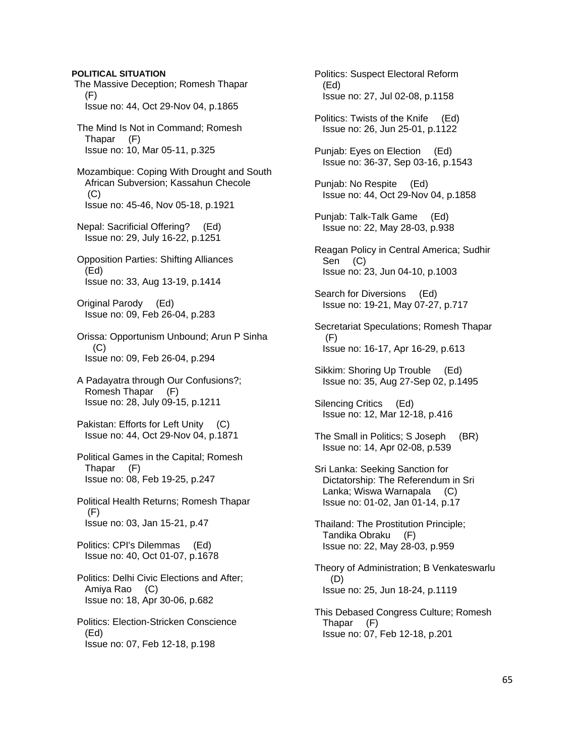**POLITICAL SITUATION**

The Massive Deception; Romesh Thapar (F)
Issue no: 44, Oct 29-Nov 04, p.1865

The Mind Is Not in Command; Romesh Thapar (F)
Issue no: 10, Mar 05-11, p.325

Mozambique: Coping With Drought and South African Subversion; Kassahun Checole (C)
Issue no: 45-46, Nov 05-18, p.1921

Nepal: Sacrificial Offering? (Ed)
Issue no: 29, July 16-22, p.1251

Opposition Parties: Shifting Alliances (Ed)
Issue no: 33, Aug 13-19, p.1414

Original Parody (Ed)
Issue no: 09, Feb 26-04, p.283

Orissa: Opportunism Unbound; Arun P Sinha (C)
Issue no: 09, Feb 26-04, p.294

A Padayatra through Our Confusions?; Romesh Thapar (F)
Issue no: 28, July 09-15, p.1211

Pakistan: Efforts for Left Unity (C)
Issue no: 44, Oct 29-Nov 04, p.1871

Political Games in the Capital; Romesh Thapar (F)
Issue no: 08, Feb 19-25, p.247

Political Health Returns; Romesh Thapar (F)
Issue no: 03, Jan 15-21, p.47

Politics: CPI's Dilemmas (Ed)
Issue no: 40, Oct 01-07, p.1678

Politics: Delhi Civic Elections and After; Amiya Rao (C)
Issue no: 18, Apr 30-06, p.682

Politics: Election-Stricken Conscience (Ed)
Issue no: 07, Feb 12-18, p.198

Politics: Suspect Electoral Reform (Ed)
Issue no: 27, Jul 02-08, p.1158

Politics: Twists of the Knife (Ed)
Issue no: 26, Jun 25-01, p.1122

Punjab: Eyes on Election (Ed)
Issue no: 36-37, Sep 03-16, p.1543

Punjab: No Respite (Ed)
Issue no: 44, Oct 29-Nov 04, p.1858

Punjab: Talk-Talk Game (Ed)
Issue no: 22, May 28-03, p.938

Reagan Policy in Central America; Sudhir Sen (C)
Issue no: 23, Jun 04-10, p.1003

Search for Diversions (Ed)
Issue no: 19-21, May 07-27, p.717

Secretariat Speculations; Romesh Thapar (F)
Issue no: 16-17, Apr 16-29, p.613

Sikkim: Shoring Up Trouble (Ed)
Issue no: 35, Aug 27-Sep 02, p.1495

Silencing Critics (Ed)
Issue no: 12, Mar 12-18, p.416

The Small in Politics; S Joseph (BR)
Issue no: 14, Apr 02-08, p.539

Sri Lanka: Seeking Sanction for Dictatorship: The Referendum in Sri Lanka; Wiswa Warnapala (C)
Issue no: 01-02, Jan 01-14, p.17

Thailand: The Prostitution Principle; Tandika Obraku (F)
Issue no: 22, May 28-03, p.959

Theory of Administration; B Venkateswarlu (D)
Issue no: 25, Jun 18-24, p.1119

This Debased Congress Culture; Romesh Thapar (F)
Issue no: 07, Feb 12-18, p.201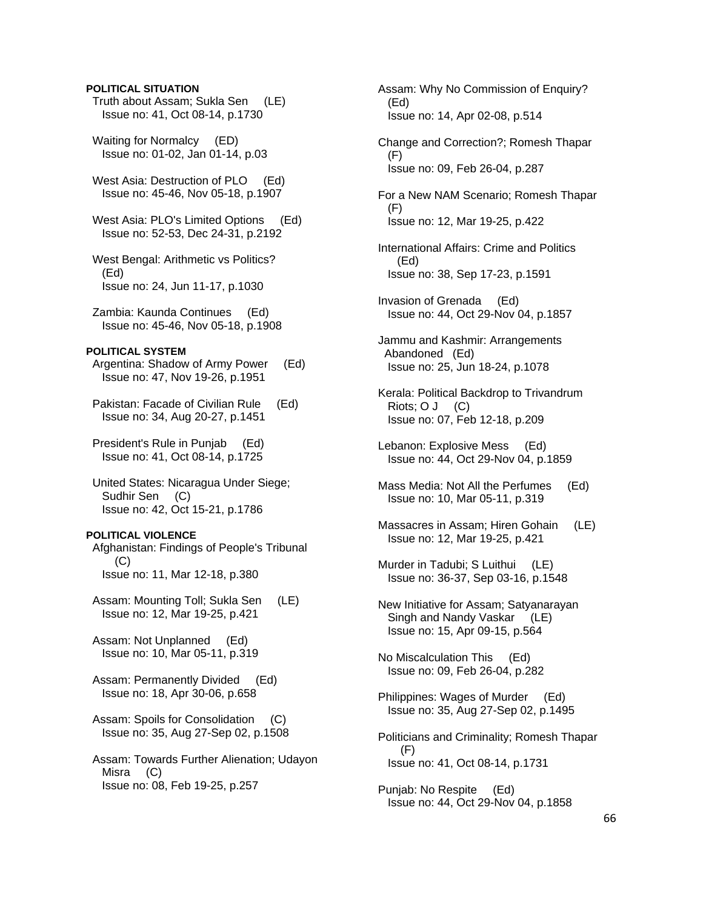**POLITICAL SITUATION**

Truth about Assam; Sukla Sen (LE)
Issue no: 41, Oct 08-14, p.1730

Waiting for Normalcy (ED)
Issue no: 01-02, Jan 01-14, p.03

West Asia: Destruction of PLO (Ed)
Issue no: 45-46, Nov 05-18, p.1907

West Asia: PLO's Limited Options (Ed)
Issue no: 52-53, Dec 24-31, p.2192

West Bengal: Arithmetic vs Politics? (Ed)
Issue no: 24, Jun 11-17, p.1030

Zambia: Kaunda Continues (Ed)
Issue no: 45-46, Nov 05-18, p.1908

**POLITICAL SYSTEM**

Argentina: Shadow of Army Power (Ed)
Issue no: 47, Nov 19-26, p.1951

Pakistan: Facade of Civilian Rule (Ed)
Issue no: 34, Aug 20-27, p.1451

President's Rule in Punjab (Ed)
Issue no: 41, Oct 08-14, p.1725

United States: Nicaragua Under Siege; Sudhir Sen (C)
Issue no: 42, Oct 15-21, p.1786

**POLITICAL VIOLENCE**

Afghanistan: Findings of People's Tribunal (C)
Issue no: 11, Mar 12-18, p.380

Assam: Mounting Toll; Sukla Sen (LE)
Issue no: 12, Mar 19-25, p.421

Assam: Not Unplanned (Ed)
Issue no: 10, Mar 05-11, p.319

Assam: Permanently Divided (Ed)
Issue no: 18, Apr 30-06, p.658

Assam: Spoils for Consolidation (C)
Issue no: 35, Aug 27-Sep 02, p.1508

Assam: Towards Further Alienation; Udayon Misra (C)
Issue no: 08, Feb 19-25, p.257

Assam: Why No Commission of Enquiry? (Ed)
Issue no: 14, Apr 02-08, p.514

Change and Correction?; Romesh Thapar (F)
Issue no: 09, Feb 26-04, p.287

For a New NAM Scenario; Romesh Thapar (F)
Issue no: 12, Mar 19-25, p.422

International Affairs: Crime and Politics (Ed)
Issue no: 38, Sep 17-23, p.1591

Invasion of Grenada (Ed)
Issue no: 44, Oct 29-Nov 04, p.1857

Jammu and Kashmir: Arrangements Abandoned (Ed)
Issue no: 25, Jun 18-24, p.1078

Kerala: Political Backdrop to Trivandrum Riots; O J (C)
Issue no: 07, Feb 12-18, p.209

Lebanon: Explosive Mess (Ed)
Issue no: 44, Oct 29-Nov 04, p.1859

Mass Media: Not All the Perfumes (Ed)
Issue no: 10, Mar 05-11, p.319

Massacres in Assam; Hiren Gohain (LE)
Issue no: 12, Mar 19-25, p.421

Murder in Tadubi; S Luithui (LE)
Issue no: 36-37, Sep 03-16, p.1548

New Initiative for Assam; Satyanarayan Singh and Nandy Vaskar (LE)
Issue no: 15, Apr 09-15, p.564

No Miscalculation This (Ed)
Issue no: 09, Feb 26-04, p.282

Philippines: Wages of Murder (Ed)
Issue no: 35, Aug 27-Sep 02, p.1495

Politicians and Criminality; Romesh Thapar (F)
Issue no: 41, Oct 08-14, p.1731

Punjab: No Respite (Ed)
Issue no: 44, Oct 29-Nov 04, p.1858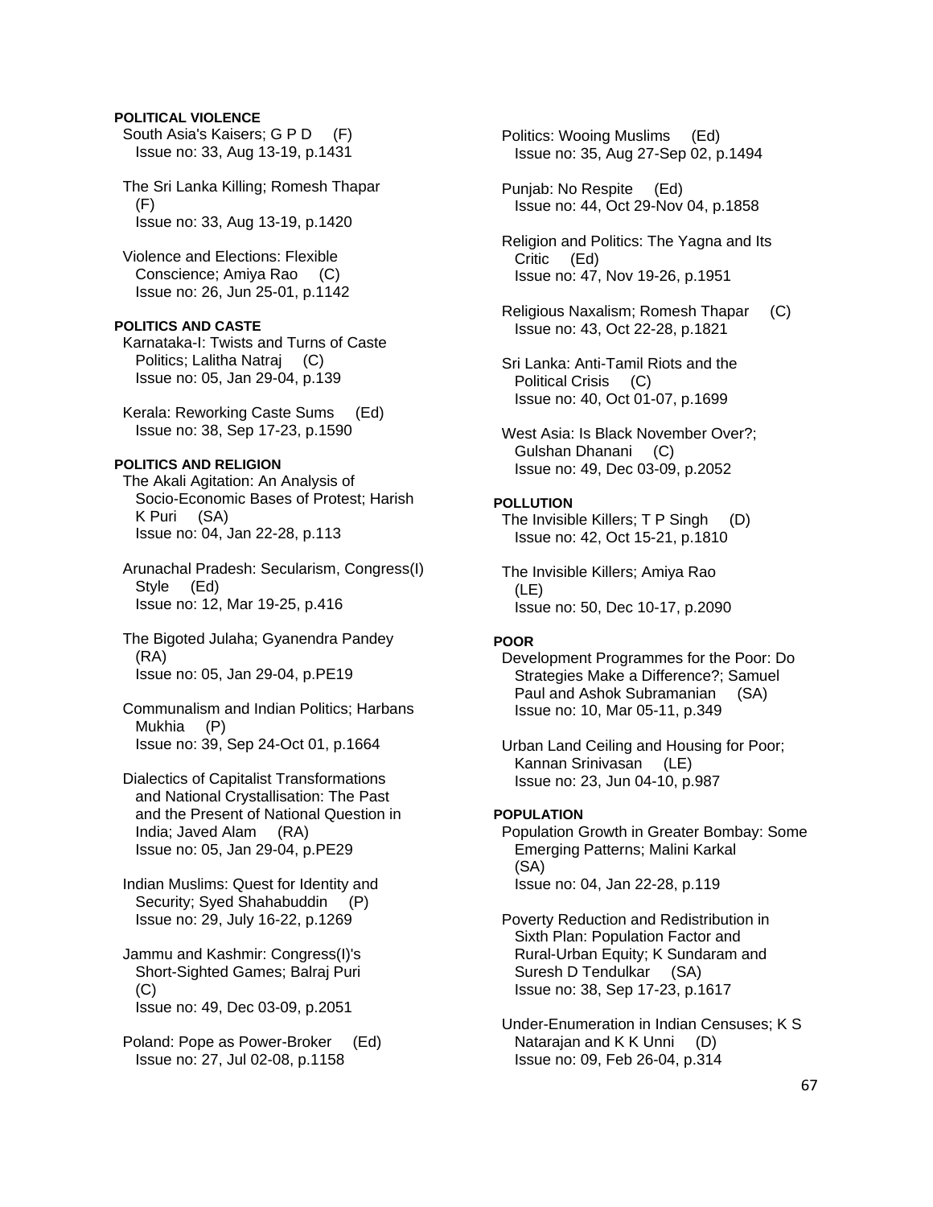**POLITICAL VIOLENCE**

South Asia's Kaisers; G P D (F)
Issue no: 33, Aug 13-19, p.1431

The Sri Lanka Killing; Romesh Thapar (F)
Issue no: 33, Aug 13-19, p.1420

Violence and Elections: Flexible Conscience; Amiya Rao (C)
Issue no: 26, Jun 25-01, p.1142

**POLITICS AND CASTE**

Karnataka-I: Twists and Turns of Caste Politics; Lalitha Natraj (C)
Issue no: 05, Jan 29-04, p.139

Kerala: Reworking Caste Sums (Ed)
Issue no: 38, Sep 17-23, p.1590

**POLITICS AND RELIGION**

The Akali Agitation: An Analysis of Socio-Economic Bases of Protest; Harish K Puri (SA)
Issue no: 04, Jan 22-28, p.113

Arunachal Pradesh: Secularism, Congress(I) Style (Ed)
Issue no: 12, Mar 19-25, p.416

The Bigoted Julaha; Gyanendra Pandey (RA)
Issue no: 05, Jan 29-04, p.PE19

Communalism and Indian Politics; Harbans Mukhia (P)
Issue no: 39, Sep 24-Oct 01, p.1664

Dialectics of Capitalist Transformations and National Crystallisation: The Past and the Present of National Question in India; Javed Alam (RA)
Issue no: 05, Jan 29-04, p.PE29

Indian Muslims: Quest for Identity and Security; Syed Shahabuddin (P)
Issue no: 29, July 16-22, p.1269

Jammu and Kashmir: Congress(I)'s Short-Sighted Games; Balraj Puri (C)
Issue no: 49, Dec 03-09, p.2051

Poland: Pope as Power-Broker (Ed)
Issue no: 27, Jul 02-08, p.1158

Politics: Wooing Muslims (Ed)
Issue no: 35, Aug 27-Sep 02, p.1494

Punjab: No Respite (Ed)
Issue no: 44, Oct 29-Nov 04, p.1858

Religion and Politics: The Yagna and Its Critic (Ed)
Issue no: 47, Nov 19-26, p.1951

Religious Naxalism; Romesh Thapar (C)
Issue no: 43, Oct 22-28, p.1821

Sri Lanka: Anti-Tamil Riots and the Political Crisis (C)
Issue no: 40, Oct 01-07, p.1699

West Asia: Is Black November Over?; Gulshan Dhanani (C)
Issue no: 49, Dec 03-09, p.2052

**POLLUTION**

The Invisible Killers; T P Singh (D)
Issue no: 42, Oct 15-21, p.1810

The Invisible Killers; Amiya Rao (LE)
Issue no: 50, Dec 10-17, p.2090

**POOR**

Development Programmes for the Poor: Do Strategies Make a Difference?; Samuel Paul and Ashok Subramanian (SA)
Issue no: 10, Mar 05-11, p.349

Urban Land Ceiling and Housing for Poor; Kannan Srinivasan (LE)
Issue no: 23, Jun 04-10, p.987

**POPULATION**

Population Growth in Greater Bombay: Some Emerging Patterns; Malini Karkal (SA)
Issue no: 04, Jan 22-28, p.119

Poverty Reduction and Redistribution in Sixth Plan: Population Factor and Rural-Urban Equity; K Sundaram and Suresh D Tendulkar (SA)
Issue no: 38, Sep 17-23, p.1617

Under-Enumeration in Indian Censuses; K S Natarajan and K K Unni (D)
Issue no: 09, Feb 26-04, p.314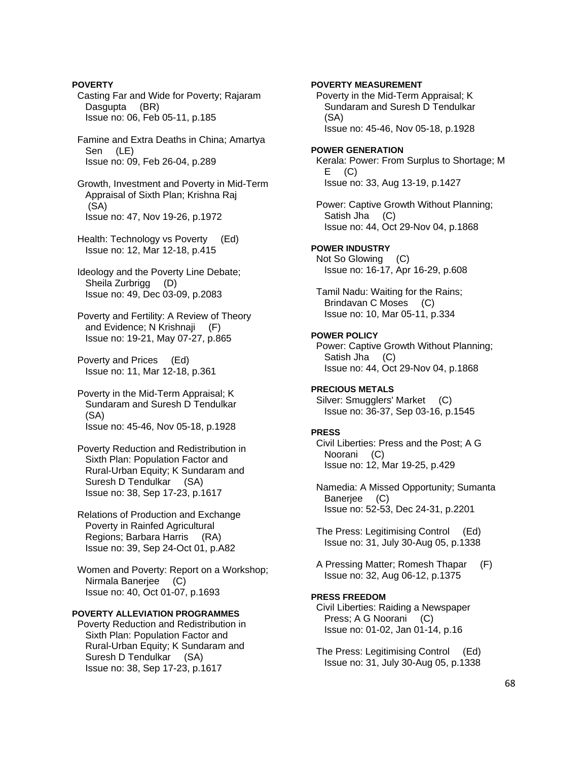**POVERTY**

Casting Far and Wide for Poverty; Rajaram Dasgupta (BR)
Issue no: 06, Feb 05-11, p.185

Famine and Extra Deaths in China; Amartya Sen (LE)
Issue no: 09, Feb 26-04, p.289

Growth, Investment and Poverty in Mid-Term Appraisal of Sixth Plan; Krishna Raj (SA)
Issue no: 47, Nov 19-26, p.1972

Health: Technology vs Poverty (Ed)
Issue no: 12, Mar 12-18, p.415

Ideology and the Poverty Line Debate; Sheila Zurbrigg (D)
Issue no: 49, Dec 03-09, p.2083

Poverty and Fertility: A Review of Theory and Evidence; N Krishnaji (F)
Issue no: 19-21, May 07-27, p.865

Poverty and Prices (Ed)
Issue no: 11, Mar 12-18, p.361

Poverty in the Mid-Term Appraisal; K Sundaram and Suresh D Tendulkar (SA)
Issue no: 45-46, Nov 05-18, p.1928

Poverty Reduction and Redistribution in Sixth Plan: Population Factor and Rural-Urban Equity; K Sundaram and Suresh D Tendulkar (SA)
Issue no: 38, Sep 17-23, p.1617

Relations of Production and Exchange Poverty in Rainfed Agricultural Regions; Barbara Harris (RA)
Issue no: 39, Sep 24-Oct 01, p.A82

Women and Poverty: Report on a Workshop; Nirmala Banerjee (C)
Issue no: 40, Oct 01-07, p.1693

**POVERTY ALLEVIATION PROGRAMMES**

Poverty Reduction and Redistribution in Sixth Plan: Population Factor and Rural-Urban Equity; K Sundaram and Suresh D Tendulkar (SA)
Issue no: 38, Sep 17-23, p.1617

**POVERTY MEASUREMENT**

Poverty in the Mid-Term Appraisal; K Sundaram and Suresh D Tendulkar (SA)
Issue no: 45-46, Nov 05-18, p.1928

**POWER GENERATION**

Kerala: Power: From Surplus to Shortage; M E (C)
Issue no: 33, Aug 13-19, p.1427

Power: Captive Growth Without Planning; Satish Jha (C)
Issue no: 44, Oct 29-Nov 04, p.1868

**POWER INDUSTRY**

Not So Glowing (C)
Issue no: 16-17, Apr 16-29, p.608

Tamil Nadu: Waiting for the Rains; Brindavan C Moses (C)
Issue no: 10, Mar 05-11, p.334

**POWER POLICY**

Power: Captive Growth Without Planning; Satish Jha (C)
Issue no: 44, Oct 29-Nov 04, p.1868

**PRECIOUS METALS**

Silver: Smugglers' Market (C)
Issue no: 36-37, Sep 03-16, p.1545

**PRESS**

Civil Liberties: Press and the Post; A G Noorani (C)
Issue no: 12, Mar 19-25, p.429

Namedia: A Missed Opportunity; Sumanta Banerjee (C)
Issue no: 52-53, Dec 24-31, p.2201

The Press: Legitimising Control (Ed)
Issue no: 31, July 30-Aug 05, p.1338

A Pressing Matter; Romesh Thapar (F)
Issue no: 32, Aug 06-12, p.1375

**PRESS FREEDOM**

Civil Liberties: Raiding a Newspaper Press; A G Noorani (C)
Issue no: 01-02, Jan 01-14, p.16

The Press: Legitimising Control (Ed)
Issue no: 31, July 30-Aug 05, p.1338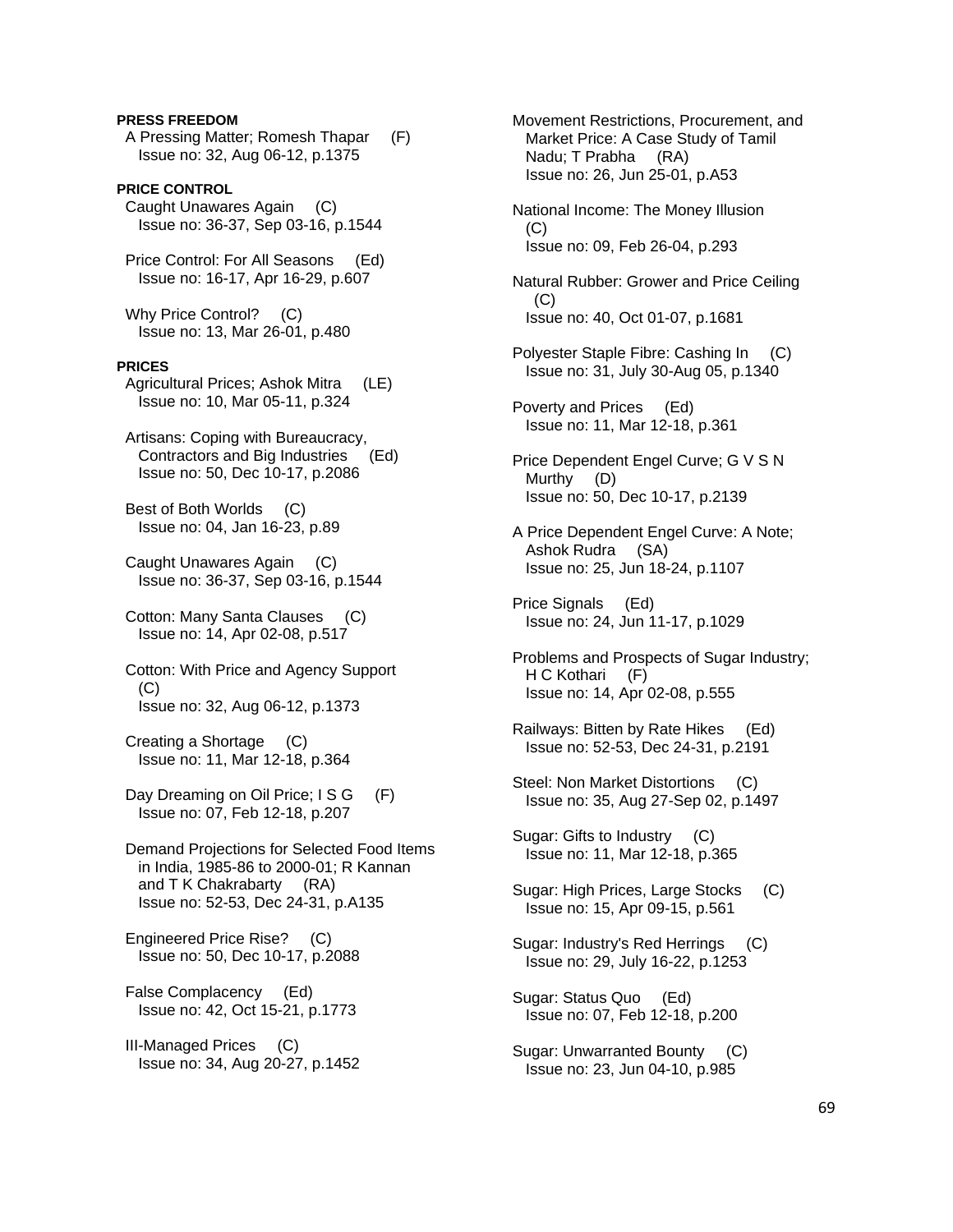**PRESS FREEDOM**

A Pressing Matter; Romesh Thapar (F)
Issue no: 32, Aug 06-12, p.1375

**PRICE CONTROL**

Caught Unawares Again (C)
Issue no: 36-37, Sep 03-16, p.1544

Price Control: For All Seasons (Ed)
Issue no: 16-17, Apr 16-29, p.607

Why Price Control? (C)
Issue no: 13, Mar 26-01, p.480

**PRICES**

Agricultural Prices; Ashok Mitra (LE)
Issue no: 10, Mar 05-11, p.324

Artisans: Coping with Bureaucracy, Contractors and Big Industries (Ed)
Issue no: 50, Dec 10-17, p.2086

Best of Both Worlds (C)
Issue no: 04, Jan 16-23, p.89

Caught Unawares Again (C)
Issue no: 36-37, Sep 03-16, p.1544

Cotton: Many Santa Clauses (C)
Issue no: 14, Apr 02-08, p.517

Cotton: With Price and Agency Support (C)
Issue no: 32, Aug 06-12, p.1373

Creating a Shortage (C)
Issue no: 11, Mar 12-18, p.364

Day Dreaming on Oil Price; I S G (F)
Issue no: 07, Feb 12-18, p.207

Demand Projections for Selected Food Items in India, 1985-86 to 2000-01; R Kannan and T K Chakrabarty (RA)
Issue no: 52-53, Dec 24-31, p.A135

Engineered Price Rise? (C)
Issue no: 50, Dec 10-17, p.2088

False Complacency (Ed)
Issue no: 42, Oct 15-21, p.1773

Ill-Managed Prices (C)
Issue no: 34, Aug 20-27, p.1452

Movement Restrictions, Procurement, and Market Price: A Case Study of Tamil Nadu; T Prabha (RA)
Issue no: 26, Jun 25-01, p.A53

National Income: The Money Illusion (C)
Issue no: 09, Feb 26-04, p.293

Natural Rubber: Grower and Price Ceiling (C)
Issue no: 40, Oct 01-07, p.1681

Polyester Staple Fibre: Cashing In (C)
Issue no: 31, July 30-Aug 05, p.1340

Poverty and Prices (Ed)
Issue no: 11, Mar 12-18, p.361

Price Dependent Engel Curve; G V S N Murthy (D)
Issue no: 50, Dec 10-17, p.2139

A Price Dependent Engel Curve: A Note; Ashok Rudra (SA)
Issue no: 25, Jun 18-24, p.1107

Price Signals (Ed)
Issue no: 24, Jun 11-17, p.1029

Problems and Prospects of Sugar Industry; H C Kothari (F)
Issue no: 14, Apr 02-08, p.555

Railways: Bitten by Rate Hikes (Ed)
Issue no: 52-53, Dec 24-31, p.2191

Steel: Non Market Distortions (C)
Issue no: 35, Aug 27-Sep 02, p.1497

Sugar: Gifts to Industry (C)
Issue no: 11, Mar 12-18, p.365

Sugar: High Prices, Large Stocks (C)
Issue no: 15, Apr 09-15, p.561

Sugar: Industry's Red Herrings (C)
Issue no: 29, July 16-22, p.1253

Sugar: Status Quo (Ed)
Issue no: 07, Feb 12-18, p.200

Sugar: Unwarranted Bounty (C)
Issue no: 23, Jun 04-10, p.985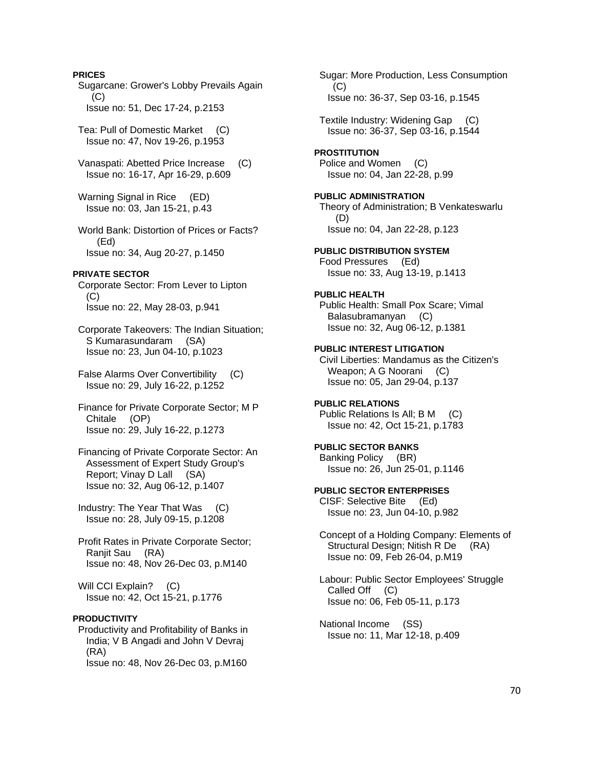**PRICES**

Sugarcane: Grower's Lobby Prevails Again (C)
Issue no: 51, Dec 17-24, p.2153

Tea: Pull of Domestic Market (C)
Issue no: 47, Nov 19-26, p.1953

Vanaspati: Abetted Price Increase (C)
Issue no: 16-17, Apr 16-29, p.609

Warning Signal in Rice (ED)
Issue no: 03, Jan 15-21, p.43

World Bank: Distortion of Prices or Facts? (Ed)
Issue no: 34, Aug 20-27, p.1450

**PRIVATE SECTOR**

Corporate Sector: From Lever to Lipton (C)
Issue no: 22, May 28-03, p.941

Corporate Takeovers: The Indian Situation; S Kumarasundaram (SA)
Issue no: 23, Jun 04-10, p.1023

False Alarms Over Convertibility (C)
Issue no: 29, July 16-22, p.1252

Finance for Private Corporate Sector; M P Chitale (OP)
Issue no: 29, July 16-22, p.1273

Financing of Private Corporate Sector: An Assessment of Expert Study Group's Report; Vinay D Lall (SA)
Issue no: 32, Aug 06-12, p.1407

Industry: The Year That Was (C)
Issue no: 28, July 09-15, p.1208

Profit Rates in Private Corporate Sector; Ranjit Sau (RA)
Issue no: 48, Nov 26-Dec 03, p.M140

Will CCI Explain? (C)
Issue no: 42, Oct 15-21, p.1776

**PRODUCTIVITY**

Productivity and Profitability of Banks in India; V B Angadi and John V Devraj (RA)
Issue no: 48, Nov 26-Dec 03, p.M160

Sugar: More Production, Less Consumption (C)
Issue no: 36-37, Sep 03-16, p.1545

Textile Industry: Widening Gap (C)
Issue no: 36-37, Sep 03-16, p.1544

**PROSTITUTION**

Police and Women (C)
Issue no: 04, Jan 22-28, p.99

**PUBLIC ADMINISTRATION**

Theory of Administration; B Venkateswarlu (D)
Issue no: 04, Jan 22-28, p.123

**PUBLIC DISTRIBUTION SYSTEM**

Food Pressures (Ed)
Issue no: 33, Aug 13-19, p.1413

**PUBLIC HEALTH**

Public Health: Small Pox Scare; Vimal Balasubramanyan (C)
Issue no: 32, Aug 06-12, p.1381

**PUBLIC INTEREST LITIGATION**

Civil Liberties: Mandamus as the Citizen's Weapon; A G Noorani (C)
Issue no: 05, Jan 29-04, p.137

**PUBLIC RELATIONS**

Public Relations Is All; B M (C)
Issue no: 42, Oct 15-21, p.1783

**PUBLIC SECTOR BANKS**

Banking Policy (BR)
Issue no: 26, Jun 25-01, p.1146

**PUBLIC SECTOR ENTERPRISES**

CISF: Selective Bite (Ed)
Issue no: 23, Jun 04-10, p.982

Concept of a Holding Company: Elements of Structural Design; Nitish R De (RA)
Issue no: 09, Feb 26-04, p.M19

Labour: Public Sector Employees' Struggle Called Off (C)
Issue no: 06, Feb 05-11, p.173

National Income (SS)
Issue no: 11, Mar 12-18, p.409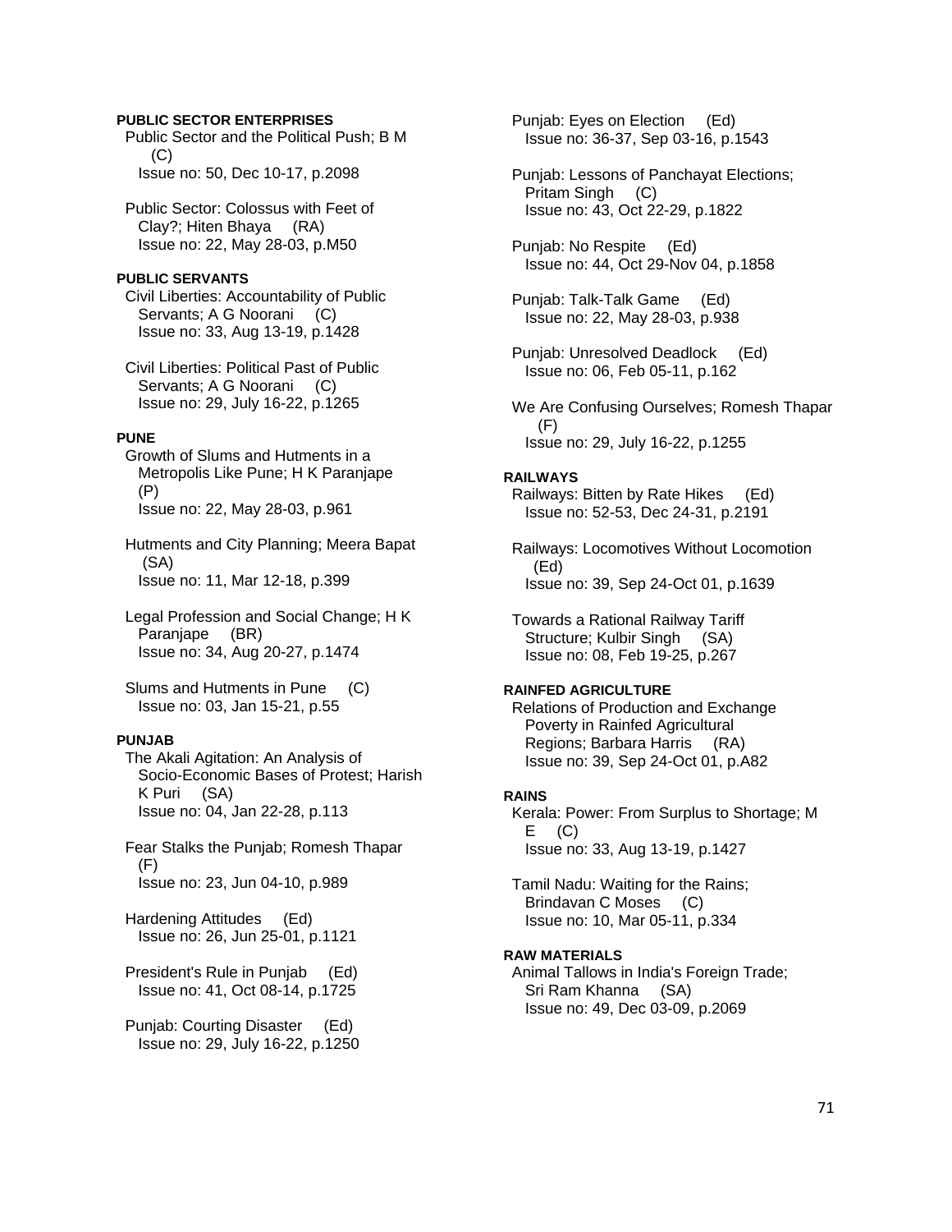**PUBLIC SECTOR ENTERPRISES**

Public Sector and the Political Push; B M (C)
Issue no: 50, Dec 10-17, p.2098

Public Sector: Colossus with Feet of Clay?; Hiten Bhaya (RA)
Issue no: 22, May 28-03, p.M50

**PUBLIC SERVANTS**

Civil Liberties: Accountability of Public Servants; A G Noorani (C)
Issue no: 33, Aug 13-19, p.1428

Civil Liberties: Political Past of Public Servants; A G Noorani (C)
Issue no: 29, July 16-22, p.1265

**PUNE**

Growth of Slums and Hutments in a Metropolis Like Pune; H K Paranjape (P)
Issue no: 22, May 28-03, p.961

Hutments and City Planning; Meera Bapat (SA)
Issue no: 11, Mar 12-18, p.399

Legal Profession and Social Change; H K Paranjape (BR)
Issue no: 34, Aug 20-27, p.1474

Slums and Hutments in Pune (C)
Issue no: 03, Jan 15-21, p.55

**PUNJAB**

The Akali Agitation: An Analysis of Socio-Economic Bases of Protest; Harish K Puri (SA)
Issue no: 04, Jan 22-28, p.113

Fear Stalks the Punjab; Romesh Thapar (F)
Issue no: 23, Jun 04-10, p.989

Hardening Attitudes (Ed)
Issue no: 26, Jun 25-01, p.1121

President's Rule in Punjab (Ed)
Issue no: 41, Oct 08-14, p.1725

Punjab: Courting Disaster (Ed)
Issue no: 29, July 16-22, p.1250

Punjab: Eyes on Election (Ed)
Issue no: 36-37, Sep 03-16, p.1543

Punjab: Lessons of Panchayat Elections; Pritam Singh (C)
Issue no: 43, Oct 22-29, p.1822

Punjab: No Respite (Ed)
Issue no: 44, Oct 29-Nov 04, p.1858

Punjab: Talk-Talk Game (Ed)
Issue no: 22, May 28-03, p.938

Punjab: Unresolved Deadlock (Ed)
Issue no: 06, Feb 05-11, p.162

We Are Confusing Ourselves; Romesh Thapar (F)
Issue no: 29, July 16-22, p.1255

**RAILWAYS**

Railways: Bitten by Rate Hikes (Ed)
Issue no: 52-53, Dec 24-31, p.2191

Railways: Locomotives Without Locomotion (Ed)
Issue no: 39, Sep 24-Oct 01, p.1639

Towards a Rational Railway Tariff Structure; Kulbir Singh (SA)
Issue no: 08, Feb 19-25, p.267

**RAINFED AGRICULTURE**

Relations of Production and Exchange Poverty in Rainfed Agricultural Regions; Barbara Harris (RA)
Issue no: 39, Sep 24-Oct 01, p.A82

**RAINS**

Kerala: Power: From Surplus to Shortage; M E (C)
Issue no: 33, Aug 13-19, p.1427

Tamil Nadu: Waiting for the Rains; Brindavan C Moses (C)
Issue no: 10, Mar 05-11, p.334

**RAW MATERIALS**

Animal Tallows in India's Foreign Trade; Sri Ram Khanna (SA)
Issue no: 49, Dec 03-09, p.2069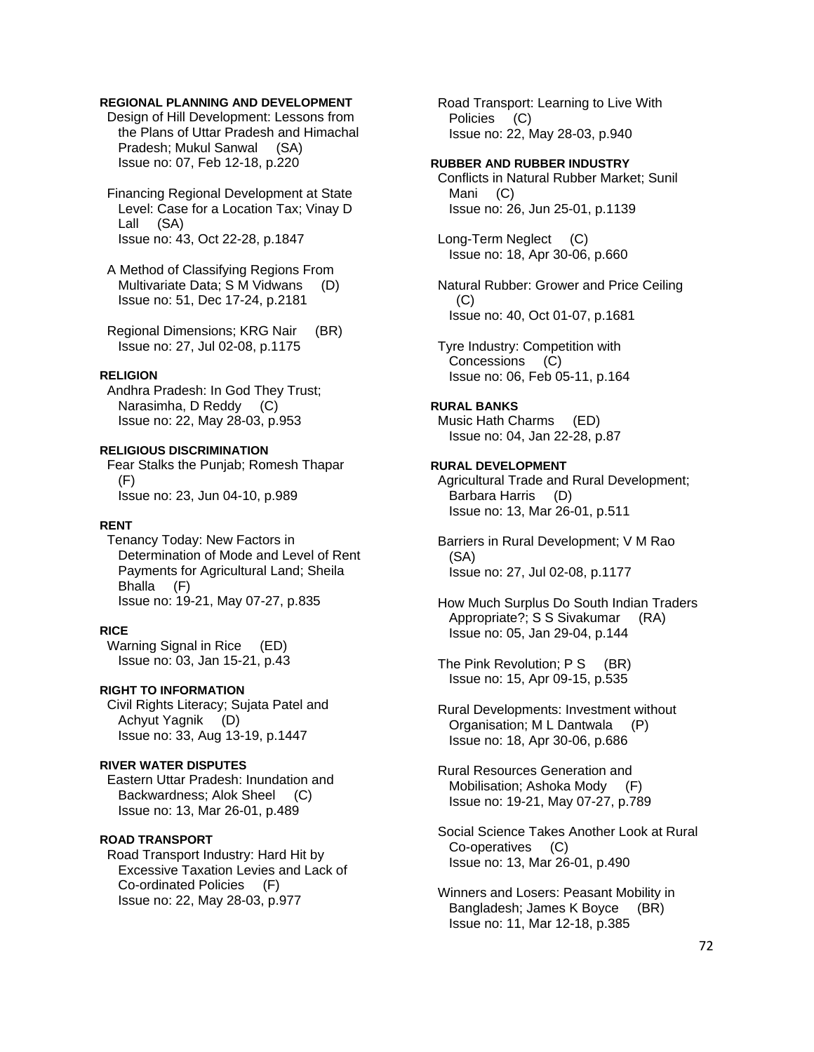**REGIONAL PLANNING AND DEVELOPMENT**

Design of Hill Development: Lessons from the Plans of Uttar Pradesh and Himachal Pradesh; Mukul Sanwal (SA)
Issue no: 07, Feb 12-18, p.220

Financing Regional Development at State Level: Case for a Location Tax; Vinay D Lall (SA)
Issue no: 43, Oct 22-28, p.1847

A Method of Classifying Regions From Multivariate Data; S M Vidwans (D)
Issue no: 51, Dec 17-24, p.2181

Regional Dimensions; KRG Nair (BR)
Issue no: 27, Jul 02-08, p.1175

**RELIGION**

Andhra Pradesh: In God They Trust; Narasimha, D Reddy (C)
Issue no: 22, May 28-03, p.953

**RELIGIOUS DISCRIMINATION**

Fear Stalks the Punjab; Romesh Thapar (F)
Issue no: 23, Jun 04-10, p.989

**RENT**

Tenancy Today: New Factors in Determination of Mode and Level of Rent Payments for Agricultural Land; Sheila Bhalla (F)
Issue no: 19-21, May 07-27, p.835

**RICE**

Warning Signal in Rice (ED)
Issue no: 03, Jan 15-21, p.43

**RIGHT TO INFORMATION**

Civil Rights Literacy; Sujata Patel and Achyut Yagnik (D)
Issue no: 33, Aug 13-19, p.1447

**RIVER WATER DISPUTES**

Eastern Uttar Pradesh: Inundation and Backwardness; Alok Sheel (C)
Issue no: 13, Mar 26-01, p.489

**ROAD TRANSPORT**

Road Transport Industry: Hard Hit by Excessive Taxation Levies and Lack of Co-ordinated Policies (F)
Issue no: 22, May 28-03, p.977

Road Transport: Learning to Live With Policies (C)
Issue no: 22, May 28-03, p.940

**RUBBER AND RUBBER INDUSTRY**

Conflicts in Natural Rubber Market; Sunil Mani (C)
Issue no: 26, Jun 25-01, p.1139

Long-Term Neglect (C)
Issue no: 18, Apr 30-06, p.660

Natural Rubber: Grower and Price Ceiling (C)
Issue no: 40, Oct 01-07, p.1681

Tyre Industry: Competition with Concessions (C)
Issue no: 06, Feb 05-11, p.164

**RURAL BANKS**

Music Hath Charms (ED)
Issue no: 04, Jan 22-28, p.87

**RURAL DEVELOPMENT**

Agricultural Trade and Rural Development; Barbara Harris (D)
Issue no: 13, Mar 26-01, p.511

Barriers in Rural Development; V M Rao (SA)
Issue no: 27, Jul 02-08, p.1177

How Much Surplus Do South Indian Traders Appropriate?; S S Sivakumar (RA)
Issue no: 05, Jan 29-04, p.144

The Pink Revolution; P S (BR)
Issue no: 15, Apr 09-15, p.535

Rural Developments: Investment without Organisation; M L Dantwala (P)
Issue no: 18, Apr 30-06, p.686

Rural Resources Generation and Mobilisation; Ashoka Mody (F)
Issue no: 19-21, May 07-27, p.789

Social Science Takes Another Look at Rural Co-operatives (C)
Issue no: 13, Mar 26-01, p.490

Winners and Losers: Peasant Mobility in Bangladesh; James K Boyce (BR)
Issue no: 11, Mar 12-18, p.385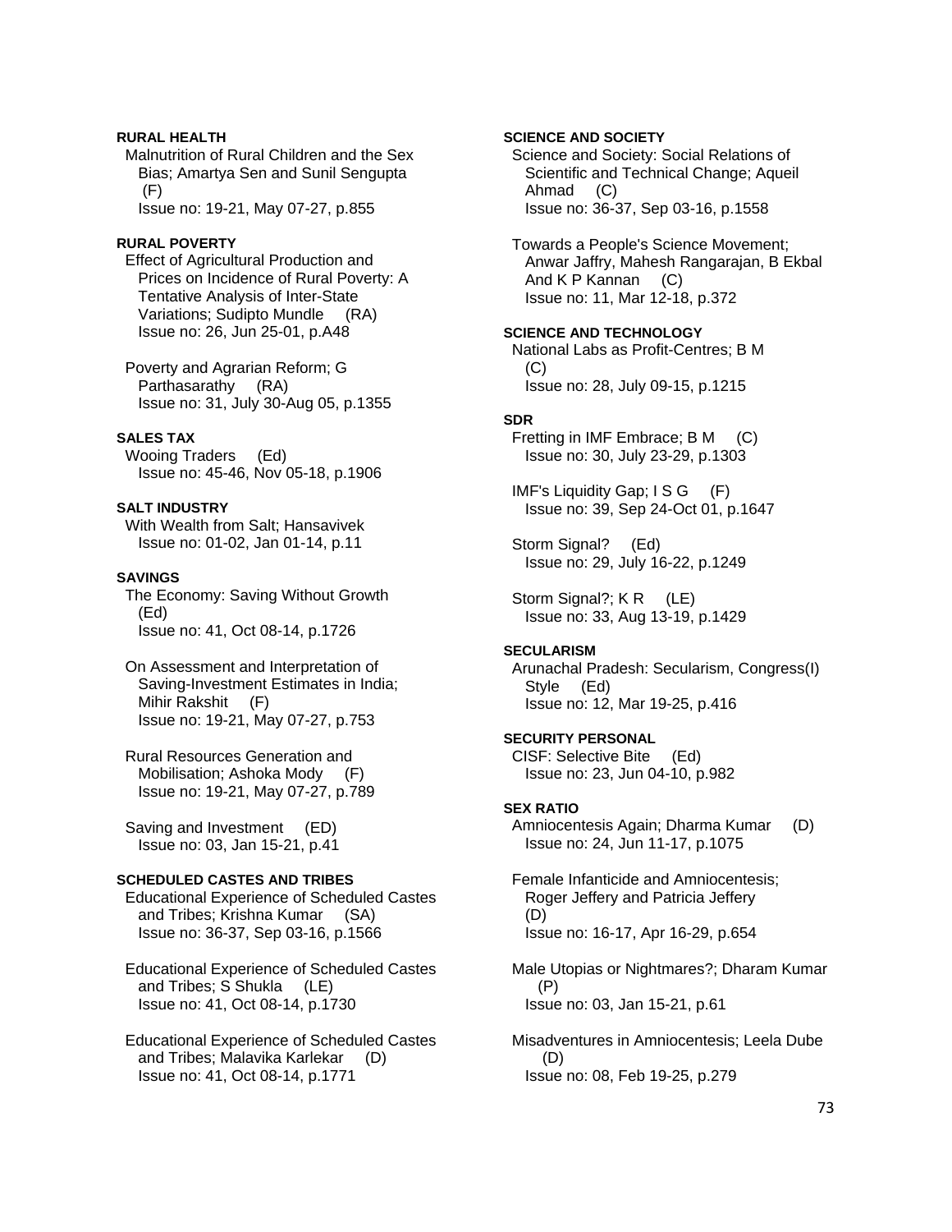**RURAL HEALTH**

Malnutrition of Rural Children and the Sex Bias; Amartya Sen and Sunil Sengupta (F)
Issue no: 19-21, May 07-27, p.855

**RURAL POVERTY**

Effect of Agricultural Production and Prices on Incidence of Rural Poverty: A Tentative Analysis of Inter-State Variations; Sudipto Mundle (RA)
Issue no: 26, Jun 25-01, p.A48

Poverty and Agrarian Reform; G Parthasarathy (RA)
Issue no: 31, July 30-Aug 05, p.1355

**SALES TAX**

Wooing Traders (Ed)
Issue no: 45-46, Nov 05-18, p.1906

**SALT INDUSTRY**

With Wealth from Salt; Hansavivek
Issue no: 01-02, Jan 01-14, p.11

**SAVINGS**

The Economy: Saving Without Growth (Ed)
Issue no: 41, Oct 08-14, p.1726

On Assessment and Interpretation of Saving-Investment Estimates in India; Mihir Rakshit (F)
Issue no: 19-21, May 07-27, p.753

Rural Resources Generation and Mobilisation; Ashoka Mody (F)
Issue no: 19-21, May 07-27, p.789

Saving and Investment (ED)
Issue no: 03, Jan 15-21, p.41

**SCHEDULED CASTES AND TRIBES**

Educational Experience of Scheduled Castes and Tribes; Krishna Kumar (SA)
Issue no: 36-37, Sep 03-16, p.1566

Educational Experience of Scheduled Castes and Tribes; S Shukla (LE)
Issue no: 41, Oct 08-14, p.1730

Educational Experience of Scheduled Castes and Tribes; Malavika Karlekar (D)
Issue no: 41, Oct 08-14, p.1771

**SCIENCE AND SOCIETY**

Science and Society: Social Relations of Scientific and Technical Change; Aqueil Ahmad (C)
Issue no: 36-37, Sep 03-16, p.1558

Towards a People's Science Movement; Anwar Jaffry, Mahesh Rangarajan, B Ekbal And K P Kannan (C)
Issue no: 11, Mar 12-18, p.372

**SCIENCE AND TECHNOLOGY**

National Labs as Profit-Centres; B M (C)
Issue no: 28, July 09-15, p.1215

**SDR**

Fretting in IMF Embrace; B M (C)
Issue no: 30, July 23-29, p.1303

IMF's Liquidity Gap; I S G (F)
Issue no: 39, Sep 24-Oct 01, p.1647

Storm Signal? (Ed)
Issue no: 29, July 16-22, p.1249

Storm Signal?; K R (LE)
Issue no: 33, Aug 13-19, p.1429

**SECULARISM**

Arunachal Pradesh: Secularism, Congress(I) Style (Ed)
Issue no: 12, Mar 19-25, p.416

**SECURITY PERSONAL**

CISF: Selective Bite (Ed)
Issue no: 23, Jun 04-10, p.982

**SEX RATIO**

Amniocentesis Again; Dharma Kumar (D)
Issue no: 24, Jun 11-17, p.1075

Female Infanticide and Amniocentesis; Roger Jeffery and Patricia Jeffery (D)
Issue no: 16-17, Apr 16-29, p.654

Male Utopias or Nightmares?; Dharam Kumar (P)
Issue no: 03, Jan 15-21, p.61

Misadventures in Amniocentesis; Leela Dube (D)
Issue no: 08, Feb 19-25, p.279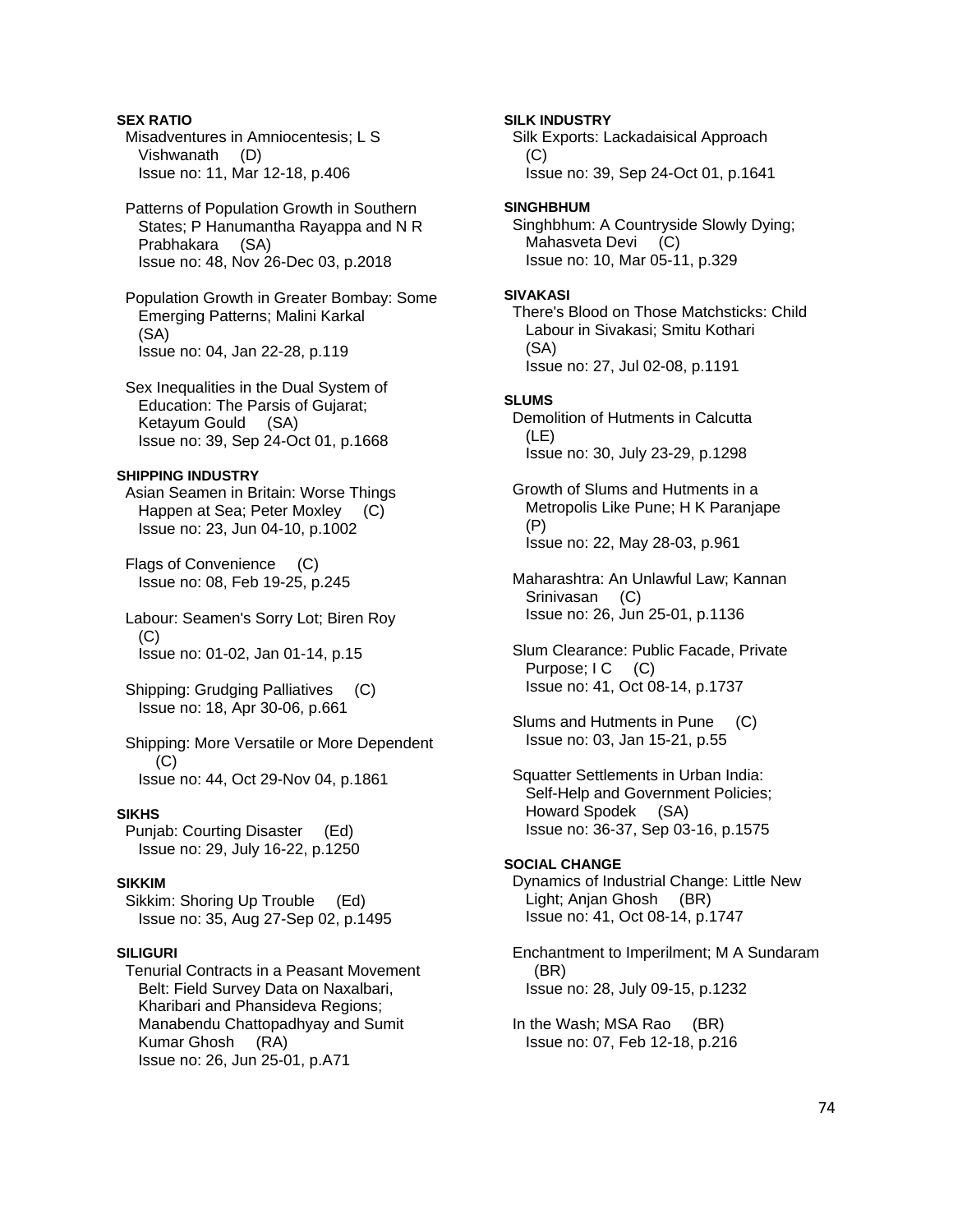**SEX RATIO**

Misadventures in Amniocentesis; L S Vishwanath (D)
Issue no: 11, Mar 12-18, p.406

Patterns of Population Growth in Southern States; P Hanumantha Rayappa and N R Prabhakara (SA)
Issue no: 48, Nov 26-Dec 03, p.2018

Population Growth in Greater Bombay: Some Emerging Patterns; Malini Karkal (SA)
Issue no: 04, Jan 22-28, p.119

Sex Inequalities in the Dual System of Education: The Parsis of Gujarat; Ketayum Gould (SA)
Issue no: 39, Sep 24-Oct 01, p.1668

**SHIPPING INDUSTRY**

Asian Seamen in Britain: Worse Things Happen at Sea; Peter Moxley (C)
Issue no: 23, Jun 04-10, p.1002

Flags of Convenience (C)
Issue no: 08, Feb 19-25, p.245

Labour: Seamen's Sorry Lot; Biren Roy (C)
Issue no: 01-02, Jan 01-14, p.15

Shipping: Grudging Palliatives (C)
Issue no: 18, Apr 30-06, p.661

Shipping: More Versatile or More Dependent (C)
Issue no: 44, Oct 29-Nov 04, p.1861

**SIKHS**

Punjab: Courting Disaster (Ed)
Issue no: 29, July 16-22, p.1250

**SIKKIM**

Sikkim: Shoring Up Trouble (Ed)
Issue no: 35, Aug 27-Sep 02, p.1495

**SILIGURI**

Tenurial Contracts in a Peasant Movement Belt: Field Survey Data on Naxalbari, Kharibari and Phansideva Regions; Manabendu Chattopadhyay and Sumit Kumar Ghosh (RA)
Issue no: 26, Jun 25-01, p.A71

**SILK INDUSTRY**

Silk Exports: Lackadaisical Approach (C)
Issue no: 39, Sep 24-Oct 01, p.1641

**SINGHBHUM**

Singhbhum: A Countryside Slowly Dying; Mahasveta Devi (C)
Issue no: 10, Mar 05-11, p.329

**SIVAKASI**

There's Blood on Those Matchsticks: Child Labour in Sivakasi; Smitu Kothari (SA)
Issue no: 27, Jul 02-08, p.1191

**SLUMS**

Demolition of Hutments in Calcutta (LE)
Issue no: 30, July 23-29, p.1298

Growth of Slums and Hutments in a Metropolis Like Pune; H K Paranjape (P)
Issue no: 22, May 28-03, p.961

Maharashtra: An Unlawful Law; Kannan Srinivasan (C)
Issue no: 26, Jun 25-01, p.1136

Slum Clearance: Public Facade, Private Purpose; I C (C)
Issue no: 41, Oct 08-14, p.1737

Slums and Hutments in Pune (C)
Issue no: 03, Jan 15-21, p.55

Squatter Settlements in Urban India: Self-Help and Government Policies; Howard Spodek (SA)
Issue no: 36-37, Sep 03-16, p.1575

**SOCIAL CHANGE**

Dynamics of Industrial Change: Little New Light; Anjan Ghosh (BR)
Issue no: 41, Oct 08-14, p.1747

Enchantment to Imperilment; M A Sundaram (BR)
Issue no: 28, July 09-15, p.1232

In the Wash; MSA Rao (BR)
Issue no: 07, Feb 12-18, p.216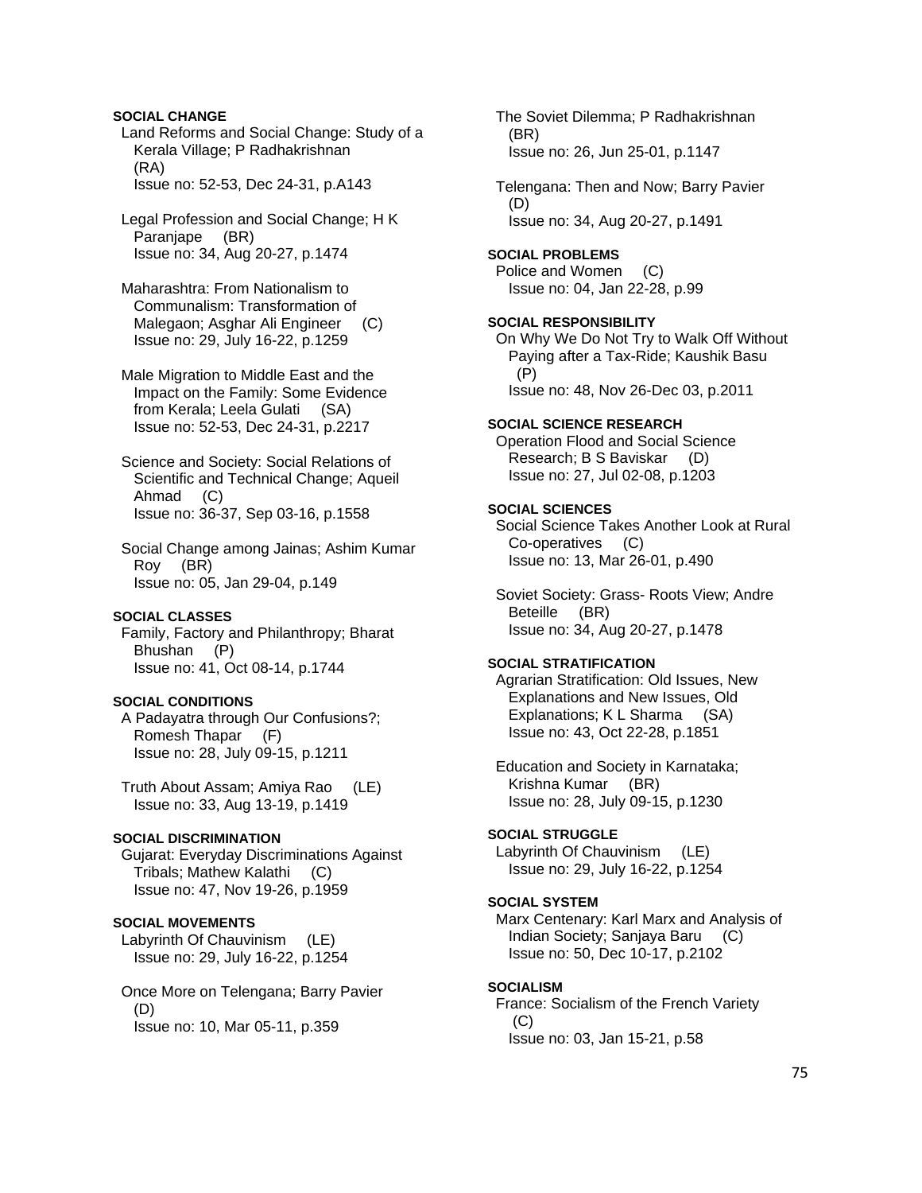**SOCIAL CHANGE**

Land Reforms and Social Change: Study of a Kerala Village; P Radhakrishnan (RA)
Issue no: 52-53, Dec 24-31, p.A143

Legal Profession and Social Change; H K Paranjape (BR)
Issue no: 34, Aug 20-27, p.1474

Maharashtra: From Nationalism to Communalism: Transformation of Malegaon; Asghar Ali Engineer (C)
Issue no: 29, July 16-22, p.1259

Male Migration to Middle East and the Impact on the Family: Some Evidence from Kerala; Leela Gulati (SA)
Issue no: 52-53, Dec 24-31, p.2217

Science and Society: Social Relations of Scientific and Technical Change; Aqueil Ahmad (C)
Issue no: 36-37, Sep 03-16, p.1558

Social Change among Jainas; Ashim Kumar Roy (BR)
Issue no: 05, Jan 29-04, p.149

**SOCIAL CLASSES**

Family, Factory and Philanthropy; Bharat Bhushan (P)
Issue no: 41, Oct 08-14, p.1744

**SOCIAL CONDITIONS**

A Padayatra through Our Confusions?; Romesh Thapar (F)
Issue no: 28, July 09-15, p.1211

Truth About Assam; Amiya Rao (LE)
Issue no: 33, Aug 13-19, p.1419

**SOCIAL DISCRIMINATION**

Gujarat: Everyday Discriminations Against Tribals; Mathew Kalathi (C)
Issue no: 47, Nov 19-26, p.1959

**SOCIAL MOVEMENTS**

Labyrinth Of Chauvinism (LE)
Issue no: 29, July 16-22, p.1254

Once More on Telengana; Barry Pavier (D)
Issue no: 10, Mar 05-11, p.359

The Soviet Dilemma; P Radhakrishnan (BR)
Issue no: 26, Jun 25-01, p.1147

Telengana: Then and Now; Barry Pavier (D)
Issue no: 34, Aug 20-27, p.1491

**SOCIAL PROBLEMS**

Police and Women (C)
Issue no: 04, Jan 22-28, p.99

**SOCIAL RESPONSIBILITY**

On Why We Do Not Try to Walk Off Without Paying after a Tax-Ride; Kaushik Basu (P)
Issue no: 48, Nov 26-Dec 03, p.2011

**SOCIAL SCIENCE RESEARCH**

Operation Flood and Social Science Research; B S Baviskar (D)
Issue no: 27, Jul 02-08, p.1203

**SOCIAL SCIENCES**

Social Science Takes Another Look at Rural Co-operatives (C)
Issue no: 13, Mar 26-01, p.490

Soviet Society: Grass- Roots View; Andre Beteille (BR)
Issue no: 34, Aug 20-27, p.1478

**SOCIAL STRATIFICATION**

Agrarian Stratification: Old Issues, New Explanations and New Issues, Old Explanations; K L Sharma (SA)
Issue no: 43, Oct 22-28, p.1851

Education and Society in Karnataka; Krishna Kumar (BR)
Issue no: 28, July 09-15, p.1230

**SOCIAL STRUGGLE**

Labyrinth Of Chauvinism (LE)
Issue no: 29, July 16-22, p.1254

**SOCIAL SYSTEM**

Marx Centenary: Karl Marx and Analysis of Indian Society; Sanjaya Baru (C)
Issue no: 50, Dec 10-17, p.2102

**SOCIALISM**

France: Socialism of the French Variety (C)
Issue no: 03, Jan 15-21, p.58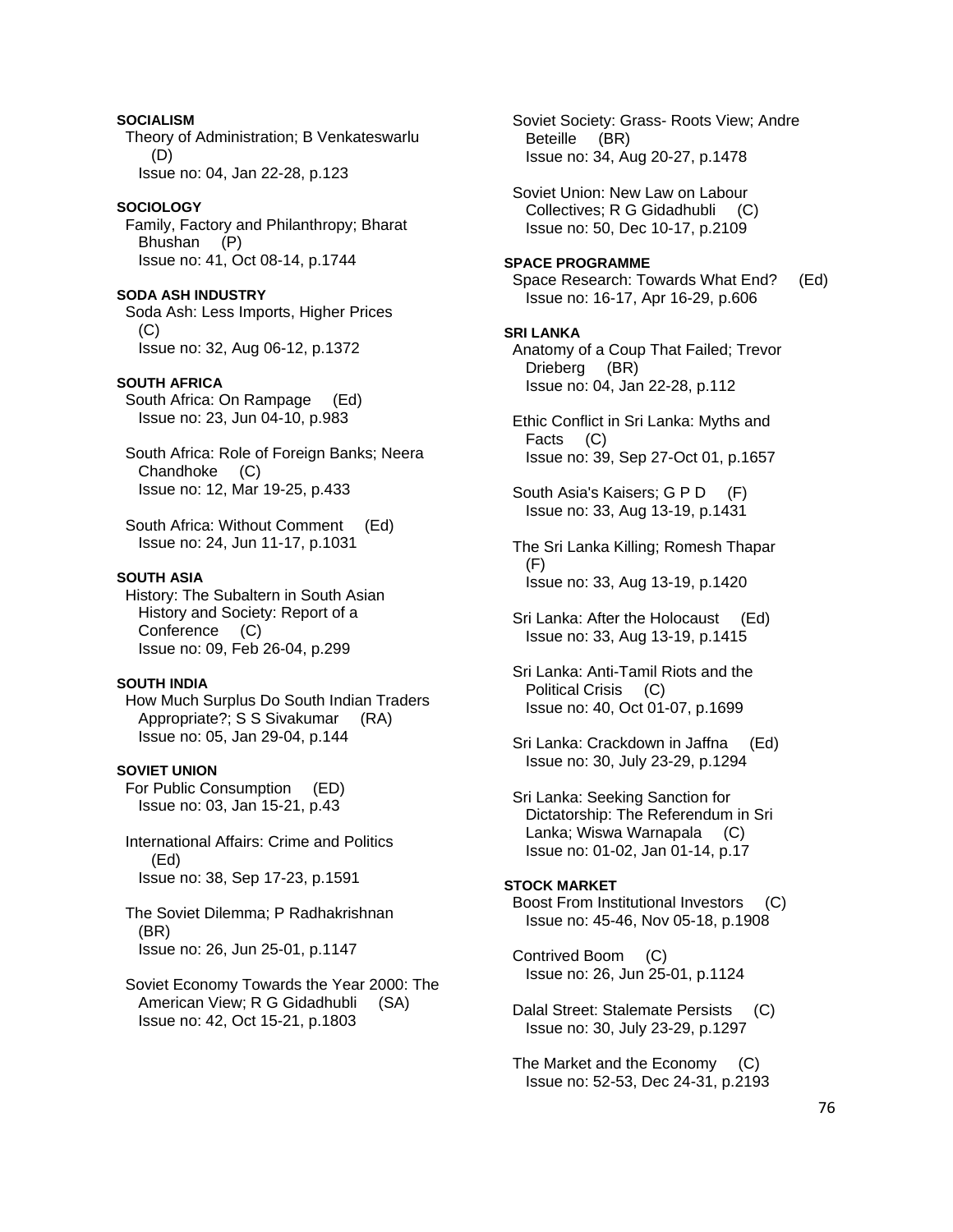**SOCIALISM**

Theory of Administration; B Venkateswarlu (D)
Issue no: 04, Jan 22-28, p.123

**SOCIOLOGY**

Family, Factory and Philanthropy; Bharat Bhushan (P)
Issue no: 41, Oct 08-14, p.1744

**SODA ASH INDUSTRY**

Soda Ash: Less Imports, Higher Prices (C)
Issue no: 32, Aug 06-12, p.1372

**SOUTH AFRICA**

South Africa: On Rampage (Ed)
Issue no: 23, Jun 04-10, p.983

South Africa: Role of Foreign Banks; Neera Chandhoke (C)
Issue no: 12, Mar 19-25, p.433

South Africa: Without Comment (Ed)
Issue no: 24, Jun 11-17, p.1031

**SOUTH ASIA**

History: The Subaltern in South Asian History and Society: Report of a Conference (C)
Issue no: 09, Feb 26-04, p.299

**SOUTH INDIA**

How Much Surplus Do South Indian Traders Appropriate?; S S Sivakumar (RA)
Issue no: 05, Jan 29-04, p.144

**SOVIET UNION**

For Public Consumption (ED)
Issue no: 03, Jan 15-21, p.43

International Affairs: Crime and Politics (Ed)
Issue no: 38, Sep 17-23, p.1591

The Soviet Dilemma; P Radhakrishnan (BR)
Issue no: 26, Jun 25-01, p.1147

Soviet Economy Towards the Year 2000: The American View; R G Gidadhubli (SA)
Issue no: 42, Oct 15-21, p.1803

Soviet Society: Grass- Roots View; Andre Beteille (BR)
Issue no: 34, Aug 20-27, p.1478

Soviet Union: New Law on Labour Collectives; R G Gidadhubli (C)
Issue no: 50, Dec 10-17, p.2109

**SPACE PROGRAMME**

Space Research: Towards What End? (Ed)
Issue no: 16-17, Apr 16-29, p.606

**SRI LANKA**

Anatomy of a Coup That Failed; Trevor Drieberg (BR)
Issue no: 04, Jan 22-28, p.112

Ethic Conflict in Sri Lanka: Myths and Facts (C)
Issue no: 39, Sep 27-Oct 01, p.1657

South Asia's Kaisers; G P D (F)
Issue no: 33, Aug 13-19, p.1431

The Sri Lanka Killing; Romesh Thapar (F)
Issue no: 33, Aug 13-19, p.1420

Sri Lanka: After the Holocaust (Ed)
Issue no: 33, Aug 13-19, p.1415

Sri Lanka: Anti-Tamil Riots and the Political Crisis (C)
Issue no: 40, Oct 01-07, p.1699

Sri Lanka: Crackdown in Jaffna (Ed)
Issue no: 30, July 23-29, p.1294

Sri Lanka: Seeking Sanction for Dictatorship: The Referendum in Sri Lanka; Wiswa Warnapala (C)
Issue no: 01-02, Jan 01-14, p.17

**STOCK MARKET**

Boost From Institutional Investors (C)
Issue no: 45-46, Nov 05-18, p.1908

Contrived Boom (C)
Issue no: 26, Jun 25-01, p.1124

Dalal Street: Stalemate Persists (C)
Issue no: 30, July 23-29, p.1297

The Market and the Economy (C)
Issue no: 52-53, Dec 24-31, p.2193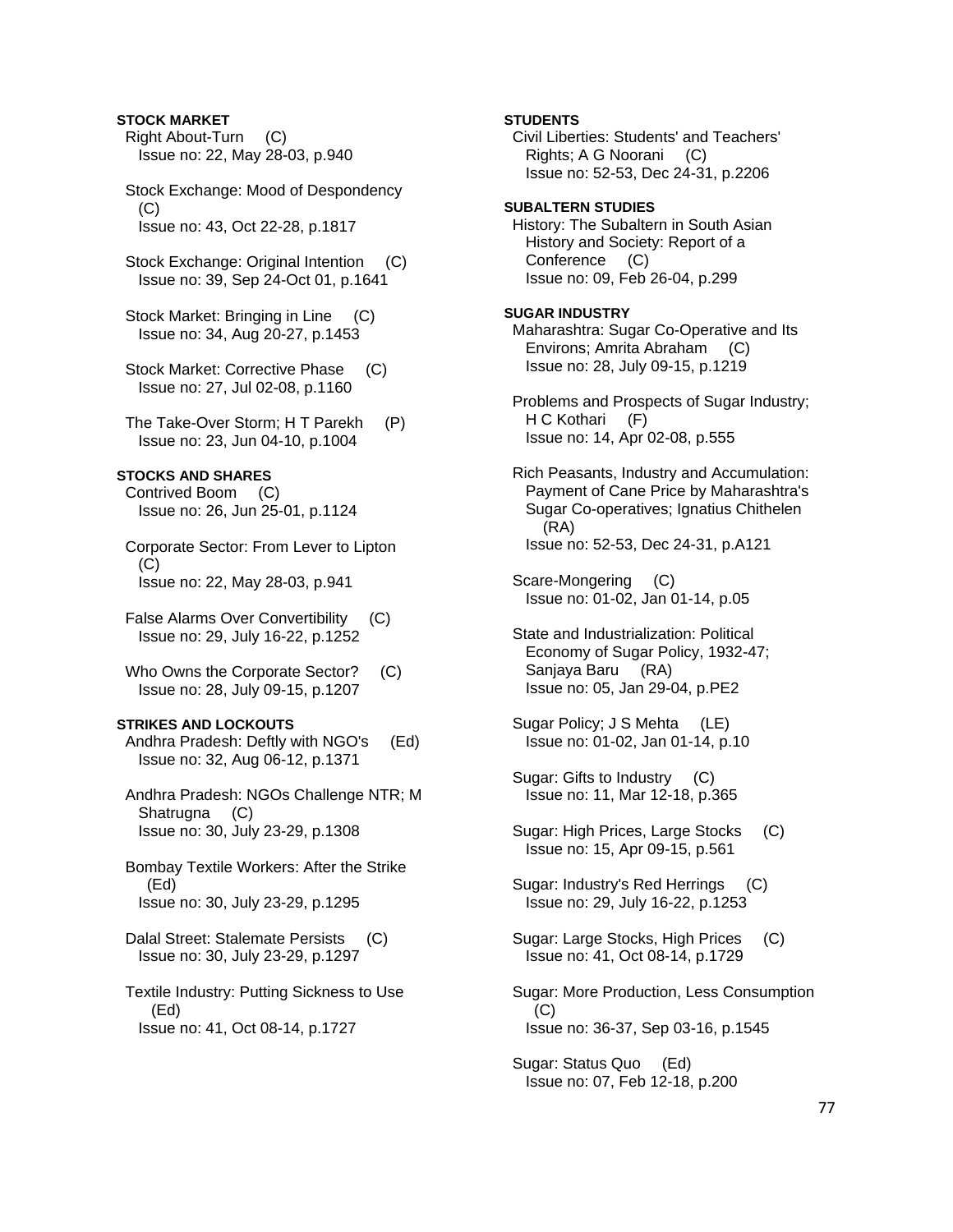**STOCK MARKET**

Right About-Turn (C)
Issue no: 22, May 28-03, p.940

Stock Exchange: Mood of Despondency (C)
Issue no: 43, Oct 22-28, p.1817

Stock Exchange: Original Intention (C)
Issue no: 39, Sep 24-Oct 01, p.1641

Stock Market: Bringing in Line (C)
Issue no: 34, Aug 20-27, p.1453

Stock Market: Corrective Phase (C)
Issue no: 27, Jul 02-08, p.1160

The Take-Over Storm; H T Parekh (P)
Issue no: 23, Jun 04-10, p.1004

**STOCKS AND SHARES**

Contrived Boom (C)
Issue no: 26, Jun 25-01, p.1124

Corporate Sector: From Lever to Lipton (C)
Issue no: 22, May 28-03, p.941

False Alarms Over Convertibility (C)
Issue no: 29, July 16-22, p.1252

Who Owns the Corporate Sector? (C)
Issue no: 28, July 09-15, p.1207

**STRIKES AND LOCKOUTS**

Andhra Pradesh: Deftly with NGO's (Ed)
Issue no: 32, Aug 06-12, p.1371

Andhra Pradesh: NGOs Challenge NTR; M Shatrugna (C)
Issue no: 30, July 23-29, p.1308

Bombay Textile Workers: After the Strike (Ed)
Issue no: 30, July 23-29, p.1295

Dalal Street: Stalemate Persists (C)
Issue no: 30, July 23-29, p.1297

Textile Industry: Putting Sickness to Use (Ed)
Issue no: 41, Oct 08-14, p.1727

**STUDENTS**

Civil Liberties: Students' and Teachers' Rights; A G Noorani (C)
Issue no: 52-53, Dec 24-31, p.2206

**SUBALTERN STUDIES**

History: The Subaltern in South Asian History and Society: Report of a Conference (C)
Issue no: 09, Feb 26-04, p.299

**SUGAR INDUSTRY**

Maharashtra: Sugar Co-Operative and Its Environs; Amrita Abraham (C)
Issue no: 28, July 09-15, p.1219

Problems and Prospects of Sugar Industry; H C Kothari (F)
Issue no: 14, Apr 02-08, p.555

Rich Peasants, Industry and Accumulation: Payment of Cane Price by Maharashtra's Sugar Co-operatives; Ignatius Chithelen (RA)
Issue no: 52-53, Dec 24-31, p.A121

Scare-Mongering (C)
Issue no: 01-02, Jan 01-14, p.05

State and Industrialization: Political Economy of Sugar Policy, 1932-47; Sanjaya Baru (RA)
Issue no: 05, Jan 29-04, p.PE2

Sugar Policy; J S Mehta (LE)
Issue no: 01-02, Jan 01-14, p.10

Sugar: Gifts to Industry (C)
Issue no: 11, Mar 12-18, p.365

Sugar: High Prices, Large Stocks (C)
Issue no: 15, Apr 09-15, p.561

Sugar: Industry's Red Herrings (C)
Issue no: 29, July 16-22, p.1253

Sugar: Large Stocks, High Prices (C)
Issue no: 41, Oct 08-14, p.1729

Sugar: More Production, Less Consumption (C)
Issue no: 36-37, Sep 03-16, p.1545

Sugar: Status Quo (Ed)
Issue no: 07, Feb 12-18, p.200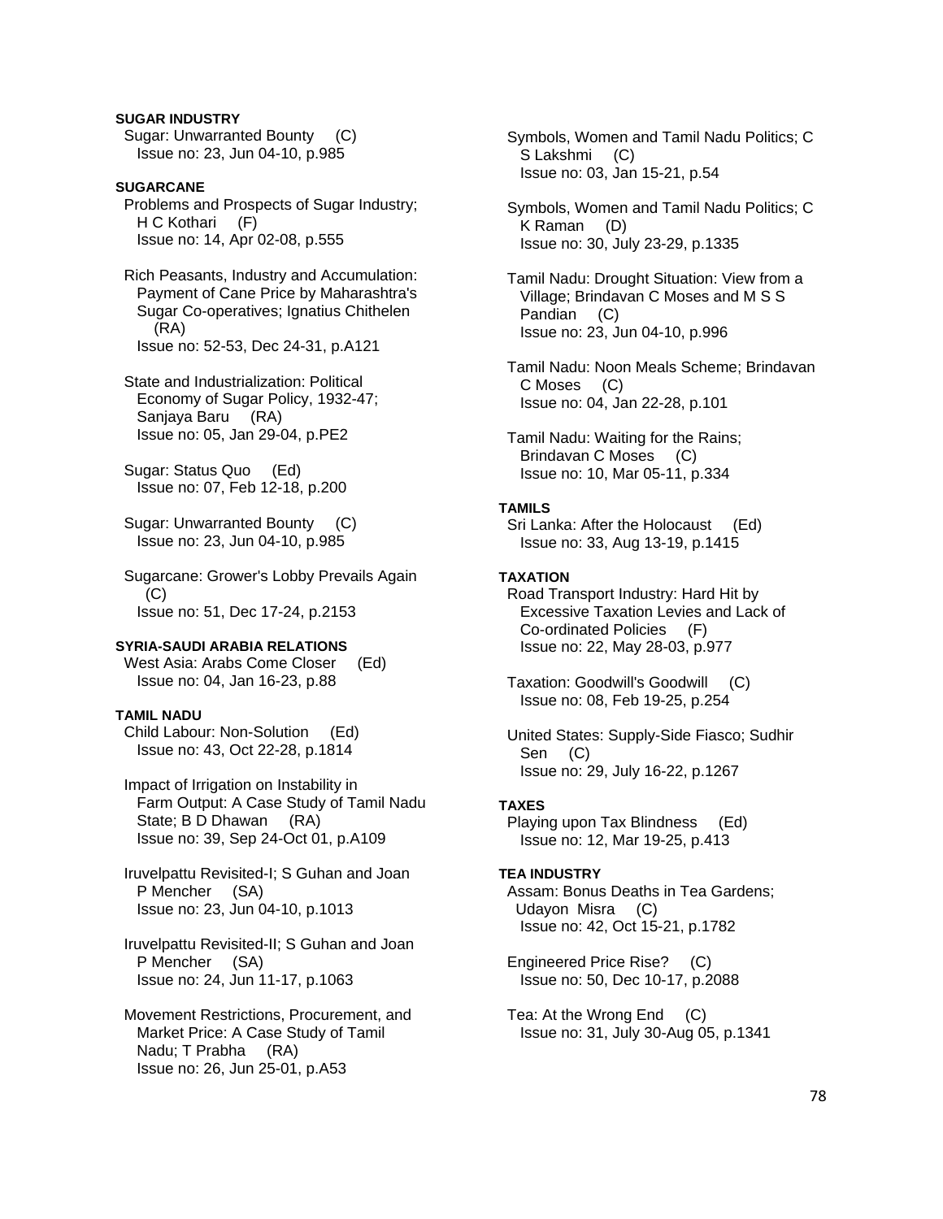**SUGAR INDUSTRY**

Sugar: Unwarranted Bounty (C)
Issue no: 23, Jun 04-10, p.985

**SUGARCANE**

Problems and Prospects of Sugar Industry; H C Kothari (F)
Issue no: 14, Apr 02-08, p.555

Rich Peasants, Industry and Accumulation: Payment of Cane Price by Maharashtra's Sugar Co-operatives; Ignatius Chithelen (RA)
Issue no: 52-53, Dec 24-31, p.A121

State and Industrialization: Political Economy of Sugar Policy, 1932-47; Sanjaya Baru (RA)
Issue no: 05, Jan 29-04, p.PE2

Sugar: Status Quo (Ed)
Issue no: 07, Feb 12-18, p.200

Sugar: Unwarranted Bounty (C)
Issue no: 23, Jun 04-10, p.985

Sugarcane: Grower's Lobby Prevails Again (C)
Issue no: 51, Dec 17-24, p.2153

**SYRIA-SAUDI ARABIA RELATIONS**

West Asia: Arabs Come Closer (Ed)
Issue no: 04, Jan 16-23, p.88

**TAMIL NADU**

Child Labour: Non-Solution (Ed)
Issue no: 43, Oct 22-28, p.1814

Impact of Irrigation on Instability in Farm Output: A Case Study of Tamil Nadu State; B D Dhawan (RA)
Issue no: 39, Sep 24-Oct 01, p.A109

Iruvelpattu Revisited-I; S Guhan and Joan P Mencher (SA)
Issue no: 23, Jun 04-10, p.1013

Iruvelpattu Revisited-II; S Guhan and Joan P Mencher (SA)
Issue no: 24, Jun 11-17, p.1063

Movement Restrictions, Procurement, and Market Price: A Case Study of Tamil Nadu; T Prabha (RA)
Issue no: 26, Jun 25-01, p.A53

Symbols, Women and Tamil Nadu Politics; C S Lakshmi (C)
Issue no: 03, Jan 15-21, p.54

Symbols, Women and Tamil Nadu Politics; C K Raman (D)
Issue no: 30, July 23-29, p.1335

Tamil Nadu: Drought Situation: View from a Village; Brindavan C Moses and M S S Pandian (C)
Issue no: 23, Jun 04-10, p.996

Tamil Nadu: Noon Meals Scheme; Brindavan C Moses (C)
Issue no: 04, Jan 22-28, p.101

Tamil Nadu: Waiting for the Rains; Brindavan C Moses (C)
Issue no: 10, Mar 05-11, p.334

**TAMILS**

Sri Lanka: After the Holocaust (Ed)
Issue no: 33, Aug 13-19, p.1415

**TAXATION**

Road Transport Industry: Hard Hit by Excessive Taxation Levies and Lack of Co-ordinated Policies (F)
Issue no: 22, May 28-03, p.977

Taxation: Goodwill's Goodwill (C)
Issue no: 08, Feb 19-25, p.254

United States: Supply-Side Fiasco; Sudhir Sen (C)
Issue no: 29, July 16-22, p.1267

**TAXES**

Playing upon Tax Blindness (Ed)
Issue no: 12, Mar 19-25, p.413

**TEA INDUSTRY**

Assam: Bonus Deaths in Tea Gardens; Udayon Misra (C)
Issue no: 42, Oct 15-21, p.1782

Engineered Price Rise? (C)
Issue no: 50, Dec 10-17, p.2088

Tea: At the Wrong End (C)
Issue no: 31, July 30-Aug 05, p.1341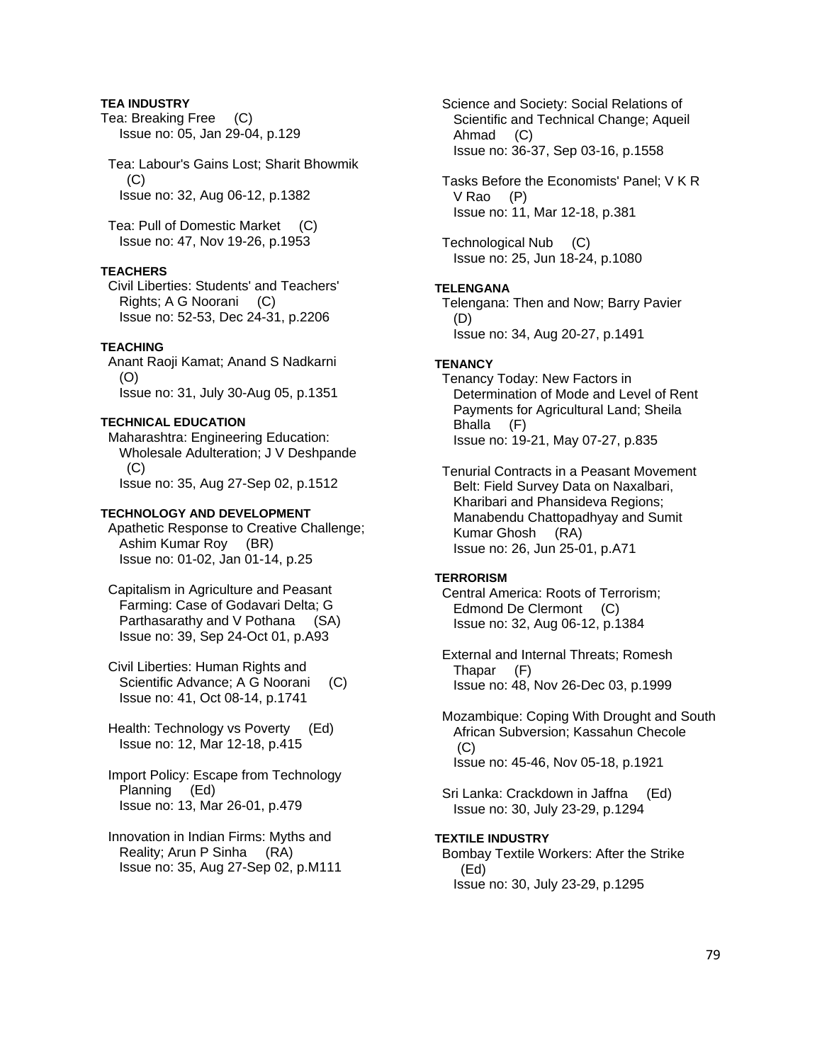**TEA INDUSTRY**

Tea: Breaking Free (C)
Issue no: 05, Jan 29-04, p.129

Tea: Labour's Gains Lost; Sharit Bhowmik (C)
Issue no: 32, Aug 06-12, p.1382

Tea: Pull of Domestic Market (C)
Issue no: 47, Nov 19-26, p.1953

**TEACHERS**

Civil Liberties: Students' and Teachers' Rights; A G Noorani (C)
Issue no: 52-53, Dec 24-31, p.2206

**TEACHING**

Anant Raoji Kamat; Anand S Nadkarni (O)
Issue no: 31, July 30-Aug 05, p.1351

**TECHNICAL EDUCATION**

Maharashtra: Engineering Education: Wholesale Adulteration; J V Deshpande (C)
Issue no: 35, Aug 27-Sep 02, p.1512

**TECHNOLOGY AND DEVELOPMENT**

Apathetic Response to Creative Challenge; Ashim Kumar Roy (BR)
Issue no: 01-02, Jan 01-14, p.25

Capitalism in Agriculture and Peasant Farming: Case of Godavari Delta; G Parthasarathy and V Pothana (SA)
Issue no: 39, Sep 24-Oct 01, p.A93

Civil Liberties: Human Rights and Scientific Advance; A G Noorani (C)
Issue no: 41, Oct 08-14, p.1741

Health: Technology vs Poverty (Ed)
Issue no: 12, Mar 12-18, p.415

Import Policy: Escape from Technology Planning (Ed)
Issue no: 13, Mar 26-01, p.479

Innovation in Indian Firms: Myths and Reality; Arun P Sinha (RA)
Issue no: 35, Aug 27-Sep 02, p.M111

Science and Society: Social Relations of Scientific and Technical Change; Aqueil Ahmad (C)
Issue no: 36-37, Sep 03-16, p.1558

Tasks Before the Economists' Panel; V K R V Rao (P)
Issue no: 11, Mar 12-18, p.381

Technological Nub (C)
Issue no: 25, Jun 18-24, p.1080

**TELENGANA**

Telengana: Then and Now; Barry Pavier (D)
Issue no: 34, Aug 20-27, p.1491

**TENANCY**

Tenancy Today: New Factors in Determination of Mode and Level of Rent Payments for Agricultural Land; Sheila Bhalla (F)
Issue no: 19-21, May 07-27, p.835

Tenurial Contracts in a Peasant Movement Belt: Field Survey Data on Naxalbari, Kharibari and Phansideva Regions; Manabendu Chattopadhyay and Sumit Kumar Ghosh (RA)
Issue no: 26, Jun 25-01, p.A71

**TERRORISM**

Central America: Roots of Terrorism; Edmond De Clermont (C)
Issue no: 32, Aug 06-12, p.1384

External and Internal Threats; Romesh Thapar (F)
Issue no: 48, Nov 26-Dec 03, p.1999

Mozambique: Coping With Drought and South African Subversion; Kassahun Checole (C)
Issue no: 45-46, Nov 05-18, p.1921

Sri Lanka: Crackdown in Jaffna (Ed)
Issue no: 30, July 23-29, p.1294

**TEXTILE INDUSTRY**

Bombay Textile Workers: After the Strike (Ed)
Issue no: 30, July 23-29, p.1295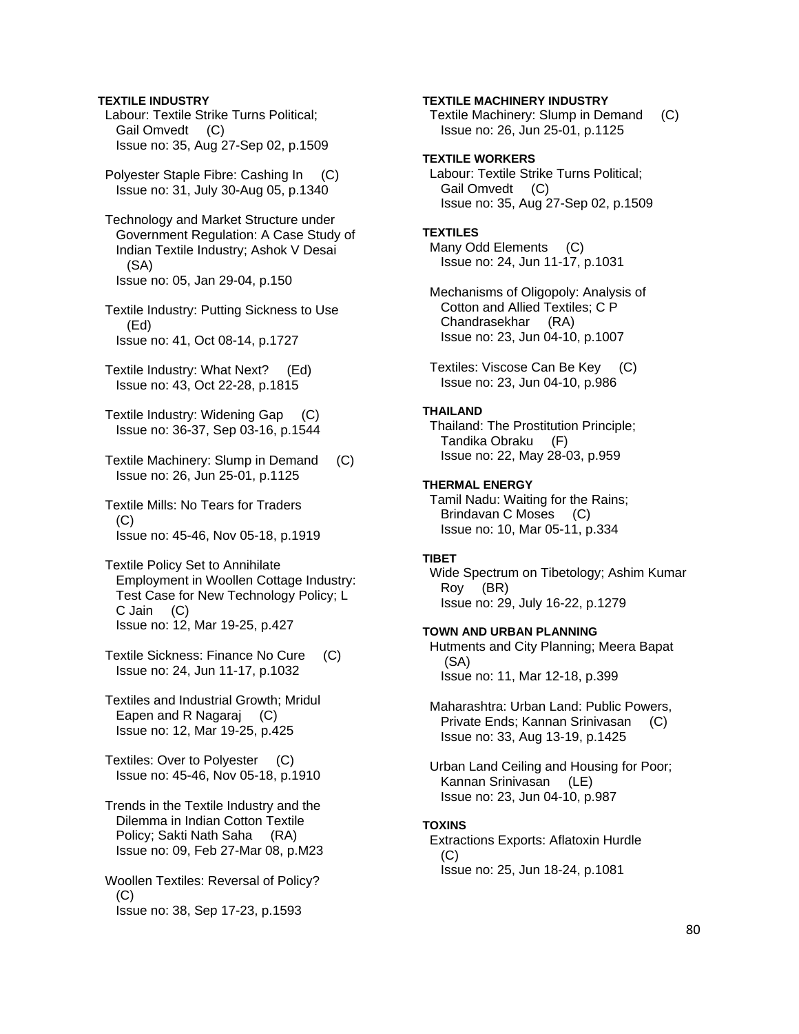**TEXTILE INDUSTRY**

Labour: Textile Strike Turns Political; Gail Omvedt (C)
Issue no: 35, Aug 27-Sep 02, p.1509

Polyester Staple Fibre: Cashing In (C)
Issue no: 31, July 30-Aug 05, p.1340

Technology and Market Structure under Government Regulation: A Case Study of Indian Textile Industry; Ashok V Desai (SA)
Issue no: 05, Jan 29-04, p.150

Textile Industry: Putting Sickness to Use (Ed)
Issue no: 41, Oct 08-14, p.1727

Textile Industry: What Next? (Ed)
Issue no: 43, Oct 22-28, p.1815

Textile Industry: Widening Gap (C)
Issue no: 36-37, Sep 03-16, p.1544

Textile Machinery: Slump in Demand (C)
Issue no: 26, Jun 25-01, p.1125

Textile Mills: No Tears for Traders (C)
Issue no: 45-46, Nov 05-18, p.1919

Textile Policy Set to Annihilate Employment in Woollen Cottage Industry: Test Case for New Technology Policy; L C Jain (C)
Issue no: 12, Mar 19-25, p.427

Textile Sickness: Finance No Cure (C)
Issue no: 24, Jun 11-17, p.1032

Textiles and Industrial Growth; Mridul Eapen and R Nagaraj (C)
Issue no: 12, Mar 19-25, p.425

Textiles: Over to Polyester (C)
Issue no: 45-46, Nov 05-18, p.1910

Trends in the Textile Industry and the Dilemma in Indian Cotton Textile Policy; Sakti Nath Saha (RA)
Issue no: 09, Feb 27-Mar 08, p.M23

Woollen Textiles: Reversal of Policy? (C)
Issue no: 38, Sep 17-23, p.1593

**TEXTILE MACHINERY INDUSTRY**

Textile Machinery: Slump in Demand (C)
Issue no: 26, Jun 25-01, p.1125

**TEXTILE WORKERS**

Labour: Textile Strike Turns Political; Gail Omvedt (C)
Issue no: 35, Aug 27-Sep 02, p.1509

**TEXTILES**

Many Odd Elements (C)
Issue no: 24, Jun 11-17, p.1031

Mechanisms of Oligopoly: Analysis of Cotton and Allied Textiles; C P Chandrasekhar (RA)
Issue no: 23, Jun 04-10, p.1007

Textiles: Viscose Can Be Key (C)
Issue no: 23, Jun 04-10, p.986

**THAILAND**

Thailand: The Prostitution Principle; Tandika Obraku (F)
Issue no: 22, May 28-03, p.959

**THERMAL ENERGY**

Tamil Nadu: Waiting for the Rains; Brindavan C Moses (C)
Issue no: 10, Mar 05-11, p.334

**TIBET**

Wide Spectrum on Tibetology; Ashim Kumar Roy (BR)
Issue no: 29, July 16-22, p.1279

**TOWN AND URBAN PLANNING**

Hutments and City Planning; Meera Bapat (SA)
Issue no: 11, Mar 12-18, p.399

Maharashtra: Urban Land: Public Powers, Private Ends; Kannan Srinivasan (C)
Issue no: 33, Aug 13-19, p.1425

Urban Land Ceiling and Housing for Poor; Kannan Srinivasan (LE)
Issue no: 23, Jun 04-10, p.987

**TOXINS**

Extractions Exports: Aflatoxin Hurdle (C)
Issue no: 25, Jun 18-24, p.1081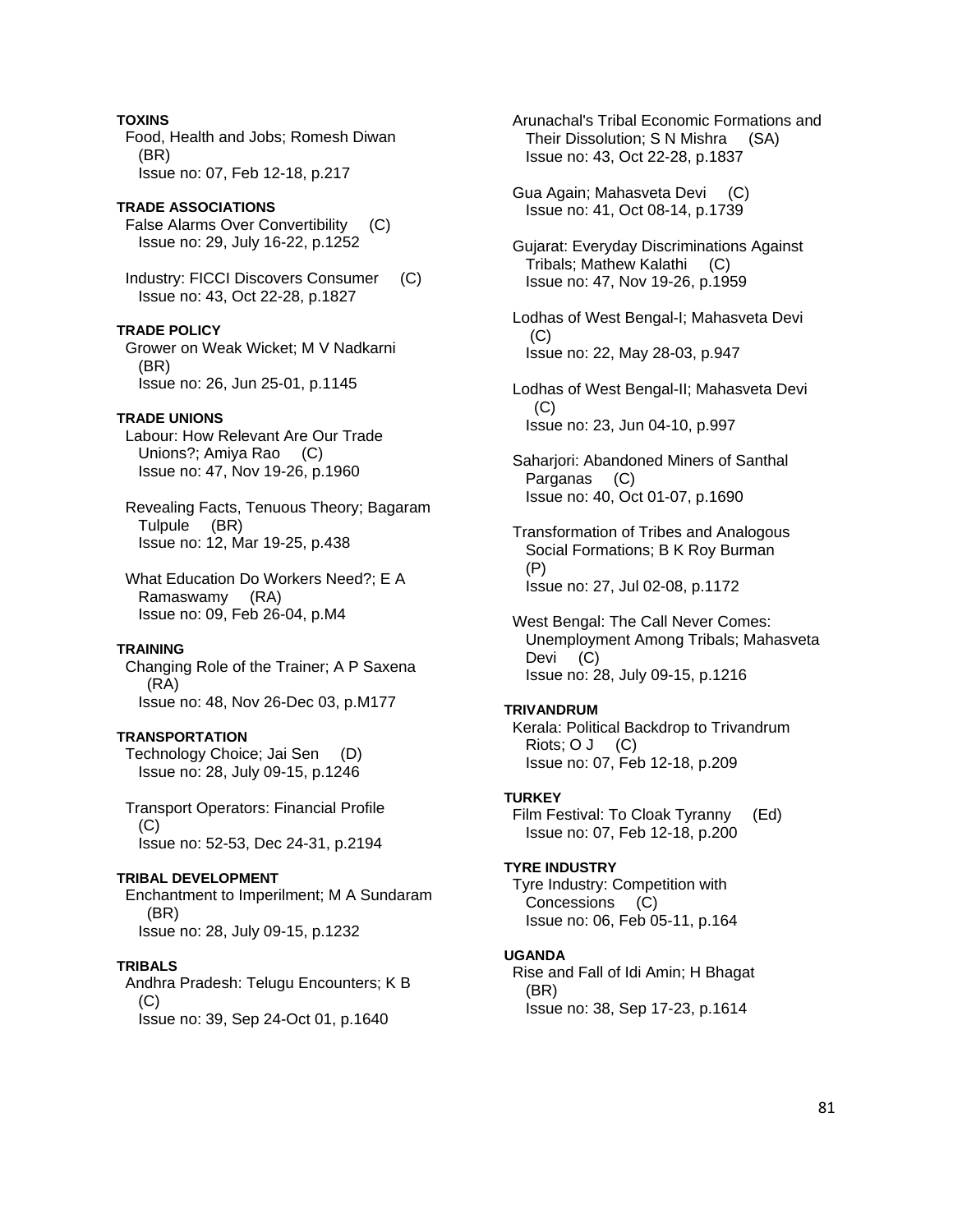**TOXINS**

Food, Health and Jobs; Romesh Diwan (BR)
Issue no: 07, Feb 12-18, p.217

**TRADE ASSOCIATIONS**

False Alarms Over Convertibility (C)
Issue no: 29, July 16-22, p.1252

Industry: FICCI Discovers Consumer (C)
Issue no: 43, Oct 22-28, p.1827

**TRADE POLICY**

Grower on Weak Wicket; M V Nadkarni (BR)
Issue no: 26, Jun 25-01, p.1145

**TRADE UNIONS**

Labour: How Relevant Are Our Trade Unions?; Amiya Rao (C)
Issue no: 47, Nov 19-26, p.1960

Revealing Facts, Tenuous Theory; Bagaram Tulpule (BR)
Issue no: 12, Mar 19-25, p.438

What Education Do Workers Need?; E A Ramaswamy (RA)
Issue no: 09, Feb 26-04, p.M4

**TRAINING**

Changing Role of the Trainer; A P Saxena (RA)
Issue no: 48, Nov 26-Dec 03, p.M177

**TRANSPORTATION**

Technology Choice; Jai Sen (D)
Issue no: 28, July 09-15, p.1246

Transport Operators: Financial Profile (C)
Issue no: 52-53, Dec 24-31, p.2194

**TRIBAL DEVELOPMENT**

Enchantment to Imperilment; M A Sundaram (BR)
Issue no: 28, July 09-15, p.1232

**TRIBALS**

Andhra Pradesh: Telugu Encounters; K B (C)
Issue no: 39, Sep 24-Oct 01, p.1640

Arunachal's Tribal Economic Formations and Their Dissolution; S N Mishra (SA)
Issue no: 43, Oct 22-28, p.1837

Gua Again; Mahasveta Devi (C)
Issue no: 41, Oct 08-14, p.1739

Gujarat: Everyday Discriminations Against Tribals; Mathew Kalathi (C)
Issue no: 47, Nov 19-26, p.1959

Lodhas of West Bengal-I; Mahasveta Devi (C)
Issue no: 22, May 28-03, p.947

Lodhas of West Bengal-II; Mahasveta Devi (C)
Issue no: 23, Jun 04-10, p.997

Saharjori: Abandoned Miners of Santhal Parganas (C)
Issue no: 40, Oct 01-07, p.1690

Transformation of Tribes and Analogous Social Formations; B K Roy Burman (P)
Issue no: 27, Jul 02-08, p.1172

West Bengal: The Call Never Comes: Unemployment Among Tribals; Mahasveta Devi (C)
Issue no: 28, July 09-15, p.1216

**TRIVANDRUM**

Kerala: Political Backdrop to Trivandrum Riots; O J (C)
Issue no: 07, Feb 12-18, p.209

**TURKEY**

Film Festival: To Cloak Tyranny (Ed)
Issue no: 07, Feb 12-18, p.200

**TYRE INDUSTRY**

Tyre Industry: Competition with Concessions (C)
Issue no: 06, Feb 05-11, p.164

**UGANDA**

Rise and Fall of Idi Amin; H Bhagat (BR)
Issue no: 38, Sep 17-23, p.1614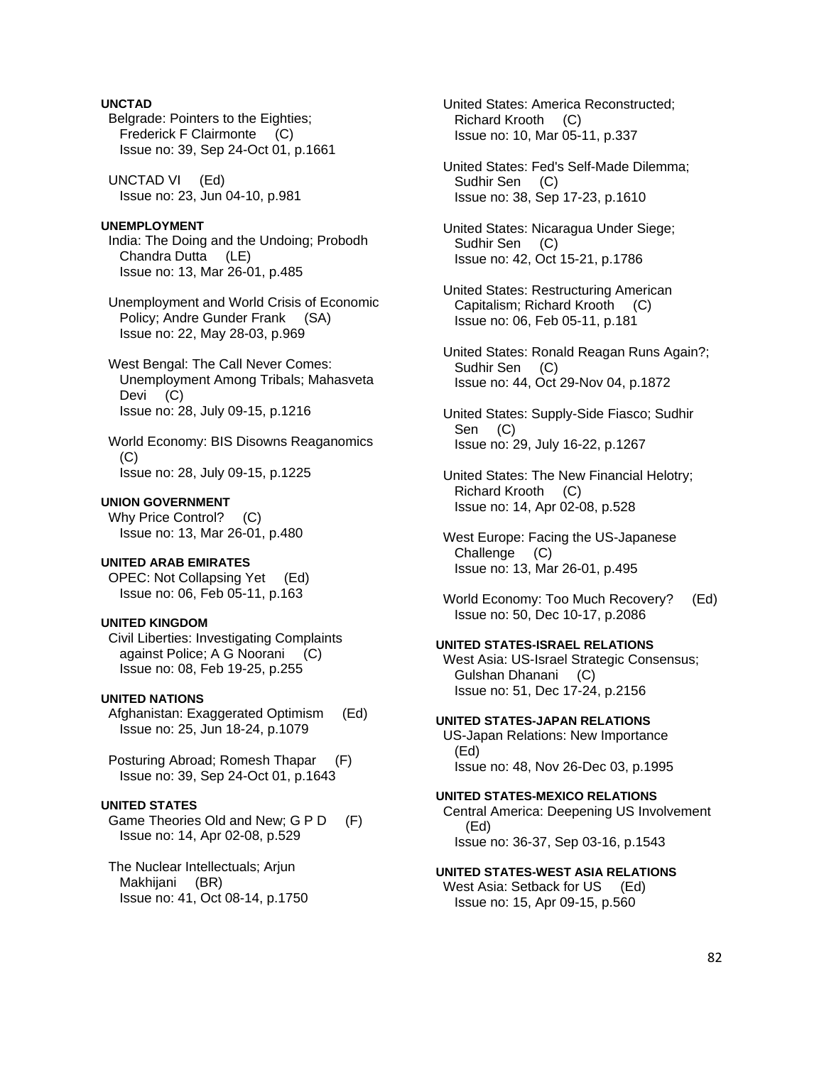**UNCTAD**

Belgrade: Pointers to the Eighties; Frederick F Clairmonte (C)
Issue no: 39, Sep 24-Oct 01, p.1661

UNCTAD VI (Ed)
Issue no: 23, Jun 04-10, p.981

**UNEMPLOYMENT**

India: The Doing and the Undoing; Probodh Chandra Dutta (LE)
Issue no: 13, Mar 26-01, p.485

Unemployment and World Crisis of Economic Policy; Andre Gunder Frank (SA)
Issue no: 22, May 28-03, p.969

West Bengal: The Call Never Comes: Unemployment Among Tribals; Mahasveta Devi (C)
Issue no: 28, July 09-15, p.1216

World Economy: BIS Disowns Reaganomics (C)
Issue no: 28, July 09-15, p.1225

**UNION GOVERNMENT**

Why Price Control? (C)
Issue no: 13, Mar 26-01, p.480

**UNITED ARAB EMIRATES**

OPEC: Not Collapsing Yet (Ed)
Issue no: 06, Feb 05-11, p.163

**UNITED KINGDOM**

Civil Liberties: Investigating Complaints against Police; A G Noorani (C)
Issue no: 08, Feb 19-25, p.255

**UNITED NATIONS**

Afghanistan: Exaggerated Optimism (Ed)
Issue no: 25, Jun 18-24, p.1079

Posturing Abroad; Romesh Thapar (F)
Issue no: 39, Sep 24-Oct 01, p.1643

**UNITED STATES**

Game Theories Old and New; G P D (F)
Issue no: 14, Apr 02-08, p.529

The Nuclear Intellectuals; Arjun Makhijani (BR)
Issue no: 41, Oct 08-14, p.1750

United States: America Reconstructed; Richard Krooth (C)
Issue no: 10, Mar 05-11, p.337

United States: Fed's Self-Made Dilemma; Sudhir Sen (C)
Issue no: 38, Sep 17-23, p.1610

United States: Nicaragua Under Siege; Sudhir Sen (C)
Issue no: 42, Oct 15-21, p.1786

United States: Restructuring American Capitalism; Richard Krooth (C)
Issue no: 06, Feb 05-11, p.181

United States: Ronald Reagan Runs Again?; Sudhir Sen (C)
Issue no: 44, Oct 29-Nov 04, p.1872

United States: Supply-Side Fiasco; Sudhir Sen (C)
Issue no: 29, July 16-22, p.1267

United States: The New Financial Helotry; Richard Krooth (C)
Issue no: 14, Apr 02-08, p.528

West Europe: Facing the US-Japanese Challenge (C)
Issue no: 13, Mar 26-01, p.495

World Economy: Too Much Recovery? (Ed)
Issue no: 50, Dec 10-17, p.2086

**UNITED STATES-ISRAEL RELATIONS**

West Asia: US-Israel Strategic Consensus; Gulshan Dhanani (C)
Issue no: 51, Dec 17-24, p.2156

**UNITED STATES-JAPAN RELATIONS**

US-Japan Relations: New Importance (Ed)
Issue no: 48, Nov 26-Dec 03, p.1995

**UNITED STATES-MEXICO RELATIONS**

Central America: Deepening US Involvement (Ed)
Issue no: 36-37, Sep 03-16, p.1543

**UNITED STATES-WEST ASIA RELATIONS**

West Asia: Setback for US (Ed)
Issue no: 15, Apr 09-15, p.560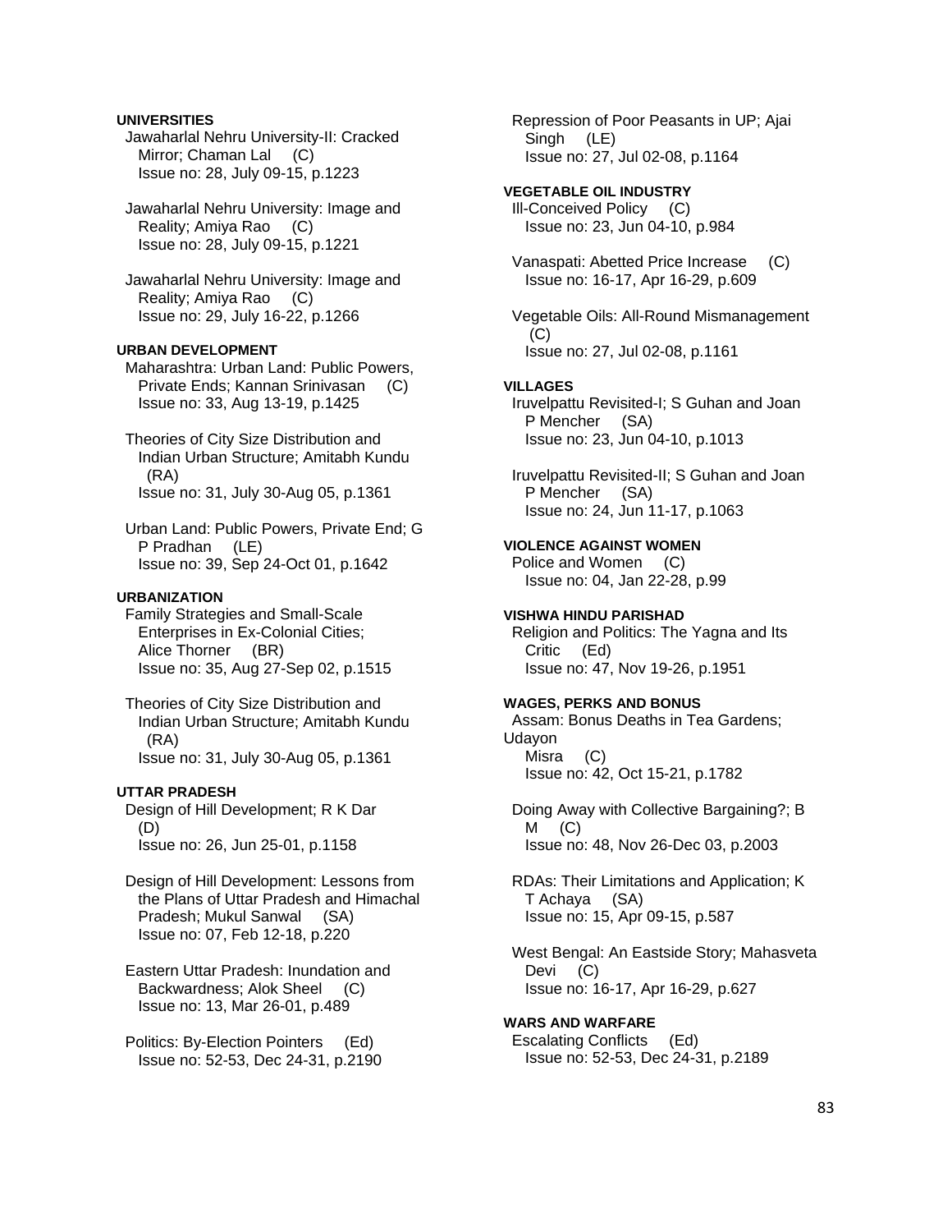**UNIVERSITIES**

Jawaharlal Nehru University-II: Cracked Mirror; Chaman Lal (C)
Issue no: 28, July 09-15, p.1223

Jawaharlal Nehru University: Image and Reality; Amiya Rao (C)
Issue no: 28, July 09-15, p.1221

Jawaharlal Nehru University: Image and Reality; Amiya Rao (C)
Issue no: 29, July 16-22, p.1266

**URBAN DEVELOPMENT**

Maharashtra: Urban Land: Public Powers, Private Ends; Kannan Srinivasan (C)
Issue no: 33, Aug 13-19, p.1425

Theories of City Size Distribution and Indian Urban Structure; Amitabh Kundu (RA)
Issue no: 31, July 30-Aug 05, p.1361

Urban Land: Public Powers, Private End; G P Pradhan (LE)
Issue no: 39, Sep 24-Oct 01, p.1642

**URBANIZATION**

Family Strategies and Small-Scale Enterprises in Ex-Colonial Cities; Alice Thorner (BR)
Issue no: 35, Aug 27-Sep 02, p.1515

Theories of City Size Distribution and Indian Urban Structure; Amitabh Kundu (RA)
Issue no: 31, July 30-Aug 05, p.1361

**UTTAR PRADESH**

Design of Hill Development; R K Dar (D)
Issue no: 26, Jun 25-01, p.1158

Design of Hill Development: Lessons from the Plans of Uttar Pradesh and Himachal Pradesh; Mukul Sanwal (SA)
Issue no: 07, Feb 12-18, p.220

Eastern Uttar Pradesh: Inundation and Backwardness; Alok Sheel (C)
Issue no: 13, Mar 26-01, p.489

Politics: By-Election Pointers (Ed)
Issue no: 52-53, Dec 24-31, p.2190

Repression of Poor Peasants in UP; Ajai Singh (LE)
Issue no: 27, Jul 02-08, p.1164

**VEGETABLE OIL INDUSTRY**

Ill-Conceived Policy (C)
Issue no: 23, Jun 04-10, p.984

Vanaspati: Abetted Price Increase (C)
Issue no: 16-17, Apr 16-29, p.609

Vegetable Oils: All-Round Mismanagement (C)
Issue no: 27, Jul 02-08, p.1161

**VILLAGES**

Iruvelpattu Revisited-I; S Guhan and Joan P Mencher (SA)
Issue no: 23, Jun 04-10, p.1013

Iruvelpattu Revisited-II; S Guhan and Joan P Mencher (SA)
Issue no: 24, Jun 11-17, p.1063

**VIOLENCE AGAINST WOMEN**

Police and Women (C)
Issue no: 04, Jan 22-28, p.99

**VISHWA HINDU PARISHAD**

Religion and Politics: The Yagna and Its Critic (Ed)
Issue no: 47, Nov 19-26, p.1951

**WAGES, PERKS AND BONUS**

Assam: Bonus Deaths in Tea Gardens; Udayon Misra (C)
Issue no: 42, Oct 15-21, p.1782

Doing Away with Collective Bargaining?; B M (C)
Issue no: 48, Nov 26-Dec 03, p.2003

RDAs: Their Limitations and Application; K T Achaya (SA)
Issue no: 15, Apr 09-15, p.587

West Bengal: An Eastside Story; Mahasveta Devi (C)
Issue no: 16-17, Apr 16-29, p.627

**WARS AND WARFARE**

Escalating Conflicts (Ed)
Issue no: 52-53, Dec 24-31, p.2189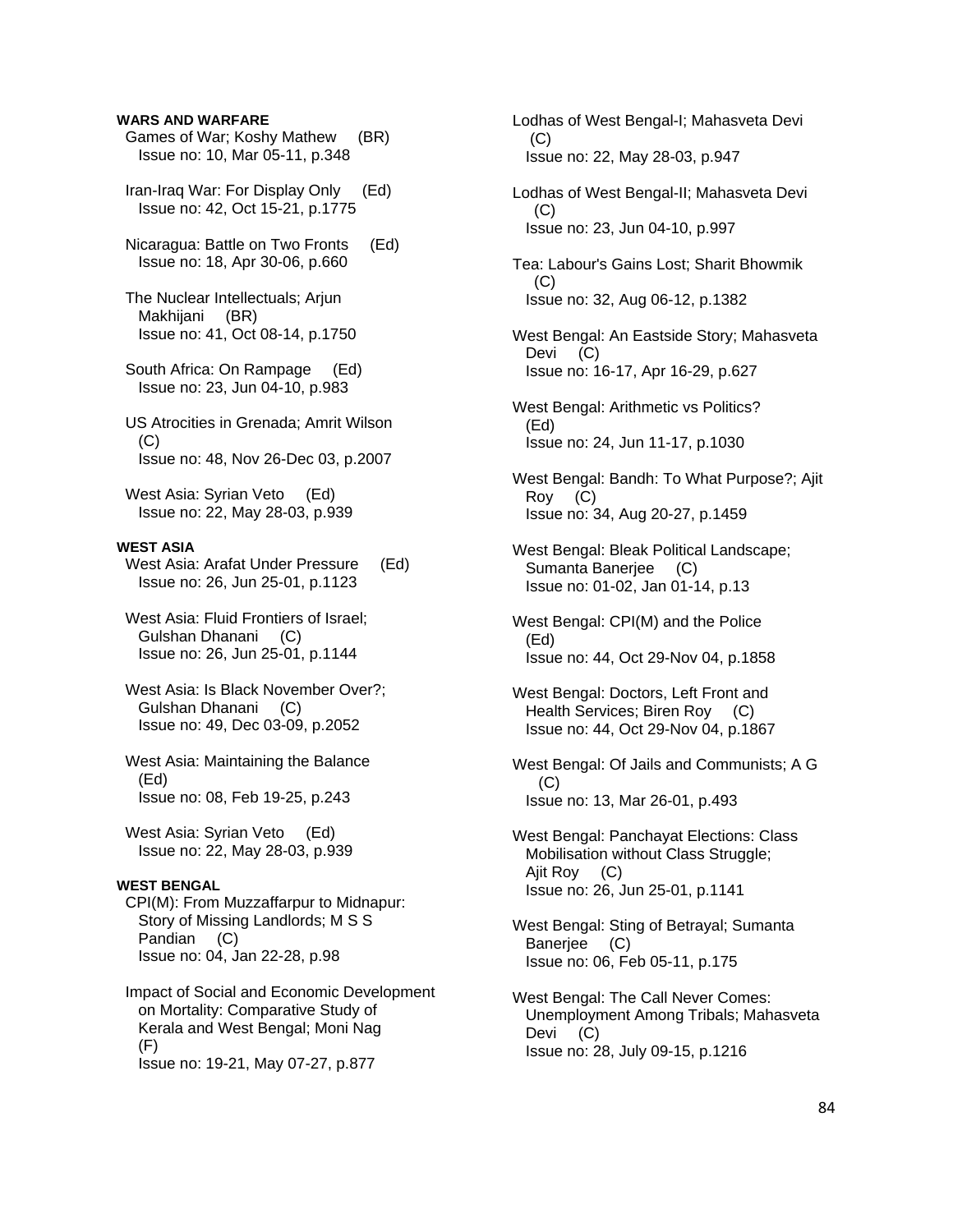**WARS AND WARFARE**

Games of War; Koshy Mathew (BR)
Issue no: 10, Mar 05-11, p.348

Iran-Iraq War: For Display Only (Ed)
Issue no: 42, Oct 15-21, p.1775

Nicaragua: Battle on Two Fronts (Ed)
Issue no: 18, Apr 30-06, p.660

The Nuclear Intellectuals; Arjun Makhijani (BR)
Issue no: 41, Oct 08-14, p.1750

South Africa: On Rampage (Ed)
Issue no: 23, Jun 04-10, p.983

US Atrocities in Grenada; Amrit Wilson (C)
Issue no: 48, Nov 26-Dec 03, p.2007

West Asia: Syrian Veto (Ed)
Issue no: 22, May 28-03, p.939

**WEST ASIA**

West Asia: Arafat Under Pressure (Ed)
Issue no: 26, Jun 25-01, p.1123

West Asia: Fluid Frontiers of Israel; Gulshan Dhanani (C)
Issue no: 26, Jun 25-01, p.1144

West Asia: Is Black November Over?; Gulshan Dhanani (C)
Issue no: 49, Dec 03-09, p.2052

West Asia: Maintaining the Balance (Ed)
Issue no: 08, Feb 19-25, p.243

West Asia: Syrian Veto (Ed)
Issue no: 22, May 28-03, p.939

**WEST BENGAL**

CPI(M): From Muzzaffarpur to Midnapur: Story of Missing Landlords; M S S Pandian (C)
Issue no: 04, Jan 22-28, p.98

Impact of Social and Economic Development on Mortality: Comparative Study of Kerala and West Bengal; Moni Nag (F)
Issue no: 19-21, May 07-27, p.877

Lodhas of West Bengal-I; Mahasveta Devi (C)
Issue no: 22, May 28-03, p.947

Lodhas of West Bengal-II; Mahasveta Devi (C)
Issue no: 23, Jun 04-10, p.997

Tea: Labour's Gains Lost; Sharit Bhowmik (C)
Issue no: 32, Aug 06-12, p.1382

West Bengal: An Eastside Story; Mahasveta Devi (C)
Issue no: 16-17, Apr 16-29, p.627

West Bengal: Arithmetic vs Politics? (Ed)
Issue no: 24, Jun 11-17, p.1030

West Bengal: Bandh: To What Purpose?; Ajit Roy (C)
Issue no: 34, Aug 20-27, p.1459

West Bengal: Bleak Political Landscape; Sumanta Banerjee (C)
Issue no: 01-02, Jan 01-14, p.13

West Bengal: CPI(M) and the Police (Ed)
Issue no: 44, Oct 29-Nov 04, p.1858

West Bengal: Doctors, Left Front and Health Services; Biren Roy (C)
Issue no: 44, Oct 29-Nov 04, p.1867

West Bengal: Of Jails and Communists; A G (C)
Issue no: 13, Mar 26-01, p.493

West Bengal: Panchayat Elections: Class Mobilisation without Class Struggle; Ajit Roy (C)
Issue no: 26, Jun 25-01, p.1141

West Bengal: Sting of Betrayal; Sumanta Banerjee (C)
Issue no: 06, Feb 05-11, p.175

West Bengal: The Call Never Comes: Unemployment Among Tribals; Mahasveta Devi (C)
Issue no: 28, July 09-15, p.1216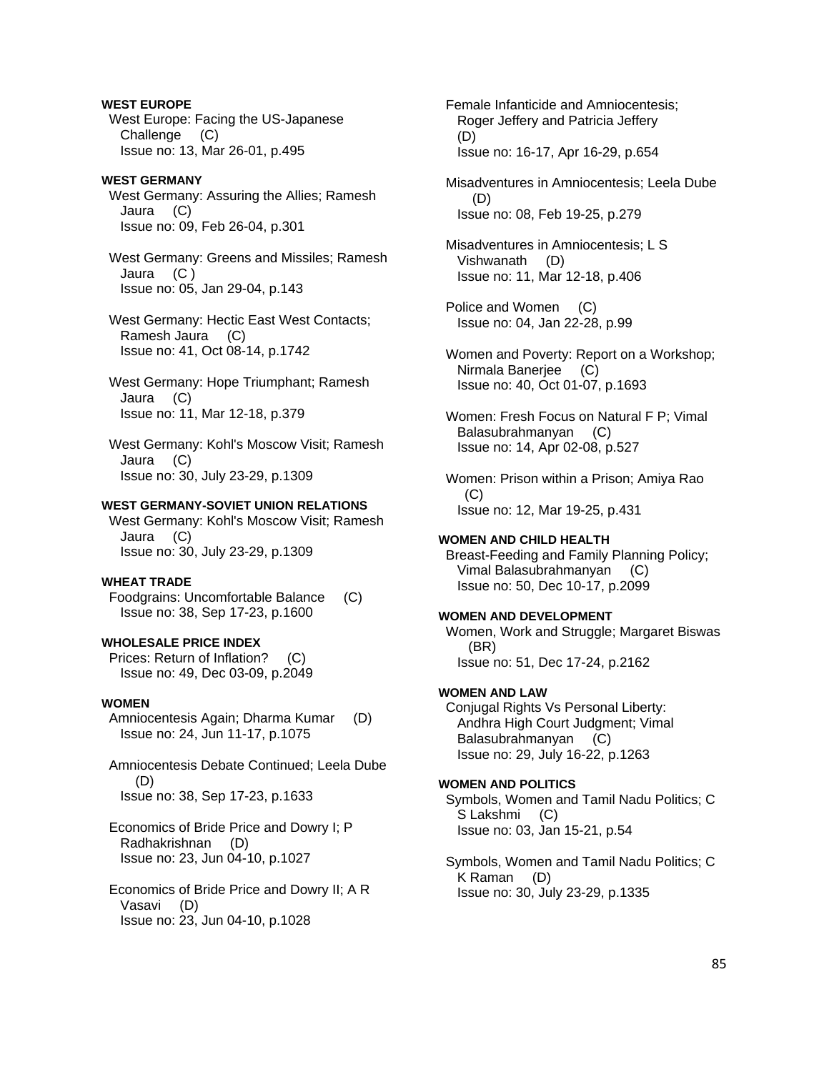**WEST EUROPE**

West Europe: Facing the US-Japanese Challenge (C)
Issue no: 13, Mar 26-01, p.495

**WEST GERMANY**

West Germany: Assuring the Allies; Ramesh Jaura (C)
Issue no: 09, Feb 26-04, p.301

West Germany: Greens and Missiles; Ramesh Jaura (C )
Issue no: 05, Jan 29-04, p.143

West Germany: Hectic East West Contacts; Ramesh Jaura (C)
Issue no: 41, Oct 08-14, p.1742

West Germany: Hope Triumphant; Ramesh Jaura (C)
Issue no: 11, Mar 12-18, p.379

West Germany: Kohl's Moscow Visit; Ramesh Jaura (C)
Issue no: 30, July 23-29, p.1309

**WEST GERMANY-SOVIET UNION RELATIONS**

West Germany: Kohl's Moscow Visit; Ramesh Jaura (C)
Issue no: 30, July 23-29, p.1309

**WHEAT TRADE**

Foodgrains: Uncomfortable Balance (C)
Issue no: 38, Sep 17-23, p.1600

**WHOLESALE PRICE INDEX**

Prices: Return of Inflation? (C)
Issue no: 49, Dec 03-09, p.2049

**WOMEN**

Amniocentesis Again; Dharma Kumar (D)
Issue no: 24, Jun 11-17, p.1075

Amniocentesis Debate Continued; Leela Dube (D)
Issue no: 38, Sep 17-23, p.1633

Economics of Bride Price and Dowry I; P Radhakrishnan (D)
Issue no: 23, Jun 04-10, p.1027

Economics of Bride Price and Dowry II; A R Vasavi (D)
Issue no: 23, Jun 04-10, p.1028

Female Infanticide and Amniocentesis; Roger Jeffery and Patricia Jeffery (D)
Issue no: 16-17, Apr 16-29, p.654

Misadventures in Amniocentesis; Leela Dube (D)
Issue no: 08, Feb 19-25, p.279

Misadventures in Amniocentesis; L S Vishwanath (D)
Issue no: 11, Mar 12-18, p.406

Police and Women (C)
Issue no: 04, Jan 22-28, p.99

Women and Poverty: Report on a Workshop; Nirmala Banerjee (C)
Issue no: 40, Oct 01-07, p.1693

Women: Fresh Focus on Natural F P; Vimal Balasubrahmanyan (C)
Issue no: 14, Apr 02-08, p.527

Women: Prison within a Prison; Amiya Rao (C)
Issue no: 12, Mar 19-25, p.431

**WOMEN AND CHILD HEALTH**

Breast-Feeding and Family Planning Policy; Vimal Balasubrahmanyan (C)
Issue no: 50, Dec 10-17, p.2099

**WOMEN AND DEVELOPMENT**

Women, Work and Struggle; Margaret Biswas (BR)
Issue no: 51, Dec 17-24, p.2162

**WOMEN AND LAW**

Conjugal Rights Vs Personal Liberty: Andhra High Court Judgment; Vimal Balasubrahmanyan (C)
Issue no: 29, July 16-22, p.1263

**WOMEN AND POLITICS**

Symbols, Women and Tamil Nadu Politics; C S Lakshmi (C)
Issue no: 03, Jan 15-21, p.54

Symbols, Women and Tamil Nadu Politics; C K Raman (D)
Issue no: 30, July 23-29, p.1335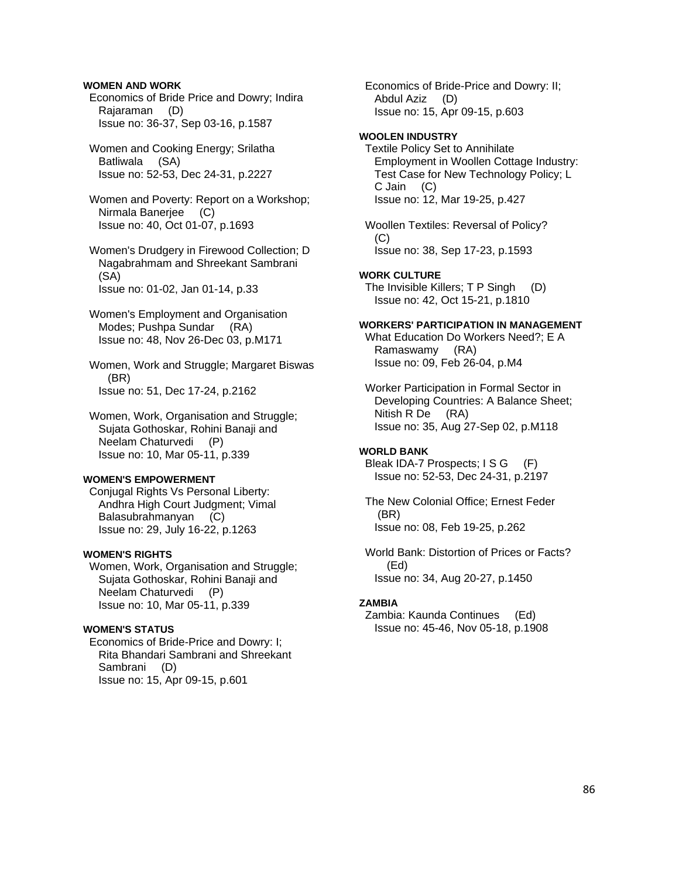**WOMEN AND WORK**

Economics of Bride Price and Dowry; Indira Rajaraman (D)
Issue no: 36-37, Sep 03-16, p.1587

Women and Cooking Energy; Srilatha Batliwala (SA)
Issue no: 52-53, Dec 24-31, p.2227

Women and Poverty: Report on a Workshop; Nirmala Banerjee (C)
Issue no: 40, Oct 01-07, p.1693

Women's Drudgery in Firewood Collection; D Nagabrahmam and Shreekant Sambrani (SA)
Issue no: 01-02, Jan 01-14, p.33

Women's Employment and Organisation Modes; Pushpa Sundar (RA)
Issue no: 48, Nov 26-Dec 03, p.M171

Women, Work and Struggle; Margaret Biswas (BR)
Issue no: 51, Dec 17-24, p.2162

Women, Work, Organisation and Struggle; Sujata Gothoskar, Rohini Banaji and Neelam Chaturvedi (P)
Issue no: 10, Mar 05-11, p.339

**WOMEN'S EMPOWERMENT**

Conjugal Rights Vs Personal Liberty: Andhra High Court Judgment; Vimal Balasubrahmanyan (C)
Issue no: 29, July 16-22, p.1263

**WOMEN'S RIGHTS**

Women, Work, Organisation and Struggle; Sujata Gothoskar, Rohini Banaji and Neelam Chaturvedi (P)
Issue no: 10, Mar 05-11, p.339

**WOMEN'S STATUS**

Economics of Bride-Price and Dowry: I; Rita Bhandari Sambrani and Shreekant Sambrani (D)
Issue no: 15, Apr 09-15, p.601

Economics of Bride-Price and Dowry: II; Abdul Aziz (D)
Issue no: 15, Apr 09-15, p.603

**WOOLEN INDUSTRY**

Textile Policy Set to Annihilate Employment in Woollen Cottage Industry: Test Case for New Technology Policy; L C Jain (C)
Issue no: 12, Mar 19-25, p.427

Woollen Textiles: Reversal of Policy? (C)
Issue no: 38, Sep 17-23, p.1593

**WORK CULTURE**

The Invisible Killers; T P Singh (D)
Issue no: 42, Oct 15-21, p.1810

**WORKERS' PARTICIPATION IN MANAGEMENT**

What Education Do Workers Need?; E A Ramaswamy (RA)
Issue no: 09, Feb 26-04, p.M4

Worker Participation in Formal Sector in Developing Countries: A Balance Sheet; Nitish R De (RA)
Issue no: 35, Aug 27-Sep 02, p.M118

**WORLD BANK**

Bleak IDA-7 Prospects; I S G (F)
Issue no: 52-53, Dec 24-31, p.2197

The New Colonial Office; Ernest Feder (BR)
Issue no: 08, Feb 19-25, p.262

World Bank: Distortion of Prices or Facts? (Ed)
Issue no: 34, Aug 20-27, p.1450

**ZAMBIA**

Zambia: Kaunda Continues (Ed)
Issue no: 45-46, Nov 05-18, p.1908